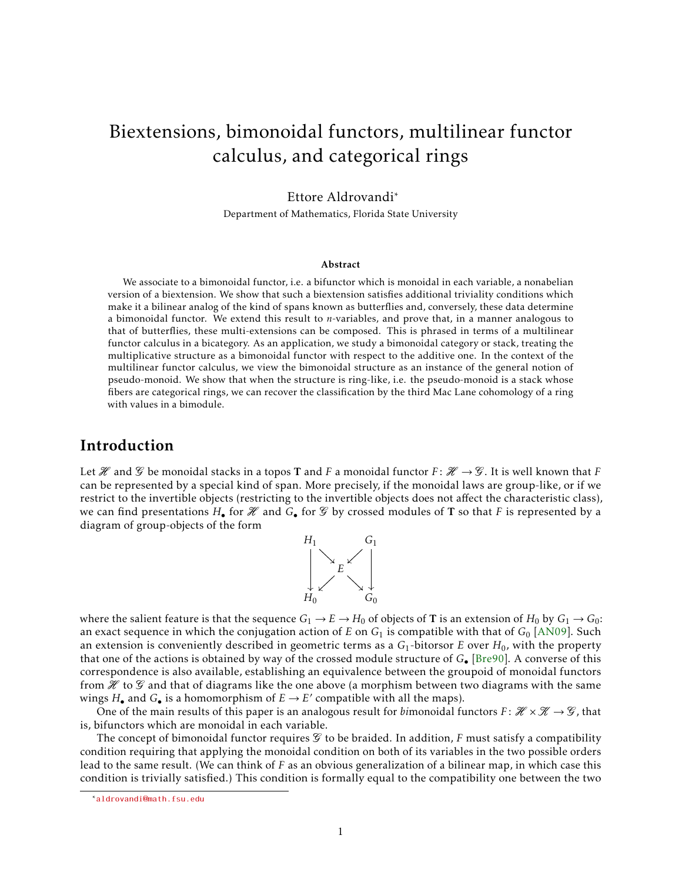# Biextensions, bimonoidal functors, multilinear functor calculus, and categorical rings

Ettore Aldrovandi*

Department of Mathematics, Florida State University

### Abstract

We associate to a bimonoidal functor, i.e. a bifunctor which is monoidal in each variable, a nonabelian version of a biextension. We show that such a biextension satisfies additional triviality conditions which make it a bilinear analog of the kind of spans known as butterflies and, conversely, these data determine a bimonoidal functor. We extend this result to $n$-variables, and prove that, in a manner analogous to that of butterflies, these multi-extensions can be composed. This is phrased in terms of a multilinear functor calculus in a bicategory. As an application, we study a bimonoidal category or stack, treating the multiplicative structure as a bimonoidal functor with respect to the additive one. In the context of the multilinear functor calculus, we view the bimonoidal structure as an instance of the general notion of pseudo-monoid. We show that when the structure is ring-like, i.e. the pseudo-monoid is a stack whose fibers are categorical rings, we can recover the classification by the third Mac Lane cohomology of a ring with values in a bimodule.

## Introduction

Let $\mathscr{H}$ and $\mathscr{G}$ be monoidal stacks in a topos $\mathbf{T}$ and $F$ a monoidal functor $F\colon \mathscr{H} \to \mathscr{G}$. It is well known that $F$ can be represented by a special kind of span. More precisely, if the monoidal laws are group-like, or if we restrict to the invertible objects (restricting to the invertible objects does not affect the characteristic class), we can find presentations $H_\bullet$ for $\mathscr{H}$ and $G_\bullet$ for $\mathscr{G}$ by crossed modules of $\mathbf{T}$ so that $F$ is represented by a diagram of group-objects of the form

$$
\begin{array}{ccccc}
H_1 & & & & G_1 \\
\big\downarrow & \searrow & & \swarrow & \big\downarrow \\
 & & E & & \\
\big\downarrow & \swarrow & & \searrow & \big\downarrow \\
H_0 & & & & G_0
\end{array}
$$

where the salient feature is that the sequence $G_1 \to E \to H_0$ of objects of $\mathbf{T}$ is an extension of $H_0$ by $G_1 \to G_0$: an exact sequence in which the conjugation action of $E$ on $G_1$ is compatible with that of $G_0$ [AN09]. Such an extension is conveniently described in geometric terms as a $G_1$-bitorsor $E$ over $H_0$, with the property that one of the actions is obtained by way of the crossed module structure of $G_\bullet$ [Bre90]. A converse of this correspondence is also available, establishing an equivalence between the groupoid of monoidal functors from $\mathscr{H}$ to $\mathscr{G}$ and that of diagrams like the one above (a morphism between two diagrams with the same wings $H_\bullet$ and $G_\bullet$ is a homomorphism of $E \to E'$ compatible with all the maps).

One of the main results of this paper is an analogous result for *bi*monoidal functors $F\colon \mathscr{H} \times \mathscr{K} \to \mathscr{G}$, that is, bifunctors which are monoidal in each variable.

The concept of bimonoidal functor requires $\mathscr{G}$ to be braided. In addition, $F$ must satisfy a compatibility condition requiring that applying the monoidal condition on both of its variables in the two possible orders lead to the same result. (We can think of $F$ as an obvious generalization of a bilinear map, in which case this condition is trivially satisfied.) This condition is formally equal to the compatibility one between the two

*aldrovandi@math.fsu.edu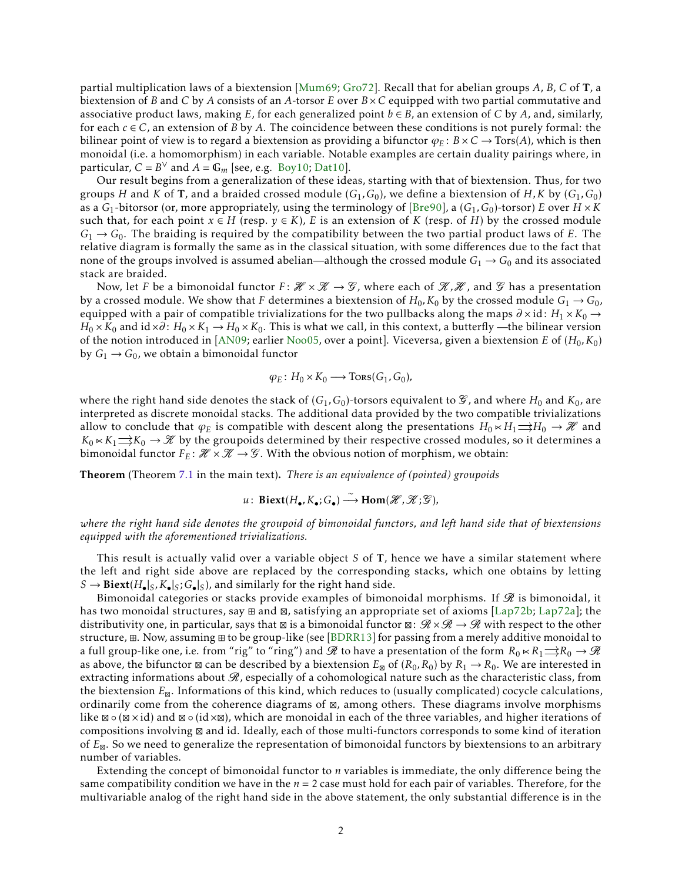partial multiplication laws of a biextension [Mum69; Gro72]. Recall that for abelian groups $A$, $B$, $C$ of $\mathbf{T}$, a biextension of $B$ and $C$ by $A$ consists of an $A$-torsor $E$ over $B \times C$ equipped with two partial commutative and associative product laws, making $E$, for each generalized point $b \in B$, an extension of $C$ by $A$, and, similarly, for each $c \in C$, an extension of $B$ by $A$. The coincidence between these conditions is not purely formal: the bilinear point of view is to regard a biextension as providing a bifunctor $\varphi_E \colon B \times C \to \mathrm{Tors}(A)$, which is then monoidal (i.e. a homomorphism) in each variable. Notable examples are certain duality pairings where, in particular, $C = B^\vee$ and $A = \mathbb{G}_m$ [see, e.g. Boy10; Dat10].

Our result begins from a generalization of these ideas, starting with that of biextension. Thus, for two groups $H$ and $K$ of $\mathbf{T}$, and a braided crossed module $(G_1, G_0)$, we define a biextension of $H, K$ by $(G_1, G_0)$ as a $G_1$-bitorsor (or, more appropriately, using the terminology of [Bre90], a $(G_1, G_0)$-torsor) $E$ over $H \times K$ such that, for each point $x \in H$ (resp. $y \in K$), $E$ is an extension of $K$ (resp. of $H$) by the crossed module $G_1 \to G_0$. The braiding is required by the compatibility between the two partial product laws of $E$. The relative diagram is formally the same as in the classical situation, with some differences due to the fact that none of the groups involved is assumed abelian—although the crossed module $G_1 \to G_0$ and its associated stack are braided.

Now, let $F$ be a bimonoidal functor $F \colon \mathscr{H} \times \mathscr{K} \to \mathscr{G}$, where each of $\mathscr{H}, \mathscr{K}$, and $\mathscr{G}$ has a presentation by a crossed module. We show that $F$ determines a biextension of $H_0, K_0$ by the crossed module $G_1 \to G_0$, equipped with a pair of compatible trivializations for the two pullbacks along the maps $\partial \times \mathrm{id} \colon H_1 \times K_0 \to H_0 \times K_0$ and $\mathrm{id} \times \partial \colon H_0 \times K_1 \to H_0 \times K_0$. This is what we call, in this context, a butterfly —the bilinear version of the notion introduced in [AN09; earlier Noo05, over a point]. Viceversa, given a biextension $E$ of $(H_0, K_0)$ by $G_1 \to G_0$, we obtain a bimonoidal functor

$$\varphi_E \colon H_0 \times K_0 \longrightarrow \mathrm{Tors}(G_1, G_0),$$

where the right hand side denotes the stack of $(G_1, G_0)$-torsors equivalent to $\mathscr{G}$, and where $H_0$ and $K_0$, are interpreted as discrete monoidal stacks. The additional data provided by the two compatible trivializations allow to conclude that $\varphi_E$ is compatible with descent along the presentations $H_0 \ltimes H_1 \rightrightarrows H_0 \to \mathscr{H}$ and $K_0 \ltimes K_1 \rightrightarrows K_0 \to \mathscr{K}$ by the groupoids determined by their respective crossed modules, so it determines a bimonoidal functor $F_E \colon \mathscr{H} \times \mathscr{K} \to \mathscr{G}$. With the obvious notion of morphism, we obtain:

**Theorem** (Theorem 7.1 in the main text)**.** *There is an equivalence of (pointed) groupoids*

$$u \colon \mathbf{Biext}(H_\bullet, K_\bullet; G_\bullet) \xrightarrow{\ \sim\ } \mathbf{Hom}(\mathscr{H}, \mathscr{K}; \mathscr{G}),$$

*where the right hand side denotes the groupoid of bimonoidal functors, and left hand side that of biextensions equipped with the aforementioned trivializations.*

This result is actually valid over a variable object $S$ of $\mathbf{T}$, hence we have a similar statement where the left and right side above are replaced by the corresponding stacks, which one obtains by letting $S \to \mathbf{Biext}(H_\bullet|_S, K_\bullet|_S; G_\bullet|_S)$, and similarly for the right hand side.

Bimonoidal categories or stacks provide examples of bimonoidal morphisms. If $\mathscr{R}$ is bimonoidal, it has two monoidal structures, say $\boxplus$ and $\boxtimes$, satisfying an appropriate set of axioms [Lap72b; Lap72a]; the distributivity one, in particular, says that $\boxtimes$ is a bimonoidal functor $\boxtimes \colon \mathscr{R} \times \mathscr{R} \to \mathscr{R}$ with respect to the other structure, $\boxplus$. Now, assuming $\boxplus$ to be group-like (see [BDRR13] for passing from a merely additive monoidal to a full group-like one, i.e. from "rig" to "ring") and $\mathscr{R}$ to have a presentation of the form $R_0 \ltimes R_1 \rightrightarrows R_0 \to \mathscr{R}$ as above, the bifunctor $\boxtimes$ can be described by a biextension $E_\boxtimes$ of $(R_0, R_0)$ by $R_1 \to R_0$. We are interested in extracting informations about $\mathscr{R}$, especially of a cohomological nature such as the characteristic class, from the biextension $E_\boxtimes$. Informations of this kind, which reduces to (usually complicated) cocycle calculations, ordinarily come from the coherence diagrams of $\boxtimes$, among others. These diagrams involve morphisms like $\boxtimes \circ (\boxtimes \times \mathrm{id})$ and $\boxtimes \circ (\mathrm{id} \times \boxtimes)$, which are monoidal in each of the three variables, and higher iterations of compositions involving $\boxtimes$ and id. Ideally, each of those multi-functors corresponds to some kind of iteration of $E_\boxtimes$. So we need to generalize the representation of bimonoidal functors by biextensions to an arbitrary number of variables.

Extending the concept of bimonoidal functor to $n$ variables is immediate, the only difference being the same compatibility condition we have in the $n = 2$ case must hold for each pair of variables. Therefore, for the multivariable analog of the right hand side in the above statement, the only substantial difference is in the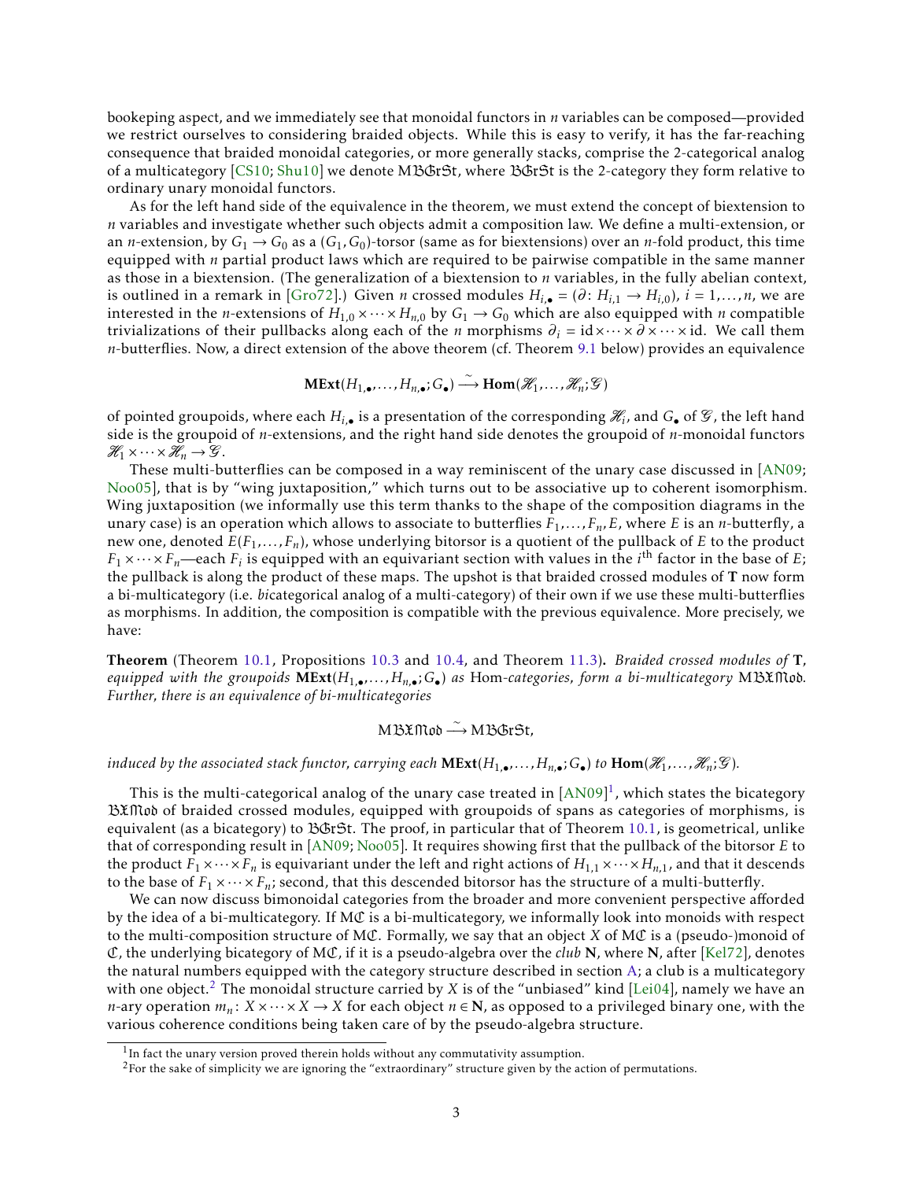bookeping aspect, and we immediately see that monoidal functors in $n$ variables can be composed—provided we restrict ourselves to considering braided objects. While this is easy to verify, it has the far-reaching consequence that braided monoidal categories, or more generally stacks, comprise the 2-categorical analog of a multicategory [CS10; Shu10] we denote $\mathrm{M}\mathfrak{BGrSt}$, where $\mathfrak{BGrSt}$ is the 2-category they form relative to ordinary unary monoidal functors.

As for the left hand side of the equivalence in the theorem, we must extend the concept of biextension to $n$ variables and investigate whether such objects admit a composition law. We define a multi-extension, or an $n$-extension, by $G_1 \to G_0$ as a $(G_1, G_0)$-torsor (same as for biextensions) over an $n$-fold product, this time equipped with $n$ partial product laws which are required to be pairwise compatible in the same manner as those in a biextension. (The generalization of a biextension to $n$ variables, in the fully abelian context, is outlined in a remark in [Gro72].) Given $n$ crossed modules $H_{i,\bullet} = (\partial\colon H_{i,1} \to H_{i,0})$, $i = 1, \dots, n$, we are interested in the $n$-extensions of $H_{1,0} \times \cdots \times H_{n,0}$ by $G_1 \to G_0$ which are also equipped with $n$ compatible trivializations of their pullbacks along each of the $n$ morphisms $\partial_i = \mathrm{id} \times \cdots \times \partial \times \cdots \times \mathrm{id}$. We call them $n$-butterflies. Now, a direct extension of the above theorem (cf. Theorem 9.1 below) provides an equivalence

$$\mathbf{MExt}(H_{1,\bullet}, \dots, H_{n,\bullet}; G_\bullet) \xrightarrow{\sim} \mathbf{Hom}(\mathscr{H}_1, \dots, \mathscr{H}_n; \mathscr{G})$$

of pointed groupoids, where each $H_{i,\bullet}$ is a presentation of the corresponding $\mathscr{H}_i$, and $G_\bullet$ of $\mathscr{G}$, the left hand side is the groupoid of $n$-extensions, and the right hand side denotes the groupoid of $n$-monoidal functors $\mathscr{H}_1 \times \cdots \times \mathscr{H}_n \to \mathscr{G}$.

These multi-butterflies can be composed in a way reminiscent of the unary case discussed in [AN09; Noo05], that is by "wing juxtaposition," which turns out to be associative up to coherent isomorphism. Wing juxtaposition (we informally use this term thanks to the shape of the composition diagrams in the unary case) is an operation which allows to associate to butterflies $F_1, \dots, F_n, E$, where $E$ is an $n$-butterfly, a new one, denoted $E(F_1, \dots, F_n)$, whose underlying bitorsor is a quotient of the pullback of $E$ to the product $F_1 \times \cdots \times F_n$—each $F_i$ is equipped with an equivariant section with values in the $i^{\text{th}}$ factor in the base of $E$; the pullback is along the product of these maps. The upshot is that braided crossed modules of $\mathbf{T}$ now form a bi-multicategory (i.e. *bi*categorical analog of a multi-category) of their own if we use these multi-butterflies as morphisms. In addition, the composition is compatible with the previous equivalence. More precisely, we have:

**Theorem** (Theorem 10.1, Propositions 10.3 and 10.4, and Theorem 11.3)**.** *Braided crossed modules of* $\mathbf{T}$*, equipped with the groupoids* $\mathbf{MExt}(H_{1,\bullet}, \dots, H_{n,\bullet}; G_\bullet)$ *as* Hom*-categories, form a bi-multicategory* $\mathrm{M}\mathfrak{BXMod}$*. Further, there is an equivalence of bi-multicategories*

$$\mathrm{M}\mathfrak{BXMod} \xrightarrow{\sim} \mathrm{M}\mathfrak{BGrSt},$$

*induced by the associated stack functor, carrying each* $\mathbf{MExt}(H_{1,\bullet}, \dots, H_{n,\bullet}; G_\bullet)$ *to* $\mathbf{Hom}(\mathscr{H}_1, \dots, \mathscr{H}_n; \mathscr{G})$*.*

This is the multi-categorical analog of the unary case treated in [AN09][1], which states the bicategory $\mathfrak{BXMod}$ of braided crossed modules, equipped with groupoids of spans as categories of morphisms, is equivalent (as a bicategory) to $\mathfrak{BGrSt}$. The proof, in particular that of Theorem 10.1, is geometrical, unlike that of corresponding result in [AN09; Noo05]. It requires showing first that the pullback of the bitorsor $E$ to the product $F_1 \times \cdots \times F_n$ is equivariant under the left and right actions of $H_{1,1} \times \cdots \times H_{n,1}$, and that it descends to the base of $F_1 \times \cdots \times F_n$; second, that this descended bitorsor has the structure of a multi-butterfly.

We can now discuss bimonoidal categories from the broader and more convenient perspective afforded by the idea of a bi-multicategory. If $\mathrm{M}\mathfrak{C}$ is a bi-multicategory, we informally look into monoids with respect to the multi-composition structure of $\mathrm{M}\mathfrak{C}$. Formally, we say that an object $X$ of $\mathrm{M}\mathfrak{C}$ is a (pseudo-)monoid of $\mathfrak{C}$, the underlying bicategory of $\mathrm{M}\mathfrak{C}$, if it is a pseudo-algebra over the *club* $\mathbf{N}$, where $\mathbf{N}$, after [Kel72], denotes the natural numbers equipped with the category structure described in section A; a club is a multicategory with one object.[2] The monoidal structure carried by $X$ is of the "unbiased" kind [Lei04], namely we have an $n$-ary operation $m_n\colon X \times \cdots \times X \to X$ for each object $n \in \mathbf{N}$, as opposed to a privileged binary one, with the various coherence conditions being taken care of by the pseudo-algebra structure.

[1] In fact the unary version proved therein holds without any commutativity assumption.

[2] For the sake of simplicity we are ignoring the "extraordinary" structure given by the action of permutations.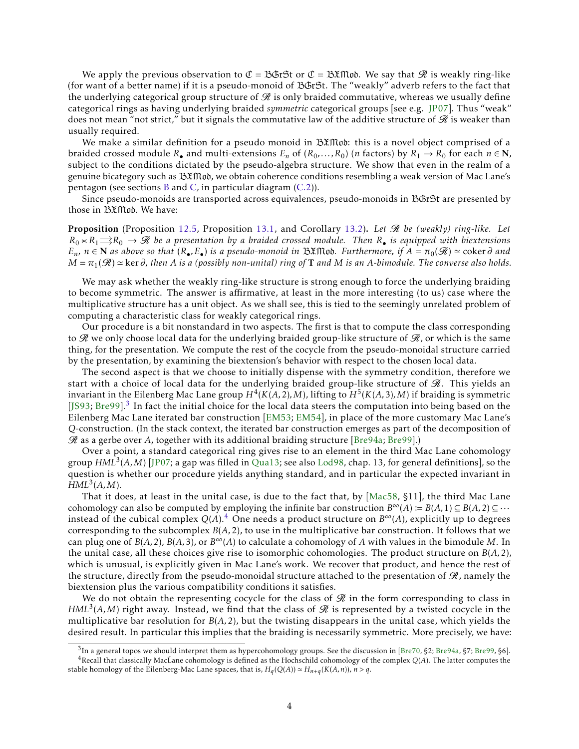We apply the previous observation to $\mathfrak{C} = \mathfrak{BGrSt}$ or $\mathfrak{C} = \mathfrak{BXMod}$. We say that $\mathscr{R}$ is weakly ring-like (for want of a better name) if it is a pseudo-monoid of $\mathfrak{BGrSt}$. The "weakly" adverb refers to the fact that the underlying categorical group structure of $\mathscr{R}$ is only braided commutative, whereas we usually define categorical rings as having underlying braided *symmetric* categorical groups [see e.g. JP07]. Thus "weak" does not mean "not strict," but it signals the commutative law of the additive structure of $\mathscr{R}$ is weaker than usually required.

We make a similar definition for a pseudo monoid in $\mathfrak{BXMod}$: this is a novel object comprised of a braided crossed module $R_\bullet$ and multi-extensions $E_n$ of $(R_0, \dots, R_0)$ ($n$ factors) by $R_1 \to R_0$ for each $n \in \mathbf{N}$, subject to the conditions dictated by the pseudo-algebra structure. We show that even in the realm of a genuine bicategory such as $\mathfrak{BXMod}$, we obtain coherence conditions resembling a weak version of Mac Lane's pentagon (see sections B and C, in particular diagram (C.2)).

Since pseudo-monoids are transported across equivalences, pseudo-monoids in $\mathfrak{BGrSt}$ are presented by those in $\mathfrak{BXMod}$. We have:

**Proposition** (Proposition 12.5, Proposition 13.1, and Corollary 13.2)**.** *Let $\mathscr{R}$ be (weakly) ring-like. Let $R_0 \ltimes R_1 \rightrightarrows R_0 \to \mathscr{R}$ be a presentation by a braided crossed module. Then $R_\bullet$ is equipped with biextensions $E_n$, $n \in \mathbf{N}$ as above so that $(R_\bullet, E_\bullet)$ is a pseudo-monoid in $\mathfrak{BXMod}$. Furthermore, if $A = \pi_0(\mathscr{R}) \simeq \operatorname{coker} \partial$ and $M = \pi_1(\mathscr{R}) \simeq \ker \partial$, then $A$ is a (possibly non-unital) ring of $\mathbf{T}$ and $M$ is an $A$-bimodule. The converse also holds.*

We may ask whether the weakly ring-like structure is strong enough to force the underlying braiding to become symmetric. The answer is affirmative, at least in the more interesting (to us) case where the multiplicative structure has a unit object. As we shall see, this is tied to the seemingly unrelated problem of computing a characteristic class for weakly categorical rings.

Our procedure is a bit nonstandard in two aspects. The first is that to compute the class corresponding to $\mathscr{R}$ we only choose local data for the underlying braided group-like structure of $\mathscr{R}$, or which is the same thing, for the presentation. We compute the rest of the cocycle from the pseudo-monoidal structure carried by the presentation, by examining the biextension's behavior with respect to the chosen local data.

The second aspect is that we choose to initially dispense with the symmetry condition, therefore we start with a choice of local data for the underlying braided group-like structure of $\mathscr{R}$. This yields an invariant in the Eilenberg Mac Lane group $H^4(K(A,2), M)$, lifting to $H^5(K(A,3), M)$ if braiding is symmetric [JS93; Bre99].[3] In fact the initial choice for the local data steers the computation into being based on the Eilenberg Mac Lane iterated bar construction [EM53; EM54], in place of the more customary Mac Lane's $Q$-construction. (In the stack context, the iterated bar construction emerges as part of the decomposition of $\mathscr{R}$ as a gerbe over $A$, together with its additional braiding structure [Bre94a; Bre99].)

Over a point, a standard categorical ring gives rise to an element in the third Mac Lane cohomology group $HML^3(A, M)$ [JP07; a gap was filled in Qua13; see also Lod98, chap. 13, for general definitions], so the question is whether our procedure yields anything standard, and in particular the expected invariant in $HML^3(A, M)$.

That it does, at least in the unital case, is due to the fact that, by [Mac58, §11], the third Mac Lane cohomology can also be computed by employing the infinite bar construction $B^\infty(A) := B(A,1) \subseteq B(A,2) \subseteq \cdots$ instead of the cubical complex $Q(A)$.[4] One needs a product structure on $B^\infty(A)$, explicitly up to degrees corresponding to the subcomplex $B(A,2)$, to use in the multiplicative bar construction. It follows that we can plug one of $B(A,2)$, $B(A,3)$, or $B^\infty(A)$ to calculate a cohomology of $A$ with values in the bimodule $M$. In the unital case, all these choices give rise to isomorphic cohomologies. The product structure on $B(A,2)$, which is unusual, is explicitly given in Mac Lane's work. We recover that product, and hence the rest of the structure, directly from the pseudo-monoidal structure attached to the presentation of $\mathscr{R}$, namely the biextension plus the various compatibility conditions it satisfies.

We do not obtain the representing cocycle for the class of $\mathscr{R}$ in the form corresponding to class in $HML^3(A, M)$ right away. Instead, we find that the class of $\mathscr{R}$ is represented by a twisted cocycle in the multiplicative bar resolution for $B(A,2)$, but the twisting disappears in the unital case, which yields the desired result. In particular this implies that the braiding is necessarily symmetric. More precisely, we have:

---

[3] In a general topos we should interpret them as hypercohomology groups. See the discussion in [Bre70, §2; Bre94a, §7; Bre99, §6].

[4] Recall that classically MacLane cohomology is defined as the Hochschild cohomology of the complex $Q(A)$. The latter computes the stable homology of the Eilenberg-Mac Lane spaces, that is, $H_q(Q(A)) \simeq H_{n+q}(K(A,n))$, $n > q$.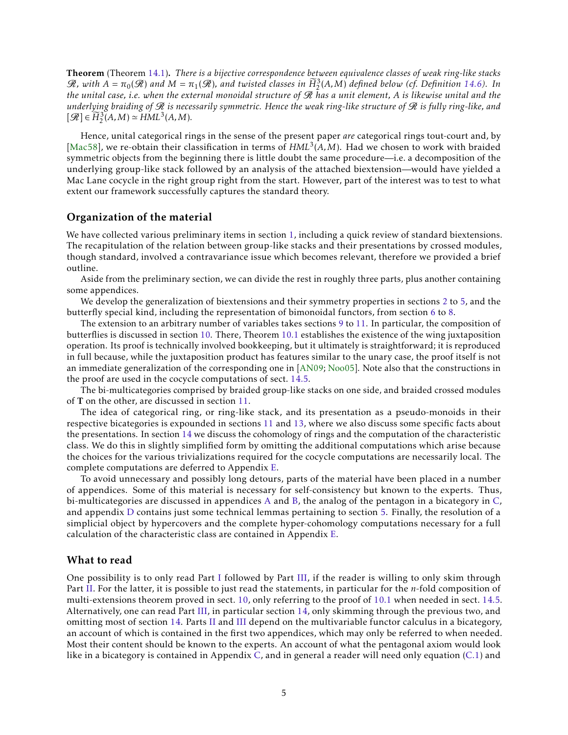**Theorem** (Theorem 14.1)**.** *There is a bijective correspondence between equivalence classes of weak ring-like stacks $\mathscr{R}$, with $A = \pi_0(\mathscr{R})$ and $M = \pi_1(\mathscr{R})$, and twisted classes in $\widetilde{H}^3_2(A, M)$ defined below (cf. Definition 14.6). In the unital case, i.e. when the external monoidal structure of $\mathscr{R}$ has a unit element, $A$ is likewise unital and the underlying braiding of $\mathscr{R}$ is necessarily symmetric. Hence the weak ring-like structure of $\mathscr{R}$ is fully ring-like, and $[\mathscr{R}] \in \widetilde{H}^3_2(A, M) \simeq HML^3(A, M)$.*

Hence, unital categorical rings in the sense of the present paper *are* categorical rings tout-court and, by [Mac58], we re-obtain their classification in terms of $HML^3(A, M)$. Had we chosen to work with braided symmetric objects from the beginning there is little doubt the same procedure—i.e. a decomposition of the underlying group-like stack followed by an analysis of the attached biextension—would have yielded a Mac Lane cocycle in the right group right from the start. However, part of the interest was to test to what extent our framework successfully captures the standard theory.

## Organization of the material

We have collected various preliminary items in section 1, including a quick review of standard biextensions. The recapitulation of the relation between group-like stacks and their presentations by crossed modules, though standard, involved a contravariance issue which becomes relevant, therefore we provided a brief outline.

Aside from the preliminary section, we can divide the rest in roughly three parts, plus another containing some appendices.

We develop the generalization of biextensions and their symmetry properties in sections 2 to 5, and the butterfly special kind, including the representation of bimonoidal functors, from section 6 to 8.

The extension to an arbitrary number of variables takes sections 9 to 11. In particular, the composition of butterflies is discussed in section 10. There, Theorem 10.1 establishes the existence of the wing juxtaposition operation. Its proof is technically involved bookkeeping, but it ultimately is straightforward; it is reproduced in full because, while the juxtaposition product has features similar to the unary case, the proof itself is not an immediate generalization of the corresponding one in [AN09; Noo05]. Note also that the constructions in the proof are used in the cocycle computations of sect. 14.5.

The bi-multicategories comprised by braided group-like stacks on one side, and braided crossed modules of **T** on the other, are discussed in section 11.

The idea of categorical ring, or ring-like stack, and its presentation as a pseudo-monoids in their respective bicategories is expounded in sections 11 and 13, where we also discuss some specific facts about the presentations. In section 14 we discuss the cohomology of rings and the computation of the characteristic class. We do this in slightly simplified form by omitting the additional computations which arise because the choices for the various trivializations required for the cocycle computations are necessarily local. The complete computations are deferred to Appendix E.

To avoid unnecessary and possibly long detours, parts of the material have been placed in a number of appendices. Some of this material is necessary for self-consistency but known to the experts. Thus, bi-multicategories are discussed in appendices A and B, the analog of the pentagon in a bicategory in C, and appendix D contains just some technical lemmas pertaining to section 5. Finally, the resolution of a simplicial object by hypercovers and the complete hyper-cohomology computations necessary for a full calculation of the characteristic class are contained in Appendix E.

## What to read

One possibility is to only read Part I followed by Part III, if the reader is willing to only skim through Part II. For the latter, it is possible to just read the statements, in particular for the $n$-fold composition of multi-extensions theorem proved in sect. 10, only referring to the proof of 10.1 when needed in sect. 14.5. Alternatively, one can read Part III, in particular section 14, only skimming through the previous two, and omitting most of section 14. Parts II and III depend on the multivariable functor calculus in a bicategory, an account of which is contained in the first two appendices, which may only be referred to when needed. Most their content should be known to the experts. An account of what the pentagonal axiom would look like in a bicategory is contained in Appendix C, and in general a reader will need only equation (C.1) and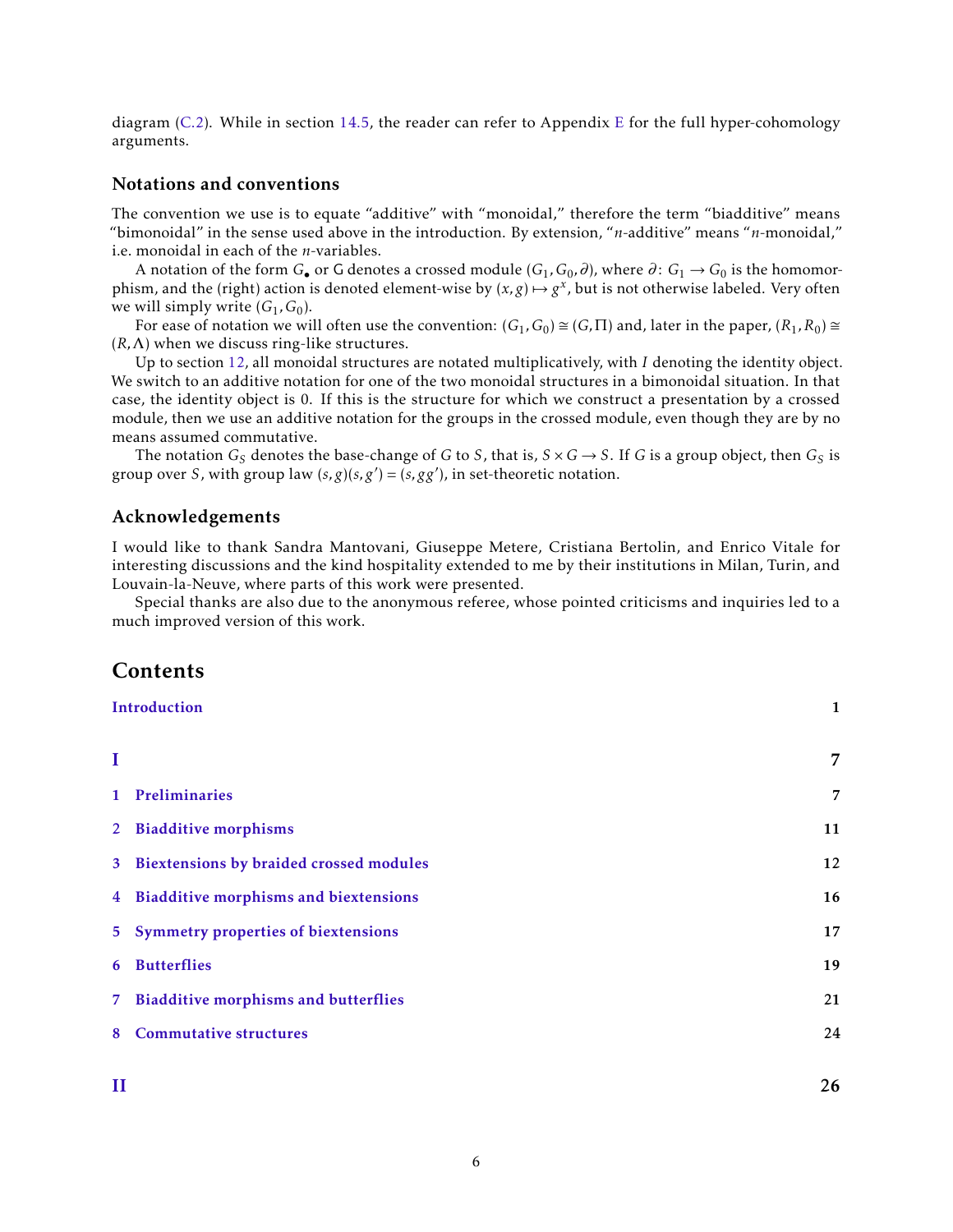diagram (C.2). While in section 14.5, the reader can refer to Appendix E for the full hyper-cohomology arguments.

### Notations and conventions

The convention we use is to equate "additive" with "monoidal," therefore the term "biadditive" means "bimonoidal" in the sense used above in the introduction. By extension, "$n$-additive" means "$n$-monoidal," i.e. monoidal in each of the $n$-variables.

A notation of the form $G_\bullet$ or $\mathsf{G}$ denotes a crossed module $(G_1, G_0, \partial)$, where $\partial\colon G_1 \to G_0$ is the homomorphism, and the (right) action is denoted element-wise by $(x, g) \mapsto g^x$, but is not otherwise labeled. Very often we will simply write $(G_1, G_0)$.

For ease of notation we will often use the convention: $(G_1, G_0) \cong (G, \Pi)$ and, later in the paper, $(R_1, R_0) \cong (R, \Lambda)$ when we discuss ring-like structures.

Up to section 12, all monoidal structures are notated multiplicatively, with $I$ denoting the identity object. We switch to an additive notation for one of the two monoidal structures in a bimonoidal situation. In that case, the identity object is 0. If this is the structure for which we construct a presentation by a crossed module, then we use an additive notation for the groups in the crossed module, even though they are by no means assumed commutative.

The notation $G_S$ denotes the base-change of $G$ to $S$, that is, $S \times G \to S$. If $G$ is a group object, then $G_S$ is group over $S$, with group law $(s, g)(s, g') = (s, gg')$, in set-theoretic notation.

### Acknowledgements

I would like to thank Sandra Mantovani, Giuseppe Metere, Cristiana Bertolin, and Enrico Vitale for interesting discussions and the kind hospitality extended to me by their institutions in Milan, Turin, and Louvain-la-Neuve, where parts of this work were presented.

Special thanks are also due to the anonymous referee, whose pointed criticisms and inquiries led to a much improved version of this work.

## Contents

**Introduction** — 1

**I** — 7

**1 Preliminaries** — 7

**2 Biadditive morphisms** — 11

**3 Biextensions by braided crossed modules** — 12

**4 Biadditive morphisms and biextensions** — 16

**5 Symmetry properties of biextensions** — 17

**6 Butterflies** — 19

**7 Biadditive morphisms and butterflies** — 21

**8 Commutative structures** — 24

**II** — 26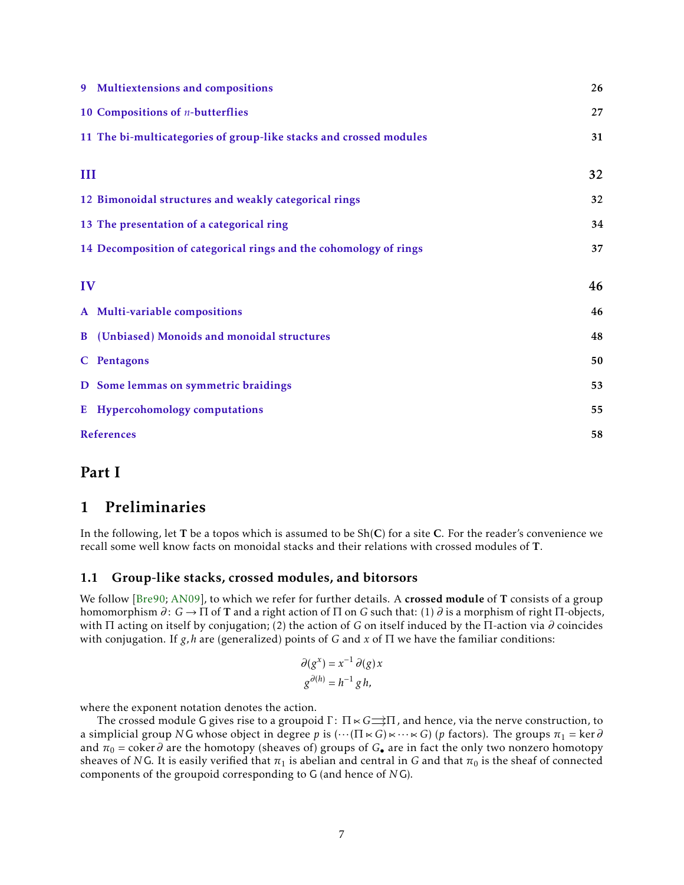9 Multiextensions and compositions 26

10 Compositions of $n$-butterflies 27

11 The bi-multicategories of group-like stacks and crossed modules 31

III 32

12 Bimonoidal structures and weakly categorical rings 32

13 The presentation of a categorical ring 34

14 Decomposition of categorical rings and the cohomology of rings 37

IV 46

A Multi-variable compositions 46

B (Unbiased) Monoids and monoidal structures 48

C Pentagons 50

D Some lemmas on symmetric braidings 53

E Hypercohomology computations 55

References 58

# Part I

## 1 Preliminaries

In the following, let $\mathbf{T}$ be a topos which is assumed to be $\mathrm{Sh}(\mathbf{C})$ for a site $\mathbf{C}$. For the reader's convenience we recall some well know facts on monoidal stacks and their relations with crossed modules of $\mathbf{T}$.

### 1.1 Group-like stacks, crossed modules, and bitorsors

We follow [Bre90; AN09], to which we refer for further details. A **crossed module** of $\mathbf{T}$ consists of a group homomorphism $\partial\colon G \to \Pi$ of $\mathbf{T}$ and a right action of $\Pi$ on $G$ such that: (1) $\partial$ is a morphism of right $\Pi$-objects, with $\Pi$ acting on itself by conjugation; (2) the action of $G$ on itself induced by the $\Pi$-action via $\partial$ coincides with conjugation. If $g, h$ are (generalized) points of $G$ and $x$ of $\Pi$ we have the familiar conditions:

$$\partial(g^x) = x^{-1}\,\partial(g)\,x$$
$$g^{\partial(h)} = h^{-1}\,g\,h,$$

where the exponent notation denotes the action.

The crossed module $\mathsf{G}$ gives rise to a groupoid $\Gamma\colon \Pi \ltimes G \rightrightarrows \Pi$, and hence, via the nerve construction, to a simplicial group $N\mathsf{G}$ whose object in degree $p$ is $(\cdots(\Pi \ltimes G) \ltimes \cdots \ltimes G)$ ($p$ factors). The groups $\pi_1 = \ker\partial$ and $\pi_0 = \operatorname{coker}\partial$ are the homotopy (sheaves of) groups of $G_\bullet$ are in fact the only two nonzero homotopy sheaves of $N\mathsf{G}$. It is easily verified that $\pi_1$ is abelian and central in $G$ and that $\pi_0$ is the sheaf of connected components of the groupoid corresponding to $\mathsf{G}$ (and hence of $N\mathsf{G}$).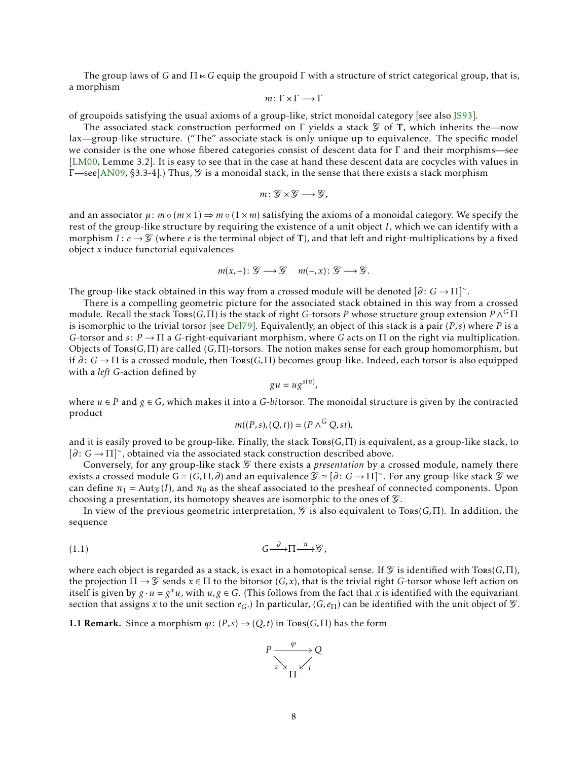The group laws of $G$ and $\Pi \ltimes G$ equip the groupoid $\Gamma$ with a structure of strict categorical group, that is, a morphism

$$m\colon \Gamma \times \Gamma \longrightarrow \Gamma$$

of groupoids satisfying the usual axioms of a group-like, strict monoidal category [see also JS93].

The associated stack construction performed on $\Gamma$ yields a stack $\mathscr{G}$ of $\mathbf{T}$, which inherits the—now lax—group-like structure. ("The" associate stack is only unique up to equivalence. The specific model we consider is the one whose fibered categories consist of descent data for $\Gamma$ and their morphisms—see [LM00, Lemme 3.2]. It is easy to see that in the case at hand these descent data are cocycles with values in $\Gamma$—see[AN09, §3.3-4].) Thus, $\mathscr{G}$ is a monoidal stack, in the sense that there exists a stack morphism

$$m\colon \mathscr{G} \times \mathscr{G} \longrightarrow \mathscr{G},$$

and an associator $\mu\colon m \circ (m \times 1) \Rightarrow m \circ (1 \times m)$ satisfying the axioms of a monoidal category. We specify the rest of the group-like structure by requiring the existence of a unit object $I$, which we can identify with a morphism $I\colon e \to \mathscr{G}$ (where $e$ is the terminal object of $\mathbf{T}$), and that left and right-multiplications by a fixed object $x$ induce functorial equivalences

$$m(x,-)\colon \mathscr{G} \longrightarrow \mathscr{G} \quad m(-,x)\colon \mathscr{G} \longrightarrow \mathscr{G}.$$

The group-like stack obtained in this way from a crossed module will be denoted $[\partial\colon G \to \Pi]^{\sim}$.

There is a compelling geometric picture for the associated stack obtained in this way from a crossed module. Recall the stack $\mathrm{Tors}(G,\Pi)$ is the stack of right $G$-torsors $P$ whose structure group extension $P \wedge^G \Pi$ is isomorphic to the trivial torsor [see Del79]. Equivalently, an object of this stack is a pair $(P,s)$ where $P$ is a $G$-torsor and $s\colon P \to \Pi$ a $G$-right-equivariant morphism, where $G$ acts on $\Pi$ on the right via multiplication. Objects of $\mathrm{Tors}(G,\Pi)$ are called $(G,\Pi)$-torsors. The notion makes sense for each group homomorphism, but if $\partial\colon G \to \Pi$ is a crossed module, then $\mathrm{Tors}(G,\Pi)$ becomes group-like. Indeed, each torsor is also equipped with a *left* $G$-action defined by

$$gu = ug^{s(u)},$$

where $u \in P$ and $g \in G$, which makes it into a $G$-*bi*torsor. The monoidal structure is given by the contracted product

$$m((P,s),(Q,t)) = (P \wedge^G Q, st),$$

and it is easily proved to be group-like. Finally, the stack $\mathrm{Tors}(G,\Pi)$ is equivalent, as a group-like stack, to $[\partial\colon G \to \Pi]^{\sim}$, obtained via the associated stack construction described above.

Conversely, for any group-like stack $\mathscr{G}$ there exists a *presentation* by a crossed module, namely there exists a crossed module $\mathsf{G} = (G,\Pi,\partial)$ and an equivalence $\mathscr{G} \simeq [\partial\colon G \to \Pi]^{\sim}$. For any group-like stack $\mathscr{G}$ we can define $\pi_1 = \mathrm{Aut}_{\mathscr{G}}(I)$, and $\pi_0$ as the sheaf associated to the presheaf of connected components. Upon choosing a presentation, its homotopy sheaves are isomorphic to the ones of $\mathscr{G}$.

In view of the previous geometric interpretation, $\mathscr{G}$ is also equivalent to $\mathrm{Tors}(G,\Pi)$. In addition, the sequence

$$G \xrightarrow{\partial} \Pi \xrightarrow{\pi} \mathscr{G}, \tag{1.1}$$

where each object is regarded as a stack, is exact in a homotopical sense. If $\mathscr{G}$ is identified with $\mathrm{Tors}(G,\Pi)$, the projection $\Pi \to \mathscr{G}$ sends $x \in \Pi$ to the bitorsor $(G,x)$, that is the trivial right $G$-torsor whose left action on itself is given by $g \cdot u = g^x u$, with $u, g \in G$. (This follows from the fact that $x$ is identified with the equivariant section that assigns $x$ to the unit section $e_G$.) In particular, $(G, e_\Pi)$ can be identified with the unit object of $\mathscr{G}$.

**1.1 Remark.** Since a morphism $\varphi\colon (P,s) \to (Q,t)$ in $\mathrm{Tors}(G,\Pi)$ has the form

$$\begin{array}{ccc} P & \xrightarrow{\varphi} & Q \\ & {\scriptstyle s}\searrow \quad \swarrow{\scriptstyle t} & \\ & \Pi & \end{array}$$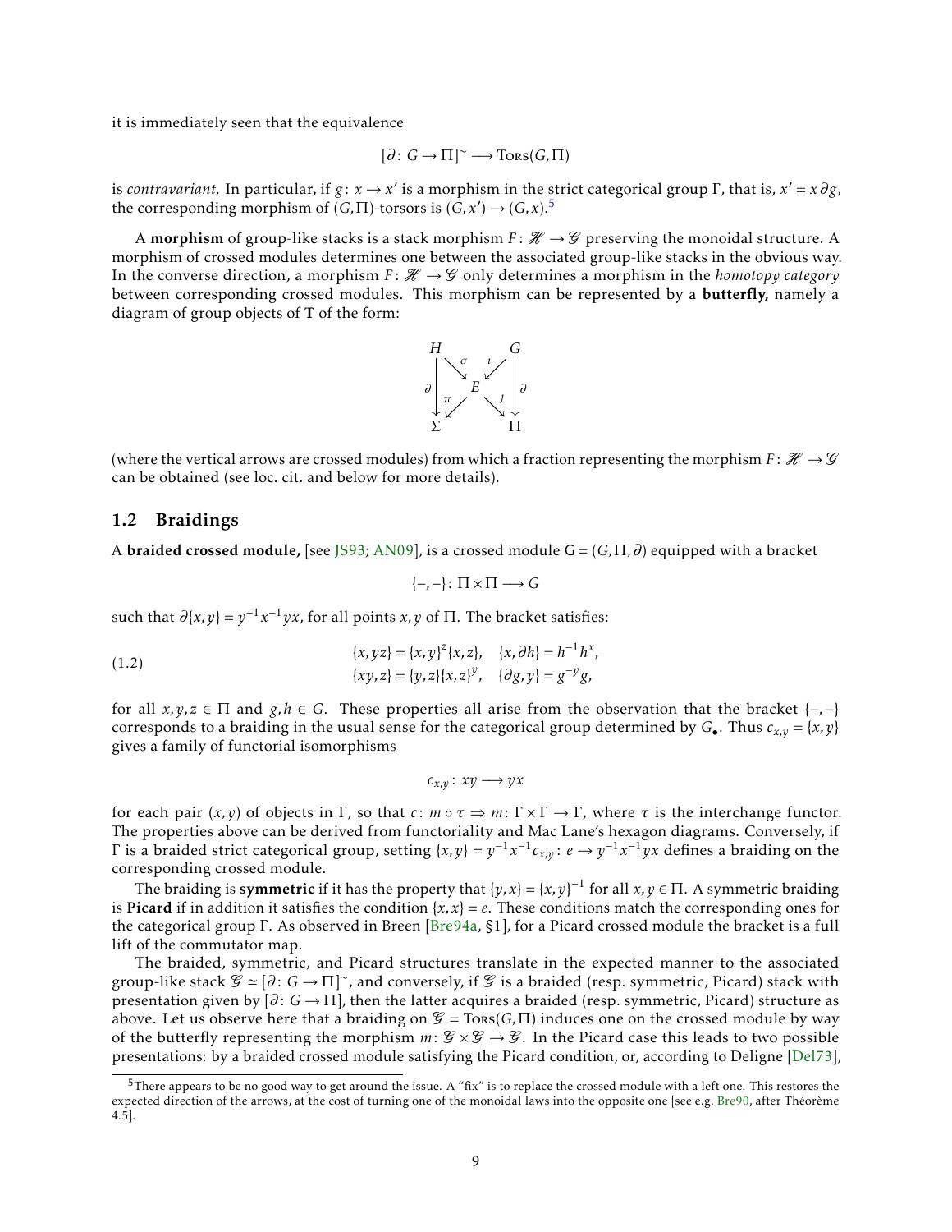it is immediately seen that the equivalence

$$[\partial\colon G \to \Pi]^{\sim} \longrightarrow \mathrm{Tors}(G,\Pi)$$

is *contravariant.* In particular, if $g\colon x \to x'$ is a morphism in the strict categorical group $\Gamma$, that is, $x' = x\,\partial g$, the corresponding morphism of $(G,\Pi)$-torsors is $(G,x') \to (G,x)$.[5]

A **morphism** of group-like stacks is a stack morphism $F\colon \mathscr{H} \to \mathscr{G}$ preserving the monoidal structure. A morphism of crossed modules determines one between the associated group-like stacks in the obvious way. In the converse direction, a morphism $F\colon \mathscr{H} \to \mathscr{G}$ only determines a morphism in the *homotopy category* between corresponding crossed modules. This morphism can be represented by a **butterfly,** namely a diagram of group objects of **T** of the form:

$$\begin{array}{ccccc} H & & & & G \\ & \searrow^{\sigma} & & \swarrow^{\imath} & \\ \partial\big\downarrow & & E & & \big\downarrow\partial \\ & \swarrow_{\pi} & & \searrow_{\jmath} & \\ \Sigma & & & & \Pi \end{array}$$

(where the vertical arrows are crossed modules) from which a fraction representing the morphism $F\colon \mathscr{H} \to \mathscr{G}$ can be obtained (see loc. cit. and below for more details).

## 1.2 Braidings

A **braided crossed module,** [see JS93; AN09], is a crossed module $\mathsf{G} = (G,\Pi,\partial)$ equipped with a bracket

$$\{-,-\}\colon \Pi \times \Pi \longrightarrow G$$

such that $\partial\{x,y\} = y^{-1}x^{-1}yx$, for all points $x,y$ of $\Pi$. The bracket satisfies:

$$\begin{aligned} &\{x,yz\} = \{x,y\}^z\{x,z\}, \quad \{x,\partial h\} = h^{-1}h^x, \\ &\{xy,z\} = \{y,z\}\{x,z\}^y, \quad \{\partial g,y\} = g^{-y}g, \end{aligned} \tag{1.2}$$

for all $x,y,z \in \Pi$ and $g,h \in G$. These properties all arise from the observation that the bracket $\{-,-\}$ corresponds to a braiding in the usual sense for the categorical group determined by $G_\bullet$. Thus $c_{x,y} = \{x,y\}$ gives a family of functorial isomorphisms

$$c_{x,y}\colon xy \longrightarrow yx$$

for each pair $(x,y)$ of objects in $\Gamma$, so that $c\colon m \circ \tau \Rightarrow m\colon \Gamma \times \Gamma \to \Gamma$, where $\tau$ is the interchange functor. The properties above can be derived from functoriality and Mac Lane's hexagon diagrams. Conversely, if $\Gamma$ is a braided strict categorical group, setting $\{x,y\} = y^{-1}x^{-1}c_{x,y}\colon e \to y^{-1}x^{-1}yx$ defines a braiding on the corresponding crossed module.

The braiding is **symmetric** if it has the property that $\{y,x\} = \{x,y\}^{-1}$ for all $x,y \in \Pi$. A symmetric braiding is **Picard** if in addition it satisfies the condition $\{x,x\} = e$. These conditions match the corresponding ones for the categorical group $\Gamma$. As observed in Breen [Bre94a, §1], for a Picard crossed module the bracket is a full lift of the commutator map.

The braided, symmetric, and Picard structures translate in the expected manner to the associated group-like stack $\mathscr{G} \simeq [\partial\colon G \to \Pi]^{\sim}$, and conversely, if $\mathscr{G}$ is a braided (resp. symmetric, Picard) stack with presentation given by $[\partial\colon G \to \Pi]$, then the latter acquires a braided (resp. symmetric, Picard) structure as above. Let us observe here that a braiding on $\mathscr{G} = \mathrm{Tors}(G,\Pi)$ induces one on the crossed module by way of the butterfly representing the morphism $m\colon \mathscr{G} \times \mathscr{G} \to \mathscr{G}$. In the Picard case this leads to two possible presentations: by a braided crossed module satisfying the Picard condition, or, according to Deligne [Del73],

[5] There appears to be no good way to get around the issue. A "fix" is to replace the crossed module with a left one. This restores the expected direction of the arrows, at the cost of turning one of the monoidal laws into the opposite one [see e.g. Bre90, after Théorème 4.5].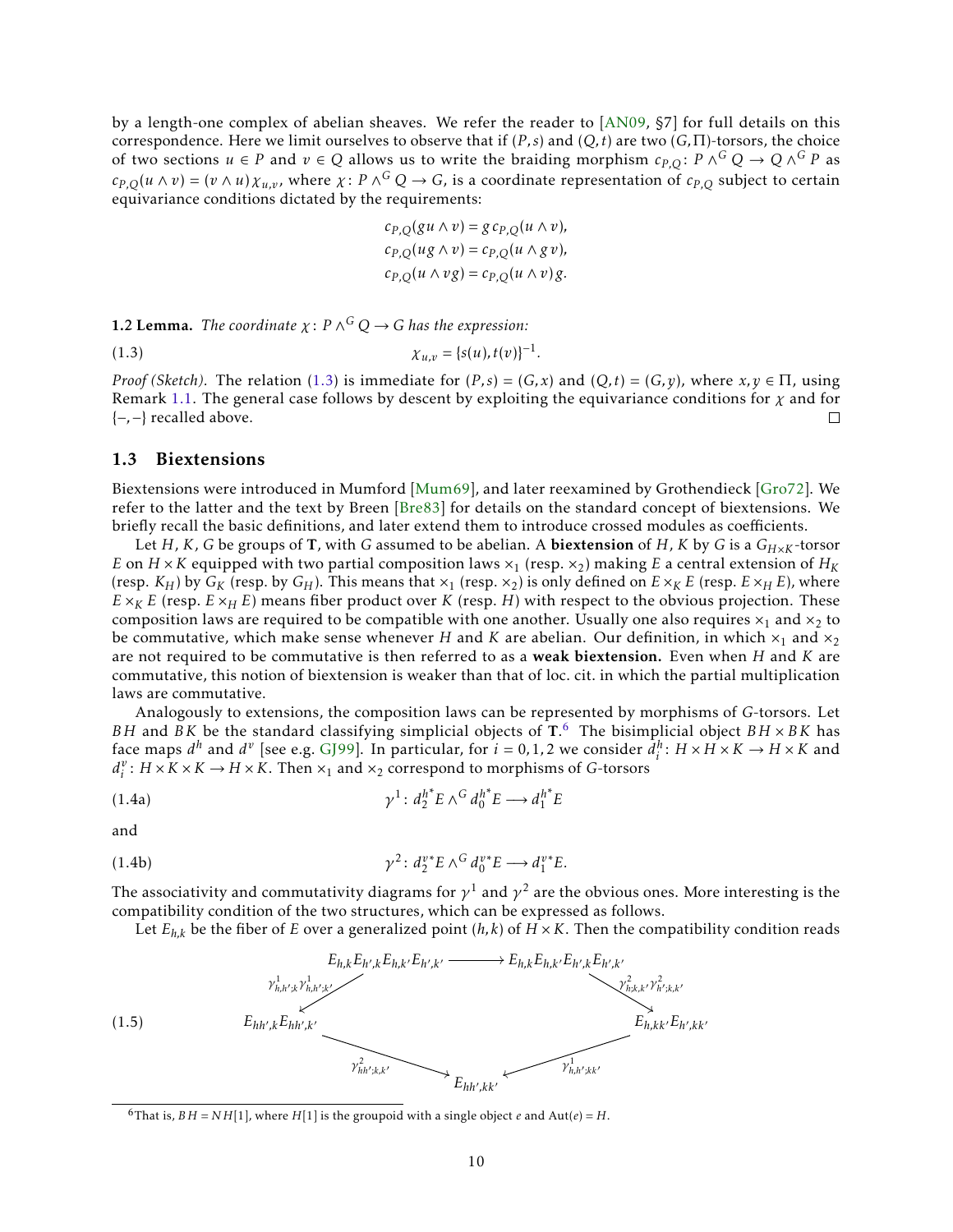by a length-one complex of abelian sheaves. We refer the reader to [AN09, §7] for full details on this correspondence. Here we limit ourselves to observe that if $(P,s)$ and $(Q,t)$ are two $(G,\Pi)$-torsors, the choice of two sections $u \in P$ and $v \in Q$ allows us to write the braiding morphism $c_{P,Q} \colon P \wedge^G Q \to Q \wedge^G P$ as $c_{P,Q}(u \wedge v) = (v \wedge u)\,\chi_{u,v}$, where $\chi \colon P \wedge^G Q \to G$, is a coordinate representation of $c_{P,Q}$ subject to certain equivariance conditions dictated by the requirements:

$$
\begin{aligned}
c_{P,Q}(gu \wedge v) &= g\, c_{P,Q}(u \wedge v),\\
c_{P,Q}(ug \wedge v) &= c_{P,Q}(u \wedge g v),\\
c_{P,Q}(u \wedge vg) &= c_{P,Q}(u \wedge v)\, g.
\end{aligned}
$$

**1.2 Lemma.** *The coordinate $\chi \colon P \wedge^G Q \to G$ has the expression:*

$$
\chi_{u,v} = \{s(u), t(v)\}^{-1}. \tag{1.3}
$$

*Proof (Sketch).* The relation (1.3) is immediate for $(P,s) = (G,x)$ and $(Q,t) = (G,y)$, where $x, y \in \Pi$, using Remark 1.1. The general case follows by descent by exploiting the equivariance conditions for $\chi$ and for $\{-,-\}$ recalled above. □

## 1.3 Biextensions

Biextensions were introduced in Mumford [Mum69], and later reexamined by Grothendieck [Gro72]. We refer to the latter and the text by Breen [Bre83] for details on the standard concept of biextensions. We briefly recall the basic definitions, and later extend them to introduce crossed modules as coefficients.

Let $H$, $K$, $G$ be groups of $\mathbf{T}$, with $G$ assumed to be abelian. A **biextension** of $H$, $K$ by $G$ is a $G_{H\times K}$-torsor $E$ on $H \times K$ equipped with two partial composition laws $\times_1$ (resp. $\times_2$) making $E$ a central extension of $H_K$ (resp. $K_H$) by $G_K$ (resp. by $G_H$). This means that $\times_1$ (resp. $\times_2$) is only defined on $E \times_K E$ (resp. $E \times_H E$), where $E \times_K E$ (resp. $E \times_H E$) means fiber product over $K$ (resp. $H$) with respect to the obvious projection. These composition laws are required to be compatible with one another. Usually one also requires $\times_1$ and $\times_2$ to be commutative, which make sense whenever $H$ and $K$ are abelian. Our definition, in which $\times_1$ and $\times_2$ are not required to be commutative is then referred to as a **weak biextension.** Even when $H$ and $K$ are commutative, this notion of biextension is weaker than that of loc. cit. in which the partial multiplication laws are commutative.

Analogously to extensions, the composition laws can be represented by morphisms of $G$-torsors. Let $BH$ and $BK$ be the standard classifying simplicial objects of $\mathbf{T}$.[6] The bisimplicial object $BH \times BK$ has face maps $d^h$ and $d^v$ [see e.g. GJ99]. In particular, for $i = 0,1,2$ we consider $d_i^h \colon H \times H \times K \to H \times K$ and $d_i^v \colon H \times K \times K \to H \times K$. Then $\times_1$ and $\times_2$ correspond to morphisms of $G$-torsors

$$
\gamma^1 \colon d_2^{h^*} E \wedge^G d_0^{h^*} E \longrightarrow d_1^{h^*} E \tag{1.4a}
$$

and

$$
\gamma^2 \colon d_2^{v^*} E \wedge^G d_0^{v^*} E \longrightarrow d_1^{v^*} E. \tag{1.4b}
$$

The associativity and commutativity diagrams for $\gamma^1$ and $\gamma^2$ are the obvious ones. More interesting is the compatibility condition of the two structures, which can be expressed as follows.

Let $E_{h,k}$ be the fiber of $E$ over a generalized point $(h,k)$ of $H \times K$. Then the compatibility condition reads

$$
\begin{array}{ccc}
E_{h,k}E_{h',k}E_{h,k'}E_{h',k'} & \longrightarrow & E_{h,k}E_{h,k'}E_{h',k}E_{h',k'} \\
\downarrow{\scriptstyle \gamma^1_{h,h';k}\gamma^1_{h,h';k'}} & & \downarrow{\scriptstyle \gamma^2_{h;k,k'}\gamma^2_{h';k,k'}} \\
E_{hh',k}E_{hh',k'} & & E_{h,kk'}E_{h',kk'} \\
\searrow{\scriptstyle \gamma^2_{hh';k,k'}} & & \swarrow{\scriptstyle \gamma^1_{h,h';kk'}} \\
 & E_{hh',kk'} &
\end{array} \tag{1.5}
$$

[6] That is, $BH = NH[1]$, where $H[1]$ is the groupoid with a single object $e$ and $\mathrm{Aut}(e) = H$.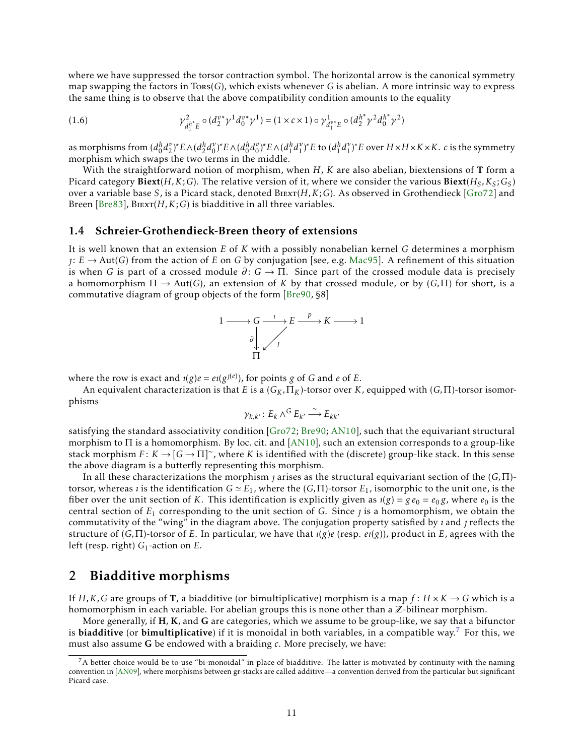where we have suppressed the torsor contraction symbol. The horizontal arrow is the canonical symmetry map swapping the factors in $\mathrm{Tors}(G)$, which exists whenever $G$ is abelian. A more intrinsic way to express the same thing is to observe that the above compatibility condition amounts to the equality

$$\gamma^2_{d_1^{h*}E} \circ (d_2^{v*}\gamma^1 d_0^{v*}\gamma^1) = (1 \times c \times 1) \circ \gamma^1_{d_1^{v*}E} \circ (d_2^{h*}\gamma^2 d_0^{h*}\gamma^2) \tag{1.6}$$

as morphisms from $(d_0^h d_2^v)^*E \wedge (d_2^h d_0^v)^*E \wedge (d_0^h d_0^v)^*E \wedge (d_1^h d_1^v)^*E$ to $(d_1^h d_1^v)^*E$ over $H \times H \times K \times K$. $c$ is the symmetry morphism which swaps the two terms in the middle.

With the straightforward notion of morphism, when $H$, $K$ are also abelian, biextensions of $\mathbf{T}$ form a Picard category $\mathbf{Biext}(H, K; G)$. The relative version of it, where we consider the various $\mathbf{Biext}(H_S, K_S; G_S)$ over a variable base $S$, is a Picard stack, denoted $\mathrm{Biext}(H, K; G)$. As observed in Grothendieck [Gro72] and Breen [Bre83], $\mathrm{Biext}(H, K; G)$ is biadditive in all three variables.

### 1.4 Schreier-Grothendieck-Breen theory of extensions

It is well known that an extension $E$ of $K$ with a possibly nonabelian kernel $G$ determines a morphism $\jmath\colon E \to \mathrm{Aut}(G)$ from the action of $E$ on $G$ by conjugation [see, e.g. Mac95]. A refinement of this situation is when $G$ is part of a crossed module $\partial\colon G \to \Pi$. Since part of the crossed module data is precisely a homomorphism $\Pi \to \mathrm{Aut}(G)$, an extension of $K$ by that crossed module, or by $(G, \Pi)$ for short, is a commutative diagram of group objects of the form [Bre90, §8]

$$\begin{array}{ccccccccc} 1 & \longrightarrow & G & \xrightarrow{\imath} & E & \xrightarrow{p} & K & \longrightarrow & 1 \\ & & \Big\downarrow{\scriptstyle\partial} & \swarrow{\scriptstyle\jmath} & & & & & \\ & & \Pi & & & & & & \end{array}$$

where the row is exact and $\imath(g)e = e\imath(g^{\jmath(e)})$, for points $g$ of $G$ and $e$ of $E$.

An equivalent characterization is that $E$ is a $(G_K, \Pi_K)$-torsor over $K$, equipped with $(G, \Pi)$-torsor isomorphisms

$$\gamma_{k,k'}\colon E_k \wedge^G E_{k'} \xrightarrow{\sim} E_{kk'}$$

satisfying the standard associativity condition [Gro72; Bre90; AN10], such that the equivariant structural morphism to $\Pi$ is a homomorphism. By loc. cit. and [AN10], such an extension corresponds to a group-like stack morphism $F\colon K \to [G \to \Pi]^\sim$, where $K$ is identified with the (discrete) group-like stack. In this sense the above diagram is a butterfly representing this morphism.

In all these characterizations the morphism $\jmath$ arises as the structural equivariant section of the $(G, \Pi)$-torsor, whereas $\imath$ is the identification $G \simeq E_1$, where the $(G, \Pi)$-torsor $E_1$, isomorphic to the unit one, is the fiber over the unit section of $K$. This identification is explicitly given as $\imath(g) = g\,e_0 = e_0\,g$, where $e_0$ is the central section of $E_1$ corresponding to the unit section of $G$. Since $\jmath$ is a homomorphism, we obtain the commutativity of the "wing" in the diagram above. The conjugation property satisfied by $\imath$ and $\jmath$ reflects the structure of $(G, \Pi)$-torsor of $E$. In particular, we have that $\imath(g)e$ (resp. $e\imath(g)$), product in $E$, agrees with the left (resp. right) $G_1$-action on $E$.

## 2 Biadditive morphisms

If $H, K, G$ are groups of $\mathbf{T}$, a biadditive (or bimultiplicative) morphism is a map $f\colon H \times K \to G$ which is a homomorphism in each variable. For abelian groups this is none other than a $\mathbb{Z}$-bilinear morphism.

More generally, if $\mathbf{H}$, $\mathbf{K}$, and $\mathbf{G}$ are categories, which we assume to be group-like, we say that a bifunctor is **biadditive** (or **bimultiplicative**) if it is monoidal in both variables, in a compatible way.[7] For this, we must also assume $\mathbf{G}$ be endowed with a braiding $c$. More precisely, we have:

[7] A better choice would be to use "bi-monoidal" in place of biadditive. The latter is motivated by continuity with the naming convention in [AN09], where morphisms between gr-stacks are called additive—a convention derived from the particular but significant Picard case.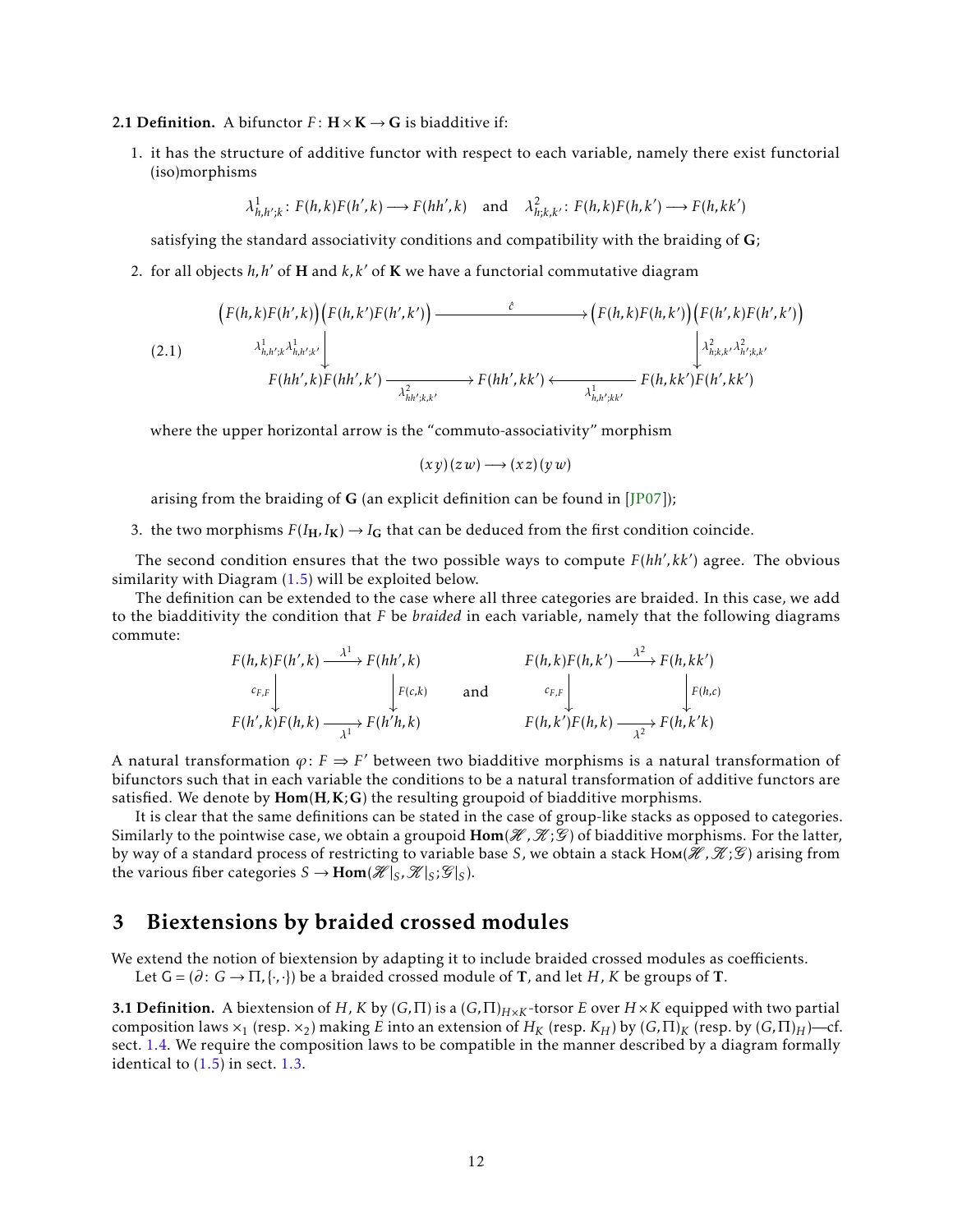**2.1 Definition.** A bifunctor $F\colon \mathbf{H}\times\mathbf{K}\to\mathbf{G}$ is biadditive if:

1. it has the structure of additive functor with respect to each variable, namely there exist functorial (iso)morphisms

$$\lambda^1_{h,h';k}\colon F(h,k)F(h',k)\longrightarrow F(hh',k) \quad\text{and}\quad \lambda^2_{h;k,k'}\colon F(h,k)F(h,k')\longrightarrow F(h,kk')$$

   satisfying the standard associativity conditions and compatibility with the braiding of $\mathbf{G}$;

2. for all objects $h,h'$ of $\mathbf{H}$ and $k,k'$ of $\mathbf{K}$ we have a functorial commutative diagram

$$\tag{2.1}
\begin{array}{ccccc}
\big(F(h,k)F(h',k)\big)\big(F(h,k')F(h',k')\big) & \xrightarrow{\quad\tilde{c}\quad} & & & \big(F(h,k)F(h,k')\big)\big(F(h',k)F(h',k')\big)\\
\Big\downarrow{\scriptstyle \lambda^1_{h,h';k}\lambda^1_{h,h';k'}} & & & & \Big\downarrow{\scriptstyle \lambda^2_{h;k,k'}\lambda^2_{h';k,k'}}\\
F(hh',k)F(hh',k') & \xrightarrow[\lambda^2_{hh';k,k'}]{} & F(hh',kk') & \xleftarrow[\lambda^1_{h,h';kk'}]{} & F(h,kk')F(h',kk')
\end{array}$$

   where the upper horizontal arrow is the "commuto-associativity" morphism

$$(x\,y)(z\,w)\longrightarrow(x\,z)(y\,w)$$

   arising from the braiding of $\mathbf{G}$ (an explicit definition can be found in [JP07]);

3. the two morphisms $F(I_{\mathbf{H}},I_{\mathbf{K}})\to I_{\mathbf{G}}$ that can be deduced from the first condition coincide.

The second condition ensures that the two possible ways to compute $F(hh',kk')$ agree. The obvious similarity with Diagram (1.5) will be exploited below.

The definition can be extended to the case where all three categories are braided. In this case, we add to the biadditivity the condition that $F$ be *braided* in each variable, namely that the following diagrams commute:

$$\begin{array}{ccc}
F(h,k)F(h',k) & \xrightarrow{\lambda^1} & F(hh',k)\\
\Big\downarrow{\scriptstyle c_{F,F}} & & \Big\downarrow{\scriptstyle F(c,k)}\\
F(h',k)F(h,k) & \xrightarrow[\lambda^1]{} & F(h'h,k)
\end{array}
\qquad\text{and}\qquad
\begin{array}{ccc}
F(h,k)F(h,k') & \xrightarrow{\lambda^2} & F(h,kk')\\
\Big\downarrow{\scriptstyle c_{F,F}} & & \Big\downarrow{\scriptstyle F(h,c)}\\
F(h,k')F(h,k) & \xrightarrow[\lambda^2]{} & F(h,k'k)
\end{array}$$

A natural transformation $\varphi\colon F\Rightarrow F'$ between two biadditive morphisms is a natural transformation of bifunctors such that in each variable the conditions to be a natural transformation of additive functors are satisfied. We denote by $\mathbf{Hom}(\mathbf{H},\mathbf{K};\mathbf{G})$ the resulting groupoid of biadditive morphisms.

It is clear that the same definitions can be stated in the case of group-like stacks as opposed to categories. Similarly to the pointwise case, we obtain a groupoid $\mathbf{Hom}(\mathscr{H},\mathscr{K};\mathscr{G})$ of biadditive morphisms. For the latter, by way of a standard process of restricting to variable base $S$, we obtain a stack $\mathscr{H}\!om(\mathscr{H},\mathscr{K};\mathscr{G})$ arising from the various fiber categories $S\to\mathbf{Hom}(\mathscr{H}|_S,\mathscr{K}|_S;\mathscr{G}|_S)$.

## 3 Biextensions by braided crossed modules

We extend the notion of biextension by adapting it to include braided crossed modules as coefficients.

Let $\mathsf{G}=(\partial\colon G\to\Pi,\{\cdot,\cdot\})$ be a braided crossed module of $\mathbf{T}$, and let $H$, $K$ be groups of $\mathbf{T}$.

**3.1 Definition.** A biextension of $H$, $K$ by $(G,\Pi)$ is a $(G,\Pi)_{H\times K}$-torsor $E$ over $H\times K$ equipped with two partial composition laws $\times_1$ (resp. $\times_2$) making $E$ into an extension of $H_K$ (resp. $K_H$) by $(G,\Pi)_K$ (resp. by $(G,\Pi)_H$)—cf. sect. 1.4. We require the composition laws to be compatible in the manner described by a diagram formally identical to (1.5) in sect. 1.3.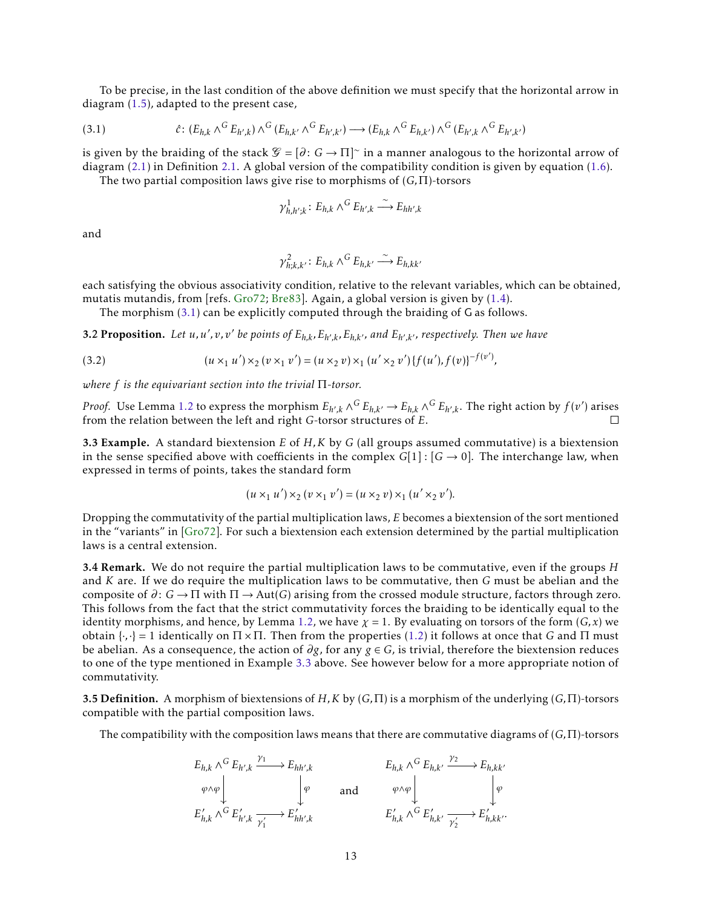To be precise, in the last condition of the above definition we must specify that the horizontal arrow in diagram (1.5), adapted to the present case,

$$\hat{c}\colon (E_{h,k} \wedge^G E_{h',k}) \wedge^G (E_{h,k'} \wedge^G E_{h',k'}) \longrightarrow (E_{h,k} \wedge^G E_{h,k'}) \wedge^G (E_{h',k} \wedge^G E_{h',k'}) \tag{3.1}$$

is given by the braiding of the stack $\mathscr{G} = [\partial\colon G \to \Pi]^\sim$ in a manner analogous to the horizontal arrow of diagram (2.1) in Definition 2.1. A global version of the compatibility condition is given by equation (1.6).

The two partial composition laws give rise to morphisms of $(G,\Pi)$-torsors

$$\gamma^1_{h,h';k}\colon E_{h,k} \wedge^G E_{h',k} \xrightarrow{\sim} E_{hh',k}$$

and

$$\gamma^2_{h;k,k'}\colon E_{h,k} \wedge^G E_{h,k'} \xrightarrow{\sim} E_{h,kk'}$$

each satisfying the obvious associativity condition, relative to the relevant variables, which can be obtained, mutatis mutandis, from [refs. Gro72; Bre83]. Again, a global version is given by (1.4).

The morphism (3.1) can be explicitly computed through the braiding of $\mathsf{G}$ as follows.

**3.2 Proposition.** *Let $u, u', v, v'$ be points of $E_{h,k}, E_{h',k}, E_{h,k'}$, and $E_{h',k'}$, respectively. Then we have*

$$(u \times_1 u') \times_2 (v \times_1 v') = (u \times_2 v) \times_1 (u' \times_2 v') \{f(u'), f(v)\}^{-f(v')}, \tag{3.2}$$

*where $f$ is the equivariant section into the trivial $\Pi$-torsor.*

*Proof.* Use Lemma 1.2 to express the morphism $E_{h',k} \wedge^G E_{h,k'} \to E_{h,k'} \wedge^G E_{h',k}$. The right action by $f(v')$ arises from the relation between the left and right $G$-torsor structures of $E$. □

**3.3 Example.** A standard biextension $E$ of $H, K$ by $G$ (all groups assumed commutative) is a biextension in the sense specified above with coefficients in the complex $G[1]: [G \to 0]$. The interchange law, when expressed in terms of points, takes the standard form

$$(u \times_1 u') \times_2 (v \times_1 v') = (u \times_2 v) \times_1 (u' \times_2 v').$$

Dropping the commutativity of the partial multiplication laws, $E$ becomes a biextension of the sort mentioned in the "variants" in [Gro72]. For such a biextension each extension determined by the partial multiplication laws is a central extension.

**3.4 Remark.** We do not require the partial multiplication laws to be commutative, even if the groups $H$ and $K$ are. If we do require the multiplication laws to be commutative, then $G$ must be abelian and the composite of $\partial\colon G \to \Pi$ with $\Pi \to \mathrm{Aut}(G)$ arising from the crossed module structure, factors through zero. This follows from the fact that the strict commutativity forces the braiding to be identically equal to the identity morphisms, and hence, by Lemma 1.2, we have $\chi = 1$. By evaluating on torsors of the form $(G, x)$ we obtain $\{\cdot,\cdot\} = 1$ identically on $\Pi \times \Pi$. Then from the properties (1.2) it follows at once that $G$ and $\Pi$ must be abelian. As a consequence, the action of $\partial g$, for any $g \in G$, is trivial, therefore the biextension reduces to one of the type mentioned in Example 3.3 above. See however below for a more appropriate notion of commutativity.

**3.5 Definition.** A morphism of biextensions of $H, K$ by $(G,\Pi)$ is a morphism of the underlying $(G,\Pi)$-torsors compatible with the partial composition laws.

The compatibility with the composition laws means that there are commutative diagrams of $(G,\Pi)$-torsors

$$\begin{array}{ccc} E_{h,k} \wedge^G E_{h',k} & \xrightarrow{\gamma_1} & E_{hh',k} \\ {\scriptstyle \varphi\wedge\varphi}\downarrow & & \downarrow{\scriptstyle \varphi} \\ E'_{h,k} \wedge^G E'_{h',k} & \xrightarrow[\gamma'_1]{} & E'_{hh',k} \end{array} \qquad \text{and} \qquad \begin{array}{ccc} E_{h,k} \wedge^G E_{h,k'} & \xrightarrow{\gamma_2} & E_{h,kk'} \\ {\scriptstyle \varphi\wedge\varphi}\downarrow & & \downarrow{\scriptstyle \varphi} \\ E'_{h,k} \wedge^G E'_{h,k'} & \xrightarrow[\gamma'_2]{} & E'_{h,kk'}. \end{array}$$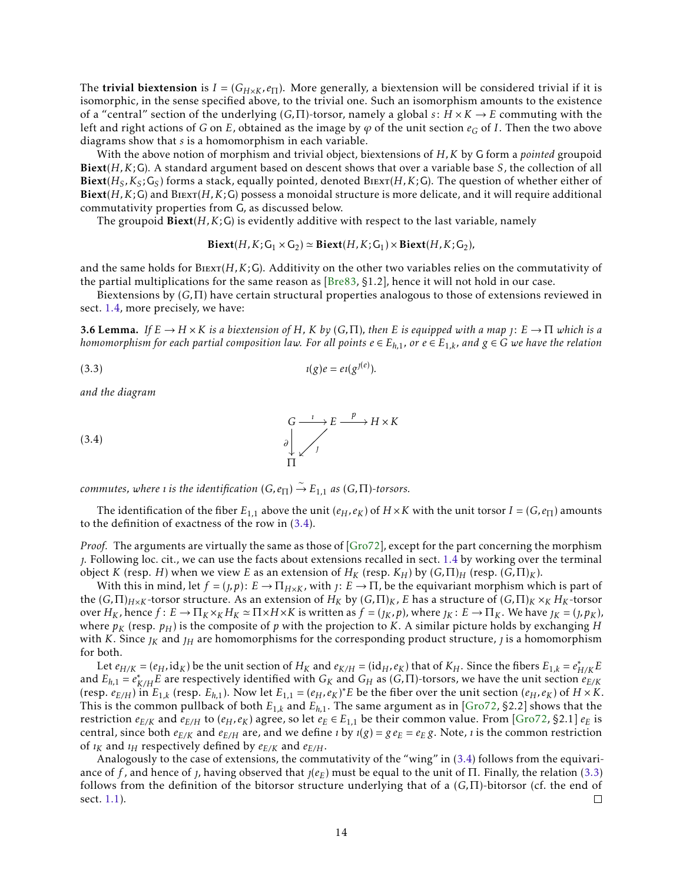The **trivial biextension** is $I = (G_{H\times K}, e_\Pi)$. More generally, a biextension will be considered trivial if it is isomorphic, in the sense specified above, to the trivial one. Such an isomorphism amounts to the existence of a "central" section of the underlying $(G,\Pi)$-torsor, namely a global $s\colon H\times K \to E$ commuting with the left and right actions of $G$ on $E$, obtained as the image by $\varphi$ of the unit section $e_G$ of $I$. Then the two above diagrams show that $s$ is a homomorphism in each variable.

With the above notion of morphism and trivial object, biextensions of $H, K$ by $\mathsf{G}$ form a *pointed* groupoid $\mathbf{Biext}(H,K;\mathsf{G})$. A standard argument based on descent shows that over a variable base $S$, the collection of all $\mathbf{Biext}(H_S, K_S; \mathsf{G}_S)$ forms a stack, equally pointed, denoted $\mathrm{B{\small IEXT}}(H,K;\mathsf{G})$. The question of whether either of $\mathbf{Biext}(H,K;\mathsf{G})$ and $\mathrm{B{\small IEXT}}(H,K;\mathsf{G})$ possess a monoidal structure is more delicate, and it will require additional commutativity properties from $\mathsf{G}$, as discussed below.

The groupoid $\mathbf{Biext}(H,K;\mathsf{G})$ is evidently additive with respect to the last variable, namely

$$\mathbf{Biext}(H,K;\mathsf{G}_1\times\mathsf{G}_2) \simeq \mathbf{Biext}(H,K;\mathsf{G}_1)\times\mathbf{Biext}(H,K;\mathsf{G}_2),$$

and the same holds for $\mathrm{B{\small IEXT}}(H,K;\mathsf{G})$. Additivity on the other two variables relies on the commutativity of the partial multiplications for the same reason as [Bre83, §1.2], hence it will not hold in our case.

Biextensions by $(G,\Pi)$ have certain structural properties analogous to those of extensions reviewed in sect. 1.4, more precisely, we have:

**3.6 Lemma.** *If $E\to H\times K$ is a biextension of $H$, $K$ by $(G,\Pi)$, then $E$ is equipped with a map $\jmath\colon E\to\Pi$ which is a homomorphism for each partial composition law. For all points $e\in E_{h,1}$, or $e\in E_{1,k}$, and $g\in G$ we have the relation*

$$\imath(g)e = e\imath(g^{\jmath(e)}). \tag{3.3}$$

*and the diagram*

$$\begin{array}{ccccc} G & \xrightarrow{\ \imath\ } & E & \xrightarrow{\ p\ } & H\times K \\ {\scriptstyle\partial}\downarrow & \swarrow{\scriptstyle\jmath} & & & \\ \Pi & & & & \end{array} \tag{3.4}$$

*commutes, where $\imath$ is the identification $(G,e_\Pi)\xrightarrow{\sim}E_{1,1}$ as $(G,\Pi)$-torsors.*

The identification of the fiber $E_{1,1}$ above the unit $(e_H,e_K)$ of $H\times K$ with the unit torsor $I=(G,e_\Pi)$ amounts to the definition of exactness of the row in (3.4).

*Proof.* The arguments are virtually the same as those of [Gro72], except for the part concerning the morphism $\jmath$. Following loc. cit., we can use the facts about extensions recalled in sect. 1.4 by working over the terminal object $K$ (resp. $H$) when we view $E$ as an extension of $H_K$ (resp. $K_H$) by $(G,\Pi)_H$ (resp. $(G,\Pi)_K$).

With this in mind, let $f=(\jmath,p)\colon E\to\Pi_{H\times K}$, with $\jmath\colon E\to\Pi$, be the equivariant morphism which is part of the $(G,\Pi)_{H\times K}$-torsor structure. As an extension of $H_K$ by $(G,\Pi)_K$, $E$ has a structure of $(G,\Pi)_K\times_K H_K$-torsor over $H_K$, hence $f\colon E\to\Pi_K\times_K H_K\simeq\Pi\times H\times K$ is written as $f=(\jmath_K,p)$, where $\jmath_K\colon E\to\Pi_K$. We have $\jmath_K=(\jmath,p_K)$, where $p_K$ (resp. $p_H$) is the composite of $p$ with the projection to $K$. A similar picture holds by exchanging $H$ with $K$. Since $\jmath_K$ and $\jmath_H$ are homomorphisms for the corresponding product structure, $\jmath$ is a homomorphism for both.

Let $e_{H/K}=(e_H,\mathrm{id}_K)$ be the unit section of $H_K$ and $e_{K/H}=(\mathrm{id}_H,e_K)$ that of $K_H$. Since the fibers $E_{1,k}=e^*_{H/K}E$ and $E_{h,1}=e^*_{K/H}E$ are respectively identified with $G_K$ and $G_H$ as $(G,\Pi)$-torsors, we have the unit section $e_{E/K}$ (resp. $e_{E/H}$) in $E_{1,k}$ (resp. $E_{h,1}$). Now let $E_{1,1}=(e_H,e_K)^*E$ be the fiber over the unit section $(e_H,e_K)$ of $H\times K$. This is the common pullback of both $E_{1,k}$ and $E_{h,1}$. The same argument as in [Gro72, §2.2] shows that the restriction $e_{E/K}$ and $e_{E/H}$ to $(e_H,e_K)$ agree, so let $e_E\in E_{1,1}$ be their common value. From [Gro72, §2.1] $e_E$ is central, since both $e_{E/K}$ and $e_{E/H}$ are, and we define $\imath$ by $\imath(g)=g\,e_E=e_E\,g$. Note, $\imath$ is the common restriction of $\imath_K$ and $\imath_H$ respectively defined by $e_{E/K}$ and $e_{E/H}$.

Analogously to the case of extensions, the commutativity of the "wing" in (3.4) follows from the equivariance of $f$, and hence of $\jmath$, having observed that $\jmath(e_E)$ must be equal to the unit of $\Pi$. Finally, the relation (3.3) follows from the definition of the bitorsor structure underlying that of a $(G,\Pi)$-bitorsor (cf. the end of sect. 1.1). □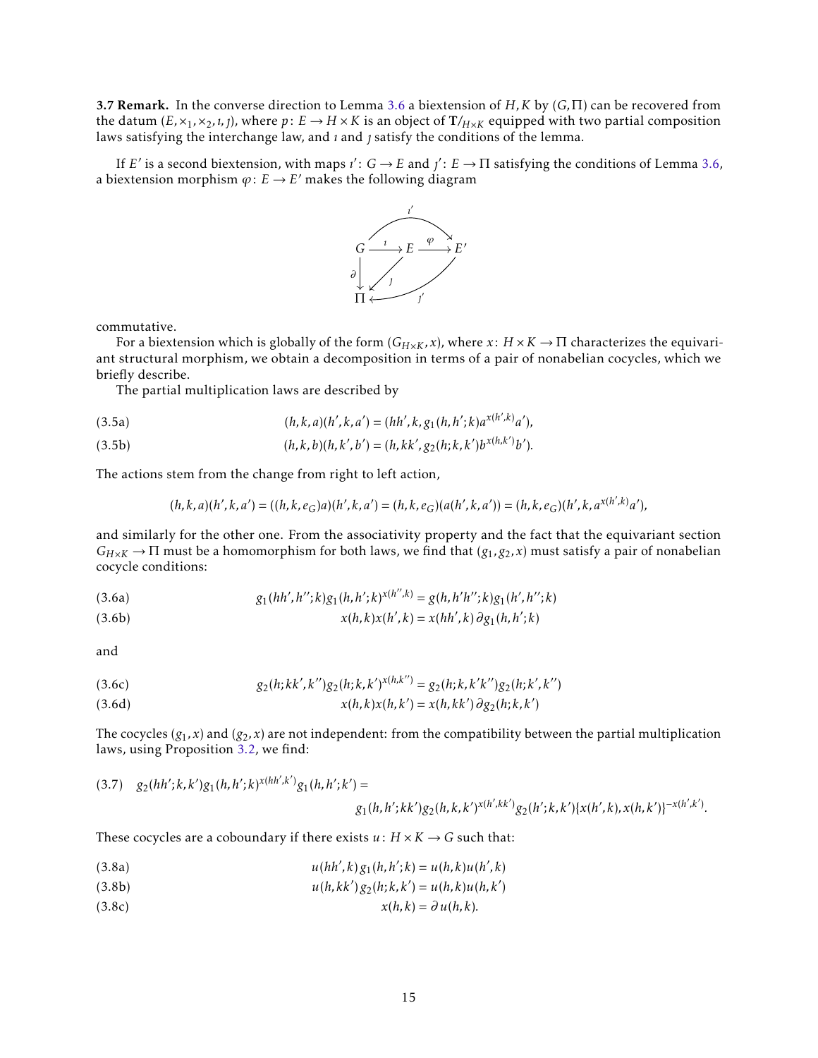**3.7 Remark.** In the converse direction to Lemma 3.6 a biextension of $H,K$ by $(G,\Pi)$ can be recovered from the datum $(E,\times_1,\times_2,\imath,\jmath)$, where $p\colon E\to H\times K$ is an object of $\mathbf{T}/_{H\times K}$ equipped with two partial composition laws satisfying the interchange law, and $\imath$ and $\jmath$ satisfy the conditions of the lemma.

If $E'$ is a second biextension, with maps $\imath'\colon G\to E$ and $\jmath'\colon E\to\Pi$ satisfying the conditions of Lemma 3.6, a biextension morphism $\varphi\colon E\to E'$ makes the following diagram

$$
\begin{array}{ccccc}
 & & \overset{\imath'}{\frown} & & \\
G & \xrightarrow{\ \imath\ } & E & \xrightarrow{\ \varphi\ } & E' \\
{\scriptstyle\partial}\downarrow & \swarrow_{\jmath} & & & \\
\Pi & & \xleftarrow{\qquad \jmath' \qquad} & &
\end{array}
$$

commutative.

For a biextension which is globally of the form $(G_{H\times K},x)$, where $x\colon H\times K\to\Pi$ characterizes the equivariant structural morphism, we obtain a decomposition in terms of a pair of nonabelian cocycles, which we briefly describe.

The partial multiplication laws are described by

$$
(h,k,a)(h',k,a')=(hh',k,g_1(h,h';k)a^{x(h',k)}a'), \tag{3.5a}
$$

$$
(h,k,b)(h,k',b')=(h,kk',g_2(h;k,k')b^{x(h,k')}b'). \tag{3.5b}
$$

The actions stem from the change from right to left action,

$$
(h,k,a)(h',k,a')=((h,k,e_G)a)(h',k,a')=(h,k,e_G)(a(h',k,a'))=(h,k,e_G)(h',k,a^{x(h',k)}a'),
$$

and similarly for the other one. From the associativity property and the fact that the equivariant section $G_{H\times K}\to\Pi$ must be a homomorphism for both laws, we find that $(g_1,g_2,x)$ must satisfy a pair of nonabelian cocycle conditions:

$$
g_1(hh',h'';k)g_1(h,h';k)^{x(h'',k)}=g(h,h'h'';k)g_1(h',h'';k) \tag{3.6a}
$$

$$
x(h,k)x(h',k)=x(hh',k)\,\partial g_1(h,h';k) \tag{3.6b}
$$

and

$$
g_2(h;kk',k'')g_2(h;k,k')^{x(h,k'')}=g_2(h;k,k'k'')g_2(h;k',k'') \tag{3.6c}
$$

$$
x(h,k)x(h,k')=x(h,kk')\,\partial g_2(h;k,k') \tag{3.6d}
$$

The cocycles $(g_1,x)$ and $(g_2,x)$ are not independent: from the compatibility between the partial multiplication laws, using Proposition 3.2, we find:

$$
\begin{aligned}
g_2(hh';k,k')g_1(h,h';k)^{x(hh',k')}g_1(h,h';k')=& \\
&g_1(h,h';kk')g_2(h,k,k')^{x(h',kk')}g_2(h';k,k')\{x(h',k),x(h,k')\}^{-x(h',k')}.
\end{aligned} \tag{3.7}
$$

These cocycles are a coboundary if there exists $u\colon H\times K\to G$ such that:

$$
u(hh',k)\,g_1(h,h';k)=u(h,k)u(h',k) \tag{3.8a}
$$

$$
u(h,kk')\,g_2(h;k,k')=u(h,k)u(h,k') \tag{3.8b}
$$

$$
x(h,k)=\partial\,u(h,k). \tag{3.8c}
$$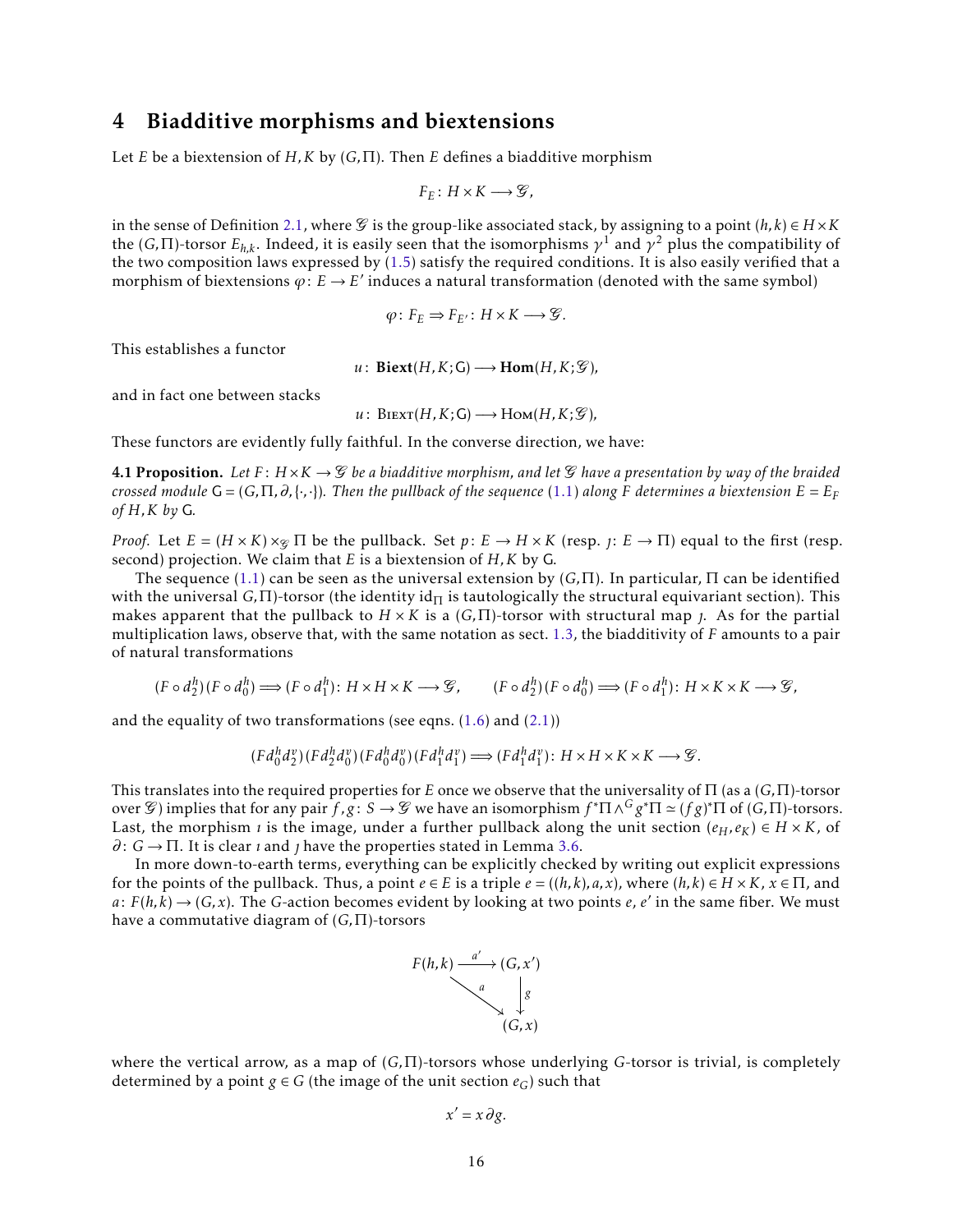# 4 Biadditive morphisms and biextensions

Let $E$ be a biextension of $H, K$ by $(G, \Pi)$. Then $E$ defines a biadditive morphism

$$F_E \colon H \times K \longrightarrow \mathscr{G},$$

in the sense of Definition 2.1, where $\mathscr{G}$ is the group-like associated stack, by assigning to a point $(h,k) \in H \times K$ the $(G,\Pi)$-torsor $E_{h,k}$. Indeed, it is easily seen that the isomorphisms $\gamma^1$ and $\gamma^2$ plus the compatibility of the two composition laws expressed by (1.5) satisfy the required conditions. It is also easily verified that a morphism of biextensions $\varphi \colon E \to E'$ induces a natural transformation (denoted with the same symbol)

$$\varphi \colon F_E \Rightarrow F_{E'} \colon H \times K \longrightarrow \mathscr{G}.$$

This establishes a functor

$$u \colon \mathbf{Biext}(H, K; \mathsf{G}) \longrightarrow \mathbf{Hom}(H, K; \mathscr{G}),$$

and in fact one between stacks

$$u \colon \mathrm{B\scriptstyle{IEXT}}(H, K; \mathsf{G}) \longrightarrow \mathrm{H\scriptstyle{OM}}(H, K; \mathscr{G}),$$

These functors are evidently fully faithful. In the converse direction, we have:

**4.1 Proposition.** *Let $F \colon H \times K \to \mathscr{G}$ be a biadditive morphism, and let $\mathscr{G}$ have a presentation by way of the braided crossed module $\mathsf{G} = (G, \Pi, \partial, \{\cdot,\cdot\})$. Then the pullback of the sequence (1.1) along $F$ determines a biextension $E = E_F$ of $H, K$ by $\mathsf{G}$.*

*Proof.* Let $E = (H \times K) \times_{\mathscr{G}} \Pi$ be the pullback. Set $p \colon E \to H \times K$ (resp. $\jmath \colon E \to \Pi$) equal to the first (resp. second) projection. We claim that $E$ is a biextension of $H, K$ by $\mathsf{G}$.

The sequence (1.1) can be seen as the universal extension by $(G, \Pi)$. In particular, $\Pi$ can be identified with the universal $G, \Pi)$-torsor (the identity $\mathrm{id}_\Pi$ is tautologically the structural equivariant section). This makes apparent that the pullback to $H \times K$ is a $(G, \Pi)$-torsor with structural map $\jmath$. As for the partial multiplication laws, observe that, with the same notation as sect. 1.3, the biadditivity of $F$ amounts to a pair of natural transformations

$$(F \circ d_2^h)(F \circ d_0^h) \Longrightarrow (F \circ d_1^h) \colon H \times H \times K \longrightarrow \mathscr{G}, \qquad (F \circ d_2^h)(F \circ d_0^h) \Longrightarrow (F \circ d_1^h) \colon H \times K \times K \longrightarrow \mathscr{G},$$

and the equality of two transformations (see eqns. (1.6) and (2.1))

$$(F d_0^h d_2^v)(F d_2^h d_0^v)(F d_0^h d_0^v)(F d_1^h d_1^v) \Longrightarrow (F d_1^h d_1^v) \colon H \times H \times K \times K \longrightarrow \mathscr{G}.$$

This translates into the required properties for $E$ once we observe that the universality of $\Pi$ (as a $(G,\Pi)$-torsor over $\mathscr{G}$) implies that for any pair $f, g \colon S \to \mathscr{G}$ we have an isomorphism $f^*\Pi \wedge^G g^*\Pi \simeq (fg)^*\Pi$ of $(G,\Pi)$-torsors. Last, the morphism $\imath$ is the image, under a further pullback along the unit section $(e_H, e_K) \in H \times K$, of $\partial \colon G \to \Pi$. It is clear $\imath$ and $\jmath$ have the properties stated in Lemma 3.6.

In more down-to-earth terms, everything can be explicitly checked by writing out explicit expressions for the points of the pullback. Thus, a point $e \in E$ is a triple $e = ((h,k), a, x)$, where $(h,k) \in H \times K$, $x \in \Pi$, and $a \colon F(h,k) \to (G, x)$. The $G$-action becomes evident by looking at two points $e$, $e'$ in the same fiber. We must have a commutative diagram of $(G,\Pi)$-torsors

$$\begin{array}{ccc} F(h,k) & \xrightarrow{a'} & (G, x') \\ & \searrow^{a} & \downarrow g \\ & & (G, x) \end{array}$$

where the vertical arrow, as a map of $(G,\Pi)$-torsors whose underlying $G$-torsor is trivial, is completely determined by a point $g \in G$ (the image of the unit section $e_G$) such that

$$x' = x\,\partial g.$$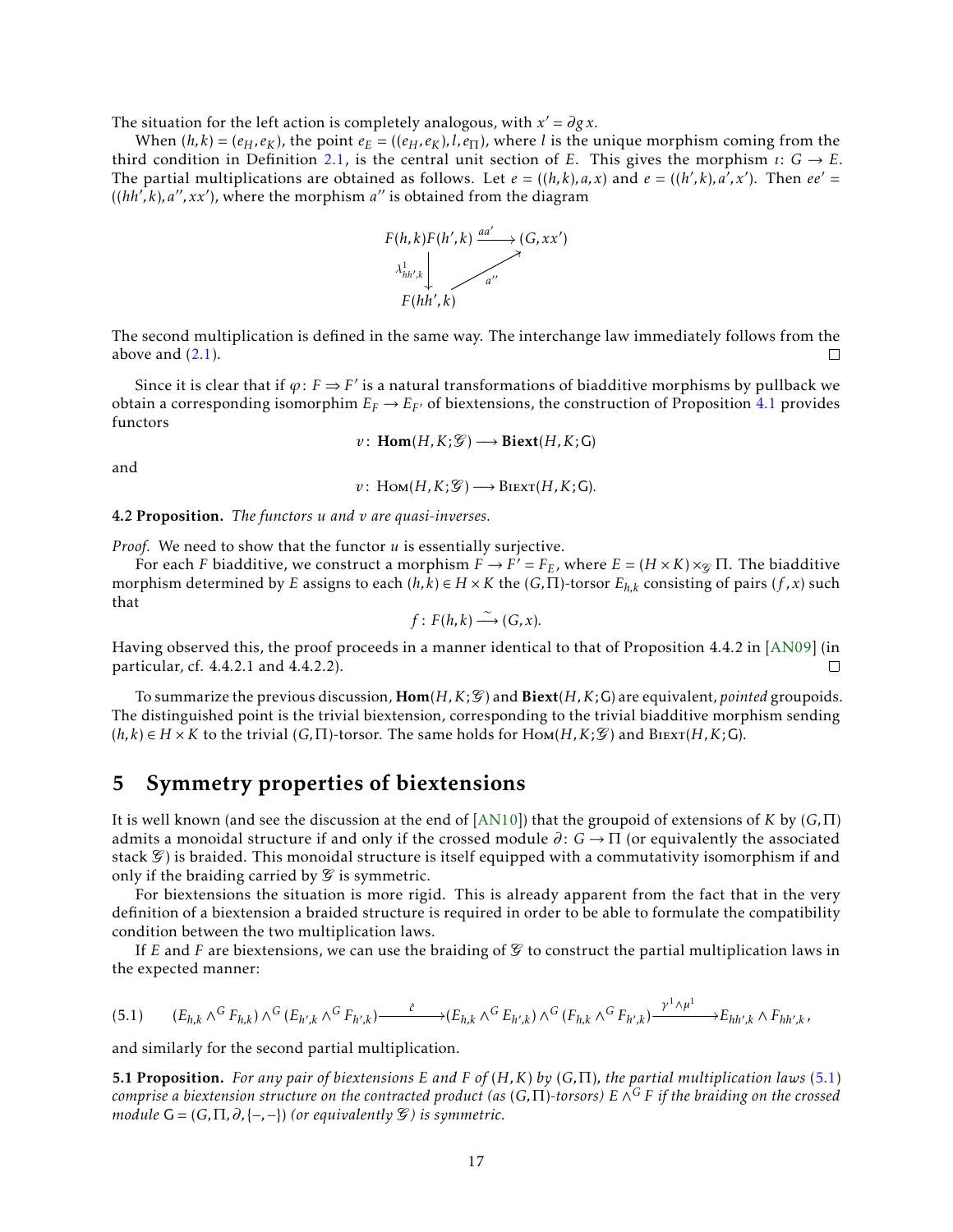The situation for the left action is completely analogous, with $x' = \partial g\, x$.

When $(h,k) = (e_H, e_K)$, the point $e_E = ((e_H, e_K), l, e_\Pi)$, where $l$ is the unique morphism coming from the third condition in Definition 2.1, is the central unit section of $E$. This gives the morphism $\imath\colon G \to E$. The partial multiplications are obtained as follows. Let $e = ((h,k), a, x)$ and $e = ((h',k), a', x')$. Then $ee' = ((hh',k), a'', xx')$, where the morphism $a''$ is obtained from the diagram

$$
\begin{array}{ccc}
F(h,k)F(h',k) & \xrightarrow{aa'} & (G, xx') \\
\Big\downarrow{\scriptstyle \lambda^1_{hh',k}} & \nearrow_{a''} & \\
F(hh',k) & &
\end{array}
$$

The second multiplication is defined in the same way. The interchange law immediately follows from the above and (2.1). $\square$

Since it is clear that if $\varphi\colon F \Rightarrow F'$ is a natural transformations of biadditive morphisms by pullback we obtain a corresponding isomorphim $E_F \to E_{F'}$ of biextensions, the construction of Proposition 4.1 provides functors

$$v\colon \mathbf{Hom}(H,K;\mathscr{G}) \longrightarrow \mathbf{Biext}(H,K;\mathsf{G})$$

and

$$v\colon \mathrm{H{\small OM}}(H,K;\mathscr{G}) \longrightarrow \mathrm{B{\small IEXT}}(H,K;\mathsf{G}).$$

**4.2 Proposition.** *The functors $u$ and $v$ are quasi-inverses.*

*Proof.* We need to show that the functor $u$ is essentially surjective.

For each $F$ biadditive, we construct a morphism $F \to F' = F_E$, where $E = (H \times K) \times_{\mathscr{G}} \Pi$. The biadditive morphism determined by $E$ assigns to each $(h,k) \in H \times K$ the $(G,\Pi)$-torsor $E_{h,k}$ consisting of pairs $(f,x)$ such that

$$f\colon F(h,k) \xrightarrow{\sim} (G,x).$$

Having observed this, the proof proceeds in a manner identical to that of Proposition 4.4.2 in [AN09] (in particular, cf. 4.4.2.1 and 4.4.2.2). $\square$

To summarize the previous discussion, $\mathbf{Hom}(H,K;\mathscr{G})$ and $\mathbf{Biext}(H,K;\mathsf{G})$ are equivalent, *pointed* groupoids. The distinguished point is the trivial biextension, corresponding to the trivial biadditive morphism sending $(h,k) \in H \times K$ to the trivial $(G,\Pi)$-torsor. The same holds for $\mathrm{H{\small OM}}(H,K;\mathscr{G})$ and $\mathrm{B{\small IEXT}}(H,K;\mathsf{G})$.

# 5 Symmetry properties of biextensions

It is well known (and see the discussion at the end of [AN10]) that the groupoid of extensions of $K$ by $(G,\Pi)$ admits a monoidal structure if and only if the crossed module $\partial\colon G \to \Pi$ (or equivalently the associated stack $\mathscr{G}$) is braided. This monoidal structure is itself equipped with a commutativity isomorphism if and only if the braiding carried by $\mathscr{G}$ is symmetric.

For biextensions the situation is more rigid. This is already apparent from the fact that in the very definition of a biextension a braided structure is required in order to be able to formulate the compatibility condition between the two multiplication laws.

If $E$ and $F$ are biextensions, we can use the braiding of $\mathscr{G}$ to construct the partial multiplication laws in the expected manner:

$$(E_{h,k} \wedge^G F_{h,k}) \wedge^G (E_{h',k} \wedge^G F_{h',k}) \xrightarrow{\;\tilde{c}\;} (E_{h,k} \wedge^G E_{h',k}) \wedge^G (F_{h,k} \wedge^G F_{h',k}) \xrightarrow{\;\gamma^1 \wedge \mu^1\;} E_{hh',k} \wedge F_{hh',k}, \tag{5.1}$$

and similarly for the second partial multiplication.

**5.1 Proposition.** *For any pair of biextensions $E$ and $F$ of $(H,K)$ by $(G,\Pi)$, the partial multiplication laws (5.1) comprise a biextension structure on the contracted product (as $(G,\Pi)$-torsors) $E \wedge^G F$ if the braiding on the crossed module $\mathsf{G} = (G,\Pi,\partial,\{-,-\})$ (or equivalently $\mathscr{G}$) is symmetric.*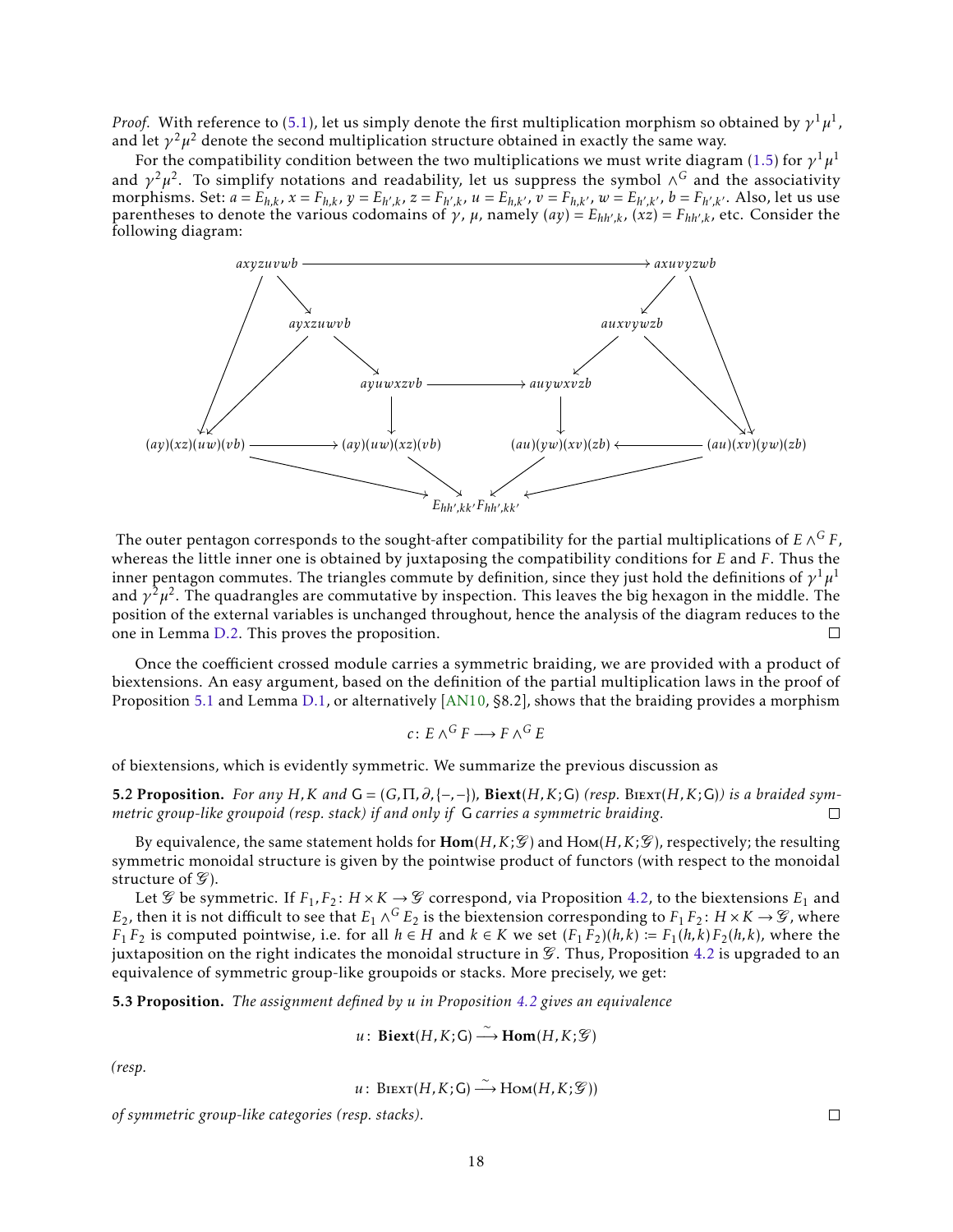*Proof.* With reference to (5.1), let us simply denote the first multiplication morphism so obtained by $\gamma^1\mu^1$, and let $\gamma^2\mu^2$ denote the second multiplication structure obtained in exactly the same way.

For the compatibility condition between the two multiplications we must write diagram (1.5) for $\gamma^1\mu^1$ and $\gamma^2\mu^2$. To simplify notations and readability, let us suppress the symbol $\wedge^G$ and the associativity morphisms. Set: $a = E_{h,k}$, $x = F_{h,k}$, $y = E_{h',k}$, $z = F_{h',k}$, $u = E_{h,k'}$, $v = F_{h,k'}$, $w = E_{h',k'}$, $b = F_{h',k'}$. Also, let us use parentheses to denote the various codomains of $\gamma$, $\mu$, namely $(ay) = E_{hh',k}$, $(xz) = F_{hh',k}$, etc. Consider the following diagram:

$$
\begin{array}{ccccccc}
axyzuvwb & & & \longrightarrow & & & axuvyzwb \\
 & ayxzuwvb & & & & auxvywzb & \\
 & & ayuwxzvb & \longrightarrow & auywxvzb & & \\
(ay)(xz)(uw)(vb) & \longrightarrow & (ay)(uw)(xz)(vb) & & (au)(yw)(xv)(zb) & \longleftarrow & (au)(xv)(yw)(zb) \\
 & & & E_{hh',kk'}F_{hh',kk'} & & &
\end{array}
$$

The outer pentagon corresponds to the sought-after compatibility for the partial multiplications of $E \wedge^G F$, whereas the little inner one is obtained by juxtaposing the compatibility conditions for $E$ and $F$. Thus the inner pentagon commutes. The triangles commute by definition, since they just hold the definitions of $\gamma^1\mu^1$ and $\gamma^2\mu^2$. The quadrangles are commutative by inspection. This leaves the big hexagon in the middle. The position of the external variables is unchanged throughout, hence the analysis of the diagram reduces to the one in Lemma D.2. This proves the proposition. □

Once the coefficient crossed module carries a symmetric braiding, we are provided with a product of biextensions. An easy argument, based on the definition of the partial multiplication laws in the proof of Proposition 5.1 and Lemma D.1, or alternatively [AN10, §8.2], shows that the braiding provides a morphism

$$c\colon E \wedge^G F \longrightarrow F \wedge^G E$$

of biextensions, which is evidently symmetric. We summarize the previous discussion as

**5.2 Proposition.** *For any $H, K$ and $\mathsf{G} = (G, \Pi, \partial, \{-,-\})$, $\mathbf{Biext}(H,K;\mathsf{G})$ (resp. $\mathrm{B{\scriptstyle IEXT}}(H,K;\mathsf{G})$) is a braided symmetric group-like groupoid (resp. stack) if and only if $\mathsf{G}$ carries a symmetric braiding.* □

By equivalence, the same statement holds for $\mathbf{Hom}(H,K;\mathscr{G})$ and $\mathrm{H{\scriptstyle OM}}(H,K;\mathscr{G})$, respectively; the resulting symmetric monoidal structure is given by the pointwise product of functors (with respect to the monoidal structure of $\mathscr{G}$).

Let $\mathscr{G}$ be symmetric. If $F_1, F_2\colon H \times K \to \mathscr{G}$ correspond, via Proposition 4.2, to the biextensions $E_1$ and $E_2$, then it is not difficult to see that $E_1 \wedge^G E_2$ is the biextension corresponding to $F_1 F_2\colon H \times K \to \mathscr{G}$, where $F_1 F_2$ is computed pointwise, i.e. for all $h \in H$ and $k \in K$ we set $(F_1 F_2)(h,k) := F_1(h,k)F_2(h,k)$, where the juxtaposition on the right indicates the monoidal structure in $\mathscr{G}$. Thus, Proposition 4.2 is upgraded to an equivalence of symmetric group-like groupoids or stacks. More precisely, we get:

**5.3 Proposition.** *The assignment defined by $u$ in Proposition 4.2 gives an equivalence*

$$u\colon \mathbf{Biext}(H,K;\mathsf{G}) \xrightarrow{\sim} \mathbf{Hom}(H,K;\mathscr{G})$$

*(resp.*

$$u\colon \mathrm{B{\scriptstyle IEXT}}(H,K;\mathsf{G}) \xrightarrow{\sim} \mathrm{H{\scriptstyle OM}}(H,K;\mathscr{G}))$$

*of symmetric group-like categories (resp. stacks).* □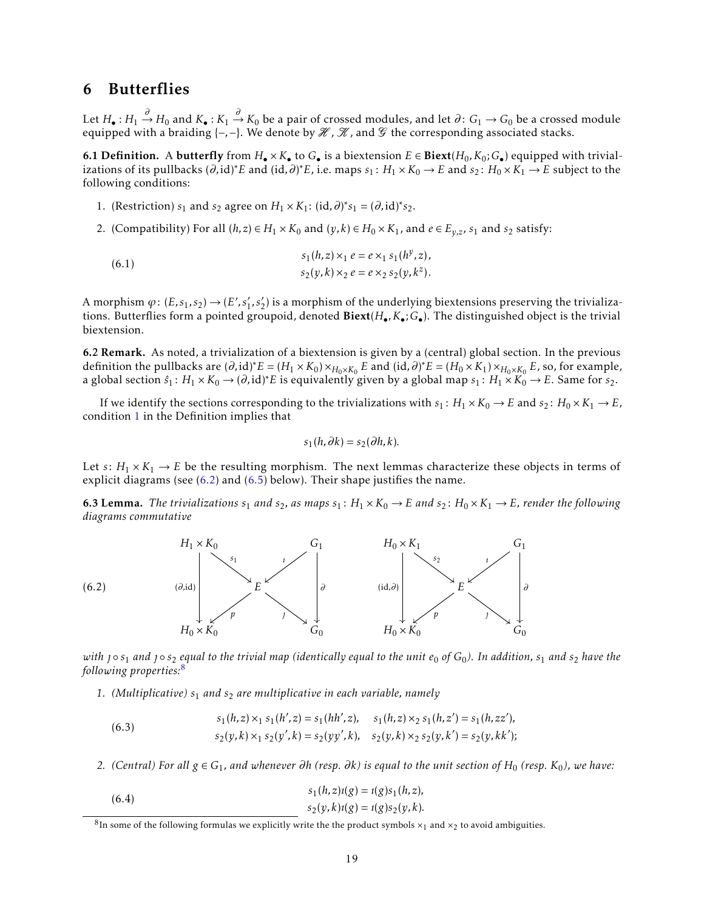## 6 Butterflies

Let $H_\bullet : H_1 \xrightarrow{\partial} H_0$ and $K_\bullet : K_1 \xrightarrow{\partial} K_0$ be a pair of crossed modules, and let $\partial\colon G_1 \to G_0$ be a crossed module equipped with a braiding $\{-,-\}$. We denote by $\mathscr{H}$, $\mathscr{K}$, and $\mathscr{G}$ the corresponding associated stacks.

**6.1 Definition.** A **butterfly** from $H_\bullet \times K_\bullet$ to $G_\bullet$ is a biextension $E \in \mathbf{Biext}(H_0, K_0; G_\bullet)$ equipped with trivializations of its pullbacks $(\partial, \mathrm{id})^* E$ and $(\mathrm{id}, \partial)^* E$, i.e. maps $s_1\colon H_1 \times K_0 \to E$ and $s_2\colon H_0 \times K_1 \to E$ subject to the following conditions:

1. (Restriction) $s_1$ and $s_2$ agree on $H_1 \times K_1$: $(\mathrm{id}, \partial)^* s_1 = (\partial, \mathrm{id})^* s_2$.
2. (Compatibility) For all $(h, z) \in H_1 \times K_0$ and $(y, k) \in H_0 \times K_1$, and $e \in E_{y,z}$, $s_1$ and $s_2$ satisfy:

$$
\begin{aligned}
s_1(h, z) \times_1 e &= e \times_1 s_1(h^y, z), \\
s_2(y, k) \times_2 e &= e \times_2 s_2(y, k^z).
\end{aligned}
\tag{6.1}
$$

A morphism $\varphi\colon (E, s_1, s_2) \to (E', s_1', s_2')$ is a morphism of the underlying biextensions preserving the trivializations. Butterflies form a pointed groupoid, denoted $\mathbf{Biext}(H_\bullet, K_\bullet; G_\bullet)$. The distinguished object is the trivial biextension.

**6.2 Remark.** As noted, a trivialization of a biextension is given by a (central) global section. In the previous definition the pullbacks are $(\partial, \mathrm{id})^* E = (H_1 \times K_0) \times_{H_0 \times K_0} E$ and $(\mathrm{id}, \partial)^* E = (H_0 \times K_1) \times_{H_0 \times K_0} E$, so, for example, a global section $\hat{s}_1\colon H_1 \times K_0 \to (\partial, \mathrm{id})^* E$ is equivalently given by a global map $s_1\colon H_1 \times K_0 \to E$. Same for $s_2$.

If we identify the sections corresponding to the trivializations with $s_1\colon H_1 \times K_0 \to E$ and $s_2\colon H_0 \times K_1 \to E$, condition 1 in the Definition implies that

$$
s_1(h, \partial k) = s_2(\partial h, k).
$$

Let $s\colon H_1 \times K_1 \to E$ be the resulting morphism. The next lemmas characterize these objects in terms of explicit diagrams (see (6.2) and (6.5) below). Their shape justifies the name.

**6.3 Lemma.** *The trivializations $s_1$ and $s_2$, as maps $s_1\colon H_1 \times K_0 \to E$ and $s_2\colon H_0 \times K_1 \to E$, render the following diagrams commutative*

$$
\begin{array}{ccccc}
H_1 \times K_0 & & & & G_1 \\
 & \searrow^{s_1} & & \swarrow^{\imath} & \\
\downarrow{\scriptstyle (\partial,\mathrm{id})} & & E & & \downarrow{\scriptstyle \partial} \\
 & \swarrow_{p} & & \searrow_{\jmath} & \\
H_0 \times K_0 & & & & G_0
\end{array}
\qquad
\begin{array}{ccccc}
H_0 \times K_1 & & & & G_1 \\
 & \searrow^{s_2} & & \swarrow^{\imath} & \\
\downarrow{\scriptstyle (\mathrm{id},\partial)} & & E & & \downarrow{\scriptstyle \partial} \\
 & \swarrow_{p} & & \searrow_{\jmath} & \\
H_0 \times K_0 & & & & G_0
\end{array}
\tag{6.2}
$$

*with $\jmath \circ s_1$ and $\jmath \circ s_2$ equal to the trivial map (identically equal to the unit $e_0$ of $G_0$). In addition, $s_1$ and $s_2$ have the following properties:*[8]

1. *(Multiplicative) $s_1$ and $s_2$ are multiplicative in each variable, namely*

$$
\begin{aligned}
s_1(h, z) \times_1 s_1(h', z) &= s_1(hh', z), \quad & s_1(h, z) \times_2 s_1(h, z') &= s_1(h, zz'), \\
s_2(y, k) \times_1 s_2(y', k) &= s_2(yy', k), \quad & s_2(y, k) \times_2 s_2(y, k') &= s_2(y, kk');
\end{aligned}
\tag{6.3}
$$

2. *(Central) For all $g \in G_1$, and whenever $\partial h$ (resp. $\partial k$) is equal to the unit section of $H_0$ (resp. $K_0$), we have:*

$$
\begin{aligned}
s_1(h, z)\imath(g) &= \imath(g) s_1(h, z), \\
s_2(y, k)\imath(g) &= \imath(g) s_2(y, k).
\end{aligned}
\tag{6.4}
$$

[8] In some of the following formulas we explicitly write the the product symbols $\times_1$ and $\times_2$ to avoid ambiguities.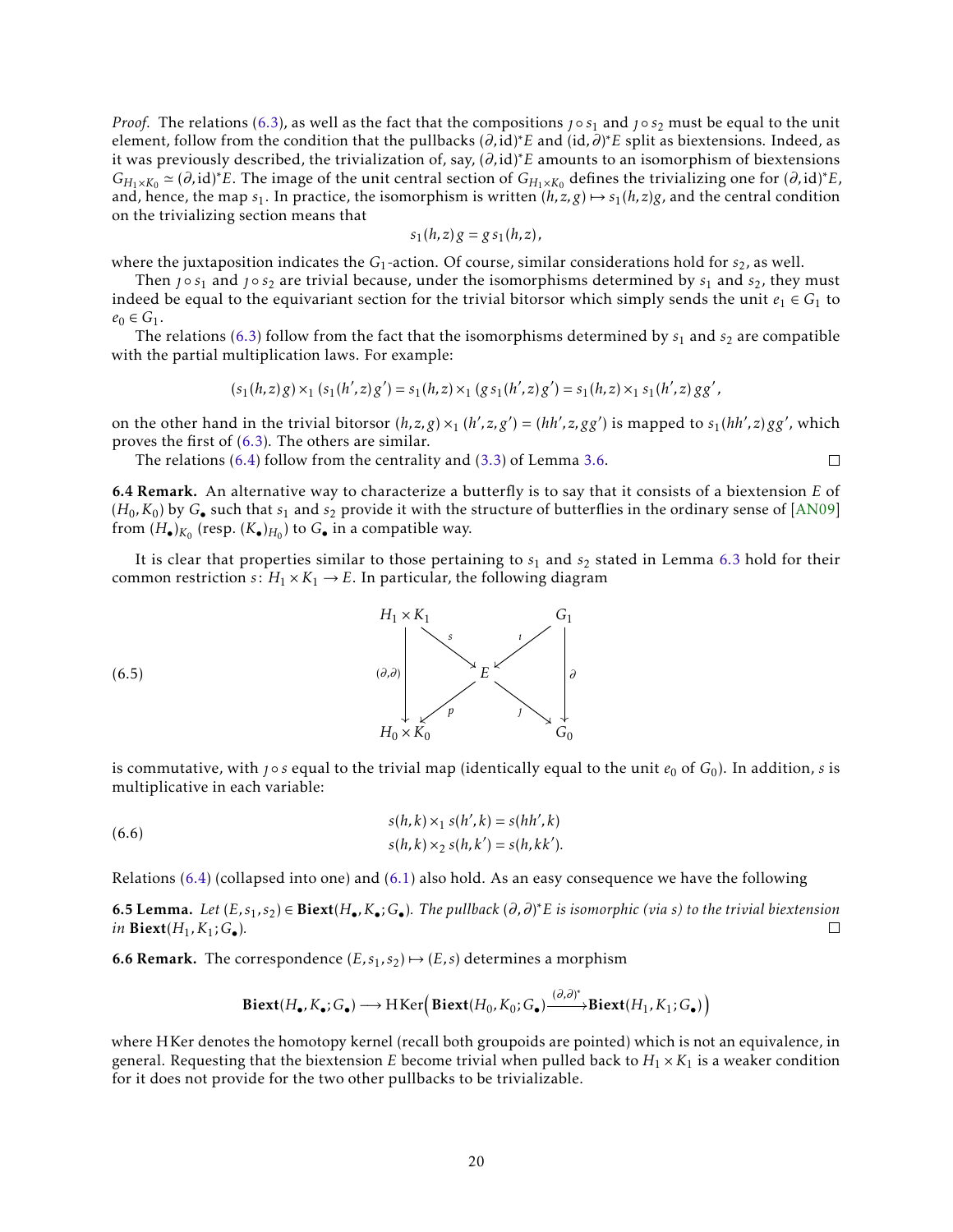*Proof.* The relations (6.3), as well as the fact that the compositions $\jmath \circ s_1$ and $\jmath \circ s_2$ must be equal to the unit element, follow from the condition that the pullbacks $(\partial, \mathrm{id})^* E$ and $(\mathrm{id}, \partial)^* E$ split as biextensions. Indeed, as it was previously described, the trivialization of, say, $(\partial, \mathrm{id})^* E$ amounts to an isomorphism of biextensions $G_{H_1 \times K_0} \simeq (\partial, \mathrm{id})^* E$. The image of the unit central section of $G_{H_1 \times K_0}$ defines the trivializing one for $(\partial, \mathrm{id})^* E$, and, hence, the map $s_1$. In practice, the isomorphism is written $(h, z, g) \mapsto s_1(h, z) g$, and the central condition on the trivializing section means that

$$s_1(h, z)\, g = g\, s_1(h, z),$$

where the juxtaposition indicates the $G_1$-action. Of course, similar considerations hold for $s_2$, as well.

Then $\jmath \circ s_1$ and $\jmath \circ s_2$ are trivial because, under the isomorphisms determined by $s_1$ and $s_2$, they must indeed be equal to the equivariant section for the trivial bitorsor which simply sends the unit $e_1 \in G_1$ to $e_0 \in G_1$.

The relations (6.3) follow from the fact that the isomorphisms determined by $s_1$ and $s_2$ are compatible with the partial multiplication laws. For example:

$$(s_1(h, z)\, g) \times_1 (s_1(h', z)\, g') = s_1(h, z) \times_1 (g\, s_1(h', z)\, g') = s_1(h, z) \times_1 s_1(h', z)\, g g',$$

on the other hand in the trivial bitorsor $(h, z, g) \times_1 (h', z, g') = (hh', z, gg')$ is mapped to $s_1(hh', z)\, gg'$, which proves the first of (6.3). The others are similar.

The relations (6.4) follow from the centrality and (3.3) of Lemma 3.6. ∎

**6.4 Remark.** An alternative way to characterize a butterfly is to say that it consists of a biextension $E$ of $(H_0, K_0)$ by $G_\bullet$ such that $s_1$ and $s_2$ provide it with the structure of butterflies in the ordinary sense of [AN09] from $(H_\bullet)_{K_0}$ (resp. $(K_\bullet)_{H_0}$) to $G_\bullet$ in a compatible way.

It is clear that properties similar to those pertaining to $s_1$ and $s_2$ stated in Lemma 6.3 hold for their common restriction $s \colon H_1 \times K_1 \to E$. In particular, the following diagram

$$\begin{array}{ccccc}
H_1 \times K_1 & & & & G_1 \\
& \searrow^{s} & & \swarrow^{\imath} & \\
\Big\downarrow{\scriptstyle (\partial,\partial)} & & E & & \Big\downarrow{\scriptstyle \partial} \\
& \swarrow_{p} & & \searrow_{\jmath} & \\
H_0 \times K_0 & & & & G_0
\end{array} \tag{6.5}$$

is commutative, with $\jmath \circ s$ equal to the trivial map (identically equal to the unit $e_0$ of $G_0$). In addition, $s$ is multiplicative in each variable:

$$\begin{aligned}
s(h, k) \times_1 s(h', k) &= s(hh', k) \\
s(h, k) \times_2 s(h, k') &= s(h, kk').
\end{aligned} \tag{6.6}$$

Relations (6.4) (collapsed into one) and (6.1) also hold. As an easy consequence we have the following

**6.5 Lemma.** *Let $(E, s_1, s_2) \in \mathbf{Biext}(H_\bullet, K_\bullet; G_\bullet)$. The pullback $(\partial, \partial)^* E$ is isomorphic (via $s$) to the trivial biextension in $\mathbf{Biext}(H_1, K_1; G_\bullet)$.* ∎

**6.6 Remark.** The correspondence $(E, s_1, s_2) \mapsto (E, s)$ determines a morphism

$$\mathbf{Biext}(H_\bullet, K_\bullet; G_\bullet) \longrightarrow \mathrm{HKer}\Big(\mathbf{Biext}(H_0, K_0; G_\bullet) \xrightarrow{(\partial,\partial)^*} \mathbf{Biext}(H_1, K_1; G_\bullet)\Big)$$

where HKer denotes the homotopy kernel (recall both groupoids are pointed) which is not an equivalence, in general. Requesting that the biextension $E$ become trivial when pulled back to $H_1 \times K_1$ is a weaker condition for it does not provide for the two other pullbacks to be trivializable.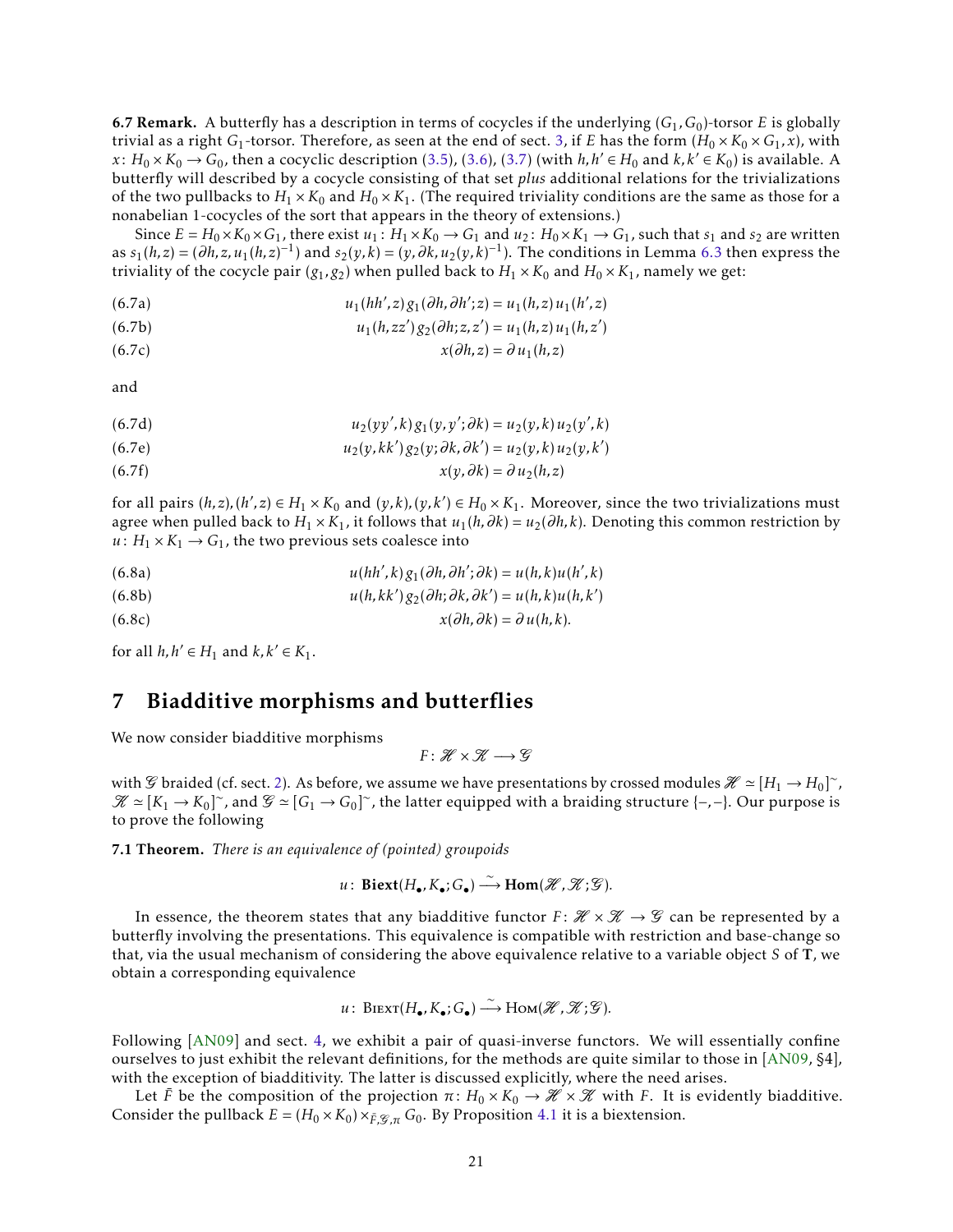**6.7 Remark.** A butterfly has a description in terms of cocycles if the underlying $(G_1, G_0)$-torsor $E$ is globally trivial as a right $G_1$-torsor. Therefore, as seen at the end of sect. 3, if $E$ has the form $(H_0 \times K_0 \times G_1, x)$, with $x\colon H_0 \times K_0 \to G_0$, then a cocyclic description (3.5), (3.6), (3.7) (with $h, h' \in H_0$ and $k, k' \in K_0$) is available. A butterfly will described by a cocycle consisting of that set *plus* additional relations for the trivializations of the two pullbacks to $H_1 \times K_0$ and $H_0 \times K_1$. (The required triviality conditions are the same as those for a nonabelian 1-cocycles of the sort that appears in the theory of extensions.)

Since $E = H_0 \times K_0 \times G_1$, there exist $u_1\colon H_1 \times K_0 \to G_1$ and $u_2\colon H_0 \times K_1 \to G_1$, such that $s_1$ and $s_2$ are written as $s_1(h,z) = (\partial h, z, u_1(h,z)^{-1})$ and $s_2(y,k) = (y, \partial k, u_2(y,k)^{-1})$. The conditions in Lemma 6.3 then express the triviality of the cocycle pair $(g_1, g_2)$ when pulled back to $H_1 \times K_0$ and $H_0 \times K_1$, namely we get:

$$u_1(hh', z)\, g_1(\partial h, \partial h'; z) = u_1(h,z)\, u_1(h',z) \tag{6.7a}$$

$$u_1(h, zz')\, g_2(\partial h; z, z') = u_1(h,z)\, u_1(h,z') \tag{6.7b}$$

$$x(\partial h, z) = \partial\, u_1(h,z) \tag{6.7c}$$

and

$$u_2(yy', k)\, g_1(y, y'; \partial k) = u_2(y,k)\, u_2(y',k) \tag{6.7d}$$

$$u_2(y, kk')\, g_2(y; \partial k, \partial k') = u_2(y,k)\, u_2(y,k') \tag{6.7e}$$

$$x(y, \partial k) = \partial\, u_2(h,z) \tag{6.7f}$$

for all pairs $(h,z),(h',z) \in H_1 \times K_0$ and $(y,k),(y,k') \in H_0 \times K_1$. Moreover, since the two trivializations must agree when pulled back to $H_1 \times K_1$, it follows that $u_1(h, \partial k) = u_2(\partial h, k)$. Denoting this common restriction by $u\colon H_1 \times K_1 \to G_1$, the two previous sets coalesce into

$$u(hh', k)\, g_1(\partial h, \partial h'; \partial k) = u(h,k) u(h',k) \tag{6.8a}$$

$$u(h, kk')\, g_2(\partial h; \partial k, \partial k') = u(h,k) u(h,k') \tag{6.8b}$$

$$x(\partial h, \partial k) = \partial\, u(h,k). \tag{6.8c}$$

for all $h, h' \in H_1$ and $k, k' \in K_1$.

## 7 Biadditive morphisms and butterflies

We now consider biadditive morphisms

$$F\colon \mathscr{H} \times \mathscr{K} \longrightarrow \mathscr{G}$$

with $\mathscr{G}$ braided (cf. sect. 2). As before, we assume we have presentations by crossed modules $\mathscr{H} \simeq [H_1 \to H_0]^\sim$, $\mathscr{K} \simeq [K_1 \to K_0]^\sim$, and $\mathscr{G} \simeq [G_1 \to G_0]^\sim$, the latter equipped with a braiding structure $\{-,-\}$. Our purpose is to prove the following

**7.1 Theorem.** *There is an equivalence of (pointed) groupoids*

$$u\colon \mathbf{Biext}(H_\bullet, K_\bullet; G_\bullet) \xrightarrow{\ \sim\ } \mathbf{Hom}(\mathscr{H}, \mathscr{K}; \mathscr{G}).$$

In essence, the theorem states that any biadditive functor $F\colon \mathscr{H} \times \mathscr{K} \to \mathscr{G}$ can be represented by a butterfly involving the presentations. This equivalence is compatible with restriction and base-change so that, via the usual mechanism of considering the above equivalence relative to a variable object $S$ of $\mathbf{T}$, we obtain a corresponding equivalence

$$u\colon \mathrm{B{\scriptstyle IEXT}}(H_\bullet, K_\bullet; G_\bullet) \xrightarrow{\ \sim\ } \mathrm{H{\scriptstyle OM}}(\mathscr{H}, \mathscr{K}; \mathscr{G}).$$

Following [AN09] and sect. 4, we exhibit a pair of quasi-inverse functors. We will essentially confine ourselves to just exhibit the relevant definitions, for the methods are quite similar to those in [AN09, §4], with the exception of biadditivity. The latter is discussed explicitly, where the need arises.

Let $\bar{F}$ be the composition of the projection $\pi\colon H_0 \times K_0 \to \mathscr{H} \times \mathscr{K}$ with $F$. It is evidently biadditive. Consider the pullback $E = (H_0 \times K_0) \times_{\bar{F}, \mathscr{G}, \pi} G_0$. By Proposition 4.1 it is a biextension.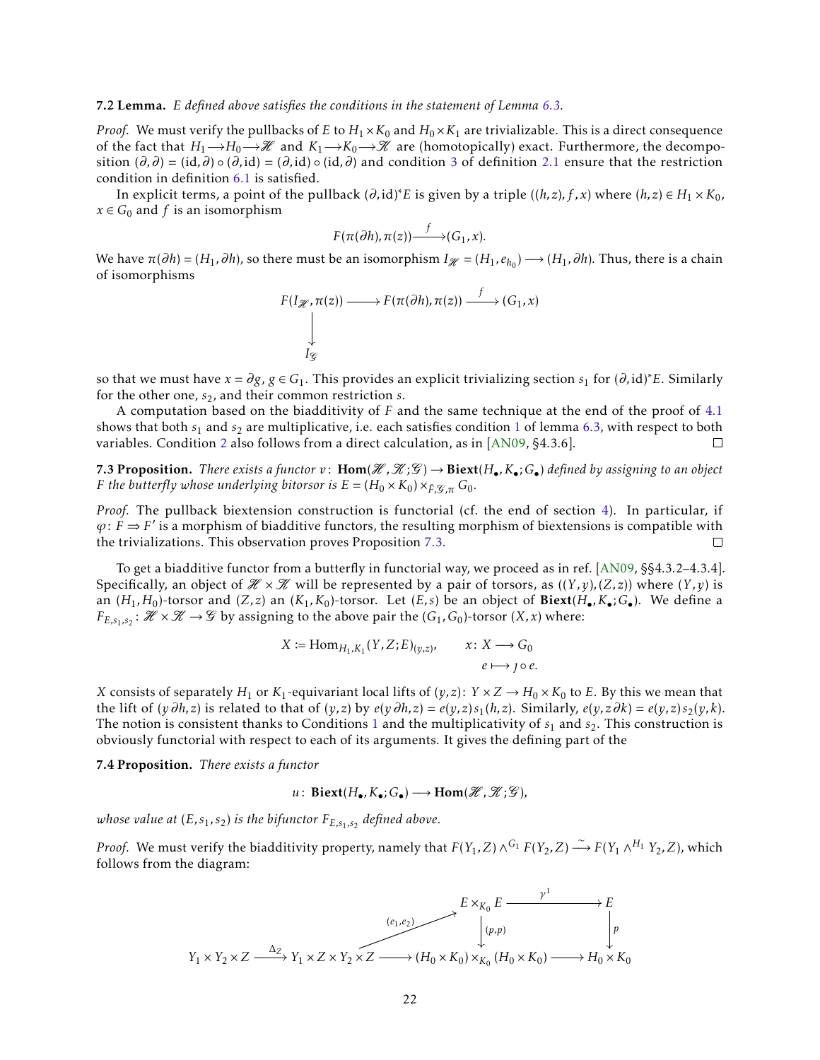**7.2 Lemma.** *$E$ defined above satisfies the conditions in the statement of Lemma 6.3.*

*Proof.* We must verify the pullbacks of $E$ to $H_1 \times K_0$ and $H_0 \times K_1$ are trivializable. This is a direct consequence of the fact that $H_1 \longrightarrow H_0 \longrightarrow \mathscr{H}$ and $K_1 \longrightarrow K_0 \longrightarrow \mathscr{K}$ are (homotopically) exact. Furthermore, the decomposition $(\partial,\partial) = (\mathrm{id},\partial)\circ(\partial,\mathrm{id}) = (\partial,\mathrm{id})\circ(\mathrm{id},\partial)$ and condition 3 of definition 2.1 ensure that the restriction condition in definition 6.1 is satisfied.

In explicit terms, a point of the pullback $(\partial,\mathrm{id})^*E$ is given by a triple $((h,z),f,x)$ where $(h,z)\in H_1\times K_0$, $x\in G_0$ and $f$ is an isomorphism

$$F(\pi(\partial h),\pi(z)) \xrightarrow{\ f\ } (G_1,x).$$

We have $\pi(\partial h) = (H_1,\partial h)$, so there must be an isomorphism $I_{\mathscr{H}} = (H_1, e_{h_0}) \longrightarrow (H_1,\partial h)$. Thus, there is a chain of isomorphisms

$$\begin{array}{ccccc} F(I_{\mathscr{H}},\pi(z)) & \longrightarrow & F(\pi(\partial h),\pi(z)) & \xrightarrow{\ f\ } & (G_1,x) \\ \big\downarrow & & & & \\ I_{\mathscr{G}} & & & & \end{array}$$

so that we must have $x = \partial g$, $g\in G_1$. This provides an explicit trivializing section $s_1$ for $(\partial,\mathrm{id})^*E$. Similarly for the other one, $s_2$, and their common restriction $s$.

A computation based on the biadditivity of $F$ and the same technique at the end of the proof of 4.1 shows that both $s_1$ and $s_2$ are multiplicative, i.e. each satisfies condition 1 of lemma 6.3, with respect to both variables. Condition 2 also follows from a direct calculation, as in [AN09, §4.3.6]. □

**7.3 Proposition.** *There exists a functor $v\colon \mathbf{Hom}(\mathscr{H},\mathscr{K};\mathscr{G}) \to \mathbf{Biext}(H_\bullet,K_\bullet;G_\bullet)$ defined by assigning to an object $F$ the butterfly whose underlying bitorsor is $E = (H_0\times K_0)\times_{\tilde F,\mathscr{G},\pi} G_0$.*

*Proof.* The pullback biextension construction is functorial (cf. the end of section 4). In particular, if $\varphi\colon F\Rightarrow F'$ is a morphism of biadditive functors, the resulting morphism of biextensions is compatible with the trivializations. This observation proves Proposition 7.3. □

To get a biadditive functor from a butterfly in functorial way, we proceed as in ref. [AN09, §§4.3.2–4.3.4]. Specifically, an object of $\mathscr{H}\times\mathscr{K}$ will be represented by a pair of torsors, as $((Y,y),(Z,z))$ where $(Y,y)$ is an $(H_1,H_0)$-torsor and $(Z,z)$ an $(K_1,K_0)$-torsor. Let $(E,s)$ be an object of $\mathbf{Biext}(H_\bullet,K_\bullet;G_\bullet)$. We define a $F_{E,s_1,s_2}\colon \mathscr{H}\times\mathscr{K}\to\mathscr{G}$ by assigning to the above pair the $(G_1,G_0)$-torsor $(X,x)$ where:

$$X \coloneqq \mathrm{Hom}_{H_1,K_1}(Y,Z;E)_{(y,z)}, \qquad \begin{aligned} x\colon X &\longrightarrow G_0 \\ e &\longmapsto \jmath\circ e. \end{aligned}$$

$X$ consists of separately $H_1$ or $K_1$-equivariant local lifts of $(y,z)\colon Y\times Z\to H_0\times K_0$ to $E$. By this we mean that the lift of $(y\,\partial h, z)$ is related to that of $(y,z)$ by $e(y\,\partial h,z) = e(y,z)s_1(h,z)$. Similarly, $e(y,z\,\partial k) = e(y,z)s_2(y,k)$. The notion is consistent thanks to Conditions 1 and the multiplicativity of $s_1$ and $s_2$. This construction is obviously functorial with respect to each of its arguments. It gives the defining part of the

**7.4 Proposition.** *There exists a functor*

$$u\colon \mathbf{Biext}(H_\bullet,K_\bullet;G_\bullet) \longrightarrow \mathbf{Hom}(\mathscr{H},\mathscr{K};\mathscr{G}),$$

*whose value at $(E,s_1,s_2)$ is the bifunctor $F_{E,s_1,s_2}$ defined above.*

*Proof.* We must verify the biadditivity property, namely that $F(Y_1,Z)\wedge^{G_1}F(Y_2,Z)\xrightarrow{\ \sim\ } F(Y_1\wedge^{H_1}Y_2,Z)$, which follows from the diagram:

$$\begin{array}{ccccccc} & & & & E\times_{K_0}E & \xrightarrow{\ \gamma^1\ } & E \\ & & & \overset{(e_1,e_2)}{\nearrow} & \big\downarrow{\scriptstyle (p,p)} & & \big\downarrow{\scriptstyle p} \\ Y_1\times Y_2\times Z & \xrightarrow{\ \Delta_Z\ } & Y_1\times Z\times Y_2\times Z & \longrightarrow & (H_0\times K_0)\times_{K_0}(H_0\times K_0) & \longrightarrow & H_0\times K_0 \end{array}$$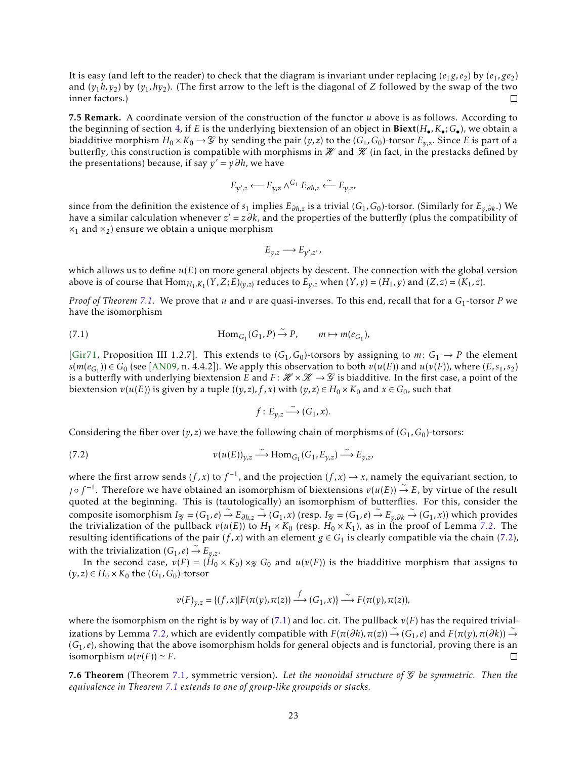It is easy (and left to the reader) to check that the diagram is invariant under replacing $(e_1 g, e_2)$ by $(e_1, g e_2)$ and $(y_1 h, y_2)$ by $(y_1, h y_2)$. (The first arrow to the left is the diagonal of $Z$ followed by the swap of the two inner factors.) □

**7.5 Remark.** A coordinate version of the construction of the functor $u$ above is as follows. According to the beginning of section 4, if $E$ is the underlying biextension of an object in $\mathbf{Biext}(H_\bullet, K_\bullet; G_\bullet)$, we obtain a biadditive morphism $H_0 \times K_0 \to \mathscr{G}$ by sending the pair $(y,z)$ to the $(G_1, G_0)$-torsor $E_{y,z}$. Since $E$ is part of a butterfly, this construction is compatible with morphisms in $\mathscr{H}$ and $\mathscr{K}$ (in fact, in the prestacks defined by the presentations) because, if say $y' = y\,\partial h$, we have

$$E_{y',z} \longleftarrow E_{y,z} \wedge^{G_1} E_{\partial h, z} \overset{\sim}{\longleftarrow} E_{y,z},$$

since from the definition the existence of $s_1$ implies $E_{\partial h, z}$ is a trivial $(G_1, G_0)$-torsor. (Similarly for $E_{y, \partial k}$.) We have a similar calculation whenever $z' = z\,\partial k$, and the properties of the butterfly (plus the compatibility of $\times_1$ and $\times_2$) ensure we obtain a unique morphism

$$E_{y,z} \longrightarrow E_{y',z'},$$

which allows us to define $u(E)$ on more general objects by descent. The connection with the global version above is of course that $\mathrm{Hom}_{H_1,K_1}(Y,Z;E)_{(y,z)}$ reduces to $E_{y,z}$ when $(Y,y) = (H_1, y)$ and $(Z,z) = (K_1, z)$.

*Proof of Theorem 7.1.* We prove that $u$ and $v$ are quasi-inverses. To this end, recall that for a $G_1$-torsor $P$ we have the isomorphism

$$\mathrm{Hom}_{G_1}(G_1, P) \overset{\sim}{\to} P, \qquad m \mapsto m(e_{G_1}), \tag{7.1}$$

[Gir71, Proposition III 1.2.7]. This extends to $(G_1, G_0)$-torsors by assigning to $m\colon G_1 \to P$ the element $s(m(e_{G_1})) \in G_0$ (see [AN09, n. 4.4.2]). We apply this observation to both $v(u(E))$ and $u(v(F))$, where $(E, s_1, s_2)$ is a butterfly with underlying biextension $E$ and $F\colon \mathscr{H} \times \mathscr{K} \to \mathscr{G}$ is biadditive. In the first case, a point of the biextension $v(u(E))$ is given by a tuple $((y,z), f, x)$ with $(y,z) \in H_0 \times K_0$ and $x \in G_0$, such that

$$f \colon E_{y,z} \overset{\sim}{\longrightarrow} (G_1, x).$$

Considering the fiber over $(y,z)$ we have the following chain of morphisms of $(G_1, G_0)$-torsors:

$$v(u(E))_{y,z} \overset{\sim}{\longrightarrow} \mathrm{Hom}_{G_1}(G_1, E_{y,z}) \overset{\sim}{\longrightarrow} E_{y,z}, \tag{7.2}$$

where the first arrow sends $(f,x)$ to $f^{-1}$, and the projection $(f,x) \to x$, namely the equivariant section, to $\jmath \circ f^{-1}$. Therefore we have obtained an isomorphism of biextensions $v(u(E)) \overset{\sim}{\to} E$, by virtue of the result quoted at the beginning. This is (tautologically) an isomorphism of butterflies. For this, consider the composite isomorphism $I_{\mathscr{G}} = (G_1, e) \overset{\sim}{\to} E_{\partial h, z} \overset{\sim}{\to} (G_1, x)$ (resp. $I_{\mathscr{G}} = (G_1, e) \overset{\sim}{\to} E_{y, \partial k} \overset{\sim}{\to} (G_1, x)$) which provides the trivialization of the pullback $v(u(E))$ to $H_1 \times K_0$ (resp. $H_0 \times K_1$), as in the proof of Lemma 7.2. The resulting identifications of the pair $(f,x)$ with an element $g \in G_1$ is clearly compatible via the chain (7.2), with the trivialization $(G_1, e) \overset{\sim}{\to} E_{y,z}$.

In the second case, $v(F) = (H_0 \times K_0) \times_{\mathscr{G}} G_0$ and $u(v(F))$ is the biadditive morphism that assigns to $(y,z) \in H_0 \times K_0$ the $(G_1, G_0)$-torsor

$$v(F)_{y,z} = \{(f,x) | F(\pi(y), \pi(z)) \overset{f}{\longrightarrow} (G_1, x)\} \overset{\sim}{\longrightarrow} F(\pi(y), \pi(z)),$$

where the isomorphism on the right is by way of (7.1) and loc. cit. The pullback $v(F)$ has the required trivializations by Lemma 7.2, which are evidently compatible with $F(\pi(\partial h), \pi(z)) \overset{\sim}{\to} (G_1, e)$ and $F(\pi(y), \pi(\partial k)) \overset{\sim}{\to} (G_1, e)$, showing that the above isomorphism holds for general objects and is functorial, proving there is an isomorphism $u(v(F)) \simeq F$. □

**7.6 Theorem** (Theorem 7.1, symmetric version)**.** *Let the monoidal structure of $\mathscr{G}$ be symmetric. Then the equivalence in Theorem 7.1 extends to one of group-like groupoids or stacks.*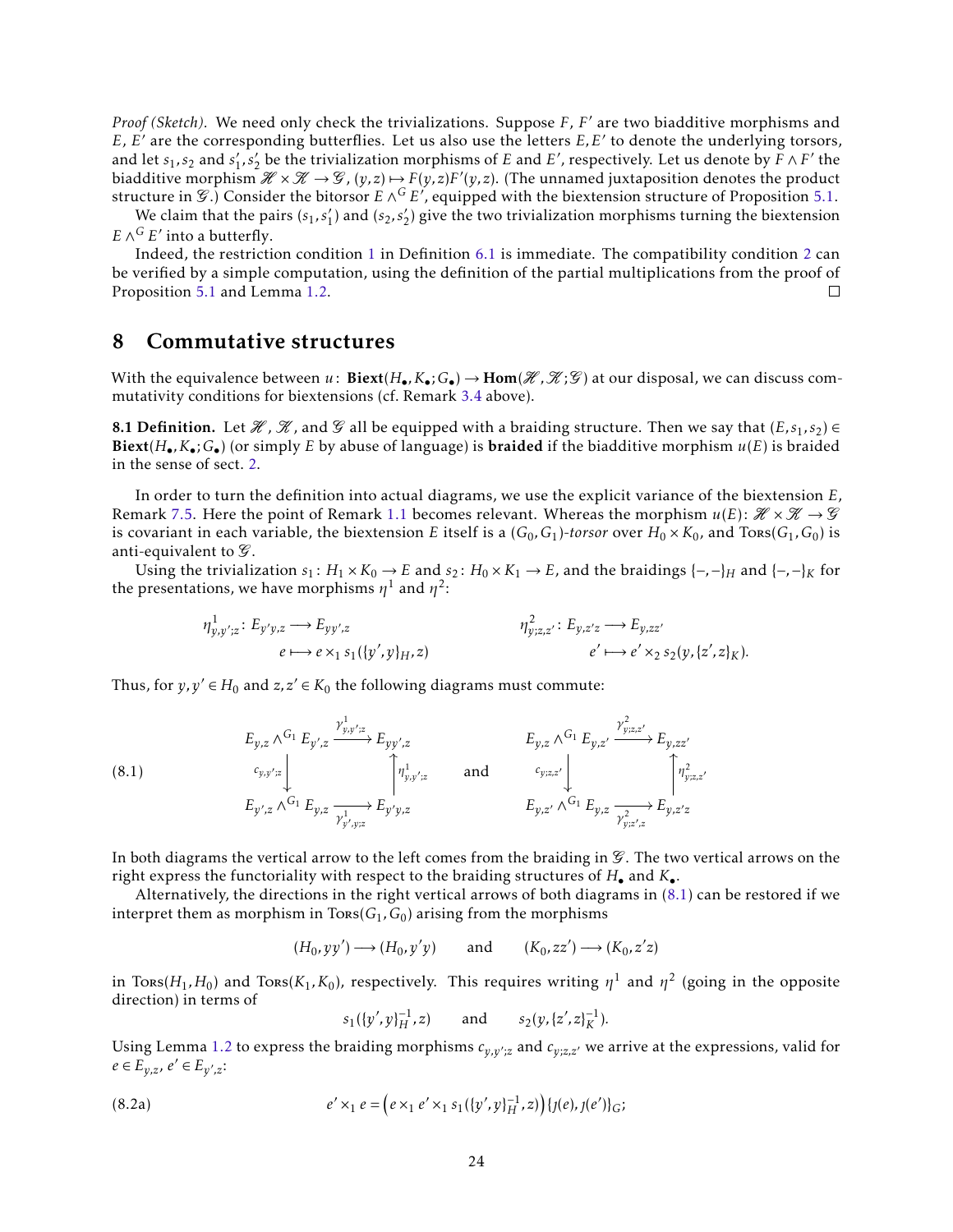*Proof (Sketch).* We need only check the trivializations. Suppose $F$, $F'$ are two biadditive morphisms and $E$, $E'$ are the corresponding butterflies. Let us also use the letters $E, E'$ to denote the underlying torsors, and let $s_1, s_2$ and $s_1', s_2'$ be the trivialization morphisms of $E$ and $E'$, respectively. Let us denote by $F \wedge F'$ the biadditive morphism $\mathscr{H} \times \mathscr{K} \to \mathscr{G}$, $(y,z) \mapsto F(y,z)F'(y,z)$. (The unnamed juxtaposition denotes the product structure in $\mathscr{G}$.) Consider the bitorsor $E \wedge^G E'$, equipped with the biextension structure of Proposition 5.1.

We claim that the pairs $(s_1, s_1')$ and $(s_2, s_2')$ give the two trivialization morphisms turning the biextension $E \wedge^G E'$ into a butterfly.

Indeed, the restriction condition 1 in Definition 6.1 is immediate. The compatibility condition 2 can be verified by a simple computation, using the definition of the partial multiplications from the proof of Proposition 5.1 and Lemma 1.2. □

# 8 Commutative structures

With the equivalence between $u\colon \mathbf{Biext}(H_\bullet, K_\bullet; G_\bullet) \to \mathbf{Hom}(\mathscr{H}, \mathscr{K}; \mathscr{G})$ at our disposal, we can discuss commutativity conditions for biextensions (cf. Remark 3.4 above).

**8.1 Definition.** Let $\mathscr{H}$, $\mathscr{K}$, and $\mathscr{G}$ all be equipped with a braiding structure. Then we say that $(E, s_1, s_2) \in \mathbf{Biext}(H_\bullet, K_\bullet; G_\bullet)$ (or simply $E$ by abuse of language) is **braided** if the biadditive morphism $u(E)$ is braided in the sense of sect. 2.

In order to turn the definition into actual diagrams, we use the explicit variance of the biextension $E$, Remark 7.5. Here the point of Remark 1.1 becomes relevant. Whereas the morphism $u(E)\colon \mathscr{H} \times \mathscr{K} \to \mathscr{G}$ is covariant in each variable, the biextension $E$ itself is a $(G_0, G_1)$*-torsor* over $H_0 \times K_0$, and $\textsc{Tors}(G_1, G_0)$ is anti-equivalent to $\mathscr{G}$.

Using the trivialization $s_1\colon H_1 \times K_0 \to E$ and $s_2\colon H_0 \times K_1 \to E$, and the braidings $\{-,-\}_H$ and $\{-,-\}_K$ for the presentations, we have morphisms $\eta^1$ and $\eta^2$:

$$
\begin{aligned}
\eta^1_{y,y';z}\colon E_{y'y,z} &\longrightarrow E_{yy',z} \\
e &\longmapsto e \times_1 s_1(\{y',y\}_H, z)
\end{aligned}
\qquad\qquad
\begin{aligned}
\eta^2_{y;z,z'}\colon E_{y,z'z} &\longrightarrow E_{y,zz'} \\
e' &\longmapsto e' \times_2 s_2(y, \{z',z\}_K).
\end{aligned}
$$

Thus, for $y, y' \in H_0$ and $z, z' \in K_0$ the following diagrams must commute:

$$
\begin{array}{ccc}
E_{y,z} \wedge^{G_1} E_{y',z} & \xrightarrow{\gamma^1_{y,y';z}} & E_{yy',z} \\
{\scriptstyle c_{y,y';z}}\downarrow & & \uparrow{\scriptstyle \eta^1_{y,y';z}} \\
E_{y',z} \wedge^{G_1} E_{y,z} & \xrightarrow[\gamma^1_{y',y;z}]{} & E_{y'y,z}
\end{array}
\qquad \text{and} \qquad
\begin{array}{ccc}
E_{y,z} \wedge^{G_1} E_{y,z'} & \xrightarrow{\gamma^2_{y;z,z'}} & E_{y,zz'} \\
{\scriptstyle c_{y;z,z'}}\downarrow & & \uparrow{\scriptstyle \eta^2_{y;z,z'}} \\
E_{y,z'} \wedge^{G_1} E_{y,z} & \xrightarrow[\gamma^2_{y;z',z}]{} & E_{y,z'z}
\end{array}
\tag{8.1}
$$

In both diagrams the vertical arrow to the left comes from the braiding in $\mathscr{G}$. The two vertical arrows on the right express the functoriality with respect to the braiding structures of $H_\bullet$ and $K_\bullet$.

Alternatively, the directions in the right vertical arrows of both diagrams in (8.1) can be restored if we interpret them as morphism in $\textsc{Tors}(G_1, G_0)$ arising from the morphisms

$$
(H_0, yy') \longrightarrow (H_0, y'y) \qquad \text{and} \qquad (K_0, zz') \longrightarrow (K_0, z'z)
$$

in $\textsc{Tors}(H_1, H_0)$ and $\textsc{Tors}(K_1, K_0)$, respectively. This requires writing $\eta^1$ and $\eta^2$ (going in the opposite direction) in terms of

$$
s_1(\{y',y\}_H^{-1}, z) \qquad \text{and} \qquad s_2(y, \{z',z\}_K^{-1}).
$$

Using Lemma 1.2 to express the braiding morphisms $c_{y,y';z}$ and $c_{y;z,z'}$ we arrive at the expressions, valid for $e \in E_{y,z}$, $e' \in E_{y',z}$:

$$
e' \times_1 e = \left( e \times_1 e' \times_1 s_1(\{y',y\}_H^{-1}, z) \right) \{\jmath(e), \jmath(e')\}_G; \tag{8.2a}
$$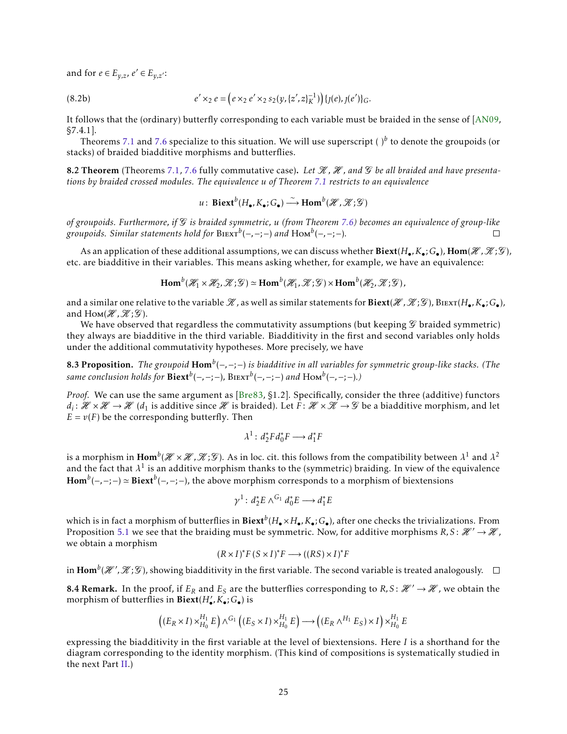and for $e \in E_{y,z}$, $e' \in E_{y,z'}$:

$$e' \times_2 e = \Big( e \times_2 e' \times_2 s_2(y, \{z', z\}_K^{-1}) \Big) \{\jmath(e), \jmath(e')\}_G. \tag{8.2b}$$

It follows that the (ordinary) butterfly corresponding to each variable must be braided in the sense of [AN09, §7.4.1].

Theorems 7.1 and 7.6 specialize to this situation. We will use superscript $(\ )^b$ to denote the groupoids (or stacks) of braided biadditive morphisms and butterflies.

**8.2 Theorem** (Theorems 7.1, 7.6 fully commutative case)**.** *Let $\mathscr{H}$, $\mathscr{K}$, and $\mathscr{G}$ be all braided and have presentations by braided crossed modules. The equivalence $u$ of Theorem 7.1 restricts to an equivalence*

$$u\colon\ \mathbf{Biext}^b(H_\bullet, K_\bullet; G_\bullet) \xrightarrow{\ \sim\ } \mathbf{Hom}^b(\mathscr{H}, \mathscr{K}; \mathscr{G})$$

*of groupoids. Furthermore, if $\mathscr{G}$ is braided symmetric, $u$ (from Theorem 7.6) becomes an equivalence of group-like groupoids. Similar statements hold for $\mathrm{B{\scriptstyle IEXT}}^b(-,-;-)$ and $\mathrm{H{\scriptstyle OM}}^b(-,-;-)$.* □

As an application of these additional assumptions, we can discuss whether $\mathbf{Biext}(H_\bullet, K_\bullet; G_\bullet)$, $\mathbf{Hom}(\mathscr{H}, \mathscr{K}; \mathscr{G})$, etc. are biadditive in their variables. This means asking whether, for example, we have an equivalence:

$$\mathbf{Hom}^b(\mathscr{H}_1 \times \mathscr{H}_2, \mathscr{K}; \mathscr{G}) \simeq \mathbf{Hom}^b(\mathscr{H}_1, \mathscr{K}; \mathscr{G}) \times \mathbf{Hom}^b(\mathscr{H}_2, \mathscr{K}; \mathscr{G}),$$

and a similar one relative to the variable $\mathscr{K}$, as well as similar statements for $\mathbf{Biext}(\mathscr{H}, \mathscr{K}; \mathscr{G})$, $\mathrm{B{\scriptstyle IEXT}}(H_\bullet, K_\bullet; G_\bullet)$, and $\mathrm{H{\scriptstyle OM}}(\mathscr{H}, \mathscr{K}; \mathscr{G})$.

We have observed that regardless the commutativity assumptions (but keeping $\mathscr{G}$ braided symmetric) they always are biadditive in the third variable. Biadditivity in the first and second variables only holds under the additional commutativity hypotheses. More precisely, we have

**8.3 Proposition.** *The groupoid $\mathbf{Hom}^b(-,-;-)$ is biadditive in all variables for symmetric group-like stacks. (The same conclusion holds for $\mathbf{Biext}^b(-,-;-)$, $\mathrm{B{\scriptstyle IEXT}}^b(-,-;-)$ and $\mathrm{H{\scriptstyle OM}}^b(-,-;-)$.)*

*Proof.* We can use the same argument as [Bre83, §1.2]. Specifically, consider the three (additive) functors $d_i\colon \mathscr{H} \times \mathscr{H} \to \mathscr{H}$ ($d_1$ is additive since $\mathscr{H}$ is braided). Let $F\colon \mathscr{H} \times \mathscr{K} \to \mathscr{G}$ be a biadditive morphism, and let $E = v(F)$ be the corresponding butterfly. Then

$$\lambda^1\colon\ d_2^* F d_0^* F \longrightarrow d_1^* F$$

is a morphism in $\mathbf{Hom}^b(\mathscr{H} \times \mathscr{H}, \mathscr{K}; \mathscr{G})$. As in loc. cit. this follows from the compatibility between $\lambda^1$ and $\lambda^2$ and the fact that $\lambda^1$ is an additive morphism thanks to the (symmetric) braiding. In view of the equivalence $\mathbf{Hom}^b(-,-;-) \simeq \mathbf{Biext}^b(-,-;-)$, the above morphism corresponds to a morphism of biextensions

$$\gamma^1\colon\ d_2^* E \wedge^{G_1} d_0^* E \longrightarrow d_1^* E$$

which is in fact a morphism of butterflies in $\mathbf{Biext}^b(H_\bullet \times H_\bullet, K_\bullet; G_\bullet)$, after one checks the trivializations. From Proposition 5.1 we see that the braiding must be symmetric. Now, for additive morphisms $R, S\colon \mathscr{H}' \to \mathscr{H}$, we obtain a morphism

$$(R \times I)^* F\, (S \times I)^* F \longrightarrow ((RS) \times I)^* F$$

in $\mathbf{Hom}^b(\mathscr{H}', \mathscr{K}; \mathscr{G})$, showing biadditivity in the first variable. The second variable is treated analogously. □

**8.4 Remark.** In the proof, if $E_R$ and $E_S$ are the butterflies corresponding to $R, S\colon \mathscr{H}' \to \mathscr{H}$, we obtain the morphism of butterflies in $\mathbf{Biext}(H'_\bullet, K_\bullet; G_\bullet)$ is

$$\Big( (E_R \times I) \times_{H_0}^{H_1} E \Big) \wedge^{G_1} \Big( (E_S \times I) \times_{H_0}^{H_1} E \Big) \longrightarrow \Big( (E_R \wedge^{H_1} E_S) \times I \Big) \times_{H_0}^{H_1} E$$

expressing the biadditivity in the first variable at the level of biextensions. Here $I$ is a shorthand for the diagram corresponding to the identity morphism. (This kind of compositions is systematically studied in the next Part II.)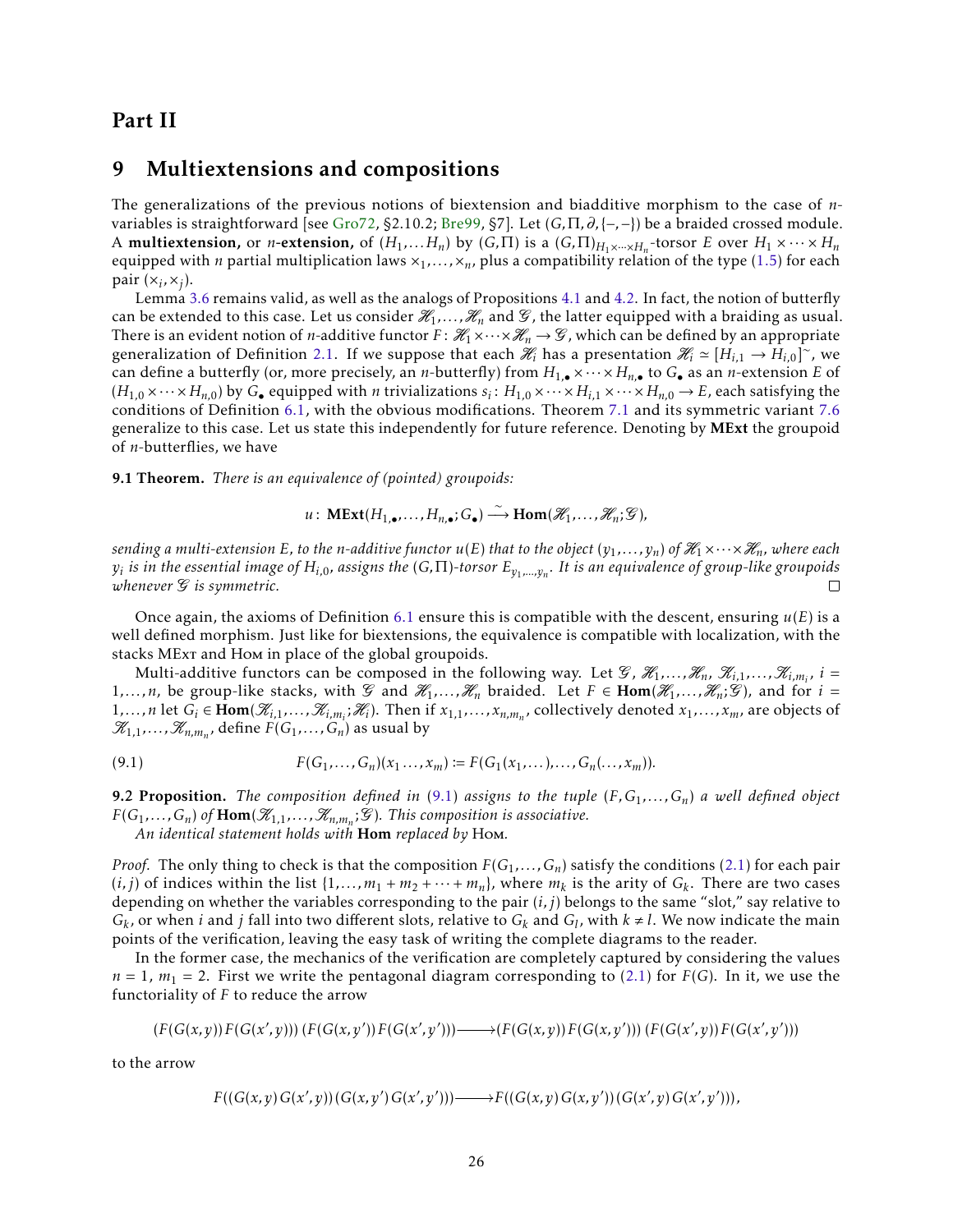# Part II

## 9 Multiextensions and compositions

The generalizations of the previous notions of biextension and biadditive morphism to the case of $n$-variables is straightforward [see Gro72, §2.10.2; Bre99, §7]. Let $(G, \Pi, \partial, \{-,-\})$ be a braided crossed module. A **multiextension,** or $n$**-extension,** of $(H_1, \dots H_n)$ by $(G, \Pi)$ is a $(G,\Pi)_{H_1\times\cdots\times H_n}$-torsor $E$ over $H_1 \times \cdots \times H_n$ equipped with $n$ partial multiplication laws $\times_1, \dots, \times_n$, plus a compatibility relation of the type (1.5) for each pair $(\times_i, \times_j)$.

Lemma 3.6 remains valid, as well as the analogs of Propositions 4.1 and 4.2. In fact, the notion of butterfly can be extended to this case. Let us consider $\mathscr{H}_1, \dots, \mathscr{H}_n$ and $\mathscr{G}$, the latter equipped with a braiding as usual. There is an evident notion of $n$-additive functor $F\colon \mathscr{H}_1 \times \cdots \times \mathscr{H}_n \to \mathscr{G}$, which can be defined by an appropriate generalization of Definition 2.1. If we suppose that each $\mathscr{H}_i$ has a presentation $\mathscr{H}_i \simeq [H_{i,1} \to H_{i,0}]^\sim$, we can define a butterfly (or, more precisely, an $n$-butterfly) from $H_{1,\bullet} \times \cdots \times H_{n,\bullet}$ to $G_\bullet$ as an $n$-extension $E$ of $(H_{1,0} \times \cdots \times H_{n,0})$ by $G_\bullet$ equipped with $n$ trivializations $s_i\colon H_{1,0} \times \cdots \times H_{i,1} \times \cdots \times H_{n,0} \to E$, each satisfying the conditions of Definition 6.1, with the obvious modifications. Theorem 7.1 and its symmetric variant 7.6 generalize to this case. Let us state this independently for future reference. Denoting by **MExt** the groupoid of $n$-butterflies, we have

**9.1 Theorem.** *There is an equivalence of (pointed) groupoids:*

$$u\colon \mathbf{MExt}(H_{1,\bullet}, \dots, H_{n,\bullet}; G_\bullet) \xrightarrow{\sim} \mathbf{Hom}(\mathscr{H}_1, \dots, \mathscr{H}_n; \mathscr{G}),$$

*sending a multi-extension $E$, to the $n$-additive functor $u(E)$ that to the object $(y_1, \dots, y_n)$ of $\mathscr{H}_1 \times \cdots \times \mathscr{H}_n$, where each $y_i$ is in the essential image of $H_{i,0}$, assigns the $(G,\Pi)$-torsor $E_{y_1,\dots,y_n}$. It is an equivalence of group-like groupoids whenever $\mathscr{G}$ is symmetric.* □

Once again, the axioms of Definition 6.1 ensure this is compatible with the descent, ensuring $u(E)$ is a well defined morphism. Just like for biextensions, the equivalence is compatible with localization, with the stacks MExt and Hom in place of the global groupoids.

Multi-additive functors can be composed in the following way. Let $\mathscr{G}$, $\mathscr{H}_1, \dots, \mathscr{H}_n$, $\mathscr{K}_{i,1}, \dots, \mathscr{K}_{i,m_i}$, $i = 1, \dots, n$, be group-like stacks, with $\mathscr{G}$ and $\mathscr{H}_1, \dots, \mathscr{H}_n$ braided. Let $F \in \mathbf{Hom}(\mathscr{H}_1, \dots, \mathscr{H}_n; \mathscr{G})$, and for $i = 1, \dots, n$ let $G_i \in \mathbf{Hom}(\mathscr{K}_{i,1}, \dots, \mathscr{K}_{i,m_i}; \mathscr{H}_i)$. Then if $x_{1,1}, \dots, x_{n,m_n}$, collectively denoted $x_1, \dots, x_m$, are objects of $\mathscr{K}_{1,1}, \dots, \mathscr{K}_{n,m_n}$, define $F(G_1, \dots, G_n)$ as usual by

$$F(G_1, \dots, G_n)(x_1 \dots, x_m) := F(G_1(x_1, \dots), \dots, G_n(\dots, x_m)). \tag{9.1}$$

**9.2 Proposition.** *The composition defined in (9.1) assigns to the tuple $(F, G_1, \dots, G_n)$ a well defined object $F(G_1, \dots, G_n)$ of $\mathbf{Hom}(\mathscr{K}_{1,1}, \dots, \mathscr{K}_{n,m_n}; \mathscr{G})$. This composition is associative.*

*An identical statement holds with **Hom** replaced by* Hom.

*Proof.* The only thing to check is that the composition $F(G_1, \dots, G_n)$ satisfy the conditions (2.1) for each pair $(i,j)$ of indices within the list $\{1, \dots, m_1 + m_2 + \cdots + m_n\}$, where $m_k$ is the arity of $G_k$. There are two cases depending on whether the variables corresponding to the pair $(i,j)$ belongs to the same "slot," say relative to $G_k$, or when $i$ and $j$ fall into two different slots, relative to $G_k$ and $G_l$, with $k \neq l$. We now indicate the main points of the verification, leaving the easy task of writing the complete diagrams to the reader.

In the former case, the mechanics of the verification are completely captured by considering the values $n = 1$, $m_1 = 2$. First we write the pentagonal diagram corresponding to (2.1) for $F(G)$. In it, we use the functoriality of $F$ to reduce the arrow

$$(F(G(x,y))\,F(G(x',y)))\,(F(G(x,y'))\,F(G(x',y'))) \longrightarrow (F(G(x,y))\,F(G(x,y')))\,(F(G(x',y))\,F(G(x',y')))$$

to the arrow

$$F((G(x,y)\,G(x',y))\,(G(x,y')\,G(x',y'))) \longrightarrow F((G(x,y)\,G(x,y'))\,(G(x',y)\,G(x',y'))),$$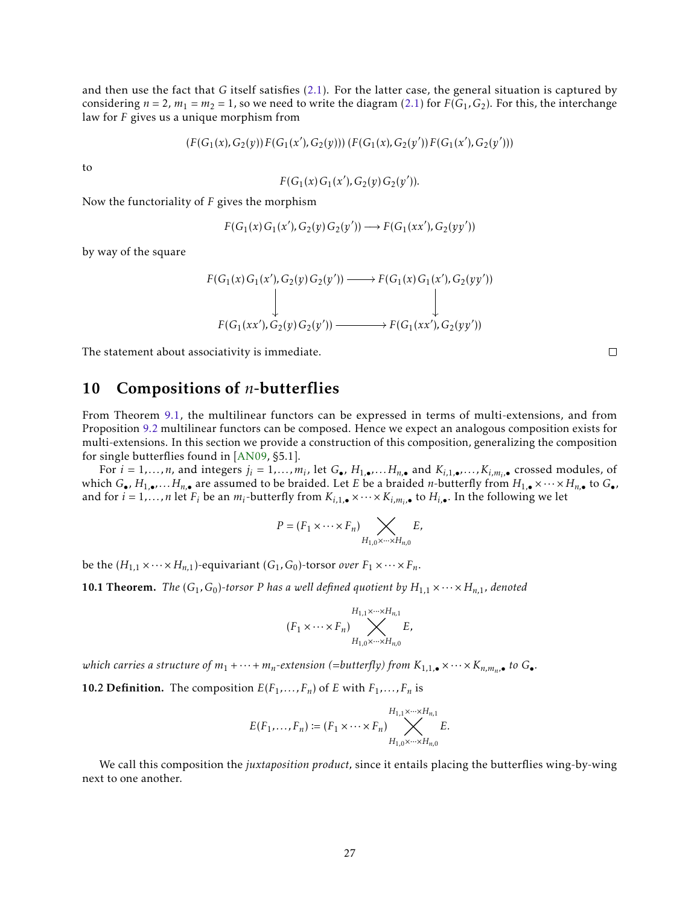and then use the fact that $G$ itself satisfies (2.1). For the latter case, the general situation is captured by considering $n = 2$, $m_1 = m_2 = 1$, so we need to write the diagram (2.1) for $F(G_1, G_2)$. For this, the interchange law for $F$ gives us a unique morphism from

$$(F(G_1(x), G_2(y))\, F(G_1(x'), G_2(y)))\, (F(G_1(x), G_2(y'))\, F(G_1(x'), G_2(y')))$$

to

$$F(G_1(x)\, G_1(x'), G_2(y)\, G_2(y')).$$

Now the functoriality of $F$ gives the morphism

$$F(G_1(x)\, G_1(x'), G_2(y)\, G_2(y')) \longrightarrow F(G_1(xx'), G_2(yy'))$$

by way of the square

$$\begin{array}{ccc} F(G_1(x)\, G_1(x'), G_2(y)\, G_2(y')) & \longrightarrow & F(G_1(x)\, G_1(x'), G_2(yy')) \\ \downarrow & & \downarrow \\ F(G_1(xx'), G_2(y)\, G_2(y')) & \longrightarrow & F(G_1(xx'), G_2(yy')) \end{array}$$

The statement about associativity is immediate. □

## 10 Compositions of $n$-butterflies

From Theorem 9.1, the multilinear functors can be expressed in terms of multi-extensions, and from Proposition 9.2 multilinear functors can be composed. Hence we expect an analogous composition exists for multi-extensions. In this section we provide a construction of this composition, generalizing the composition for single butterflies found in [AN09, §5.1].

For $i = 1, \dots, n$, and integers $j_i = 1, \dots, m_i$, let $G_\bullet$, $H_{1,\bullet}, \dots H_{n,\bullet}$ and $K_{i,1,\bullet}, \dots, K_{i,m_i,\bullet}$ crossed modules, of which $G_\bullet$, $H_{1,\bullet}, \dots H_{n,\bullet}$ are assumed to be braided. Let $E$ be a braided $n$-butterfly from $H_{1,\bullet} \times \cdots \times H_{n,\bullet}$ to $G_\bullet$, and for $i = 1, \dots, n$ let $F_i$ be an $m_i$-butterfly from $K_{i,1,\bullet} \times \cdots \times K_{i,m_i,\bullet}$ to $H_{i,\bullet}$. In the following we let

$$P = (F_1 \times \cdots \times F_n) \underset{H_{1,0} \times \cdots \times H_{n,0}}{\times} E,$$

be the $(H_{1,1} \times \cdots \times H_{n,1})$-equivariant $(G_1, G_0)$-torsor *over* $F_1 \times \cdots \times F_n$.

**10.1 Theorem.** *The $(G_1, G_0)$-torsor $P$ has a well defined quotient by $H_{1,1} \times \cdots \times H_{n,1}$, denoted*

$$(F_1 \times \cdots \times F_n) \overset{H_{1,1} \times \cdots \times H_{n,1}}{\underset{H_{1,0} \times \cdots \times H_{n,0}}{\times}} E,$$

*which carries a structure of $m_1 + \cdots + m_n$-extension (=butterfly) from $K_{1,1,\bullet} \times \cdots \times K_{n,m_n,\bullet}$ to $G_\bullet$.*

**10.2 Definition.** The composition $E(F_1, \dots, F_n)$ of $E$ with $F_1, \dots, F_n$ is

$$E(F_1, \dots, F_n) := (F_1 \times \cdots \times F_n) \overset{H_{1,1} \times \cdots \times H_{n,1}}{\underset{H_{1,0} \times \cdots \times H_{n,0}}{\times}} E.$$

We call this composition the *juxtaposition product*, since it entails placing the butterflies wing-by-wing next to one another.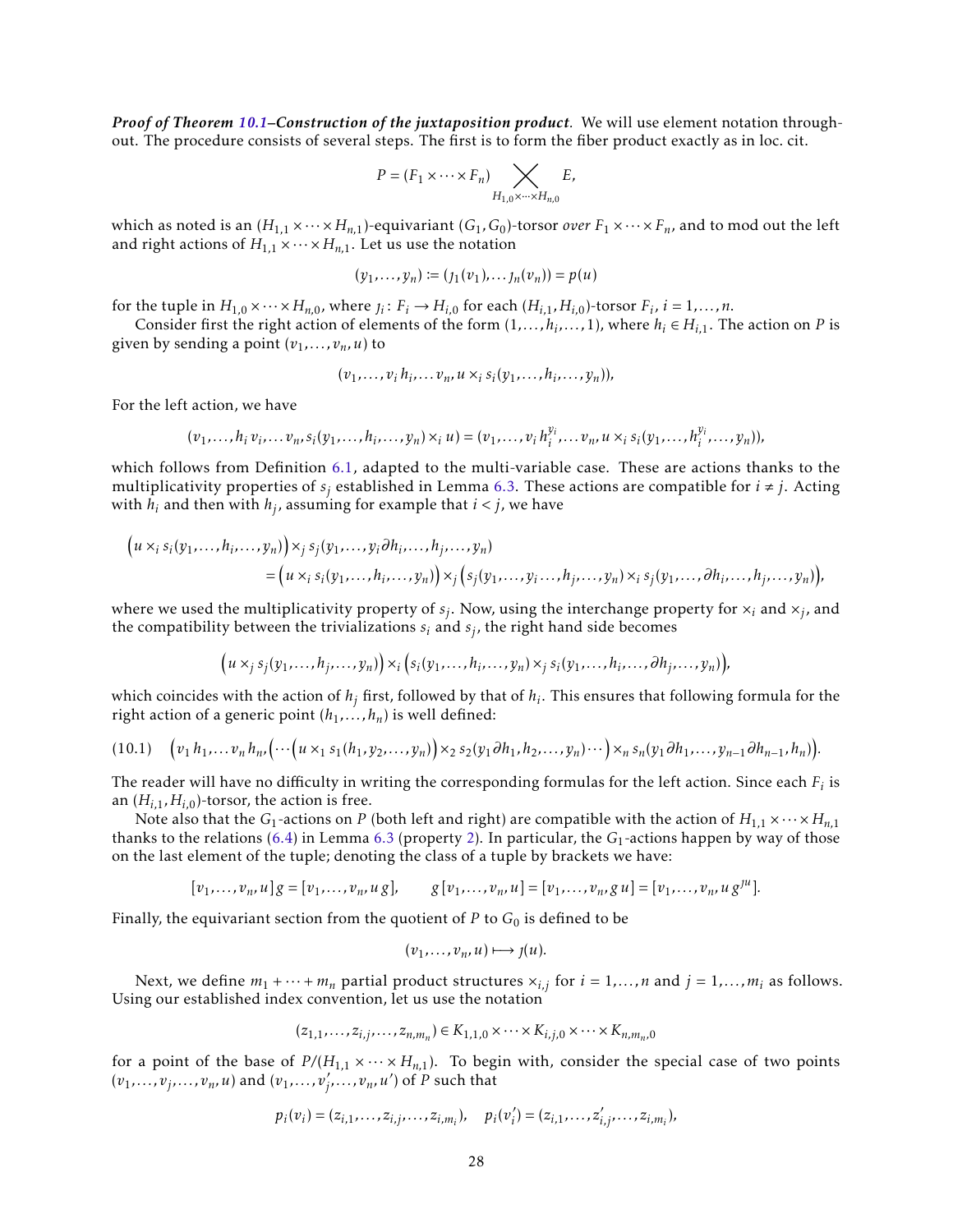***Proof of Theorem 10.1–Construction of the juxtaposition product.*** We will use element notation throughout. The procedure consists of several steps. The first is to form the fiber product exactly as in loc. cit.

$$P = (F_1 \times \cdots \times F_n) \bigtimes_{H_{1,0}\times\cdots\times H_{n,0}} E,$$

which as noted is an $(H_{1,1} \times \cdots \times H_{n,1})$-equivariant $(G_1, G_0)$-torsor *over* $F_1 \times \cdots \times F_n$, and to mod out the left and right actions of $H_{1,1} \times \cdots \times H_{n,1}$. Let us use the notation

$$(y_1, \dots, y_n) := (\jmath_1(v_1), \dots \jmath_n(v_n)) = p(u)$$

for the tuple in $H_{1,0} \times \cdots \times H_{n,0}$, where $\jmath_i \colon F_i \to H_{i,0}$ for each $(H_{i,1}, H_{i,0})$-torsor $F_i$, $i = 1, \dots, n$.

Consider first the right action of elements of the form $(1, \dots, h_i, \dots, 1)$, where $h_i \in H_{i,1}$. The action on $P$ is given by sending a point $(v_1, \dots, v_n, u)$ to

$$(v_1, \dots, v_i\, h_i, \dots v_n, u \times_i s_i(y_1, \dots, h_i, \dots, y_n)),$$

For the left action, we have

$$(v_1, \dots, h_i\, v_i, \dots v_n, s_i(y_1, \dots, h_i, \dots, y_n) \times_i u) = (v_1, \dots, v_i\, h_i^{y_i}, \dots v_n, u \times_i s_i(y_1, \dots, h_i^{y_i}, \dots, y_n)),$$

which follows from Definition 6.1, adapted to the multi-variable case. These are actions thanks to the multiplicativity properties of $s_j$ established in Lemma 6.3. These actions are compatible for $i \neq j$. Acting with $h_i$ and then with $h_j$, assuming for example that $i < j$, we have

$$\begin{aligned}\big(u \times_i s_i(y_1, \dots, h_i, \dots, y_n)\big) &\times_j s_j(y_1, \dots, y_i \partial h_i, \dots, h_j, \dots, y_n) \\ &= \big(u \times_i s_i(y_1, \dots, h_i, \dots, y_n)\big) \times_j \big(s_j(y_1, \dots, y_i \dots, h_j, \dots, y_n) \times_i s_j(y_1, \dots, \partial h_i, \dots, h_j, \dots, y_n)\big),\end{aligned}$$

where we used the multiplicativity property of $s_j$. Now, using the interchange property for $\times_i$ and $\times_j$, and the compatibility between the trivializations $s_i$ and $s_j$, the right hand side becomes

$$\big(u \times_j s_j(y_1, \dots, h_j, \dots, y_n)\big) \times_i \big(s_i(y_1, \dots, h_i, \dots, y_n) \times_j s_i(y_1, \dots, h_i, \dots, \partial h_j, \dots, y_n)\big),$$

which coincides with the action of $h_j$ first, followed by that of $h_i$. This ensures that following formula for the right action of a generic point $(h_1, \dots, h_n)$ is well defined:

$$(10.1) \quad \Big(v_1\, h_1, \dots v_n\, h_n, \Big(\cdots\Big(u \times_1 s_1(h_1, y_2, \dots, y_n)\Big) \times_2 s_2(y_1 \partial h_1, h_2, \dots, y_n) \cdots\Big) \times_n s_n(y_1 \partial h_1, \dots, y_{n-1} \partial h_{n-1}, h_n)\Big).$$

The reader will have no difficulty in writing the corresponding formulas for the left action. Since each $F_i$ is an $(H_{i,1}, H_{i,0})$-torsor, the action is free.

Note also that the $G_1$-actions on $P$ (both left and right) are compatible with the action of $H_{1,1} \times \cdots \times H_{n,1}$ thanks to the relations (6.4) in Lemma 6.3 (property 2). In particular, the $G_1$-actions happen by way of those on the last element of the tuple; denoting the class of a tuple by brackets we have:

$$[v_1, \dots, v_n, u]\, g = [v_1, \dots, v_n, u\, g], \qquad g\, [v_1, \dots, v_n, u] = [v_1, \dots, v_n, g\, u] = [v_1, \dots, v_n, u\, g^{\jmath u}].$$

Finally, the equivariant section from the quotient of $P$ to $G_0$ is defined to be

$$(v_1, \dots, v_n, u) \longmapsto \jmath(u).$$

Next, we define $m_1 + \cdots + m_n$ partial product structures $\times_{i,j}$ for $i = 1, \dots, n$ and $j = 1, \dots, m_i$ as follows. Using our established index convention, let us use the notation

$$(z_{1,1}, \dots, z_{i,j}, \dots, z_{n,m_n}) \in K_{1,1,0} \times \cdots \times K_{i,j,0} \times \cdots \times K_{n,m_n,0}$$

for a point of the base of $P/(H_{1,1} \times \cdots \times H_{n,1})$. To begin with, consider the special case of two points $(v_1, \dots, v_j, \dots, v_n, u)$ and $(v_1, \dots, v_j', \dots, v_n, u')$ of $P$ such that

$$p_i(v_i) = (z_{i,1}, \dots, z_{i,j}, \dots, z_{i,m_i}), \quad p_i(v_i') = (z_{i,1}, \dots, z_{i,j}', \dots, z_{i,m_i}),$$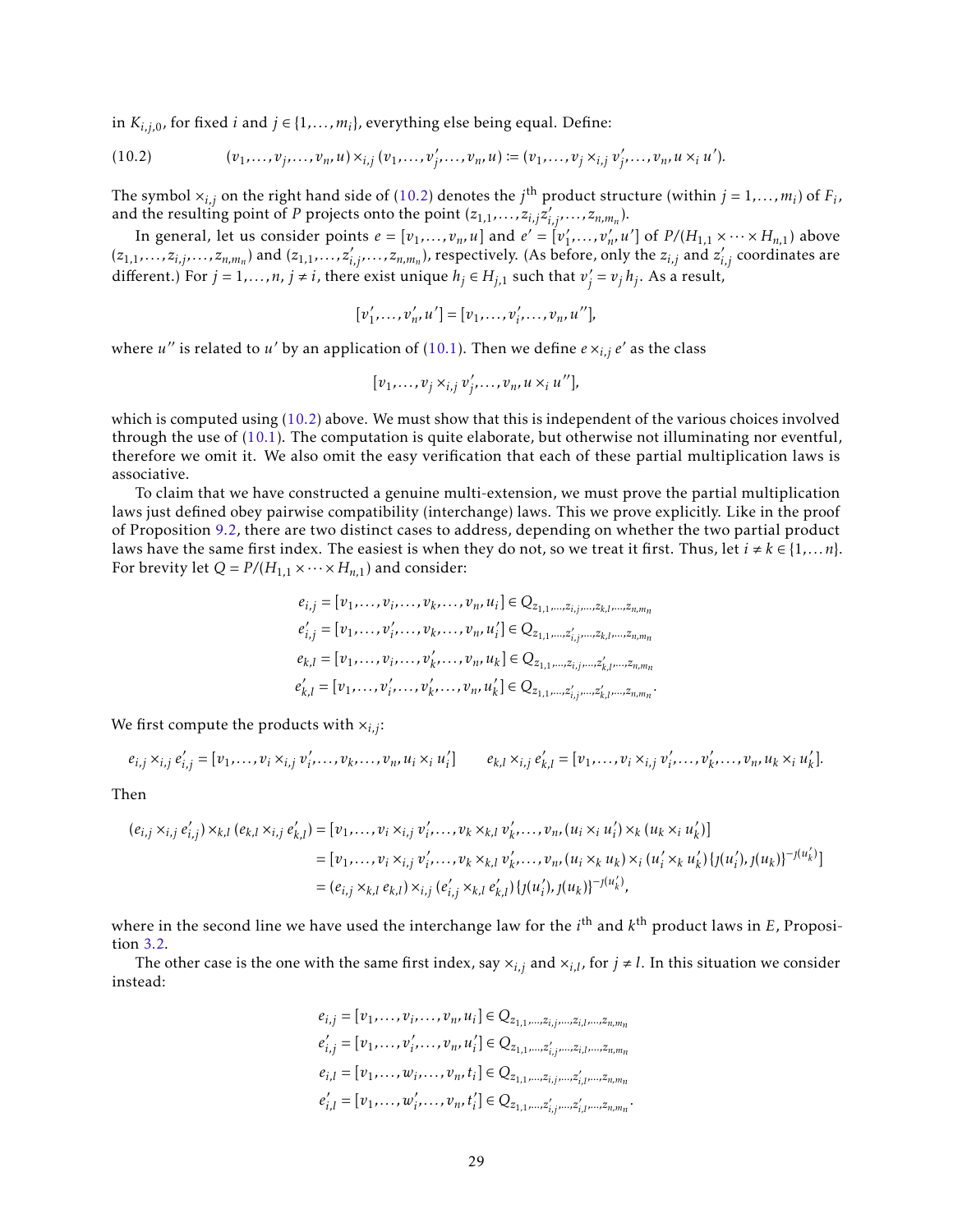in $K_{i,j,0}$, for fixed $i$ and $j \in \{1,\dots,m_i\}$, everything else being equal. Define:

$$(v_1,\dots,v_j,\dots,v_n,u) \times_{i,j} (v_1,\dots,v_j',\dots,v_n,u) := (v_1,\dots,v_j \times_{i,j} v_j',\dots,v_n,u \times_i u'). \tag{10.2}$$

The symbol $\times_{i,j}$ on the right hand side of (10.2) denotes the $j^{\text{th}}$ product structure (within $j = 1,\dots,m_i$) of $F_i$, and the resulting point of $P$ projects onto the point $(z_{1,1},\dots,z_{i,j}z_{i,j}',\dots,z_{n,m_n})$.

In general, let us consider points $e = [v_1,\dots,v_n,u]$ and $e' = [v_1',\dots,v_n',u']$ of $P/(H_{1,1}\times\cdots\times H_{n,1})$ above $(z_{1,1},\dots,z_{i,j},\dots,z_{n,m_n})$ and $(z_{1,1},\dots,z_{i,j}',\dots,z_{n,m_n})$, respectively. (As before, only the $z_{i,j}$ and $z_{i,j}'$ coordinates are different.) For $j = 1,\dots,n$, $j \neq i$, there exist unique $h_j \in H_{j,1}$ such that $v_j' = v_j h_j$. As a result,

$$[v_1',\dots,v_n',u'] = [v_1,\dots,v_i',\dots,v_n,u''],$$

where $u''$ is related to $u'$ by an application of (10.1). Then we define $e \times_{i,j} e'$ as the class

$$[v_1,\dots,v_j \times_{i,j} v_j',\dots,v_n,u \times_i u''],$$

which is computed using (10.2) above. We must show that this is independent of the various choices involved through the use of (10.1). The computation is quite elaborate, but otherwise not illuminating nor eventful, therefore we omit it. We also omit the easy verification that each of these partial multiplication laws is associative.

To claim that we have constructed a genuine multi-extension, we must prove the partial multiplication laws just defined obey pairwise compatibility (interchange) laws. This we prove explicitly. Like in the proof of Proposition 9.2, there are two distinct cases to address, depending on whether the two partial product laws have the same first index. The easiest is when they do not, so we treat it first. Thus, let $i \neq k \in \{1,\dots n\}$. For brevity let $Q = P/(H_{1,1}\times\cdots\times H_{n,1})$ and consider:

$$\begin{aligned}
e_{i,j} &= [v_1,\dots,v_i,\dots,v_k,\dots,v_n,u_i] \in Q_{z_{1,1},\dots,z_{i,j},\dots,z_{k,l},\dots,z_{n,m_n}}\\
e_{i,j}' &= [v_1,\dots,v_i',\dots,v_k,\dots,v_n,u_i'] \in Q_{z_{1,1},\dots,z_{i,j}',\dots,z_{k,l},\dots,z_{n,m_n}}\\
e_{k,l} &= [v_1,\dots,v_i,\dots,v_k',\dots,v_n,u_k] \in Q_{z_{1,1},\dots,z_{i,j},\dots,z_{k,l}',\dots,z_{n,m_n}}\\
e_{k,l}' &= [v_1,\dots,v_i',\dots,v_k',\dots,v_n,u_k'] \in Q_{z_{1,1},\dots,z_{i,j}',\dots,z_{k,l}',\dots,z_{n,m_n}}.
\end{aligned}$$

We first compute the products with $\times_{i,j}$:

$$e_{i,j}\times_{i,j} e_{i,j}' = [v_1,\dots,v_i \times_{i,j} v_i',\dots,v_k,\dots,v_n,u_i \times_i u_i'] \qquad e_{k,l}\times_{i,j} e_{k,l}' = [v_1,\dots,v_i \times_{i,j} v_i',\dots,v_k',\dots,v_n,u_k \times_i u_k'].$$

Then

$$\begin{aligned}
(e_{i,j}\times_{i,j} e_{i,j}') \times_{k,l} (e_{k,l}\times_{i,j} e_{k,l}') &= [v_1,\dots,v_i \times_{i,j} v_i',\dots,v_k \times_{k,l} v_k',\dots,v_n,(u_i \times_i u_i') \times_k (u_k \times_i u_k')]\\
&= [v_1,\dots,v_i \times_{i,j} v_i',\dots,v_k \times_{k,l} v_k',\dots,v_n,(u_i \times_k u_k) \times_i (u_i' \times_k u_k')\{\jmath(u_i'),\jmath(u_k)\}^{-\jmath(u_k')}]\\
&= (e_{i,j}\times_{k,l} e_{k,l}) \times_{i,j} (e_{i,j}' \times_{k,l} e_{k,l}')\{\jmath(u_i'),\jmath(u_k)\}^{-\jmath(u_k')},
\end{aligned}$$

where in the second line we have used the interchange law for the $i^{\text{th}}$ and $k^{\text{th}}$ product laws in $E$, Proposition 3.2.

The other case is the one with the same first index, say $\times_{i,j}$ and $\times_{i,l}$, for $j \neq l$. In this situation we consider instead:

$$\begin{aligned}
e_{i,j} &= [v_1,\dots,v_i,\dots,v_n,u_i] \in Q_{z_{1,1},\dots,z_{i,j},\dots,z_{i,l},\dots,z_{n,m_n}}\\
e_{i,j}' &= [v_1,\dots,v_i',\dots,v_n,u_i'] \in Q_{z_{1,1},\dots,z_{i,j}',\dots,z_{i,l},\dots,z_{n,m_n}}\\
e_{i,l} &= [v_1,\dots,w_i,\dots,v_n,t_i] \in Q_{z_{1,1},\dots,z_{i,j},\dots,z_{i,l}',\dots,z_{n,m_n}}\\
e_{i,l}' &= [v_1,\dots,w_i',\dots,v_n,t_i'] \in Q_{z_{1,1},\dots,z_{i,j}',\dots,z_{i,l}',\dots,z_{n,m_n}}.
\end{aligned}$$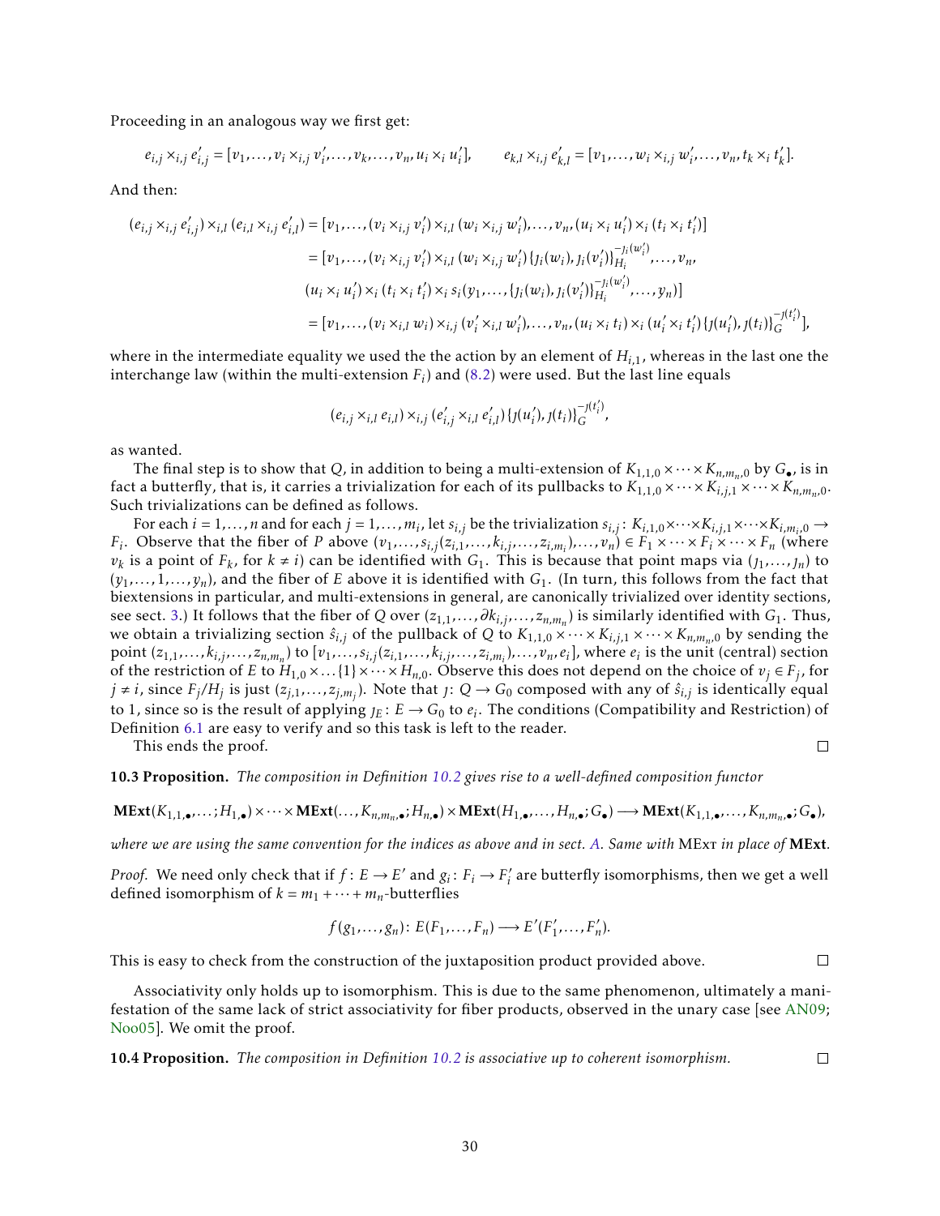Proceeding in an analogous way we first get:

$$e_{i,j} \times_{i,j} e'_{i,j} = [v_1, \dots, v_i \times_{i,j} v'_i, \dots, v_k, \dots, v_n, u_i \times_i u'_i], \qquad e_{k,l} \times_{i,j} e'_{k,l} = [v_1, \dots, w_i \times_{i,j} w'_i, \dots, v_n, t_k \times_i t'_k].$$

And then:

$$\begin{aligned}
(e_{i,j} \times_{i,j} e'_{i,j}) \times_{i,l} (e_{i,l} \times_{i,j} e'_{i,l}) &= [v_1, \dots, (v_i \times_{i,j} v'_i) \times_{i,l} (w_i \times_{i,j} w'_i), \dots, v_n, (u_i \times_i u'_i) \times_i (t_i \times_i t'_i)] \\
&= [v_1, \dots, (v_i \times_{i,j} v'_i) \times_{i,l} (w_i \times_{i,j} w'_i)\{\jmath_i(w_i), \jmath_i(v'_i)\}_{H_i}^{-\jmath_i(w'_i)}, \dots, v_n, \\
&\quad (u_i \times_i u'_i) \times_i (t_i \times_i t'_i) \times_i s_i(y_1, \dots, \{\jmath_i(w_i), \jmath_i(v'_i)\}_{H_i}^{-\jmath_i(w'_i)}, \dots, y_n)] \\
&= [v_1, \dots, (v_i \times_{i,l} w_i) \times_{i,j} (v'_i \times_{i,l} w'_i), \dots, v_n, (u_i \times_i t_i) \times_i (u'_i \times_i t'_i)\{\jmath(u'_i), \jmath(t_i)\}_G^{-\jmath(t'_i)}],
\end{aligned}$$

where in the intermediate equality we used the the action by an element of $H_{i,1}$, whereas in the last one the interchange law (within the multi-extension $F_i$) and (8.2) were used. But the last line equals

$$(e_{i,j} \times_{i,l} e_{i,l}) \times_{i,j} (e'_{i,j} \times_{i,l} e'_{i,l})\{\jmath(u'_i), \jmath(t_i)\}_G^{-\jmath(t'_i)},$$

as wanted.

The final step is to show that $Q$, in addition to being a multi-extension of $K_{1,1,0} \times \dots \times K_{n,m_n,0}$ by $G_\bullet$, is in fact a butterfly, that is, it carries a trivialization for each of its pullbacks to $K_{1,1,0} \times \dots \times K_{i,j,1} \times \dots \times K_{n,m_n,0}$. Such trivializations can be defined as follows.

For each $i = 1, \dots, n$ and for each $j = 1, \dots, m_i$, let $s_{i,j}$ be the trivialization $s_{i,j} \colon K_{i,1,0} \times \dots \times K_{i,j,1} \times \dots \times K_{i,m_i,0} \to F_i$. Observe that the fiber of $P$ above $(v_1, \dots, s_{i,j}(z_{i,1}, \dots, k_{i,j}, \dots, z_{i,m_i}), \dots, v_n) \in F_1 \times \dots \times F_i \times \dots \times F_n$ (where $v_k$ is a point of $F_k$, for $k \neq i$) can be identified with $G_1$. This is because that point maps via $(\jmath_1, \dots, \jmath_n)$ to $(y_1, \dots, 1, \dots, y_n)$, and the fiber of $E$ above it is identified with $G_1$. (In turn, this follows from the fact that biextensions in particular, and multi-extensions in general, are canonically trivialized over identity sections, see sect. 3.) It follows that the fiber of $Q$ over $(z_{1,1}, \dots, \partial k_{i,j}, \dots, z_{n,m_n})$ is similarly identified with $G_1$. Thus, we obtain a trivializing section $\hat{s}_{i,j}$ of the pullback of $Q$ to $K_{1,1,0} \times \dots \times K_{i,j,1} \times \dots \times K_{n,m_n,0}$ by sending the point $(z_{1,1}, \dots, k_{i,j}, \dots, z_{n,m_n})$ to $[v_1, \dots, s_{i,j}(z_{i,1}, \dots, k_{i,j}, \dots, z_{i,m_i}), \dots, v_n, e_i]$, where $e_i$ is the unit (central) section of the restriction of $E$ to $H_{1,0} \times \dots \{1\} \times \dots \times H_{n,0}$. Observe this does not depend on the choice of $v_j \in F_j$, for $j \neq i$, since $F_j/H_j$ is just $(z_{j,1}, \dots, z_{j,m_j})$. Note that $\jmath \colon Q \to G_0$ composed with any of $\hat{s}_{i,j}$ is identically equal to 1, since so is the result of applying $\jmath_E \colon E \to G_0$ to $e_i$. The conditions (Compatibility and Restriction) of Definition 6.1 are easy to verify and so this task is left to the reader.

This ends the proof. ∎

**10.3 Proposition.** *The composition in Definition 10.2 gives rise to a well-defined composition functor*

$$\mathbf{MExt}(K_{1,1,\bullet}, \dots; H_{1,\bullet}) \times \dots \times \mathbf{MExt}(\dots, K_{n,m_n,\bullet}; H_{n,\bullet}) \times \mathbf{MExt}(H_{1,\bullet}, \dots, H_{n,\bullet}; G_\bullet) \longrightarrow \mathbf{MExt}(K_{1,1,\bullet}, \dots, K_{n,m_n,\bullet}; G_\bullet),$$

*where we are using the same convention for the indices as above and in sect. A. Same with* MExt *in place of* **MExt**.

*Proof.* We need only check that if $f \colon E \to E'$ and $g_i \colon F_i \to F'_i$ are butterfly isomorphisms, then we get a well defined isomorphism of $k = m_1 + \dots + m_n$-butterflies

$$f(g_1, \dots, g_n) \colon E(F_1, \dots, F_n) \longrightarrow E'(F'_1, \dots, F'_n).$$

This is easy to check from the construction of the juxtaposition product provided above. ∎

Associativity only holds up to isomorphism. This is due to the same phenomenon, ultimately a manifestation of the same lack of strict associativity for fiber products, observed in the unary case [see AN09; Noo05]. We omit the proof.

**10.4 Proposition.** *The composition in Definition 10.2 is associative up to coherent isomorphism.* ∎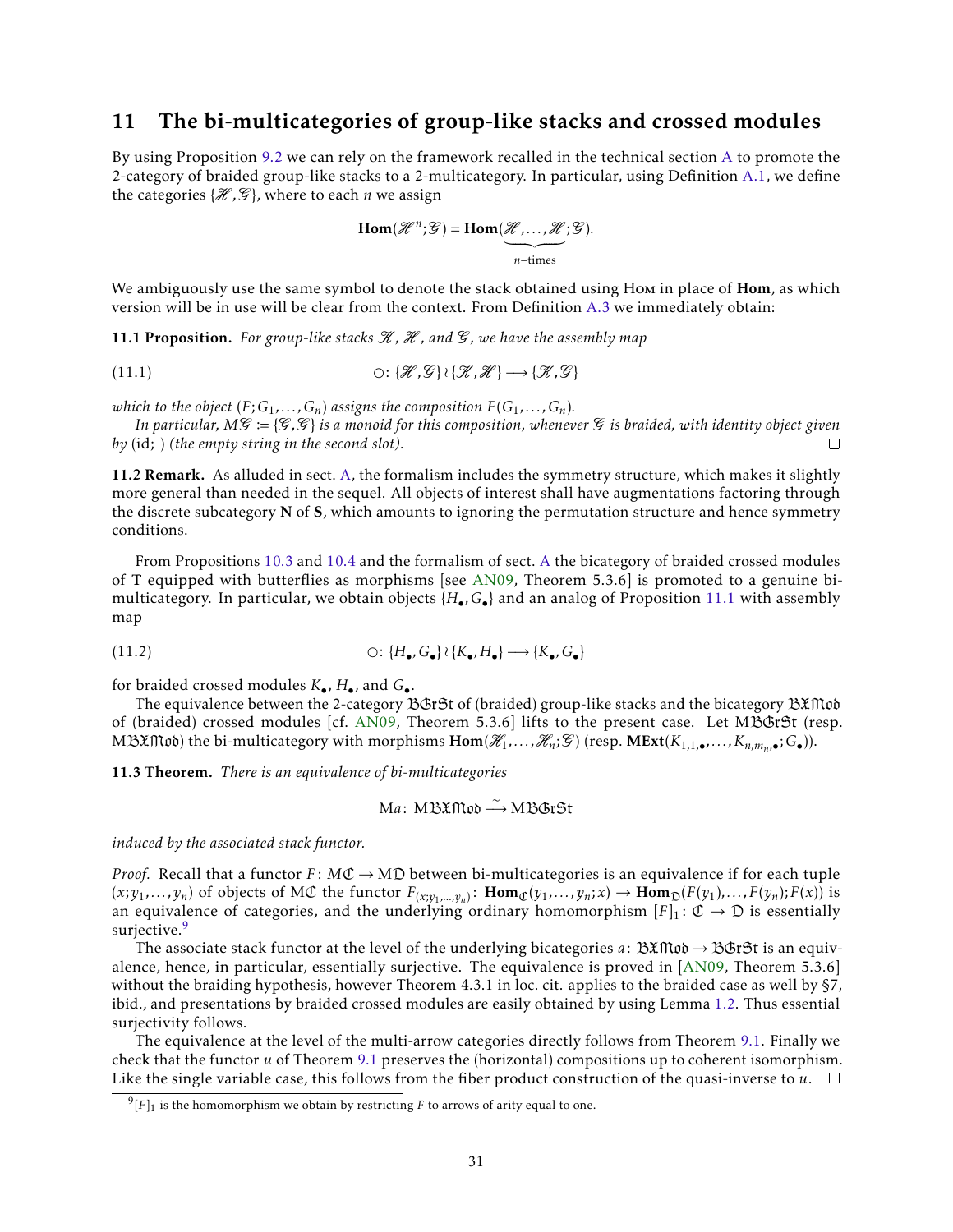# 11 The bi-multicategories of group-like stacks and crossed modules

By using Proposition 9.2 we can rely on the framework recalled in the technical section A to promote the 2-category of braided group-like stacks to a 2-multicategory. In particular, using Definition A.1, we define the categories $\{\mathscr{H},\mathscr{G}\}$, where to each $n$ we assign

$$\mathbf{Hom}(\mathscr{H}^n;\mathscr{G}) = \mathbf{Hom}(\underbrace{\mathscr{H},\dots,\mathscr{H}}_{n\text{-times}};\mathscr{G}).$$

We ambiguously use the same symbol to denote the stack obtained using $\mathrm{H{\scriptstyle OM}}$ in place of $\mathbf{Hom}$, as which version will be in use will be clear from the context. From Definition A.3 we immediately obtain:

**11.1 Proposition.** *For group-like stacks $\mathscr{K}$, $\mathscr{H}$, and $\mathscr{G}$, we have the assembly map*

$$\bigcirc\colon \{\mathscr{H},\mathscr{G}\} \wr \{\mathscr{K},\mathscr{H}\} \longrightarrow \{\mathscr{K},\mathscr{G}\} \tag{11.1}$$

*which to the object $(F;G_1,\dots,G_n)$ assigns the composition $F(G_1,\dots,G_n)$.*

*In particular, $M\mathscr{G} := \{\mathscr{G},\mathscr{G}\}$ is a monoid for this composition, whenever $\mathscr{G}$ is braided, with identity object given by* (id; ) *(the empty string in the second slot).* □

**11.2 Remark.** As alluded in sect. A, the formalism includes the symmetry structure, which makes it slightly more general than needed in the sequel. All objects of interest shall have augmentations factoring through the discrete subcategory $\mathbf{N}$ of $\mathbf{S}$, which amounts to ignoring the permutation structure and hence symmetry conditions.

From Propositions 10.3 and 10.4 and the formalism of sect. A the bicategory of braided crossed modules of $\mathbf{T}$ equipped with butterflies as morphisms [see AN09, Theorem 5.3.6] is promoted to a genuine bi-multicategory. In particular, we obtain objects $\{H_\bullet,G_\bullet\}$ and an analog of Proposition 11.1 with assembly map

$$\bigcirc\colon \{H_\bullet,G_\bullet\} \wr \{K_\bullet,H_\bullet\} \longrightarrow \{K_\bullet,G_\bullet\} \tag{11.2}$$

for braided crossed modules $K_\bullet$, $H_\bullet$, and $G_\bullet$.

The equivalence between the 2-category $\mathfrak{BGrSt}$ of (braided) group-like stacks and the bicategory $\mathfrak{BXMod}$ of (braided) crossed modules [cf. AN09, Theorem 5.3.6] lifts to the present case. Let $\mathrm{M}\mathfrak{BGrSt}$ (resp. $\mathrm{M}\mathfrak{BXMod}$) the bi-multicategory with morphisms $\mathbf{Hom}(\mathscr{H}_1,\dots,\mathscr{H}_n;\mathscr{G})$ (resp. $\mathbf{MExt}(K_{1,1,\bullet},\dots,K_{n,m_n,\bullet};G_\bullet)$).

**11.3 Theorem.** *There is an equivalence of bi-multicategories*

$$\mathrm{M}a\colon \mathrm{M}\mathfrak{BXMod} \xrightarrow{\sim} \mathrm{M}\mathfrak{BGrSt}$$

*induced by the associated stack functor.*

*Proof.* Recall that a functor $F\colon M\mathfrak{C} \to \mathrm{M}\mathfrak{D}$ between bi-multicategories is an equivalence if for each tuple $(x;y_1,\dots,y_n)$ of objects of $\mathrm{M}\mathfrak{C}$ the functor $F_{(x;y_1,\dots,y_n)}\colon \mathbf{Hom}_{\mathfrak{C}}(y_1,\dots,y_n;x) \to \mathbf{Hom}_{\mathfrak{D}}(F(y_1),\dots,F(y_n);F(x))$ is an equivalence of categories, and the underlying ordinary homomorphism $[F]_1\colon \mathfrak{C} \to \mathfrak{D}$ is essentially surjective.[9]

The associate stack functor at the level of the underlying bicategories $a\colon \mathfrak{BXMod} \to \mathfrak{BGrSt}$ is an equivalence, hence, in particular, essentially surjective. The equivalence is proved in [AN09, Theorem 5.3.6] without the braiding hypothesis, however Theorem 4.3.1 in loc. cit. applies to the braided case as well by §7, ibid., and presentations by braided crossed modules are easily obtained by using Lemma 1.2. Thus essential surjectivity follows.

The equivalence at the level of the multi-arrow categories directly follows from Theorem 9.1. Finally we check that the functor $u$ of Theorem 9.1 preserves the (horizontal) compositions up to coherent isomorphism. Like the single variable case, this follows from the fiber product construction of the quasi-inverse to $u$. □

[9] $[F]_1$ is the homomorphism we obtain by restricting $F$ to arrows of arity equal to one.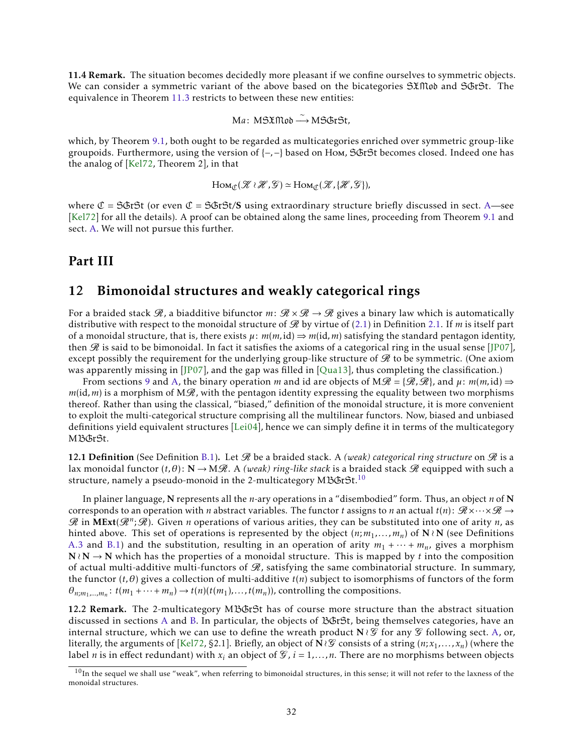**11.4 Remark.** The situation becomes decidedly more pleasant if we confine ourselves to symmetric objects. We can consider a symmetric variant of the above based on the bicategories $\mathfrak{SXMod}$ and $\mathfrak{SGrSt}$. The equivalence in Theorem 11.3 restricts to between these new entities:

$$\mathrm{M}a\colon \mathrm{M}\mathfrak{SXMod} \xrightarrow{\sim} \mathrm{M}\mathfrak{SGrSt},$$

which, by Theorem 9.1, both ought to be regarded as multicategories enriched over symmetric group-like groupoids. Furthermore, using the version of $\{-,-\}$ based on $\textsc{Hom}$, $\mathfrak{SGrSt}$ becomes closed. Indeed one has the analog of [Kel72, Theorem 2], in that

$$\textsc{Hom}_{\mathfrak{C}}(\mathscr{K} \wr \mathscr{H}, \mathscr{G}) \simeq \textsc{Hom}_{\mathfrak{C}}(\mathscr{K}, \{\mathscr{H}, \mathscr{G}\}),$$

where $\mathfrak{C} = \mathfrak{SGrSt}$ (or even $\mathfrak{C} = \mathfrak{SGrSt}/\mathbf{S}$ using extraordinary structure briefly discussed in sect. A—see [Kel72] for all the details). A proof can be obtained along the same lines, proceeding from Theorem 9.1 and sect. A. We will not pursue this further.

# Part III

## 12 Bimonoidal structures and weakly categorical rings

For a braided stack $\mathscr{R}$, a biadditive bifunctor $m\colon \mathscr{R} \times \mathscr{R} \to \mathscr{R}$ gives a binary law which is automatically distributive with respect to the monoidal structure of $\mathscr{R}$ by virtue of (2.1) in Definition 2.1. If $m$ is itself part of a monoidal structure, that is, there exists $\mu\colon m(m, \mathrm{id}) \Rightarrow m(\mathrm{id}, m)$ satisfying the standard pentagon identity, then $\mathscr{R}$ is said to be bimonoidal. In fact it satisfies the axioms of a categorical ring in the usual sense [JP07], except possibly the requirement for the underlying group-like structure of $\mathscr{R}$ to be symmetric. (One axiom was apparently missing in [JP07], and the gap was filled in [Qua13], thus completing the classification.)

From sections 9 and A, the binary operation $m$ and id are objects of $\mathrm{M}\mathscr{R} = \{\mathscr{R}, \mathscr{R}\}$, and $\mu\colon m(m, \mathrm{id}) \Rightarrow m(\mathrm{id}, m)$ is a morphism of $\mathrm{M}\mathscr{R}$, with the pentagon identity expressing the equality between two morphisms thereof. Rather than using the classical, "biased," definition of the monoidal structure, it is more convenient to exploit the multi-categorical structure comprising all the multilinear functors. Now, biased and unbiased definitions yield equivalent structures [Lei04], hence we can simply define it in terms of the multicategory $\mathrm{M}\mathfrak{BGrSt}$.

**12.1 Definition** (See Definition B.1)**.** Let $\mathscr{R}$ be a braided stack. A *(weak) categorical ring structure* on $\mathscr{R}$ is a lax monoidal functor $(t, \theta)\colon \mathbf{N} \to \mathrm{M}\mathscr{R}$. A *(weak) ring-like stack* is a braided stack $\mathscr{R}$ equipped with such a structure, namely a pseudo-monoid in the 2-multicategory $\mathrm{M}\mathfrak{BGrSt}$.[10]

In plainer language, $\mathbf{N}$ represents all the $n$-ary operations in a "disembodied" form. Thus, an object $n$ of $\mathbf{N}$ corresponds to an operation with $n$ abstract variables. The functor $t$ assigns to $n$ an actual $t(n)\colon \mathscr{R} \times \cdots \times \mathscr{R} \to \mathscr{R}$ in $\mathbf{MExt}(\mathscr{R}^n; \mathscr{R})$. Given $n$ operations of various arities, they can be substituted into one of arity $n$, as hinted above. This set of operations is represented by the object $(n; m_1, \ldots, m_n)$ of $\mathbf{N} \wr \mathbf{N}$ (see Definitions A.3 and B.1) and the substitution, resulting in an operation of arity $m_1 + \cdots + m_n$, gives a morphism $\mathbf{N} \wr \mathbf{N} \to \mathbf{N}$ which has the properties of a monoidal structure. This is mapped by $t$ into the composition of actual multi-additive multi-functors of $\mathscr{R}$, satisfying the same combinatorial structure. In summary, the functor $(t, \theta)$ gives a collection of multi-additive $t(n)$ subject to isomorphisms of functors of the form $\theta_{n; m_1, \ldots, m_n}\colon t(m_1 + \cdots + m_n) \to t(n)(t(m_1), \ldots, t(m_n))$, controlling the compositions.

**12.2 Remark.** The 2-multicategory $\mathrm{M}\mathfrak{BGrSt}$ has of course more structure than the abstract situation discussed in sections A and B. In particular, the objects of $\mathfrak{BGrSt}$, being themselves categories, have an internal structure, which we can use to define the wreath product $\mathbf{N} \wr \mathscr{G}$ for any $\mathscr{G}$ following sect. A, or, literally, the arguments of [Kel72, §2.1]. Briefly, an object of $\mathbf{N} \wr \mathscr{G}$ consists of a string $(n; x_1, \ldots, x_n)$ (where the label $n$ is in effect redundant) with $x_i$ an object of $\mathscr{G}$, $i = 1, \ldots, n$. There are no morphisms between objects

[10] In the sequel we shall use "weak", when referring to bimonoidal structures, in this sense; it will not refer to the laxness of the monoidal structures.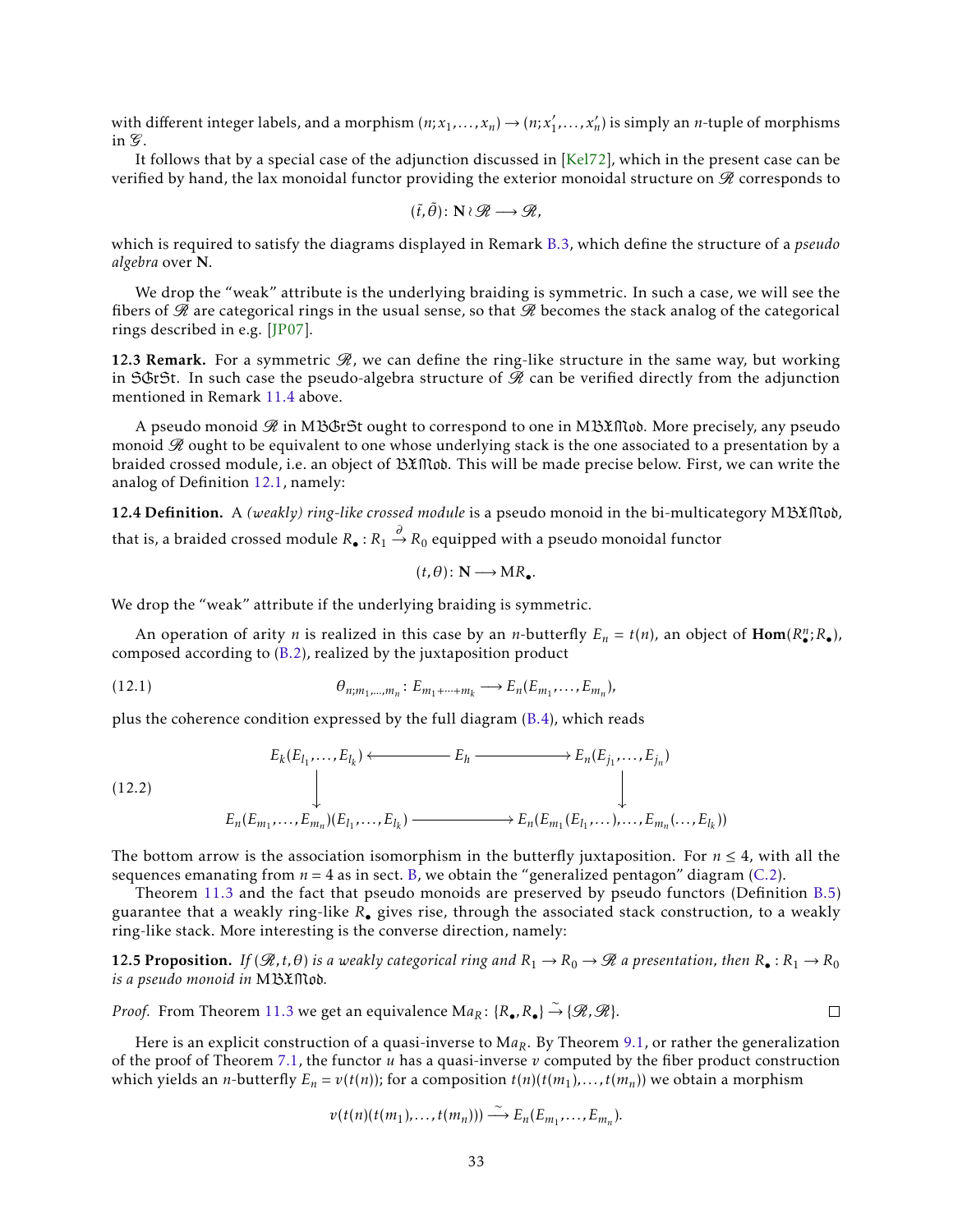with different integer labels, and a morphism $(n; x_1, \dots, x_n) \to (n; x'_1, \dots, x'_n)$ is simply an $n$-tuple of morphisms in $\mathscr{G}$.

It follows that by a special case of the adjunction discussed in [Kel72], which in the present case can be verified by hand, the lax monoidal functor providing the exterior monoidal structure on $\mathscr{R}$ corresponds to

$$(\tilde{t}, \tilde{\theta}) \colon \mathbf{N} \wr \mathscr{R} \longrightarrow \mathscr{R},$$

which is required to satisfy the diagrams displayed in Remark B.3, which define the structure of a *pseudo algebra* over $\mathbf{N}$.

We drop the "weak" attribute is the underlying braiding is symmetric. In such a case, we will see the fibers of $\mathscr{R}$ are categorical rings in the usual sense, so that $\mathscr{R}$ becomes the stack analog of the categorical rings described in e.g. [JP07].

**12.3 Remark.** For a symmetric $\mathscr{R}$, we can define the ring-like structure in the same way, but working in $\mathfrak{SGrSt}$. In such case the pseudo-algebra structure of $\mathscr{R}$ can be verified directly from the adjunction mentioned in Remark 11.4 above.

A pseudo monoid $\mathscr{R}$ in $\mathrm{M}\mathfrak{BGrSt}$ ought to correspond to one in $\mathrm{M}\mathfrak{BXMod}$. More precisely, any pseudo monoid $\mathscr{R}$ ought to be equivalent to one whose underlying stack is the one associated to a presentation by a braided crossed module, i.e. an object of $\mathfrak{BXMod}$. This will be made precise below. First, we can write the analog of Definition 12.1, namely:

**12.4 Definition.** A *(weakly) ring-like crossed module* is a pseudo monoid in the bi-multicategory $\mathrm{M}\mathfrak{BXMod}$, that is, a braided crossed module $R_\bullet \colon R_1 \xrightarrow{\partial} R_0$ equipped with a pseudo monoidal functor

$$(t, \theta) \colon \mathbf{N} \longrightarrow \mathrm{M}R_\bullet.$$

We drop the "weak" attribute if the underlying braiding is symmetric.

An operation of arity $n$ is realized in this case by an $n$-butterfly $E_n = t(n)$, an object of $\mathbf{Hom}(R_\bullet^n; R_\bullet)$, composed according to (B.2), realized by the juxtaposition product

$$\theta_{n;m_1,\dots,m_n} \colon E_{m_1+\dots+m_k} \longrightarrow E_n(E_{m_1}, \dots, E_{m_n}), \tag{12.1}$$

plus the coherence condition expressed by the full diagram (B.4), which reads

$$\begin{array}{ccccc}
E_k(E_{l_1}, \dots, E_{l_k}) & \longleftarrow & E_h & \longrightarrow & E_n(E_{j_1}, \dots, E_{j_n}) \\
\downarrow & & & & \downarrow \\
E_n(E_{m_1}, \dots, E_{m_n})(E_{l_1}, \dots, E_{l_k}) & & \longrightarrow & & E_n(E_{m_1}(E_{l_1}, \dots), \dots, E_{m_n}(\dots, E_{l_k}))
\end{array} \tag{12.2}$$

The bottom arrow is the association isomorphism in the butterfly juxtaposition. For $n \leq 4$, with all the sequences emanating from $n = 4$ as in sect. B, we obtain the "generalized pentagon" diagram (C.2).

Theorem 11.3 and the fact that pseudo monoids are preserved by pseudo functors (Definition B.5) guarantee that a weakly ring-like $R_\bullet$ gives rise, through the associated stack construction, to a weakly ring-like stack. More interesting is the converse direction, namely:

**12.5 Proposition.** *If $(\mathscr{R}, t, \theta)$ is a weakly categorical ring and $R_1 \to R_0 \to \mathscr{R}$ a presentation, then $R_\bullet \colon R_1 \to R_0$ is a pseudo monoid in* $\mathrm{M}\mathfrak{BXMod}$*.*

*Proof.* From Theorem 11.3 we get an equivalence $\mathrm{M}a_R \colon \{R_\bullet, R_\bullet\} \xrightarrow{\sim} \{\mathscr{R}, \mathscr{R}\}$. $\square$

Here is an explicit construction of a quasi-inverse to $\mathrm{M}a_R$. By Theorem 9.1, or rather the generalization of the proof of Theorem 7.1, the functor $u$ has a quasi-inverse $v$ computed by the fiber product construction which yields an $n$-butterfly $E_n = v(t(n))$; for a composition $t(n)(t(m_1), \dots, t(m_n))$ we obtain a morphism

$$v(t(n)(t(m_1), \dots, t(m_n))) \xrightarrow{\sim} E_n(E_{m_1}, \dots, E_{m_n}).$$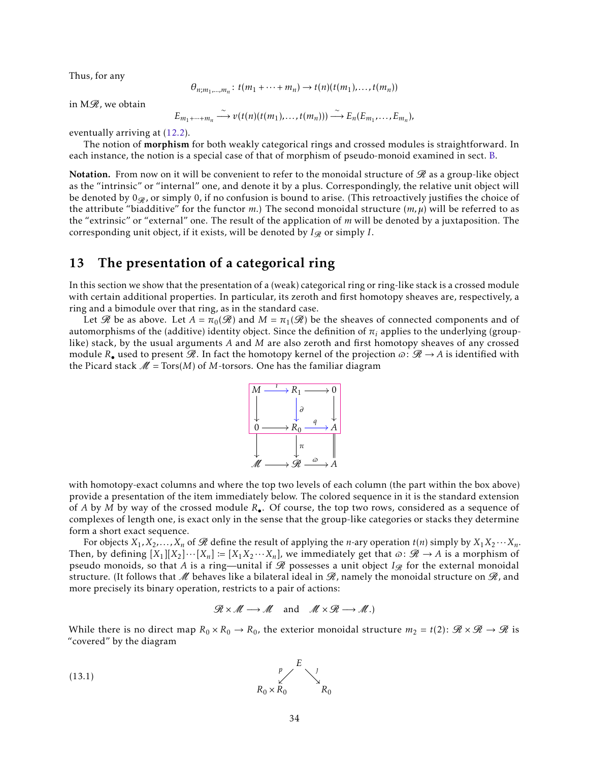Thus, for any

$$\theta_{n;m_1,\dots,m_n} \colon t(m_1 + \dots + m_n) \to t(n)(t(m_1),\dots,t(m_n))$$

in $\mathrm{M}\mathscr{R}$, we obtain

$$E_{m_1+\dots+m_n} \xrightarrow{\sim} v(t(n)(t(m_1),\dots,t(m_n))) \xrightarrow{\sim} E_n(E_{m_1},\dots,E_{m_n}),$$

eventually arriving at (12.2).

The notion of **morphism** for both weakly categorical rings and crossed modules is straightforward. In each instance, the notion is a special case of that of morphism of pseudo-monoid examined in sect. B.

**Notation.** From now on it will be convenient to refer to the monoidal structure of $\mathscr{R}$ as a group-like object as the "intrinsic" or "internal" one, and denote it by a plus. Correspondingly, the relative unit object will be denoted by $0_{\mathscr{R}}$, or simply 0, if no confusion is bound to arise. (This retroactively justifies the choice of the attribute "biadditive" for the functor $m$.) The second monoidal structure $(m,\mu)$ will be referred to as the "extrinsic" or "external" one. The result of the application of $m$ will be denoted by a juxtaposition. The corresponding unit object, if it exists, will be denoted by $I_{\mathscr{R}}$ or simply $I$.

## 13 The presentation of a categorical ring

In this section we show that the presentation of a (weak) categorical ring or ring-like stack is a crossed module with certain additional properties. In particular, its zeroth and first homotopy sheaves are, respectively, a ring and a bimodule over that ring, as in the standard case.

Let $\mathscr{R}$ be as above. Let $A = \pi_0(\mathscr{R})$ and $M = \pi_1(\mathscr{R})$ be the sheaves of connected components and of automorphisms of the (additive) identity object. Since the definition of $\pi_i$ applies to the underlying (group-like) stack, by the usual arguments $A$ and $M$ are also zeroth and first homotopy sheaves of any crossed module $R_\bullet$ used to present $\mathscr{R}$. In fact the homotopy kernel of the projection $\varpi \colon \mathscr{R} \to A$ is identified with the Picard stack $\mathscr{M} = \mathrm{Tors}(M)$ of $M$-torsors. One has the familiar diagram

$$\begin{array}{ccccc}
M & \xrightarrow{\imath} & R_1 & \longrightarrow & 0 \\
\downarrow & & \downarrow{\scriptstyle\partial} & & \downarrow \\
0 & \longrightarrow & R_0 & \xrightarrow{q} & A \\
\downarrow & & \downarrow{\scriptstyle\pi} & & \| \\
\mathscr{M} & \longrightarrow & \mathscr{R} & \xrightarrow{\varpi} & A
\end{array}$$

with homotopy-exact columns and where the top two levels of each column (the part within the box above) provide a presentation of the item immediately below. The colored sequence in it is the standard extension of $A$ by $M$ by way of the crossed module $R_\bullet$. Of course, the top two rows, considered as a sequence of complexes of length one, is exact only in the sense that the group-like categories or stacks they determine form a short exact sequence.

For objects $X_1, X_2, \dots, X_n$ of $\mathscr{R}$ define the result of applying the $n$-ary operation $t(n)$ simply by $X_1 X_2 \cdots X_n$. Then, by defining $[X_1][X_2]\cdots[X_n] := [X_1 X_2 \cdots X_n]$, we immediately get that $\varpi \colon \mathscr{R} \to A$ is a morphism of pseudo monoids, so that $A$ is a ring—unital if $\mathscr{R}$ possesses a unit object $I_{\mathscr{R}}$ for the external monoidal structure. (It follows that $\mathscr{M}$ behaves like a bilateral ideal in $\mathscr{R}$, namely the monoidal structure on $\mathscr{R}$, and more precisely its binary operation, restricts to a pair of actions:

$$\mathscr{R} \times \mathscr{M} \longrightarrow \mathscr{M} \quad \text{and} \quad \mathscr{M} \times \mathscr{R} \longrightarrow \mathscr{M}.)$$

While there is no direct map $R_0 \times R_0 \to R_0$, the exterior monoidal structure $m_2 = t(2) \colon \mathscr{R} \times \mathscr{R} \to \mathscr{R}$ is "covered" by the diagram

$$\begin{array}{ccc}
 & E & \\
{\scriptstyle p}\swarrow & & \searrow{\scriptstyle \jmath} \\
R_0 \times R_0 & & R_0
\end{array} \tag{13.1}$$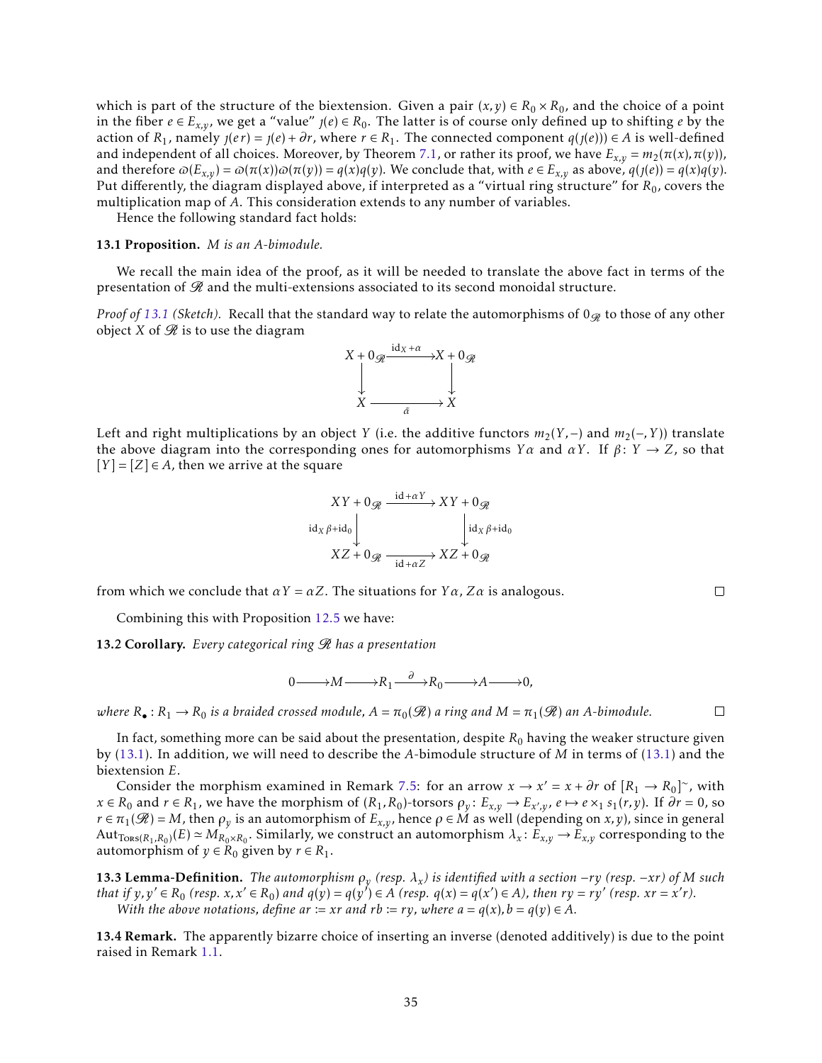which is part of the structure of the biextension. Given a pair $(x,y) \in R_0 \times R_0$, and the choice of a point in the fiber $e \in E_{x,y}$, we get a "value" $\jmath(e) \in R_0$. The latter is of course only defined up to shifting $e$ by the action of $R_1$, namely $\jmath(er) = \jmath(e) + \partial r$, where $r \in R_1$. The connected component $q(\jmath(e))) \in A$ is well-defined and independent of all choices. Moreover, by Theorem 7.1, or rather its proof, we have $E_{x,y} = m_2(\pi(x), \pi(y))$, and therefore $\varpi(E_{x,y}) = \varpi(\pi(x))\varpi(\pi(y)) = q(x)q(y)$. We conclude that, with $e \in E_{x,y}$ as above, $q(\jmath(e)) = q(x)q(y)$. Put differently, the diagram displayed above, if interpreted as a "virtual ring structure" for $R_0$, covers the multiplication map of $A$. This consideration extends to any number of variables.

Hence the following standard fact holds:

**13.1 Proposition.** *$M$ is an $A$-bimodule.*

We recall the main idea of the proof, as it will be needed to translate the above fact in terms of the presentation of $\mathscr{R}$ and the multi-extensions associated to its second monoidal structure.

*Proof of 13.1 (Sketch).* Recall that the standard way to relate the automorphisms of $0_{\mathscr{R}}$ to those of any other object $X$ of $\mathscr{R}$ is to use the diagram

$$\begin{array}{ccc} X + 0_{\mathscr{R}} & \xrightarrow{\mathrm{id}_X + \alpha} & X + 0_{\mathscr{R}} \\ \downarrow & & \downarrow \\ X & \xrightarrow[\tilde{\alpha}]{} & X \end{array}$$

Left and right multiplications by an object $Y$ (i.e. the additive functors $m_2(Y,-)$ and $m_2(-,Y)$) translate the above diagram into the corresponding ones for automorphisms $Y\alpha$ and $\alpha Y$. If $\beta \colon Y \to Z$, so that $[Y] = [Z] \in A$, then we arrive at the square

$$\begin{array}{ccc} XY + 0_{\mathscr{R}} & \xrightarrow{\mathrm{id} + \alpha Y} & XY + 0_{\mathscr{R}} \\ {\scriptstyle \mathrm{id}_X \beta + \mathrm{id}_0}\downarrow & & \downarrow{\scriptstyle \mathrm{id}_X \beta + \mathrm{id}_0} \\ XZ + 0_{\mathscr{R}} & \xrightarrow[\mathrm{id} + \alpha Z]{} & XZ + 0_{\mathscr{R}} \end{array}$$

from which we conclude that $\alpha Y = \alpha Z$. The situations for $Y\alpha$, $Z\alpha$ is analogous. □

Combining this with Proposition 12.5 we have:

**13.2 Corollary.** *Every categorical ring $\mathscr{R}$ has a presentation*

$$0 \longrightarrow M \longrightarrow R_1 \xrightarrow{\partial} R_0 \longrightarrow A \longrightarrow 0,$$

*where $R_\bullet \colon R_1 \to R_0$ is a braided crossed module, $A = \pi_0(\mathscr{R})$ a ring and $M = \pi_1(\mathscr{R})$ an $A$-bimodule.* □

In fact, something more can be said about the presentation, despite $R_0$ having the weaker structure given by (13.1). In addition, we will need to describe the $A$-bimodule structure of $M$ in terms of (13.1) and the biextension $E$.

Consider the morphism examined in Remark 7.5: for an arrow $x \to x' = x + \partial r$ of $[R_1 \to R_0]^\sim$, with $x \in R_0$ and $r \in R_1$, we have the morphism of $(R_1, R_0)$-torsors $\rho_y \colon E_{x,y} \to E_{x',y}$, $e \mapsto e \times_1 s_1(r,y)$. If $\partial r = 0$, so $r \in \pi_1(\mathscr{R}) = M$, then $\rho_y$ is an automorphism of $E_{x,y}$, hence $\rho \in M$ as well (depending on $x,y$), since in general $\mathrm{Aut}_{\mathrm{Tors}(R_1,R_0)}(E) \simeq M_{R_0 \times R_0}$. Similarly, we construct an automorphism $\lambda_x \colon E_{x,y} \to E_{x,y}$ corresponding to the automorphism of $y \in R_0$ given by $r \in R_1$.

**13.3 Lemma-Definition.** *The automorphism $\rho_y$ (resp. $\lambda_x$) is identified with a section $-ry$ (resp. $-xr$) of $M$ such that if $y, y' \in R_0$ (resp. $x, x' \in R_0$) and $q(y) = q(y') \in A$ (resp. $q(x) = q(x') \in A$), then $ry = ry'$ (resp. $xr = x'r$).*

*With the above notations, define $ar := xr$ and $rb := ry$, where $a = q(x), b = q(y) \in A$.*

**13.4 Remark.** The apparently bizarre choice of inserting an inverse (denoted additively) is due to the point raised in Remark 1.1.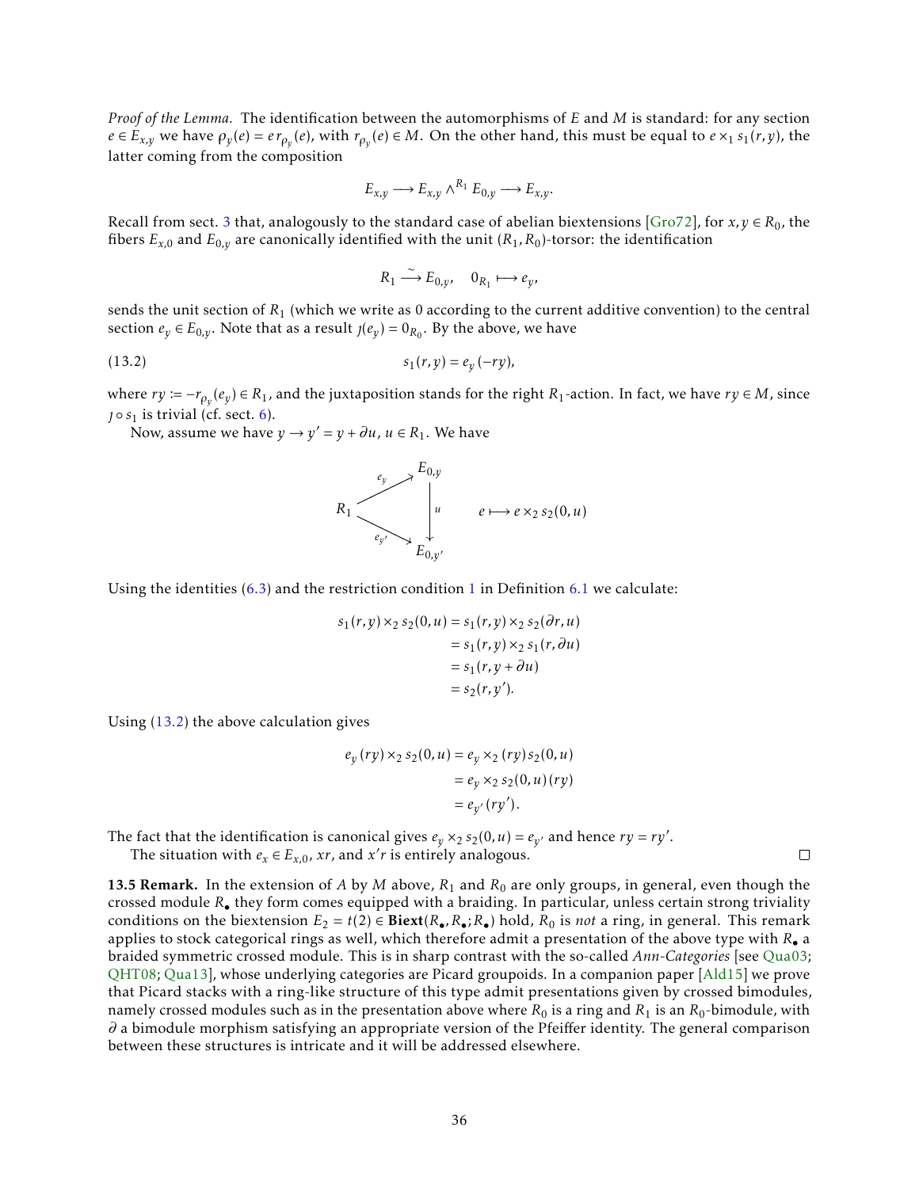*Proof of the Lemma.* The identification between the automorphisms of $E$ and $M$ is standard: for any section $e \in E_{x,y}$ we have $\rho_y(e) = e\, r_{\rho_y}(e)$, with $r_{\rho_y}(e) \in M$. On the other hand, this must be equal to $e \times_1 s_1(r,y)$, the latter coming from the composition

$$E_{x,y} \longrightarrow E_{x,y} \wedge^{R_1} E_{0,y} \longrightarrow E_{x,y}.$$

Recall from sect. 3 that, analogously to the standard case of abelian biextensions [Gro72], for $x, y \in R_0$, the fibers $E_{x,0}$ and $E_{0,y}$ are canonically identified with the unit $(R_1, R_0)$-torsor: the identification

$$R_1 \xrightarrow{\sim} E_{0,y}, \quad 0_{R_1} \longmapsto e_y,$$

sends the unit section of $R_1$ (which we write as 0 according to the current additive convention) to the central section $e_y \in E_{0,y}$. Note that as a result $\jmath(e_y) = 0_{R_0}$. By the above, we have

$$s_1(r,y) = e_y\,(-ry), \tag{13.2}$$

where $ry := -r_{\rho_y}(e_y) \in R_1$, and the juxtaposition stands for the right $R_1$-action. In fact, we have $ry \in M$, since $\jmath \circ s_1$ is trivial (cf. sect. 6).

Now, assume we have $y \to y' = y + \partial u$, $u \in R_1$. We have

$$\begin{array}{ccc} & & E_{0,y} \\ & \overset{e_y}{\nearrow} & \big\downarrow u \\ R_1 & & \\ & \underset{e_{y'}}{\searrow} & E_{0,y'} \end{array} \qquad e \longmapsto e \times_2 s_2(0,u)$$

Using the identities (6.3) and the restriction condition 1 in Definition 6.1 we calculate:

$$\begin{aligned} s_1(r,y) \times_2 s_2(0,u) &= s_1(r,y) \times_2 s_2(\partial r, u) \\ &= s_1(r,y) \times_2 s_1(r, \partial u) \\ &= s_1(r, y + \partial u) \\ &= s_2(r, y'). \end{aligned}$$

Using (13.2) the above calculation gives

$$\begin{aligned} e_y\,(ry) \times_2 s_2(0,u) &= e_y \times_2 (ry)\, s_2(0,u) \\ &= e_y \times_2 s_2(0,u)\,(ry) \\ &= e_{y'}\,(ry'). \end{aligned}$$

The fact that the identification is canonical gives $e_y \times_2 s_2(0,u) = e_{y'}$ and hence $ry = ry'$.

The situation with $e_x \in E_{x,0}$, $xr$, and $x'r$ is entirely analogous. □

**13.5 Remark.** In the extension of $A$ by $M$ above, $R_1$ and $R_0$ are only groups, in general, even though the crossed module $R_\bullet$ they form comes equipped with a braiding. In particular, unless certain strong triviality conditions on the biextension $E_2 = t(2) \in \mathbf{Biext}(R_\bullet, R_\bullet; R_\bullet)$ hold, $R_0$ is *not* a ring, in general. This remark applies to stock categorical rings as well, which therefore admit a presentation of the above type with $R_\bullet$ a braided symmetric crossed module. This is in sharp contrast with the so-called *Ann-Categories* [see Qua03; QHT08; Qua13], whose underlying categories are Picard groupoids. In a companion paper [Ald15] we prove that Picard stacks with a ring-like structure of this type admit presentations given by crossed bimodules, namely crossed modules such as in the presentation above where $R_0$ is a ring and $R_1$ is an $R_0$-bimodule, with $\partial$ a bimodule morphism satisfying an appropriate version of the Pfeiffer identity. The general comparison between these structures is intricate and it will be addressed elsewhere.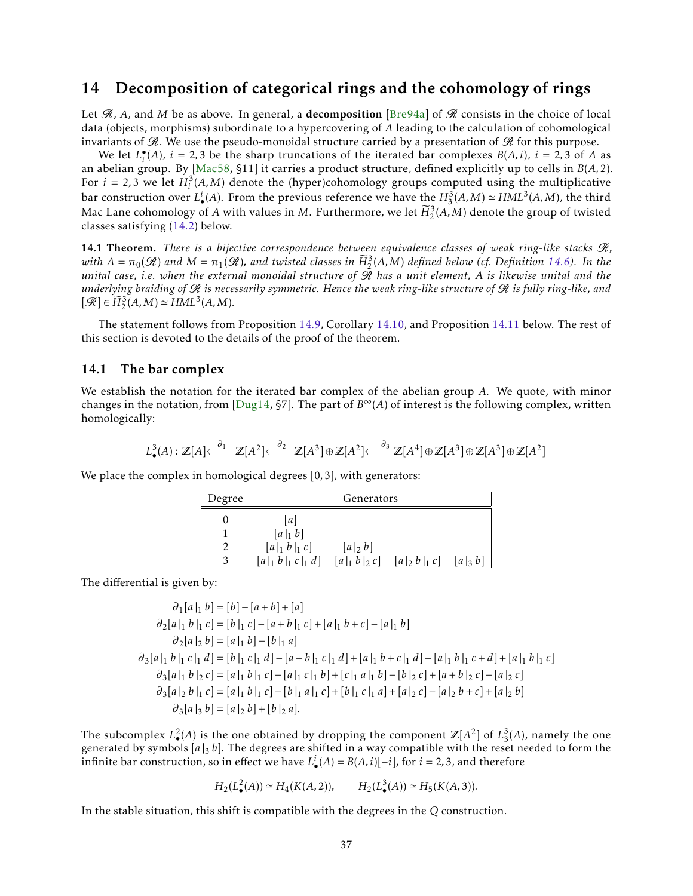# 14 Decomposition of categorical rings and the cohomology of rings

Let $\mathscr{R}$, $A$, and $M$ be as above. In general, a **decomposition** [Bre94a] of $\mathscr{R}$ consists in the choice of local data (objects, morphisms) subordinate to a hypercovering of $A$ leading to the calculation of cohomological invariants of $\mathscr{R}$. We use the pseudo-monoidal structure carried by a presentation of $\mathscr{R}$ for this purpose.

We let $L^{\bullet}_i(A)$, $i = 2,3$ be the sharp truncations of the iterated bar complexes $B(A,i)$, $i = 2,3$ of $A$ as an abelian group. By [Mac58, §11] it carries a product structure, defined explicitly up to cells in $B(A,2)$. For $i = 2,3$ we let $H^3_i(A,M)$ denote the (hyper)cohomology groups computed using the multiplicative bar construction over $L^i_{\bullet}(A)$. From the previous reference we have the $H^3_3(A,M) \simeq HML^3(A,M)$, the third Mac Lane cohomology of $A$ with values in $M$. Furthermore, we let $\widetilde{H}^3_2(A,M)$ denote the group of twisted classes satisfying (14.2) below.

**14.1 Theorem.** *There is a bijective correspondence between equivalence classes of weak ring-like stacks $\mathscr{R}$, with $A = \pi_0(\mathscr{R})$ and $M = \pi_1(\mathscr{R})$, and twisted classes in $\widetilde{H}^3_2(A,M)$ defined below (cf. Definition 14.6). In the unital case, i.e. when the external monoidal structure of $\mathscr{R}$ has a unit element, $A$ is likewise unital and the underlying braiding of $\mathscr{R}$ is necessarily symmetric. Hence the weak ring-like structure of $\mathscr{R}$ is fully ring-like, and $[\mathscr{R}] \in \widetilde{H}^3_2(A,M) \simeq HML^3(A,M)$.*

The statement follows from Proposition 14.9, Corollary 14.10, and Proposition 14.11 below. The rest of this section is devoted to the details of the proof of the theorem.

## 14.1 The bar complex

We establish the notation for the iterated bar complex of the abelian group $A$. We quote, with minor changes in the notation, from [Dug14, §7]. The part of $B^{\infty}(A)$ of interest is the following complex, written homologically:

$$L^3_{\bullet}(A) : \mathbb{Z}[A] \xleftarrow{\partial_1} \mathbb{Z}[A^2] \xleftarrow{\partial_2} \mathbb{Z}[A^3] \oplus \mathbb{Z}[A^2] \xleftarrow{\partial_3} \mathbb{Z}[A^4] \oplus \mathbb{Z}[A^3] \oplus \mathbb{Z}[A^3] \oplus \mathbb{Z}[A^2]$$

We place the complex in homological degrees $[0,3]$, with generators:

| Degree | Generators | | | |
|---|---|---|---|---|
| 0 | $[a]$ | | | |
| 1 | $[a \,\vert_1\, b]$ | | | |
| 2 | $[a \,\vert_1\, b \,\vert_1\, c]$ | $[a \,\vert_2\, b]$ | | |
| 3 | $[a \,\vert_1\, b \,\vert_1\, c \,\vert_1\, d]$ | $[a \,\vert_1\, b \,\vert_2\, c]$ | $[a \,\vert_2\, b \,\vert_1\, c]$ | $[a \,\vert_3\, b]$ |

The differential is given by:

$$\begin{aligned}
\partial_1[a\,|_1\,b] &= [b] - [a+b] + [a] \\
\partial_2[a\,|_1\,b\,|_1\,c] &= [b\,|_1\,c] - [a+b\,|_1\,c] + [a\,|_1\,b+c] - [a\,|_1\,b] \\
\partial_2[a\,|_2\,b] &= [a\,|_1\,b] - [b\,|_1\,a] \\
\partial_3[a\,|_1\,b\,|_1\,c\,|_1\,d] &= [b\,|_1\,c\,|_1\,d] - [a+b\,|_1\,c\,|_1\,d] + [a\,|_1\,b+c\,|_1\,d] - [a\,|_1\,b\,|_1\,c+d] + [a\,|_1\,b\,|_1\,c] \\
\partial_3[a\,|_1\,b\,|_2\,c] &= [a\,|_1\,b\,|_1\,c] - [a\,|_1\,c\,|_1\,b] + [c\,|_1\,a\,|_1\,b] - [b\,|_2\,c] + [a+b\,|_2\,c] - [a\,|_2\,c] \\
\partial_3[a\,|_2\,b\,|_1\,c] &= [a\,|_1\,b\,|_1\,c] - [b\,|_1\,a\,|_1\,c] + [b\,|_1\,c\,|_1\,a] + [a\,|_2\,c] - [a\,|_2\,b+c] + [a\,|_2\,b] \\
\partial_3[a\,|_3\,b] &= [a\,|_2\,b] + [b\,|_2\,a].
\end{aligned}$$

The subcomplex $L^2_{\bullet}(A)$ is the one obtained by dropping the component $\mathbb{Z}[A^2]$ of $L^3_3(A)$, namely the one generated by symbols $[a\,|_3\,b]$. The degrees are shifted in a way compatible with the reset needed to form the infinite bar construction, so in effect we have $L^i_{\bullet}(A) = B(A,i)[-i]$, for $i = 2,3$, and therefore

$$H_2(L^2_{\bullet}(A)) \simeq H_4(K(A,2)), \qquad H_2(L^3_{\bullet}(A)) \simeq H_5(K(A,3)).$$

In the stable situation, this shift is compatible with the degrees in the $Q$ construction.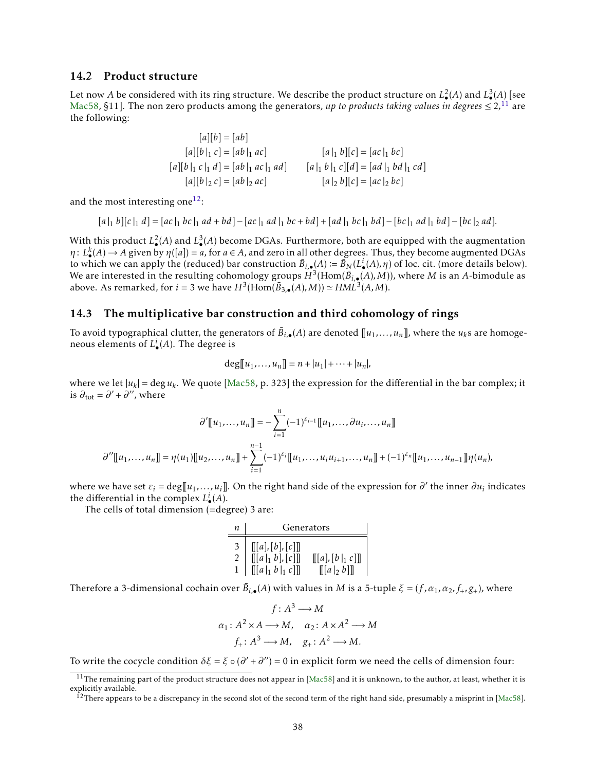## 14.2 Product structure

Let now $A$ be considered with its ring structure. We describe the product structure on $L^2_\bullet(A)$ and $L^3_\bullet(A)$ [see Mac58, §11]. The non zero products among the generators, *up to products taking values in degrees* $\leq 2$,[11] are the following:

$$
\begin{aligned}
&[a][b] = [ab] \\
&[a][b\,|_1\,c] = [ab\,|_1\,ac] \qquad\qquad [a\,|_1\,b][c] = [ac\,|_1\,bc] \\
&[a][b\,|_1\,c\,|_1\,d] = [ab\,|_1\,ac\,|_1\,ad] \qquad [a\,|_1\,b\,|_1\,c][d] = [ad\,|_1\,bd\,|_1\,cd] \\
&[a][b\,|_2\,c] = [ab\,|_2\,ac] \qquad\qquad [a\,|_2\,b][c] = [ac\,|_2\,bc]
\end{aligned}
$$

and the most interesting one[12]:

$$
[a\,|_1\,b][c\,|_1\,d] = [ac\,|_1\,bc\,|_1\,ad+bd] - [ac\,|_1\,ad\,|_1\,bc+bd] + [ad\,|_1\,bc\,|_1\,bd] - [bc\,|_1\,ad\,|_1\,bd] - [bc\,|_2\,ad].
$$

With this product $L^2_\bullet(A)$ and $L^3_\bullet(A)$ become DGAs. Furthermore, both are equipped with the augmentation $\eta\colon L^k_\bullet(A) \to A$ given by $\eta([a]) = a$, for $a \in A$, and zero in all other degrees. Thus, they become augmented DGAs to which we can apply the (reduced) bar construction $\bar{B}_{i,\bullet}(A) \coloneqq \bar{B}_N(L^i_\bullet(A), \eta)$ of loc. cit. (more details below). We are interested in the resulting cohomology groups $H^3(\mathrm{Hom}(\bar{B}_{i,\bullet}(A), M))$, where $M$ is an $A$-bimodule as above. As remarked, for $i = 3$ we have $H^3(\mathrm{Hom}(\bar{B}_{3,\bullet}(A), M)) \simeq HML^3(A, M)$.

## 14.3 The multiplicative bar construction and third cohomology of rings

To avoid typographical clutter, the generators of $\bar{B}_{i,\bullet}(A)$ are denoted $[\![u_1, \dots, u_n]\!]$, where the $u_k$s are homogeneous elements of $L^i_\bullet(A)$. The degree is

$$
\deg[\![u_1, \dots, u_n]\!] = n + |u_1| + \cdots + |u_n|,
$$

where we let $|u_k| = \deg u_k$. We quote [Mac58, p. 323] the expression for the differential in the bar complex; it is $\partial_{\mathrm{tot}} = \partial' + \partial''$, where

$$
\partial'[\![u_1, \dots, u_n]\!] = -\sum_{i=1}^{n} (-1)^{\varepsilon_{i-1}} [\![u_1, \dots, \partial u_i, \dots, u_n]\!]
$$

$$
\partial''[\![u_1, \dots, u_n]\!] = \eta(u_1)[\![u_2, \dots, u_n]\!] + \sum_{i=1}^{n-1} (-1)^{\varepsilon_i} [\![u_1, \dots, u_i u_{i+1}, \dots, u_n]\!] + (-1)^{\varepsilon_n} [\![u_1, \dots, u_{n-1}]\!]\eta(u_n),
$$

where we have set $\varepsilon_i = \deg[\![u_1, \dots, u_i]\!]$. On the right hand side of the expression for $\partial'$ the inner $\partial u_i$ indicates the differential in the complex $L^i_\bullet(A)$.

The cells of total dimension (=degree) 3 are:

| $n$ | Generators | |
|---|---|---|
| 3 | $[\![[a],[b],[c]]\!]$ | |
| 2 | $[\![[a\,\vert_1\,b],[c]]\!]$ | $[\![[a],[b\,\vert_1\,c]]\!]$ |
| 1 | $[\![[a\,\vert_1\,b\,\vert_1\,c]]\!]$ | $[\![[a\,\vert_2\,b]]\!]$ |

Therefore a 3-dimensional cochain over $\bar{B}_{i,\bullet}(A)$ with values in $M$ is a 5-tuple $\xi = (f, \alpha_1, \alpha_2, f_+, g_+)$, where

$$
\begin{gathered}
f\colon A^3 \longrightarrow M \\
\alpha_1\colon A^2 \times A \longrightarrow M, \quad \alpha_2\colon A \times A^2 \longrightarrow M \\
f_+\colon A^3 \longrightarrow M, \quad g_+\colon A^2 \longrightarrow M.
\end{gathered}
$$

To write the cocycle condition $\delta\xi = \xi \circ (\partial' + \partial'') = 0$ in explicit form we need the cells of dimension four:

[11] The remaining part of the product structure does not appear in [Mac58] and it is unknown, to the author, at least, whether it is explicitly available.

[12] There appears to be a discrepancy in the second slot of the second term of the right hand side, presumably a misprint in [Mac58].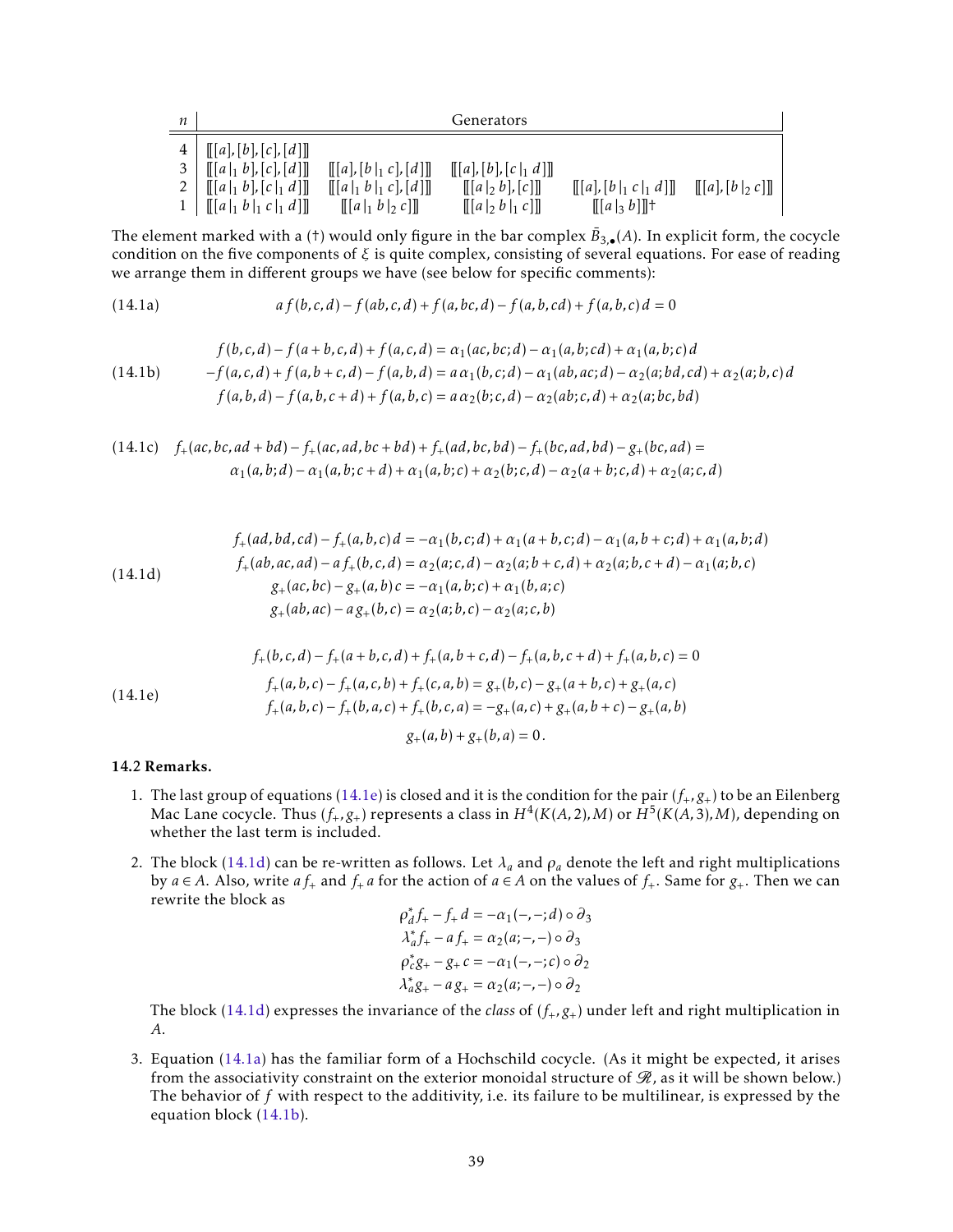| $n$ | Generators | | | | |
|---|---|---|---|---|---|
| 4 | $[\![ [a],[b],[c],[d] ]\!]$ | | | | |
| 3 | $[\![ [a\,\vert_1\, b],[c],[d] ]\!]$ | $[\![ [a],[b\,\vert_1\, c],[d] ]\!]$ | $[\![ [a],[b],[c\,\vert_1\, d] ]\!]$ | | |
| 2 | $[\![ [a\,\vert_1\, b],[c\,\vert_1\, d] ]\!]$ | $[\![ [a\,\vert_1\, b\,\vert_1\, c],[d] ]\!]$ | $[\![ [a\,\vert_2\, b],[c] ]\!]$ | $[\![ [a],[b\,\vert_1\, c\,\vert_1\, d] ]\!]$ | $[\![ [a],[b\,\vert_2\, c] ]\!]$ |
| 1 | $[\![ [a\,\vert_1\, b\,\vert_1\, c\,\vert_1\, d] ]\!]$ | $[\![ [a\,\vert_1\, b\,\vert_2\, c] ]\!]$ | $[\![ [a\,\vert_2\, b\,\vert_1\, c] ]\!]$ | $[\![ [a\,\vert_3\, b] ]\!]$† | |

The element marked with a (†) would only figure in the bar complex $\bar{B}_{3,\bullet}(A)$. In explicit form, the cocycle condition on the five components of $\xi$ is quite complex, consisting of several equations. For ease of reading we arrange them in different groups we have (see below for specific comments):

$$a\,f(b,c,d) - f(ab,c,d) + f(a,bc,d) - f(a,b,cd) + f(a,b,c)\,d = 0 \tag{14.1a}$$

$$\begin{aligned}
f(b,c,d) - f(a+b,c,d) + f(a,c,d) &= \alpha_1(ac,bc;d) - \alpha_1(a,b;cd) + \alpha_1(a,b;c)\,d \\
-f(a,c,d) + f(a,b+c,d) - f(a,b,d) &= a\,\alpha_1(b,c;d) - \alpha_1(ab,ac;d) - \alpha_2(a;bd,cd) + \alpha_2(a;b,c)\,d \\
f(a,b,d) - f(a,b,c+d) + f(a,b,c) &= a\,\alpha_2(b;c,d) - \alpha_2(ab;c,d) + \alpha_2(a;bc,bd)
\end{aligned} \tag{14.1b}$$

$$\begin{aligned}
&f_+(ac,bc,ad+bd) - f_+(ac,ad,bc+bd) + f_+(ad,bc,bd) - f_+(bc,ad,bd) - g_+(bc,ad) = \\
&\qquad \alpha_1(a,b;d) - \alpha_1(a,b;c+d) + \alpha_1(a,b;c) + \alpha_2(b;c,d) - \alpha_2(a+b;c,d) + \alpha_2(a;c,d)
\end{aligned} \tag{14.1c}$$

$$\begin{aligned}
f_+(ad,bd,cd) - f_+(a,b,c)\,d &= -\alpha_1(b,c;d) + \alpha_1(a+b,c;d) - \alpha_1(a,b+c;d) + \alpha_1(a,b;d) \\
f_+(ab,ac,ad) - a\,f_+(b,c,d) &= \alpha_2(a;c,d) - \alpha_2(a;b+c,d) + \alpha_2(a;b,c+d) - \alpha_1(a;b,c) \\
g_+(ac,bc) - g_+(a,b)\,c &= -\alpha_1(a,b;c) + \alpha_1(b,a;c) \\
g_+(ab,ac) - a\,g_+(b,c) &= \alpha_2(a;b,c) - \alpha_2(a;c,b)
\end{aligned} \tag{14.1d}$$

$$\begin{aligned}
f_+(b,c,d) - f_+(a+b,c,d) + f_+(a,b+c,d) - f_+(a,b,c+d) + f_+(a,b,c) &= 0 \\
f_+(a,b,c) - f_+(a,c,b) + f_+(c,a,b) &= g_+(b,c) - g_+(a+b,c) + g_+(a,c) \\
f_+(a,b,c) - f_+(b,a,c) + f_+(b,c,a) &= -g_+(a,c) + g_+(a,b+c) - g_+(a,b) \\
g_+(a,b) + g_+(b,a) &= 0\,.
\end{aligned} \tag{14.1e}$$

**14.2 Remarks.**

1. The last group of equations (14.1e) is closed and it is the condition for the pair $(f_+, g_+)$ to be an Eilenberg Mac Lane cocycle. Thus $(f_+, g_+)$ represents a class in $H^4(K(A,2),M)$ or $H^5(K(A,3),M)$, depending on whether the last term is included.

2. The block (14.1d) can be re-written as follows. Let $\lambda_a$ and $\rho_a$ denote the left and right multiplications by $a \in A$. Also, write $a\,f_+$ and $f_+\,a$ for the action of $a \in A$ on the values of $f_+$. Same for $g_+$. Then we can rewrite the block as
$$\begin{aligned}
\rho_d^* f_+ - f_+\,d &= -\alpha_1(-,-;d) \circ \partial_3 \\
\lambda_a^* f_+ - a\,f_+ &= \alpha_2(a;-,-) \circ \partial_3 \\
\rho_c^* g_+ - g_+\,c &= -\alpha_1(-,-;c) \circ \partial_2 \\
\lambda_a^* g_+ - a\,g_+ &= \alpha_2(a;-,-) \circ \partial_2
\end{aligned}$$
The block (14.1d) expresses the invariance of the *class* of $(f_+, g_+)$ under left and right multiplication in $A$.

3. Equation (14.1a) has the familiar form of a Hochschild cocycle. (As it might be expected, it arises from the associativity constraint on the exterior monoidal structure of $\mathscr{R}$, as it will be shown below.) The behavior of $f$ with respect to the additivity, i.e. its failure to be multilinear, is expressed by the equation block (14.1b).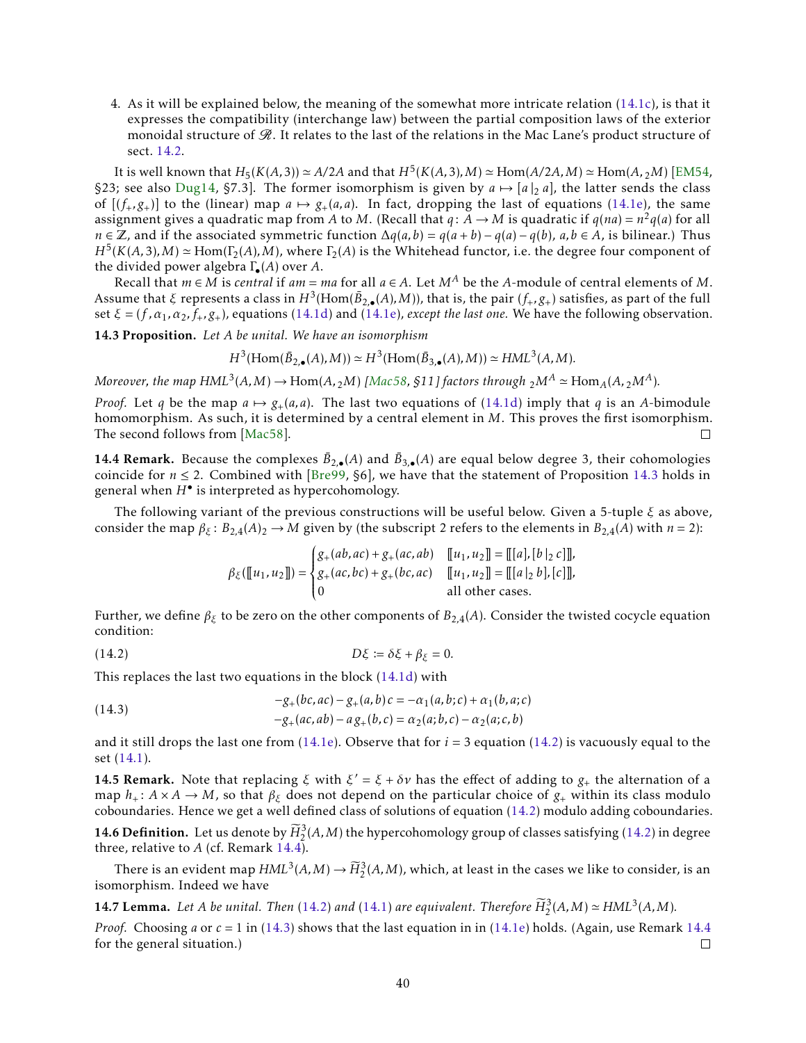4. As it will be explained below, the meaning of the somewhat more intricate relation (14.1c), is that it expresses the compatibility (interchange law) between the partial composition laws of the exterior monoidal structure of $\mathscr{R}$. It relates to the last of the relations in the Mac Lane's product structure of sect. 14.2.

It is well known that $H_5(K(A,3)) \simeq A/2A$ and that $H^5(K(A,3),M) \simeq \mathrm{Hom}(A/2A,M) \simeq \mathrm{Hom}(A, {}_2M)$ [EM54, §23; see also Dug14, §7.3]. The former isomorphism is given by $a \mapsto [a\,|_2\, a]$, the latter sends the class of $[(f_+, g_+)]$ to the (linear) map $a \mapsto g_+(a,a)$. In fact, dropping the last of equations (14.1e), the same assignment gives a quadratic map from $A$ to $M$. (Recall that $q\colon A \to M$ is quadratic if $q(na) = n^2 q(a)$ for all $n \in \mathbb{Z}$, and if the associated symmetric function $\Delta q(a,b) = q(a+b) - q(a) - q(b)$, $a,b \in A$, is bilinear.) Thus $H^5(K(A,3),M) \simeq \mathrm{Hom}(\Gamma_2(A),M)$, where $\Gamma_2(A)$ is the Whitehead functor, i.e. the degree four component of the divided power algebra $\Gamma_\bullet(A)$ over $A$.

Recall that $m \in M$ is *central* if $am = ma$ for all $a \in A$. Let $M^A$ be the $A$-module of central elements of $M$. Assume that $\xi$ represents a class in $H^3(\mathrm{Hom}(\bar{B}_{2,\bullet}(A),M))$, that is, the pair $(f_+, g_+)$ satisfies, as part of the full set $\xi = (f, \alpha_1, \alpha_2, f_+, g_+)$, equations (14.1d) and (14.1e), *except the last one.* We have the following observation.

**14.3 Proposition.** *Let $A$ be unital. We have an isomorphism*

$$H^3(\mathrm{Hom}(\bar{B}_{2,\bullet}(A),M)) \simeq H^3(\mathrm{Hom}(\bar{B}_{3,\bullet}(A),M)) \simeq HML^3(A,M).$$

*Moreover, the map $HML^3(A,M) \to \mathrm{Hom}(A, {}_2M)$ [Mac58, §11] factors through ${}_2M^A \simeq \mathrm{Hom}_A(A, {}_2M^A)$.*

*Proof.* Let $q$ be the map $a \mapsto g_+(a,a)$. The last two equations of (14.1d) imply that $q$ is an $A$-bimodule homomorphism. As such, it is determined by a central element in $M$. This proves the first isomorphism. The second follows from [Mac58]. $\square$

**14.4 Remark.** Because the complexes $\bar{B}_{2,\bullet}(A)$ and $\bar{B}_{3,\bullet}(A)$ are equal below degree 3, their cohomologies coincide for $n \leq 2$. Combined with [Bre99, §6], we have that the statement of Proposition 14.3 holds in general when $H^\bullet$ is interpreted as hypercohomology.

The following variant of the previous constructions will be useful below. Given a 5-tuple $\xi$ as above, consider the map $\beta_\xi\colon B_{2,4}(A)_2 \to M$ given by (the subscript 2 refers to the elements in $B_{2,4}(A)$ with $n = 2$):

$$\beta_\xi(\llbracket u_1, u_2 \rrbracket) = \begin{cases} g_+(ab,ac) + g_+(ac,ab) & \llbracket u_1, u_2 \rrbracket = \llbracket [a], [b\,|_2\, c] \rrbracket, \\ g_+(ac,bc) + g_+(bc,ac) & \llbracket u_1, u_2 \rrbracket = \llbracket [a\,|_2\, b], [c] \rrbracket, \\ 0 & \text{all other cases.} \end{cases}$$

Further, we define $\beta_\xi$ to be zero on the other components of $B_{2,4}(A)$. Consider the twisted cocycle equation condition:

$$D\xi \coloneqq \delta\xi + \beta_\xi = 0. \tag{14.2}$$

This replaces the last two equations in the block (14.1d) with

$$\begin{aligned} -g_+(bc,ac) - g_+(a,b)\,c &= -\alpha_1(a,b;c) + \alpha_1(b,a;c) \\ -g_+(ac,ab) - a\,g_+(b,c) &= \alpha_2(a;b,c) - \alpha_2(a;c,b) \end{aligned} \tag{14.3}$$

and it still drops the last one from (14.1e). Observe that for $i = 3$ equation (14.2) is vacuously equal to the set (14.1).

**14.5 Remark.** Note that replacing $\xi$ with $\xi' = \xi + \delta\nu$ has the effect of adding to $g_+$ the alternation of a map $h_+\colon A \times A \to M$, so that $\beta_\xi$ does not depend on the particular choice of $g_+$ within its class modulo coboundaries. Hence we get a well defined class of solutions of equation (14.2) modulo adding coboundaries.

**14.6 Definition.** Let us denote by $\widetilde{H}^3_2(A,M)$ the hypercohomology group of classes satisfying (14.2) in degree three, relative to $A$ (cf. Remark 14.4).

There is an evident map $HML^3(A,M) \to \widetilde{H}^3_2(A,M)$, which, at least in the cases we like to consider, is an isomorphism. Indeed we have

**14.7 Lemma.** *Let $A$ be unital. Then (14.2) and (14.1) are equivalent. Therefore $\widetilde{H}^3_2(A,M) \simeq HML^3(A,M)$.*

*Proof.* Choosing $a$ or $c = 1$ in (14.3) shows that the last equation in in (14.1e) holds. (Again, use Remark 14.4 for the general situation.) $\square$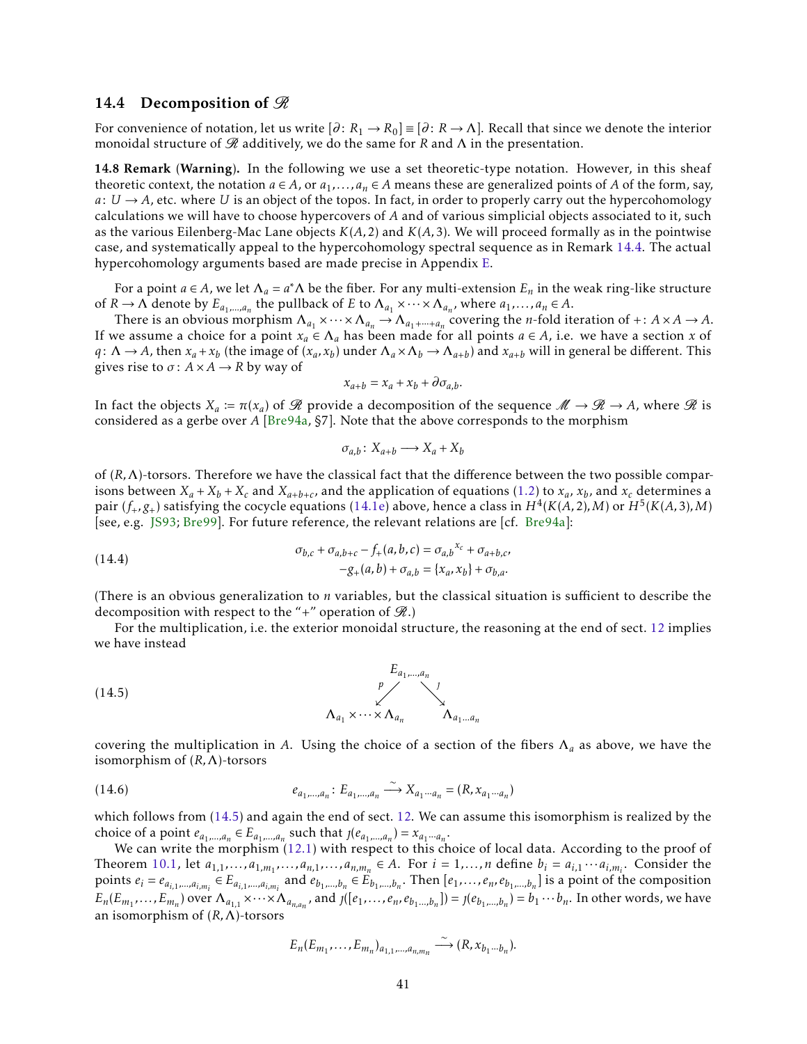### 14.4 Decomposition of $\mathscr{R}$

For convenience of notation, let us write $[\partial\colon R_1 \to R_0] \equiv [\partial\colon R \to \Lambda]$. Recall that since we denote the interior monoidal structure of $\mathscr{R}$ additively, we do the same for $R$ and $\Lambda$ in the presentation.

**14.8 Remark** (**Warning**). In the following we use a set theoretic-type notation. However, in this sheaf theoretic context, the notation $a \in A$, or $a_1,\dots,a_n \in A$ means these are generalized points of $A$ of the form, say, $a\colon U \to A$, etc. where $U$ is an object of the topos. In fact, in order to properly carry out the hypercohomology calculations we will have to choose hypercovers of $A$ and of various simplicial objects associated to it, such as the various Eilenberg-Mac Lane objects $K(A,2)$ and $K(A,3)$. We will proceed formally as in the pointwise case, and systematically appeal to the hypercohomology spectral sequence as in Remark 14.4. The actual hypercohomology arguments based are made precise in Appendix E.

For a point $a \in A$, we let $\Lambda_a = a^*\Lambda$ be the fiber. For any multi-extension $E_n$ in the weak ring-like structure of $R \to \Lambda$ denote by $E_{a_1,\dots,a_n}$ the pullback of $E$ to $\Lambda_{a_1} \times \cdots \times \Lambda_{a_n}$, where $a_1,\dots,a_n \in A$.

There is an obvious morphism $\Lambda_{a_1} \times \cdots \times \Lambda_{a_n} \to \Lambda_{a_1+\cdots+a_n}$ covering the $n$-fold iteration of $+\colon A \times A \to A$. If we assume a choice for a point $x_a \in \Lambda_a$ has been made for all points $a \in A$, i.e. we have a section $x$ of $q\colon \Lambda \to A$, then $x_a + x_b$ (the image of $(x_a, x_b)$ under $\Lambda_a \times \Lambda_b \to \Lambda_{a+b}$) and $x_{a+b}$ will in general be different. This gives rise to $\sigma\colon A \times A \to R$ by way of

$$x_{a+b} = x_a + x_b + \partial\sigma_{a,b}.$$

In fact the objects $X_a := \pi(x_a)$ of $\mathscr{R}$ provide a decomposition of the sequence $\mathscr{M} \to \mathscr{R} \to A$, where $\mathscr{R}$ is considered as a gerbe over $A$ [Bre94a, §7]. Note that the above corresponds to the morphism

$$\sigma_{a,b}\colon X_{a+b} \longrightarrow X_a + X_b$$

of $(R,\Lambda)$-torsors. Therefore we have the classical fact that the difference between the two possible comparisons between $X_a + X_b + X_c$ and $X_{a+b+c}$, and the application of equations (1.2) to $x_a$, $x_b$, and $x_c$ determines a pair $(f_+, g_+)$ satisfying the cocycle equations (14.1e) above, hence a class in $H^4(K(A,2),M)$ or $H^5(K(A,3),M)$ [see, e.g. JS93; Bre99]. For future reference, the relevant relations are [cf. Bre94a]:

$$\begin{aligned}
\sigma_{b,c} + \sigma_{a,b+c} - f_+(a,b,c) &= \sigma_{a,b}{}^{x_c} + \sigma_{a+b,c}, \\
-g_+(a,b) + \sigma_{a,b} &= \{x_a, x_b\} + \sigma_{b,a}.
\end{aligned} \tag{14.4}$$

(There is an obvious generalization to $n$ variables, but the classical situation is sufficient to describe the decomposition with respect to the "+" operation of $\mathscr{R}$.)

For the multiplication, i.e. the exterior monoidal structure, the reasoning at the end of sect. 12 implies we have instead

$$\begin{array}{ccc}
 & E_{a_1,\dots,a_n} & \\
 {\scriptstyle p}\swarrow & & \searrow{\scriptstyle \jmath} \\
\Lambda_{a_1} \times \cdots \times \Lambda_{a_n} & & \Lambda_{a_1 \cdots a_n}
\end{array} \tag{14.5}$$

covering the multiplication in $A$. Using the choice of a section of the fibers $\Lambda_a$ as above, we have the isomorphism of $(R,\Lambda)$-torsors

$$e_{a_1,\dots,a_n}\colon E_{a_1,\dots,a_n} \xrightarrow{\ \sim\ } X_{a_1\cdots a_n} = (R, x_{a_1\cdots a_n}) \tag{14.6}$$

which follows from (14.5) and again the end of sect. 12. We can assume this isomorphism is realized by the choice of a point $e_{a_1,\dots,a_n} \in E_{a_1,\dots,a_n}$ such that $\jmath(e_{a_1,\dots,a_n}) = x_{a_1\cdots a_n}$.

We can write the morphism (12.1) with respect to this choice of local data. According to the proof of Theorem 10.1, let $a_{1,1},\dots,a_{1,m_1},\dots,a_{n,1},\dots,a_{n,m_n} \in A$. For $i = 1,\dots,n$ define $b_i = a_{i,1}\cdots a_{i,m_i}$. Consider the points $e_i = e_{a_{i,1},\dots,a_{i,m_i}} \in E_{a_{i,1},\dots,a_{i,m_i}}$ and $e_{b_1,\dots,b_n} \in E_{b_1,\dots,b_n}$. Then $[e_1,\dots,e_n,e_{b_1,\dots,b_n}]$ is a point of the composition $E_n(E_{m_1},\dots,E_{m_n})$ over $\Lambda_{a_{1,1}} \times \cdots \times \Lambda_{a_{n,a_n}}$, and $\jmath([e_1,\dots,e_n,e_{b_1,\dots,b_n}]) = \jmath(e_{b_1,\dots,b_n}) = b_1 \cdots b_n$. In other words, we have an isomorphism of $(R,\Lambda)$-torsors

$$E_n(E_{m_1},\dots,E_{m_n})_{a_{1,1},\dots,a_{n,m_n}} \xrightarrow{\ \sim\ } (R, x_{b_1\cdots b_n}).$$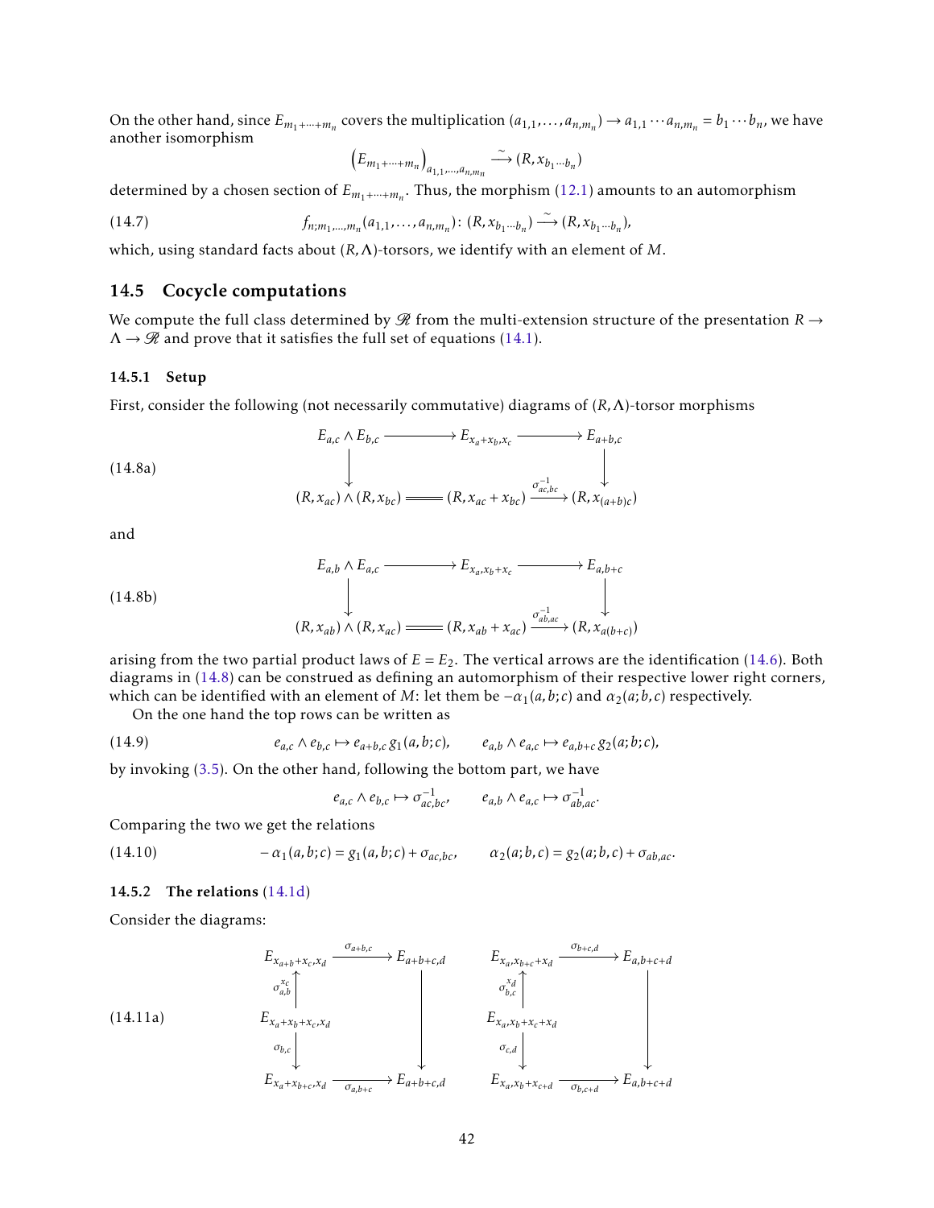On the other hand, since $E_{m_1+\cdots+m_n}$ covers the multiplication $(a_{1,1},\dots,a_{n,m_n}) \to a_{1,1}\cdots a_{n,m_n} = b_1\cdots b_n$, we have another isomorphism

$$\left(E_{m_1+\cdots+m_n}\right)_{a_{1,1},\dots,a_{n,m_n}} \xrightarrow{\sim} (R, x_{b_1\cdots b_n})$$

determined by a chosen section of $E_{m_1+\cdots+m_n}$. Thus, the morphism (12.1) amounts to an automorphism

$$f_{n;m_1,\dots,m_n}(a_{1,1},\dots,a_{n,m_n})\colon (R, x_{b_1\cdots b_n}) \xrightarrow{\sim} (R, x_{b_1\cdots b_n}), \tag{14.7}$$

which, using standard facts about $(R,\Lambda)$-torsors, we identify with an element of $M$.

## 14.5 Cocycle computations

We compute the full class determined by $\mathscr{R}$ from the multi-extension structure of the presentation $R \to \Lambda \to \mathscr{R}$ and prove that it satisfies the full set of equations (14.1).

### 14.5.1 Setup

First, consider the following (not necessarily commutative) diagrams of $(R,\Lambda)$-torsor morphisms

$$\begin{array}{ccccc}
E_{a,c}\wedge E_{b,c} & \longrightarrow & E_{x_a+x_b,x_c} & \longrightarrow & E_{a+b,c} \\
\downarrow & & & & \downarrow \\
(R,x_{ac})\wedge(R,x_{bc}) & = & (R, x_{ac}+x_{bc}) & \xrightarrow{\sigma^{-1}_{ac,bc}} & (R, x_{(a+b)c})
\end{array} \tag{14.8a}$$

and

$$\begin{array}{ccccc}
E_{a,b}\wedge E_{a,c} & \longrightarrow & E_{x_a,x_b+x_c} & \longrightarrow & E_{a,b+c} \\
\downarrow & & & & \downarrow \\
(R,x_{ab})\wedge(R,x_{ac}) & = & (R, x_{ab}+x_{ac}) & \xrightarrow{\sigma^{-1}_{ab,ac}} & (R, x_{a(b+c)})
\end{array} \tag{14.8b}$$

arising from the two partial product laws of $E = E_2$. The vertical arrows are the identification (14.6). Both diagrams in (14.8) can be construed as defining an automorphism of their respective lower right corners, which can be identified with an element of $M$: let them be $-\alpha_1(a,b;c)$ and $\alpha_2(a;b,c)$ respectively.

On the one hand the top rows can be written as

$$e_{a,c}\wedge e_{b,c} \mapsto e_{a+b,c}\, g_1(a,b;c), \qquad e_{a,b}\wedge e_{a,c} \mapsto e_{a,b+c}\, g_2(a;b;c), \tag{14.9}$$

by invoking (3.5). On the other hand, following the bottom part, we have

$$e_{a,c}\wedge e_{b,c} \mapsto \sigma^{-1}_{ac,bc}, \qquad e_{a,b}\wedge e_{a,c} \mapsto \sigma^{-1}_{ab,ac}.$$

Comparing the two we get the relations

$$-\alpha_1(a,b;c) = g_1(a,b;c) + \sigma_{ac,bc}, \qquad \alpha_2(a;b,c) = g_2(a;b,c) + \sigma_{ab,ac}. \tag{14.10}$$

### 14.5.2 The relations (14.1d)

Consider the diagrams:

$$\begin{array}{ccc}
E_{x_{a+b}+x_c,x_d} & \xrightarrow{\sigma_{a+b,c}} & E_{a+b+c,d} \\
\uparrow{\scriptstyle \sigma^{x_c}_{a,b}} & & \\
E_{x_a+x_b+x_c,x_d} & & \Big\downarrow \\
\downarrow{\scriptstyle \sigma_{b,c}} & & \\
E_{x_a+x_{b+c},x_d} & \xrightarrow[\sigma_{a,b+c}]{} & E_{a+b+c,d}
\end{array}
\qquad
\begin{array}{ccc}
E_{x_a,x_{b+c}+x_d} & \xrightarrow{\sigma_{b+c,d}} & E_{a,b+c+d} \\
\uparrow{\scriptstyle \sigma^{x_d}_{b,c}} & & \\
E_{x_a,x_b+x_c+x_d} & & \Big\downarrow \\
\downarrow{\scriptstyle \sigma_{c,d}} & & \\
E_{x_a,x_b+x_{c+d}} & \xrightarrow[\sigma_{b,c+d}]{} & E_{a,b+c+d}
\end{array} \tag{14.11a}$$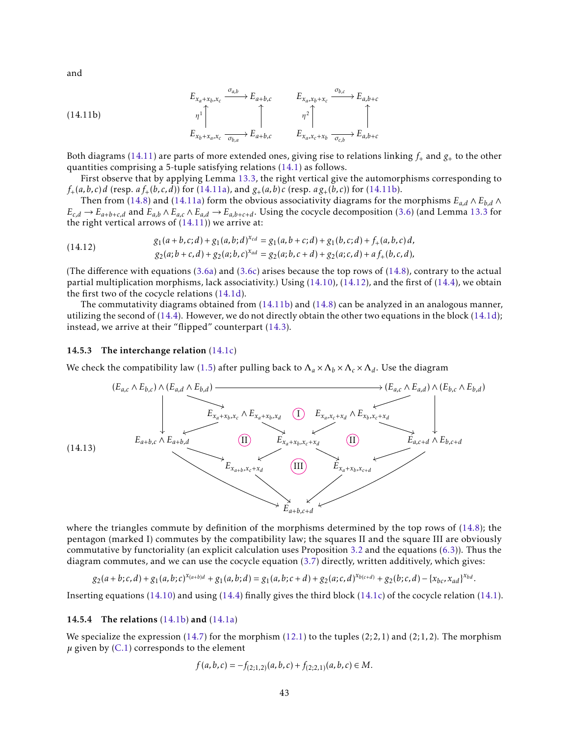and

$$
\text{(14.11b)}\qquad
\begin{array}{ccc}
E_{x_a+x_b,x_c} & \xrightarrow{\sigma_{a,b}} & E_{a+b,c} \\
{\scriptstyle \eta^1}\uparrow & & \uparrow \\
E_{x_b+x_a,x_c} & \xrightarrow[\sigma_{b,a}]{} & E_{a+b,c}
\end{array}
\qquad
\begin{array}{ccc}
E_{x_a,x_b+x_c} & \xrightarrow{\sigma_{b,c}} & E_{a,b+c} \\
{\scriptstyle \eta^2}\uparrow & & \uparrow \\
E_{x_a,x_c+x_b} & \xrightarrow[\sigma_{c,b}]{} & E_{a,b+c}
\end{array}
$$

Both diagrams (14.11) are parts of more extended ones, giving rise to relations linking $f_+$ and $g_+$ to the other quantities comprising a 5-tuple satisfying relations (14.1) as follows.

First observe that by applying Lemma 13.3, the right vertical give the automorphisms corresponding to $f_+(a,b,c)\,d$ (resp. $a\,f_+(b,c,d)$) for (14.11a), and $g_+(a,b)\,c$ (resp. $a\,g_+(b,c)$) for (14.11b).

Then from (14.8) and (14.11a) form the obvious associativity diagrams for the morphisms $E_{a,d}\wedge E_{b,d}\wedge E_{c,d}\to E_{a+b+c,d}$ and $E_{a,b}\wedge E_{a,c}\wedge E_{a,d}\to E_{a,b+c+d}$. Using the cocycle decomposition (3.6) (and Lemma 13.3 for the right vertical arrows of (14.11)) we arrive at:

$$
\text{(14.12)}\qquad
\begin{aligned}
g_1(a+b,c;d)+g_1(a,b;d)^{x_{cd}} &= g_1(a,b+c;d)+g_1(b,c;d)+f_+(a,b,c)\,d,\\
g_2(a;b+c,d)+g_2(a;b,c)^{x_{ad}} &= g_2(a;b,c+d)+g_2(a;c,d)+a\,f_+(b,c,d),
\end{aligned}
$$

(The difference with equations (3.6a) and (3.6c) arises because the top rows of (14.8), contrary to the actual partial multiplication morphisms, lack associativity.) Using (14.10), (14.12), and the first of (14.4), we obtain the first two of the cocycle relations (14.1d).

The commutativity diagrams obtained from (14.11b) and (14.8) can be analyzed in an analogous manner, utilizing the second of (14.4). However, we do not directly obtain the other two equations in the block (14.1d); instead, we arrive at their "flipped" counterpart (14.3).

### 14.5.3 The interchange relation (14.1c)

We check the compatibility law (1.5) after pulling back to $\Lambda_a\times\Lambda_b\times\Lambda_c\times\Lambda_d$. Use the diagram

$$
\text{(14.13)}\qquad
\begin{array}{ccccc}
(E_{a,c}\wedge E_{b,c})\wedge(E_{a,d}\wedge E_{b,d}) & & \longrightarrow & & (E_{a,c}\wedge E_{a,d})\wedge(E_{b,c}\wedge E_{b,d})\\
\downarrow & E_{x_a+x_b,x_c}\wedge E_{x_a+x_b,x_d} & \text{(I)} & E_{x_a,x_c+x_d}\wedge E_{x_b,x_c+x_d} & \downarrow\\
E_{a+b,c}\wedge E_{a+b,d} & \text{(II)} & E_{x_a+x_b,x_c+x_d} & \text{(II)} & E_{a,c+d}\wedge E_{b,c+d}\\
 & E_{x_{a+b},x_c+x_d} & \text{(III)} & E_{x_a+x_b,x_{c+d}} & \\
 & & E_{a+b,c+d} & &
\end{array}
$$

where the triangles commute by definition of the morphisms determined by the top rows of (14.8); the pentagon (marked I) commutes by the compatibility law; the squares II and the square III are obviously commutative by functoriality (an explicit calculation uses Proposition 3.2 and the equations (6.3)). Thus the diagram commutes, and we can use the cocycle equation (3.7) directly, written additively, which gives:

$$
g_2(a+b;c,d)+g_1(a,b;c)^{x_{(a+b)d}}+g_1(a,b;d)=g_1(a,b;c+d)+g_2(a;c,d)^{x_{b(c+d)}}+g_2(b;c,d)-\{x_{bc},x_{ad}\}^{x_{bd}}.
$$

Inserting equations (14.10) and using (14.4) finally gives the third block (14.1c) of the cocycle relation (14.1).

### 14.5.4 The relations (14.1b) and (14.1a)

We specialize the expression (14.7) for the morphism (12.1) to the tuples $(2;2,1)$ and $(2;1,2)$. The morphism $\mu$ given by (C.1) corresponds to the element

$$
f(a,b,c)=-f_{(2;1,2)}(a,b,c)+f_{(2;2,1)}(a,b,c)\in M.
$$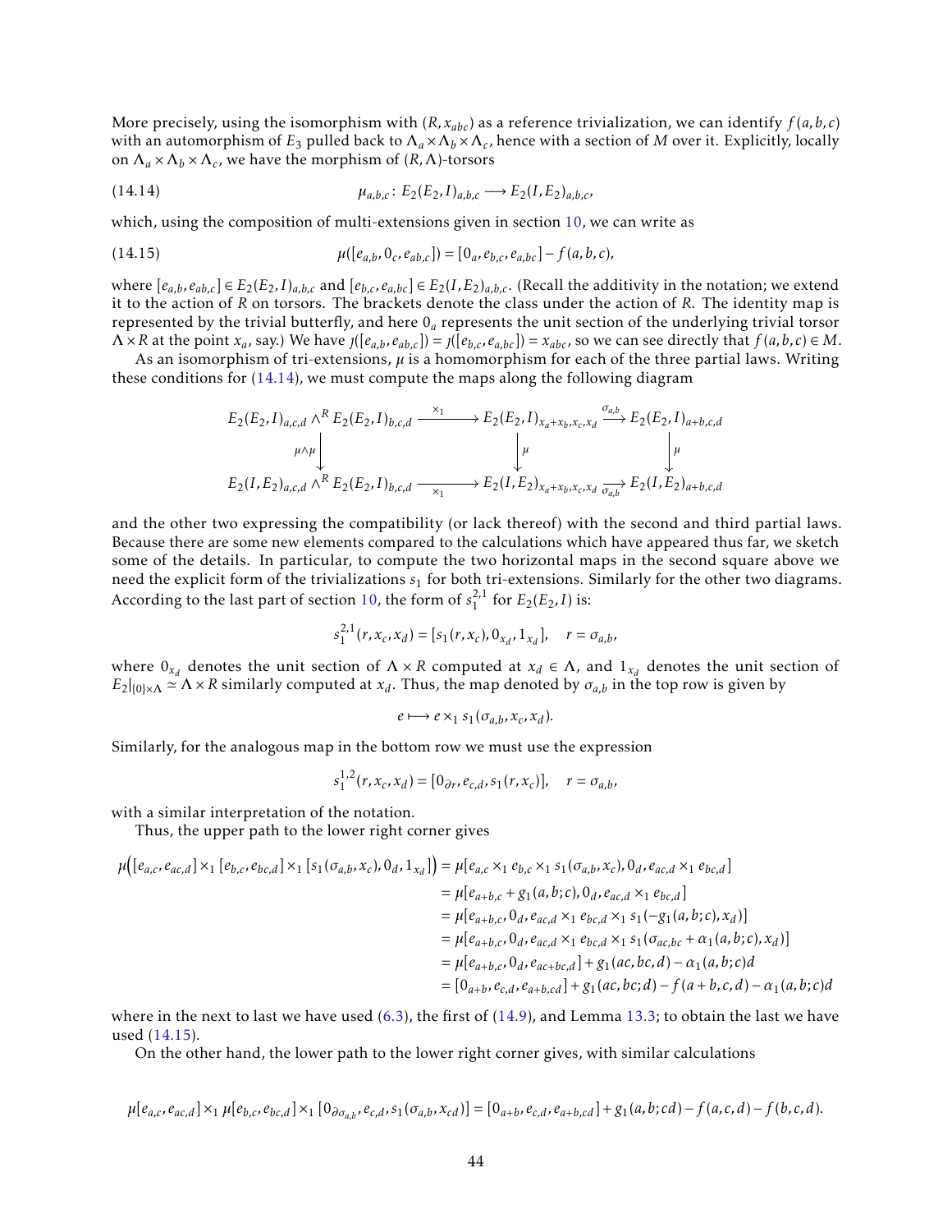More precisely, using the isomorphism with $(R, x_{abc})$ as a reference trivialization, we can identify $f(a,b,c)$ with an automorphism of $E_3$ pulled back to $\Lambda_a \times \Lambda_b \times \Lambda_c$, hence with a section of $M$ over it. Explicitly, locally on $\Lambda_a \times \Lambda_b \times \Lambda_c$, we have the morphism of $(R,\Lambda)$-torsors

$$\mu_{a,b,c} \colon E_2(E_2, I)_{a,b,c} \longrightarrow E_2(I, E_2)_{a,b,c}, \tag{14.14}$$

which, using the composition of multi-extensions given in section 10, we can write as

$$\mu([e_{a,b}, 0_c, e_{ab,c}]) = [0_a, e_{b,c}, e_{a,bc}] - f(a,b,c), \tag{14.15}$$

where $[e_{a,b}, e_{ab,c}] \in E_2(E_2, I)_{a,b,c}$ and $[e_{b,c}, e_{a,bc}] \in E_2(I, E_2)_{a,b,c}$. (Recall the additivity in the notation; we extend it to the action of $R$ on torsors. The brackets denote the class under the action of $R$. The identity map is represented by the trivial butterfly, and here $0_a$ represents the unit section of the underlying trivial torsor $\Lambda \times R$ at the point $x_a$, say.) We have $\jmath([e_{a,b}, e_{ab,c}]) = \jmath([e_{b,c}, e_{a,bc}]) = x_{abc}$, so we can see directly that $f(a,b,c) \in M$.

As an isomorphism of tri-extensions, $\mu$ is a homomorphism for each of the three partial laws. Writing these conditions for (14.14), we must compute the maps along the following diagram

$$\begin{array}{ccccc}
E_2(E_2,I)_{a,c,d} \wedge^R E_2(E_2,I)_{b,c,d} & \xrightarrow{\times_1} & E_2(E_2,I)_{x_a+x_b,x_c,x_d} & \xrightarrow{\sigma_{a,b}} & E_2(E_2,I)_{a+b,c,d} \\
\downarrow{\scriptstyle \mu\wedge\mu} & & \downarrow{\scriptstyle \mu} & & \downarrow{\scriptstyle \mu} \\
E_2(I,E_2)_{a,c,d} \wedge^R E_2(E_2,I)_{b,c,d} & \xrightarrow[\times_1]{} & E_2(I,E_2)_{x_a+x_b,x_c,x_d} & \xrightarrow[\sigma_{a,b}]{} & E_2(I,E_2)_{a+b,c,d}
\end{array}$$

and the other two expressing the compatibility (or lack thereof) with the second and third partial laws. Because there are some new elements compared to the calculations which have appeared thus far, we sketch some of the details. In particular, to compute the two horizontal maps in the second square above we need the explicit form of the trivializations $s_1$ for both tri-extensions. Similarly for the other two diagrams. According to the last part of section 10, the form of $s_1^{2,1}$ for $E_2(E_2, I)$ is:

$$s_1^{2,1}(r, x_c, x_d) = [s_1(r, x_c), 0_{x_d}, 1_{x_d}], \quad r = \sigma_{a,b},$$

where $0_{x_d}$ denotes the unit section of $\Lambda \times R$ computed at $x_d \in \Lambda$, and $1_{x_d}$ denotes the unit section of $E_2|_{\{0\}\times\Lambda} \simeq \Lambda \times R$ similarly computed at $x_d$. Thus, the map denoted by $\sigma_{a,b}$ in the top row is given by

$$e \longmapsto e \times_1 s_1(\sigma_{a,b}, x_c, x_d).$$

Similarly, for the analogous map in the bottom row we must use the expression

$$s_1^{1,2}(r, x_c, x_d) = [0_{\partial r}, e_{c,d}, s_1(r, x_c)], \quad r = \sigma_{a,b},$$

with a similar interpretation of the notation.

Thus, the upper path to the lower right corner gives

$$\begin{aligned}
\mu\big([e_{a,c}, e_{ac,d}] \times_1 [e_{b,c}, e_{bc,d}] \times_1 [s_1(\sigma_{a,b}, x_c), 0_d, 1_{x_d}]\big) &= \mu[e_{a,c} \times_1 e_{b,c} \times_1 s_1(\sigma_{a,b}, x_c), 0_d, e_{ac,d} \times_1 e_{bc,d}] \\
&= \mu[e_{a+b,c} + g_1(a,b;c), 0_d, e_{ac,d} \times_1 e_{bc,d}] \\
&= \mu[e_{a+b,c}, 0_d, e_{ac,d} \times_1 e_{bc,d} \times_1 s_1(-g_1(a,b;c), x_d)] \\
&= \mu[e_{a+b,c}, 0_d, e_{ac,d} \times_1 e_{bc,d} \times_1 s_1(\sigma_{ac,bc} + \alpha_1(a,b;c), x_d)] \\
&= \mu[e_{a+b,c}, 0_d, e_{ac+bc,d}] + g_1(ac, bc, d) - \alpha_1(a,b;c)d \\
&= [0_{a+b}, e_{c,d}, e_{a+b,cd}] + g_1(ac, bc; d) - f(a+b, c, d) - \alpha_1(a,b;c)d
\end{aligned}$$

where in the next to last we have used (6.3), the first of (14.9), and Lemma 13.3; to obtain the last we have used (14.15).

On the other hand, the lower path to the lower right corner gives, with similar calculations

$$\mu[e_{a,c}, e_{ac,d}] \times_1 \mu[e_{b,c}, e_{bc,d}] \times_1 [0_{\partial\sigma_{a,b}}, e_{c,d}, s_1(\sigma_{a,b}, x_{cd})] = [0_{a+b}, e_{c,d}, e_{a+b,cd}] + g_1(a,b;cd) - f(a,c,d) - f(b,c,d).$$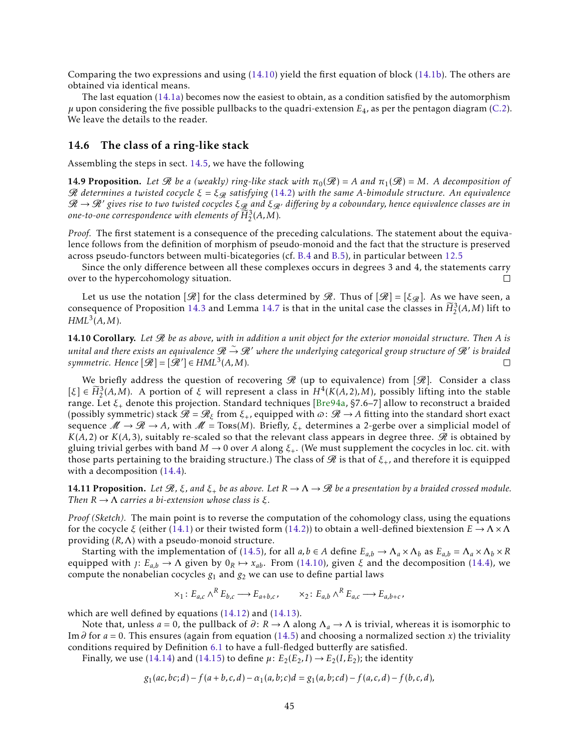Comparing the two expressions and using (14.10) yield the first equation of block (14.1b). The others are obtained via identical means.

The last equation (14.1a) becomes now the easiest to obtain, as a condition satisfied by the automorphism $\mu$ upon considering the five possible pullbacks to the quadri-extension $E_4$, as per the pentagon diagram (C.2). We leave the details to the reader.

## 14.6 The class of a ring-like stack

Assembling the steps in sect. 14.5, we have the following

**14.9 Proposition.** *Let $\mathscr{R}$ be a (weakly) ring-like stack with $\pi_0(\mathscr{R}) = A$ and $\pi_1(\mathscr{R}) = M$. A decomposition of $\mathscr{R}$ determines a twisted cocycle $\xi = \xi_{\mathscr{R}}$ satisfying (14.2) with the same $A$-bimodule structure. An equivalence $\mathscr{R} \to \mathscr{R}'$ gives rise to two twisted cocycles $\xi_{\mathscr{R}}$ and $\xi_{\mathscr{R}'}$ differing by a coboundary, hence equivalence classes are in one-to-one correspondence with elements of $\widetilde{H}^3_2(A, M)$.*

*Proof.* The first statement is a consequence of the preceding calculations. The statement about the equivalence follows from the definition of morphism of pseudo-monoid and the fact that the structure is preserved across pseudo-functors between multi-bicategories (cf. B.4 and B.5), in particular between 12.5

Since the only difference between all these complexes occurs in degrees 3 and 4, the statements carry over to the hypercohomology situation. □

Let us use the notation $[\mathscr{R}]$ for the class determined by $\mathscr{R}$. Thus of $[\mathscr{R}] = [\xi_{\mathscr{R}}]$. As we have seen, a consequence of Proposition 14.3 and Lemma 14.7 is that in the unital case the classes in $\widetilde{H}^3_2(A, M)$ lift to $HML^3(A, M)$.

**14.10 Corollary.** *Let $\mathscr{R}$ be as above, with in addition a unit object for the exterior monoidal structure. Then $A$ is unital and there exists an equivalence $\mathscr{R} \xrightarrow{\sim} \mathscr{R}'$ where the underlying categorical group structure of $\mathscr{R}'$ is braided symmetric. Hence $[\mathscr{R}] = [\mathscr{R}'] \in HML^3(A, M)$.* □

We briefly address the question of recovering $\mathscr{R}$ (up to equivalence) from $[\mathscr{R}]$. Consider a class $[\xi] \in \widetilde{H}^3_2(A, M)$. A portion of $\xi$ will represent a class in $H^4(K(A, 2), M)$, possibly lifting into the stable range. Let $\xi_+$ denote this projection. Standard techniques [Bre94a, §7.6–7] allow to reconstruct a braided (possibly symmetric) stack $\mathscr{R} = \mathscr{R}_\xi$ from $\xi_+$, equipped with $\varpi \colon \mathscr{R} \to A$ fitting into the standard short exact sequence $\mathscr{M} \to \mathscr{R} \to A$, with $\mathscr{M} = \mathrm{Tors}(M)$. Briefly, $\xi_+$ determines a 2-gerbe over a simplicial model of $K(A, 2)$ or $K(A, 3)$, suitably re-scaled so that the relevant class appears in degree three. $\mathscr{R}$ is obtained by gluing trivial gerbes with band $M \to 0$ over $A$ along $\xi_+$. (We must supplement the cocycles in loc. cit. with those parts pertaining to the braiding structure.) The class of $\mathscr{R}$ is that of $\xi_+$, and therefore it is equipped with a decomposition (14.4).

**14.11 Proposition.** *Let $\mathscr{R}$, $\xi$, and $\xi_+$ be as above. Let $R \to \Lambda \to \mathscr{R}$ be a presentation by a braided crossed module. Then $R \to \Lambda$ carries a bi-extension whose class is $\xi$.*

*Proof (Sketch).* The main point is to reverse the computation of the cohomology class, using the equations for the cocycle $\xi$ (either (14.1) or their twisted form (14.2)) to obtain a well-defined biextension $E \to \Lambda \times \Lambda$ providing $(R, \Lambda)$ with a pseudo-monoid structure.

Starting with the implementation of (14.5), for all $a, b \in A$ define $E_{a,b} \to \Lambda_a \times \Lambda_b$ as $E_{a,b} = \Lambda_a \times \Lambda_b \times R$ equipped with $\jmath \colon E_{a,b} \to \Lambda$ given by $0_R \mapsto x_{ab}$. From (14.10), given $\xi$ and the decomposition (14.4), we compute the nonabelian cocycles $g_1$ and $g_2$ we can use to define partial laws

$$\times_1 \colon E_{a,c} \wedge^R E_{b,c} \longrightarrow E_{a+b,c}, \qquad \times_2 \colon E_{a,b} \wedge^R E_{a,c} \longrightarrow E_{a,b+c},$$

which are well defined by equations (14.12) and (14.13).

Note that, unless $a = 0$, the pullback of $\partial \colon R \to \Lambda$ along $\Lambda_a \to \Lambda$ is trivial, whereas it is isomorphic to $\operatorname{Im} \partial$ for $a = 0$. This ensures (again from equation (14.5) and choosing a normalized section $x$) the triviality conditions required by Definition 6.1 to have a full-fledged butterfly are satisfied.

Finally, we use (14.14) and (14.15) to define $\mu \colon E_2(E_2, I) \to E_2(I, E_2)$; the identity

$$g_1(ac, bc; d) - f(a + b, c, d) - \alpha_1(a, b; c)d = g_1(a, b; cd) - f(a, c, d) - f(b, c, d),$$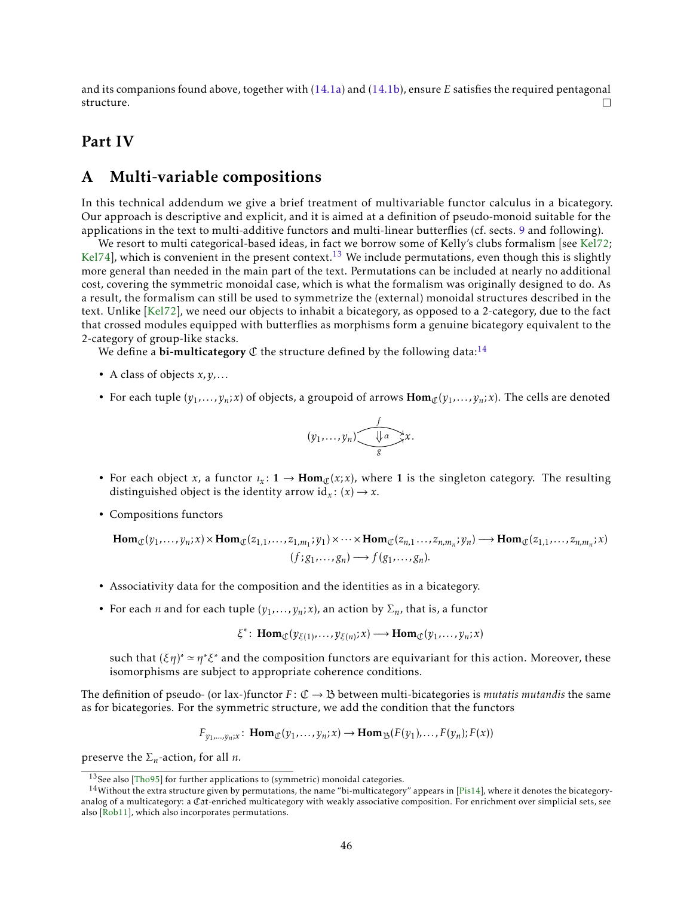and its companions found above, together with (14.1a) and (14.1b), ensure $E$ satisfies the required pentagonal structure. □

# Part IV

## A Multi-variable compositions

In this technical addendum we give a brief treatment of multivariable functor calculus in a bicategory. Our approach is descriptive and explicit, and it is aimed at a definition of pseudo-monoid suitable for the applications in the text to multi-additive functors and multi-linear butterflies (cf. sects. 9 and following).

We resort to multi categorical-based ideas, in fact we borrow some of Kelly's clubs formalism [see Kel72; Kel74], which is convenient in the present context.[13] We include permutations, even though this is slightly more general than needed in the main part of the text. Permutations can be included at nearly no additional cost, covering the symmetric monoidal case, which is what the formalism was originally designed to do. As a result, the formalism can still be used to symmetrize the (external) monoidal structures described in the text. Unlike [Kel72], we need our objects to inhabit a bicategory, as opposed to a 2-category, due to the fact that crossed modules equipped with butterflies as morphisms form a genuine bicategory equivalent to the 2-category of group-like stacks.

We define a **bi-multicategory** $\mathfrak{C}$ the structure defined by the following data:[14]

- A class of objects $x, y, \dots$
- For each tuple $(y_1, \dots, y_n; x)$ of objects, a groupoid of arrows $\mathbf{Hom}_{\mathfrak{C}}(y_1, \dots, y_n; x)$. The cells are denoted

$$(y_1, \dots, y_n) \underset{g}{\overset{f}{\Downarrow \alpha}} x.$$

- For each object $x$, a functor $\imath_x \colon \mathbf{1} \to \mathbf{Hom}_{\mathfrak{C}}(x; x)$, where $\mathbf{1}$ is the singleton category. The resulting distinguished object is the identity arrow $\mathrm{id}_x \colon (x) \to x$.
- Compositions functors

$$\mathbf{Hom}_{\mathfrak{C}}(y_1, \dots, y_n; x) \times \mathbf{Hom}_{\mathfrak{C}}(z_{1,1}, \dots, z_{1,m_1}; y_1) \times \dots \times \mathbf{Hom}_{\mathfrak{C}}(z_{n,1} \dots, z_{n,m_n}; y_n) \longrightarrow \mathbf{Hom}_{\mathfrak{C}}(z_{1,1}, \dots, z_{n,m_n}; x)$$
$$(f; g_1, \dots, g_n) \longrightarrow f(g_1, \dots, g_n).$$

- Associativity data for the composition and the identities as in a bicategory.
- For each $n$ and for each tuple $(y_1, \dots, y_n; x)$, an action by $\Sigma_n$, that is, a functor

$$\xi^* \colon \mathbf{Hom}_{\mathfrak{C}}(y_{\xi(1)}, \dots, y_{\xi(n)}; x) \longrightarrow \mathbf{Hom}_{\mathfrak{C}}(y_1, \dots, y_n; x)$$

such that $(\xi\eta)^* \simeq \eta^* \xi^*$ and the composition functors are equivariant for this action. Moreover, these isomorphisms are subject to appropriate coherence conditions.

The definition of pseudo- (or lax-)functor $F \colon \mathfrak{C} \to \mathfrak{B}$ between multi-bicategories is *mutatis mutandis* the same as for bicategories. For the symmetric structure, we add the condition that the functors

$$F_{y_1, \dots, y_n; x} \colon \mathbf{Hom}_{\mathfrak{C}}(y_1, \dots, y_n; x) \to \mathbf{Hom}_{\mathfrak{B}}(F(y_1), \dots, F(y_n); F(x))$$

preserve the $\Sigma_n$-action, for all $n$.

[13] See also [Tho95] for further applications to (symmetric) monoidal categories.

[14] Without the extra structure given by permutations, the name "bi-multicategory" appears in [Pis14], where it denotes the bicategory-analog of a multicategory: a $\mathfrak{Cat}$-enriched multicategory with weakly associative composition. For enrichment over simplicial sets, see also [Rob11], which also incorporates permutations.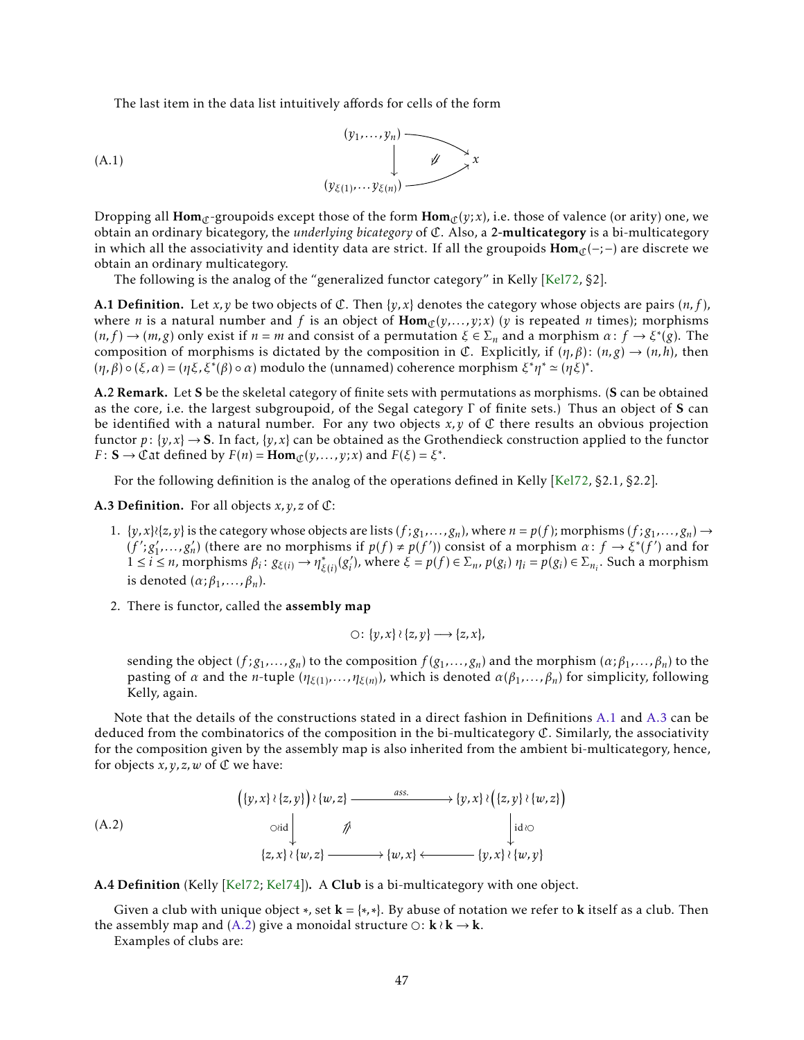The last item in the data list intuitively affords for cells of the form

$$
\begin{array}{ccc}
(y_1,\dots,y_n) & \longrightarrow & \\
\big\downarrow & \Downarrow & x \\
(y_{\xi(1)},\dots y_{\xi(n)}) & \longrightarrow &
\end{array}
\tag{A.1}
$$

Dropping all $\mathbf{Hom}_{\mathfrak{C}}$-groupoids except those of the form $\mathbf{Hom}_{\mathfrak{C}}(y;x)$, i.e. those of valence (or arity) one, we obtain an ordinary bicategory, the *underlying bicategory* of $\mathfrak{C}$. Also, a **2-multicategory** is a bi-multicategory in which all the associativity and identity data are strict. If all the groupoids $\mathbf{Hom}_{\mathfrak{C}}(-;-)$ are discrete we obtain an ordinary multicategory.

The following is the analog of the "generalized functor category" in Kelly [Kel72, §2].

**A.1 Definition.** Let $x,y$ be two objects of $\mathfrak{C}$. Then $\{y,x\}$ denotes the category whose objects are pairs $(n,f)$, where $n$ is a natural number and $f$ is an object of $\mathbf{Hom}_{\mathfrak{C}}(y,\dots,y;x)$ ($y$ is repeated $n$ times); morphisms $(n,f)\to(m,g)$ only exist if $n=m$ and consist of a permutation $\xi\in\Sigma_n$ and a morphism $\alpha\colon f\to\xi^*(g)$. The composition of morphisms is dictated by the composition in $\mathfrak{C}$. Explicitly, if $(\eta,\beta)\colon(n,g)\to(n,h)$, then $(\eta,\beta)\circ(\xi,\alpha)=(\eta\xi,\xi^*(\beta)\circ\alpha)$ modulo the (unnamed) coherence morphism $\xi^*\eta^*\simeq(\eta\xi)^*$.

**A.2 Remark.** Let $\mathbf{S}$ be the skeletal category of finite sets with permutations as morphisms. ($\mathbf{S}$ can be obtained as the core, i.e. the largest subgroupoid, of the Segal category $\Gamma$ of finite sets.) Thus an object of $\mathbf{S}$ can be identified with a natural number. For any two objects $x,y$ of $\mathfrak{C}$ there results an obvious projection functor $p\colon\{y,x\}\to\mathbf{S}$. In fact, $\{y,x\}$ can be obtained as the Grothendieck construction applied to the functor $F\colon\mathbf{S}\to\mathfrak{Cat}$ defined by $F(n)=\mathbf{Hom}_{\mathfrak{C}}(y,\dots,y;x)$ and $F(\xi)=\xi^*$.

For the following definition is the analog of the operations defined in Kelly [Kel72, §2.1, §2.2].

**A.3 Definition.** For all objects $x,y,z$ of $\mathfrak{C}$:

1. $\{y,x\}\wr\{z,y\}$ is the category whose objects are lists $(f;g_1,\dots,g_n)$, where $n=p(f)$; morphisms $(f;g_1,\dots,g_n)\to(f';g_1',\dots,g_n')$ (there are no morphisms if $p(f)\neq p(f')$) consist of a morphism $\alpha\colon f\to\xi^*(f')$ and for $1\le i\le n$, morphisms $\beta_i\colon g_{\xi(i)}\to\eta^*_{\xi(i)}(g_i')$, where $\xi=p(f)\in\Sigma_n$, $p(g_i)$ $\eta_i=p(g_i)\in\Sigma_{n_i}$. Such a morphism is denoted $(\alpha;\beta_1,\dots,\beta_n)$.
2. There is functor, called the **assembly map**
$$\bigcirc\colon\{y,x\}\wr\{z,y\}\longrightarrow\{z,x\},$$
sending the object $(f;g_1,\dots,g_n)$ to the composition $f(g_1,\dots,g_n)$ and the morphism $(\alpha;\beta_1,\dots,\beta_n)$ to the pasting of $\alpha$ and the $n$-tuple $(\eta_{\xi(1)},\dots,\eta_{\xi(n)})$, which is denoted $\alpha(\beta_1,\dots,\beta_n)$ for simplicity, following Kelly, again.

Note that the details of the constructions stated in a direct fashion in Definitions A.1 and A.3 can be deduced from the combinatorics of the composition in the bi-multicategory $\mathfrak{C}$. Similarly, the associativity for the composition given by the assembly map is also inherited from the ambient bi-multicategory, hence, for objects $x,y,z,w$ of $\mathfrak{C}$ we have:

$$
\begin{array}{ccccc}
\big(\{y,x\}\wr\{z,y\}\big)\wr\{w,z\} & & \xrightarrow{\;ass.\;} & & \{y,x\}\wr\big(\{z,y\}\wr\{w,z\}\big) \\
\Big\downarrow{\scriptstyle\bigcirc\wr\mathrm{id}} & & \Uparrow & & \Big\downarrow{\scriptstyle\mathrm{id}\wr\bigcirc} \\
\{z,x\}\wr\{w,z\} & \longrightarrow & \{w,x\} & \longleftarrow & \{y,x\}\wr\{w,y\}
\end{array}
\tag{A.2}
$$

**A.4 Definition** (Kelly [Kel72; Kel74])**.** A **Club** is a bi-multicategory with one object.

Given a club with unique object $*$, set $\mathbf{k}=\{*,*\}$. By abuse of notation we refer to $\mathbf{k}$ itself as a club. Then the assembly map and (A.2) give a monoidal structure $\bigcirc\colon\mathbf{k}\wr\mathbf{k}\to\mathbf{k}$.

Examples of clubs are: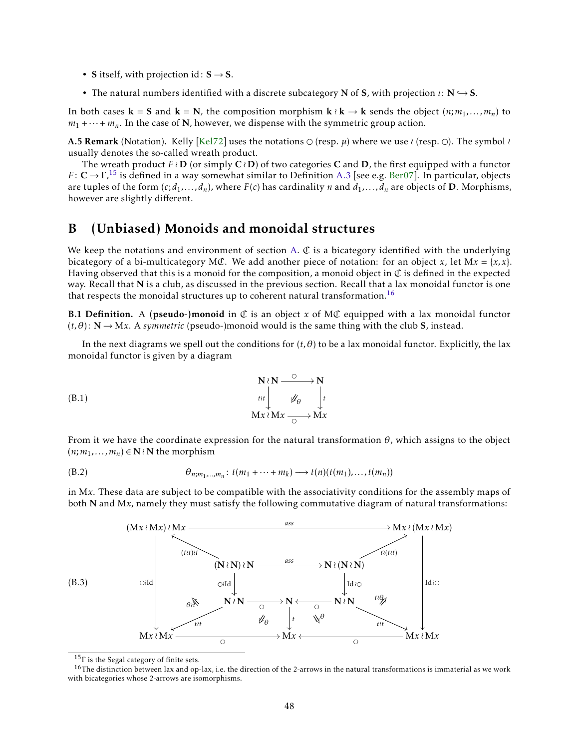- **S** itself, with projection $\mathrm{id}\colon \mathbf{S} \to \mathbf{S}$.
- The natural numbers identified with a discrete subcategory **N** of **S**, with projection $\iota\colon \mathbf{N} \hookrightarrow \mathbf{S}$.

In both cases $\mathbf{k} = \mathbf{S}$ and $\mathbf{k} = \mathbf{N}$, the composition morphism $\mathbf{k} \wr \mathbf{k} \to \mathbf{k}$ sends the object $(n; m_1, \dots, m_n)$ to $m_1 + \cdots + m_n$. In the case of **N**, however, we dispense with the symmetric group action.

**A.5 Remark** (Notation)**.** Kelly [Kel72] uses the notations $\circ$ (resp. $\mu$) where we use $\wr$ (resp. $\circ$). The symbol $\wr$ usually denotes the so-called wreath product.

The wreath product $F \wr \mathbf{D}$ (or simply $\mathbf{C} \wr \mathbf{D}$) of two categories **C** and **D**, the first equipped with a functor $F\colon \mathbf{C} \to \Gamma$,[15] is defined in a way somewhat similar to Definition A.3 [see e.g. Ber07]. In particular, objects are tuples of the form $(c; d_1, \dots, d_n)$, where $F(c)$ has cardinality $n$ and $d_1, \dots, d_n$ are objects of **D**. Morphisms, however are slightly different.

## B (Unbiased) Monoids and monoidal structures

We keep the notations and environment of section A. $\mathfrak{C}$ is a bicategory identified with the underlying bicategory of a bi-multicategory $\mathrm{M}\mathfrak{C}$. We add another piece of notation: for an object $x$, let $\mathrm{M}x = \{x, x\}$. Having observed that this is a monoid for the composition, a monoid object in $\mathfrak{C}$ is defined in the expected way. Recall that **N** is a club, as discussed in the previous section. Recall that a lax monoidal functor is one that respects the monoidal structures up to coherent natural transformation.[16]

**B.1 Definition.** A **(pseudo-)monoid** in $\mathfrak{C}$ is an object $x$ of $\mathrm{M}\mathfrak{C}$ equipped with a lax monoidal functor $(t, \theta)\colon \mathbf{N} \to \mathrm{M}x$. A *symmetric* (pseudo-)monoid would is the same thing with the club **S**, instead.

In the next diagrams we spell out the conditions for $(t, \theta)$ to be a lax monoidal functor. Explicitly, the lax monoidal functor is given by a diagram

$$\begin{array}{ccc} \mathbf{N}\wr\mathbf{N} & \xrightarrow{\ \circ\ } & \mathbf{N} \\ {\scriptstyle t\wr t}\big\downarrow & \Downarrow_{\theta} & \big\downarrow{\scriptstyle t} \\ \mathrm{M}x\wr\mathrm{M}x & \xrightarrow[\ \circ\ ]{} & \mathrm{M}x \end{array} \tag{B.1}$$

From it we have the coordinate expression for the natural transformation $\theta$, which assigns to the object $(n; m_1, \dots, m_n) \in \mathbf{N} \wr \mathbf{N}$ the morphism

$$\theta_{n; m_1, \dots, m_n} \colon t(m_1 + \cdots + m_k) \longrightarrow t(n)(t(m_1), \dots, t(m_n)) \tag{B.2}$$

in $\mathrm{M}x$. These data are subject to be compatible with the associativity conditions for the assembly maps of both **N** and $\mathrm{M}x$, namely they must satisfy the following commutative diagram of natural transformations:

$$\begin{array}{ccccccc} (\mathrm{M}x\wr\mathrm{M}x)\wr\mathrm{M}x & & & \xrightarrow{\ ass\ } & & & \mathrm{M}x\wr(\mathrm{M}x\wr\mathrm{M}x) \\ & \nwarrow^{(t\wr t)\wr t} & & & & \nearrow^{t\wr(t\wr t)} & \\ & & (\mathbf{N}\wr\mathbf{N})\wr\mathbf{N} & \xrightarrow{\ ass\ } & \mathbf{N}\wr(\mathbf{N}\wr\mathbf{N}) & & \\ {\scriptstyle \circ\wr\mathrm{Id}}\big\downarrow & & {\scriptstyle \circ\wr\mathrm{Id}}\big\downarrow & & \big\downarrow{\scriptstyle \mathrm{Id}\wr\circ} & & \big\downarrow{\scriptstyle \mathrm{Id}\wr\circ} \\ & {\scriptstyle \theta\wr t}\Uparrow & \mathbf{N}\wr\mathbf{N} \xrightarrow[\circ]{} & \mathbf{N} & \xleftarrow[\circ]{} \mathbf{N}\wr\mathbf{N} & \Uparrow{\scriptstyle t\wr\theta} & \\ & \swarrow_{t\wr t} & \Downarrow_{\theta} & \big\downarrow{\scriptstyle t} & \Downarrow^{\theta} & \searrow_{t\wr t} & \\ \mathrm{M}x\wr\mathrm{M}x & & & \xrightarrow[\ \circ\ ]{} \ \mathrm{M}x \ \xleftarrow[\ \circ\ ]{} & & & \mathrm{M}x\wr\mathrm{M}x \end{array} \tag{B.3}$$

---

[15] $\Gamma$ is the Segal category of finite sets.

[16] The distinction between lax and op-lax, i.e. the direction of the 2-arrows in the natural transformations is immaterial as we work with bicategories whose 2-arrows are isomorphisms.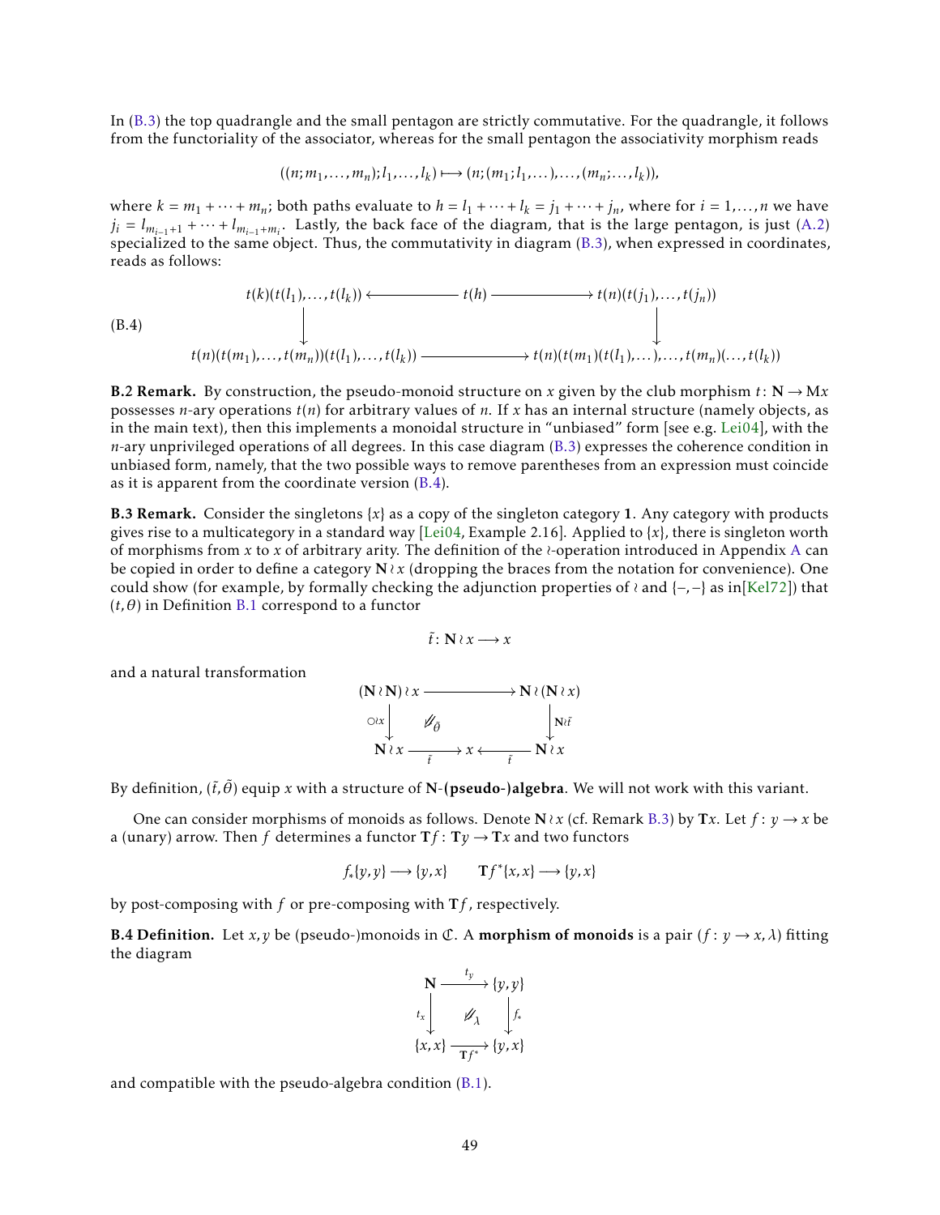In (B.3) the top quadrangle and the small pentagon are strictly commutative. For the quadrangle, it follows from the functoriality of the associator, whereas for the small pentagon the associativity morphism reads

$$((n;m_1,\dots,m_n);l_1,\dots,l_k) \longmapsto (n;(m_1;l_1,\dots),\dots,(m_n;\dots,l_k)),$$

where $k = m_1 + \cdots + m_n$; both paths evaluate to $h = l_1 + \cdots + l_k = j_1 + \cdots + j_n$, where for $i = 1,\dots,n$ we have $j_i = l_{m_{i-1}+1} + \cdots + l_{m_{i-1}+m_i}$. Lastly, the back face of the diagram, that is the large pentagon, is just (A.2) specialized to the same object. Thus, the commutativity in diagram (B.3), when expressed in coordinates, reads as follows:

$$\begin{array}{ccc} t(k)(t(l_1),\dots,t(l_k)) & \longleftarrow t(h) \longrightarrow & t(n)(t(j_1),\dots,t(j_n)) \\ \downarrow & & \downarrow \\ t(n)(t(m_1),\dots,t(m_n))(t(l_1),\dots,t(l_k)) & \longrightarrow & t(n)(t(m_1)(t(l_1),\dots),\dots,t(m_n)(\dots,t(l_k)) \end{array} \tag{B.4}$$

**B.2 Remark.** By construction, the pseudo-monoid structure on $x$ given by the club morphism $t\colon \mathbf{N} \to \mathrm{M}x$ possesses $n$-ary operations $t(n)$ for arbitrary values of $n$. If $x$ has an internal structure (namely objects, as in the main text), then this implements a monoidal structure in "unbiased" form [see e.g. Lei04], with the $n$-ary unprivileged operations of all degrees. In this case diagram (B.3) expresses the coherence condition in unbiased form, namely, that the two possible ways to remove parentheses from an expression must coincide as it is apparent from the coordinate version (B.4).

**B.3 Remark.** Consider the singletons $\{x\}$ as a copy of the singleton category $\mathbf{1}$. Any category with products gives rise to a multicategory in a standard way [Lei04, Example 2.16]. Applied to $\{x\}$, there is singleton worth of morphisms from $x$ to $x$ of arbitrary arity. The definition of the $\wr$-operation introduced in Appendix A can be copied in order to define a category $\mathbf{N}\wr x$ (dropping the braces from the notation for convenience). One could show (for example, by formally checking the adjunction properties of $\wr$ and $\{-,-\}$ as in[Kel72]) that $(t,\theta)$ in Definition B.1 correspond to a functor

$$\tilde{t}\colon \mathbf{N}\wr x \longrightarrow x$$

and a natural transformation

$$\begin{array}{ccc} (\mathbf{N}\wr\mathbf{N})\wr x & \longrightarrow & \mathbf{N}\wr(\mathbf{N}\wr x) \\ {\scriptstyle \circ\wr x}\downarrow & \Downarrow_{\tilde{\theta}} & \downarrow{\scriptstyle \mathbf{N}\wr\tilde{t}} \\ \mathbf{N}\wr x \xrightarrow[\tilde{t}]{} & x & \xleftarrow[\tilde{t}]{} \mathbf{N}\wr x \end{array}$$

By definition, $(\tilde{t},\tilde{\theta})$ equip $x$ with a structure of **N-(pseudo-)algebra**. We will not work with this variant.

One can consider morphisms of monoids as follows. Denote $\mathbf{N}\wr x$ (cf. Remark B.3) by $\mathbf{T}x$. Let $f\colon y \to x$ be a (unary) arrow. Then $f$ determines a functor $\mathbf{T}f\colon \mathbf{T}y \to \mathbf{T}x$ and two functors

$$f_*\{y,y\} \longrightarrow \{y,x\} \qquad \mathbf{T}f^*\{x,x\} \longrightarrow \{y,x\}$$

by post-composing with $f$ or pre-composing with $\mathbf{T}f$, respectively.

**B.4 Definition.** Let $x,y$ be (pseudo-)monoids in $\mathfrak{C}$. A **morphism of monoids** is a pair $(f\colon y \to x, \lambda)$ fitting the diagram

$$\begin{array}{ccc} \mathbf{N} & \xrightarrow{t_y} & \{y,y\} \\ {\scriptstyle t_x}\downarrow & \Downarrow_{\lambda} & \downarrow{\scriptstyle f_*} \\ \{x,x\} & \xrightarrow[\mathbf{T}f^*]{} & \{y,x\} \end{array}$$

and compatible with the pseudo-algebra condition (B.1).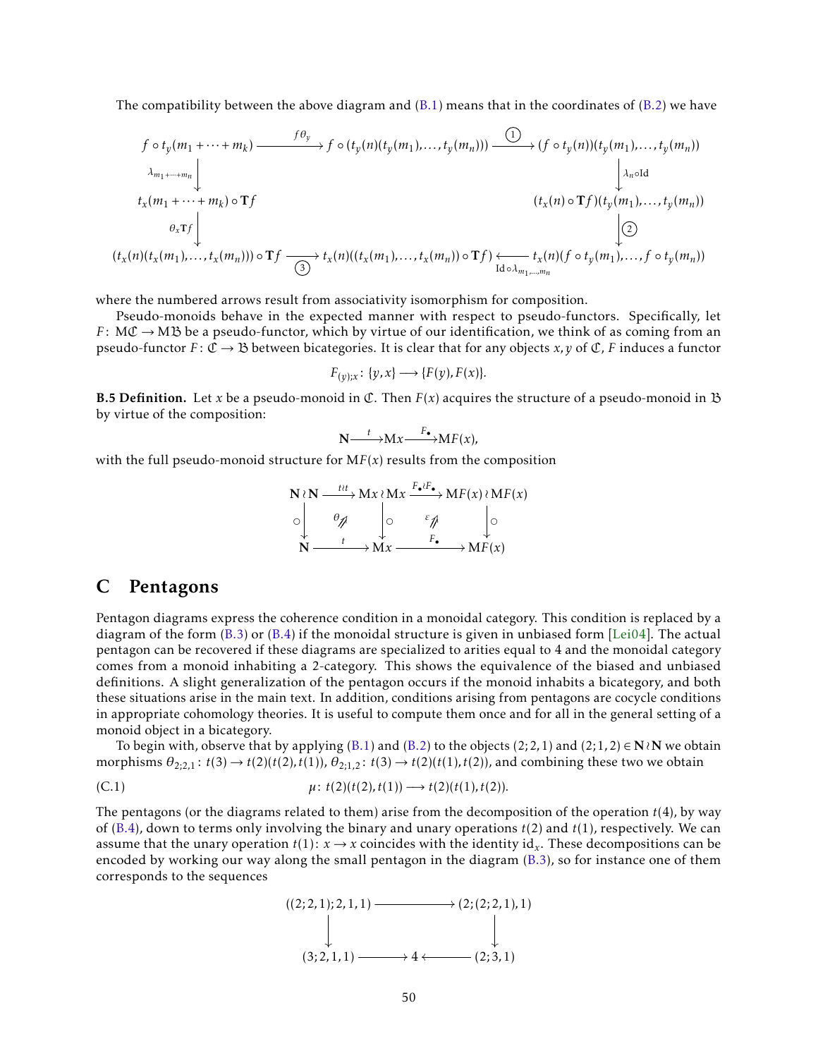The compatibility between the above diagram and (B.1) means that in the coordinates of (B.2) we have

$$
\begin{array}{ccccc}
f\circ t_y(m_1+\cdots+m_k) & \xrightarrow{f\theta_y} & f\circ(t_y(n)(t_y(m_1),\dots,t_y(m_n))) & \xrightarrow{①} & (f\circ t_y(n))(t_y(m_1),\dots,t_y(m_n)) \\
\downarrow{\scriptstyle \lambda_{m_1+\cdots+m_n}} & & & & \downarrow{\scriptstyle \lambda_n\circ \mathrm{Id}} \\
t_x(m_1+\cdots+m_k)\circ \mathbf{T}f & & & & (t_x(n)\circ\mathbf{T}f)(t_y(m_1),\dots,t_y(m_n)) \\
\downarrow{\scriptstyle \theta_x\mathbf{T}f} & & & & \downarrow{②} \\
(t_x(n)(t_x(m_1),\dots,t_x(m_n)))\circ\mathbf{T}f & \xrightarrow[③]{} & t_x(n)((t_x(m_1),\dots,t_x(m_n))\circ\mathbf{T}f) & \xleftarrow[\mathrm{Id}\circ\lambda_{m_1,\dots,m_n}]{} & t_x(n)(f\circ t_y(m_1),\dots,f\circ t_y(m_n))
\end{array}
$$

where the numbered arrows result from associativity isomorphism for composition.

Pseudo-monoids behave in the expected manner with respect to pseudo-functors. Specifically, let $F\colon \mathrm{M}\mathfrak{C}\to\mathrm{M}\mathfrak{B}$ be a pseudo-functor, which by virtue of our identification, we think of as coming from an pseudo-functor $F\colon\mathfrak{C}\to\mathfrak{B}$ between bicategories. It is clear that for any objects $x,y$ of $\mathfrak{C}$, $F$ induces a functor

$$F_{(y);x}\colon \{y,x\}\longrightarrow\{F(y),F(x)\}.$$

**B.5 Definition.** Let $x$ be a pseudo-monoid in $\mathfrak{C}$. Then $F(x)$ acquires the structure of a pseudo-monoid in $\mathfrak{B}$ by virtue of the composition:

$$\mathbf{N}\xrightarrow{t}\mathrm{M}x\xrightarrow{F_\bullet}\mathrm{M}F(x),$$

with the full pseudo-monoid structure for $\mathrm{M}F(x)$ results from the composition

$$
\begin{array}{ccccc}
\mathbf{N}\wr\mathbf{N} & \xrightarrow{t\wr t} & \mathrm{M}x\wr\mathrm{M}x & \xrightarrow{F_\bullet\wr F_\bullet} & \mathrm{M}F(x)\wr\mathrm{M}F(x) \\
\downarrow{\scriptstyle\circ} & \theta\,\Downarrow & \downarrow{\scriptstyle\circ} & \varepsilon\,\Downarrow & \downarrow{\scriptstyle\circ} \\
\mathbf{N} & \xrightarrow{t} & \mathrm{M}x & \xrightarrow{F_\bullet} & \mathrm{M}F(x)
\end{array}
$$

# C Pentagons

Pentagon diagrams express the coherence condition in a monoidal category. This condition is replaced by a diagram of the form (B.3) or (B.4) if the monoidal structure is given in unbiased form [Lei04]. The actual pentagon can be recovered if these diagrams are specialized to arities equal to 4 and the monoidal category comes from a monoid inhabiting a 2-category. This shows the equivalence of the biased and unbiased definitions. A slight generalization of the pentagon occurs if the monoid inhabits a bicategory, and both these situations arise in the main text. In addition, conditions arising from pentagons are cocycle conditions in appropriate cohomology theories. It is useful to compute them once and for all in the general setting of a monoid object in a bicategory.

To begin with, observe that by applying (B.1) and (B.2) to the objects $(2;2,1)$ and $(2;1,2)\in\mathbf{N}\wr\mathbf{N}$ we obtain morphisms $\theta_{2;2,1}\colon t(3)\to t(2)(t(2),t(1))$, $\theta_{2;1,2}\colon t(3)\to t(2)(t(1),t(2))$, and combining these two we obtain

$$\mu\colon t(2)(t(2),t(1))\longrightarrow t(2)(t(1),t(2)). \tag{C.1}$$

The pentagons (or the diagrams related to them) arise from the decomposition of the operation $t(4)$, by way of (B.4), down to terms only involving the binary and unary operations $t(2)$ and $t(1)$, respectively. We can assume that the unary operation $t(1)\colon x\to x$ coincides with the identity $\mathrm{id}_x$. These decompositions can be encoded by working our way along the small pentagon in the diagram (B.3), so for instance one of them corresponds to the sequences

$$
\begin{array}{ccccc}
((2;2,1);2,1,1) & \longrightarrow & & & (2;(2;2,1),1) \\
\downarrow & & & & \downarrow \\
(3;2,1,1) & \longrightarrow & 4 & \longleftarrow & (2;3,1)
\end{array}
$$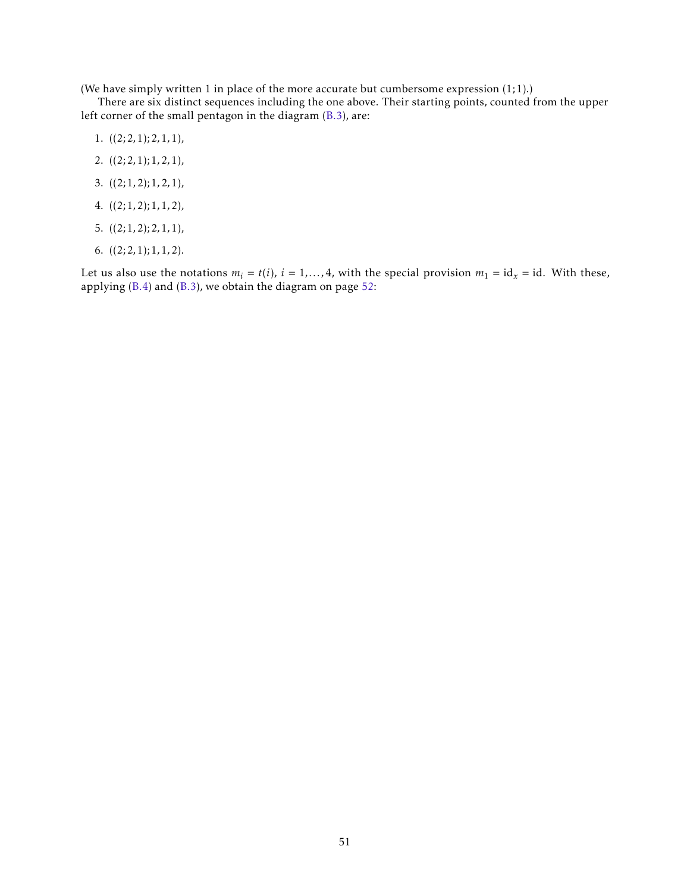(We have simply written 1 in place of the more accurate but cumbersome expression $(1;1)$.)

There are six distinct sequences including the one above. Their starting points, counted from the upper left corner of the small pentagon in the diagram (B.3), are:

1. $((2;2,1);2,1,1)$,
2. $((2;2,1);1,2,1)$,
3. $((2;1,2);1,2,1)$,
4. $((2;1,2);1,1,2)$,
5. $((2;1,2);2,1,1)$,
6. $((2;2,1);1,1,2)$.

Let us also use the notations $m_i = t(i)$, $i = 1,\dots,4$, with the special provision $m_1 = \mathrm{id}_x = \mathrm{id}$. With these, applying (B.4) and (B.3), we obtain the diagram on page 52: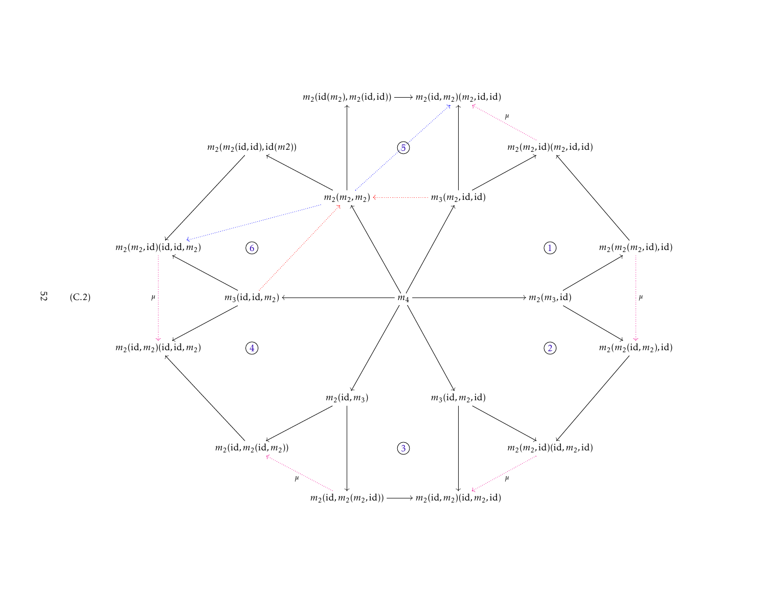(C.2)

$$
\begin{array}{c}
m_2(\mathrm{id}(m_2), m_2(\mathrm{id},\mathrm{id})) \longrightarrow m_2(\mathrm{id}, m_2)(m_2,\mathrm{id},\mathrm{id}) \\
m_2(m_2(\mathrm{id},\mathrm{id}),\mathrm{id}(m2)) \qquad ⑤ \qquad m_2(m_2,\mathrm{id})(m_2,\mathrm{id},\mathrm{id}) \\
m_2(m_2,m_2) \longleftarrow m_3(m_2,\mathrm{id},\mathrm{id}) \\
m_2(m_2,\mathrm{id})(\mathrm{id},\mathrm{id},m_2) \qquad ⑥ \qquad\qquad ① \qquad m_2(m_2(m_2,\mathrm{id}),\mathrm{id}) \\
m_3(\mathrm{id},\mathrm{id},m_2) \longleftarrow m_4 \longrightarrow m_2(m_3,\mathrm{id}) \\
m_2(\mathrm{id},m_2)(\mathrm{id},\mathrm{id},m_2) \qquad ④ \qquad\qquad ② \qquad m_2(m_2(\mathrm{id},m_2),\mathrm{id}) \\
m_2(\mathrm{id},m_3) \qquad m_3(\mathrm{id},m_2,\mathrm{id}) \\
m_2(\mathrm{id},m_2(\mathrm{id},m_2)) \qquad ③ \qquad m_2(m_2,\mathrm{id})(\mathrm{id},m_2,\mathrm{id}) \\
m_2(\mathrm{id},m_2(m_2,\mathrm{id})) \longrightarrow m_2(\mathrm{id},m_2)(\mathrm{id},m_2,\mathrm{id})
\end{array}
$$

Dotted arrows labelled $\mu$:
- $m_2(m_2,\mathrm{id})(m_2,\mathrm{id},\mathrm{id}) \xrightarrow{\mu} m_2(\mathrm{id},m_2)(m_2,\mathrm{id},\mathrm{id})$
- $m_2(m_2(m_2,\mathrm{id}),\mathrm{id}) \xrightarrow{\mu} m_2(m_2(\mathrm{id},m_2),\mathrm{id})$
- $m_2(m_2,\mathrm{id})(\mathrm{id},m_2,\mathrm{id}) \xrightarrow{\mu} m_2(\mathrm{id},m_2)(\mathrm{id},m_2,\mathrm{id})$
- $m_2(\mathrm{id},m_2(m_2,\mathrm{id})) \xrightarrow{\mu} m_2(\mathrm{id},m_2(\mathrm{id},m_2))$
- $m_2(m_2,\mathrm{id})(\mathrm{id},\mathrm{id},m_2) \xrightarrow{\mu} m_2(\mathrm{id},m_2)(\mathrm{id},\mathrm{id},m_2)$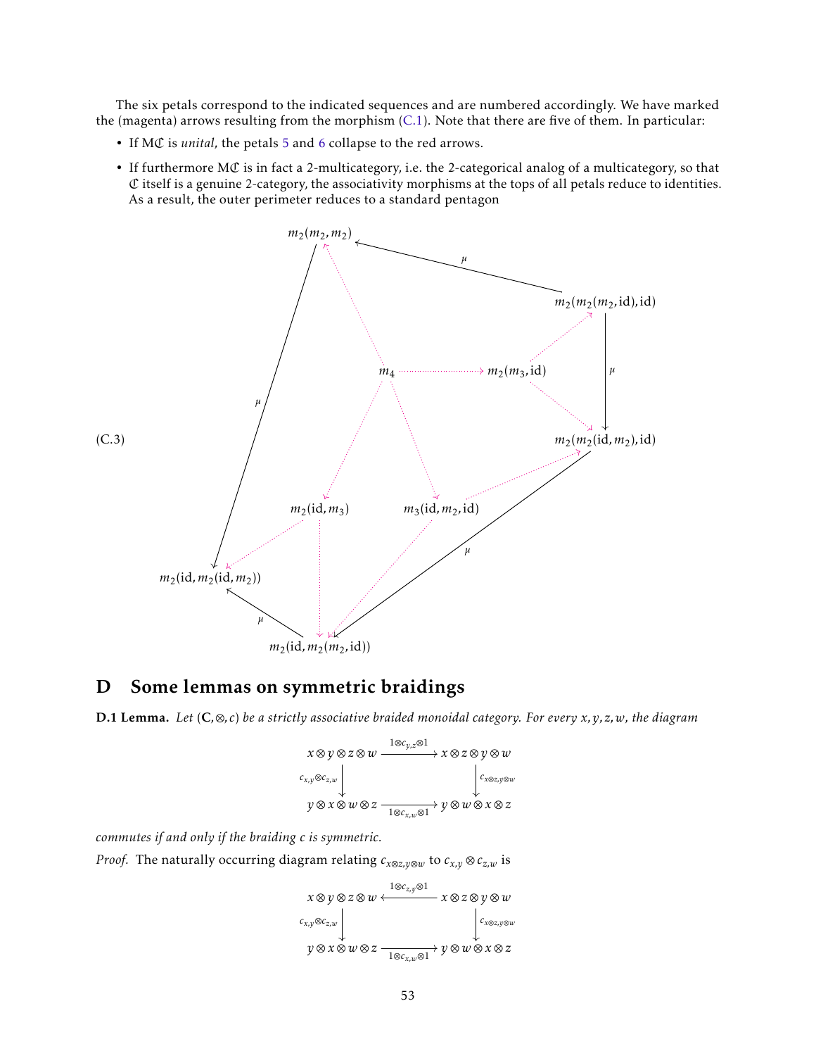The six petals correspond to the indicated sequences and are numbered accordingly. We have marked the (magenta) arrows resulting from the morphism (C.1). Note that there are five of them. In particular:

- If $\mathsf{M}\mathfrak{C}$ is *unital*, the petals 5 and 6 collapse to the red arrows.
- If furthermore $\mathsf{M}\mathfrak{C}$ is in fact a 2-multicategory, i.e. the 2-categorical analog of a multicategory, so that $\mathfrak{C}$ itself is a genuine 2-category, the associativity morphisms at the tops of all petals reduce to identities. As a result, the outer perimeter reduces to a standard pentagon

$$
\text{(C.3)} \qquad
\begin{array}{l}
m_2(m_2(m_2,\mathrm{id}),\mathrm{id}) \xrightarrow{\mu} m_2(m_2,m_2) \xrightarrow{\mu} m_2(\mathrm{id},m_2(\mathrm{id},m_2)) \\
m_2(m_2(m_2,\mathrm{id}),\mathrm{id}) \xrightarrow{\mu} m_2(m_2(\mathrm{id},m_2),\mathrm{id}) \xrightarrow{\mu} m_2(\mathrm{id},m_2(m_2,\mathrm{id})) \xrightarrow{\mu} m_2(\mathrm{id},m_2(\mathrm{id},m_2)) \\
m_4 \dashrightarrow m_2(m_2,m_2),\quad m_4 \dashrightarrow m_2(m_3,\mathrm{id}),\quad m_4 \dashrightarrow m_2(\mathrm{id},m_3),\quad m_4 \dashrightarrow m_3(\mathrm{id},m_2,\mathrm{id}) \\
m_2(m_3,\mathrm{id}) \dashrightarrow m_2(m_2(m_2,\mathrm{id}),\mathrm{id}),\quad m_2(m_3,\mathrm{id}) \dashrightarrow m_2(m_2(\mathrm{id},m_2),\mathrm{id}) \\
m_3(\mathrm{id},m_2,\mathrm{id}) \dashrightarrow m_2(m_2(\mathrm{id},m_2),\mathrm{id}),\quad m_3(\mathrm{id},m_2,\mathrm{id}) \dashrightarrow m_2(\mathrm{id},m_2(m_2,\mathrm{id})) \\
m_2(\mathrm{id},m_3) \dashrightarrow m_2(\mathrm{id},m_2(\mathrm{id},m_2)),\quad m_2(\mathrm{id},m_3) \dashrightarrow m_2(\mathrm{id},m_2(m_2,\mathrm{id}))
\end{array}
$$

# D Some lemmas on symmetric braidings

**D.1 Lemma.** *Let $(\mathbf{C},\otimes,c)$ be a strictly associative braided monoidal category. For every $x,y,z,w$, the diagram*

$$
\begin{array}{ccc}
x\otimes y\otimes z\otimes w & \xrightarrow{1\otimes c_{y,z}\otimes 1} & x\otimes z\otimes y\otimes w \\
\downarrow{\scriptstyle c_{x,y}\otimes c_{z,w}} & & \downarrow{\scriptstyle c_{x\otimes z,y\otimes w}} \\
y\otimes x\otimes w\otimes z & \xrightarrow[1\otimes c_{x,w}\otimes 1]{} & y\otimes w\otimes x\otimes z
\end{array}
$$

*commutes if and only if the braiding $c$ is symmetric.*

*Proof.* The naturally occurring diagram relating $c_{x\otimes z,y\otimes w}$ to $c_{x,y}\otimes c_{z,w}$ is

$$
\begin{array}{ccc}
x\otimes y\otimes z\otimes w & \xleftarrow{1\otimes c_{z,y}\otimes 1} & x\otimes z\otimes y\otimes w \\
\downarrow{\scriptstyle c_{x,y}\otimes c_{z,w}} & & \downarrow{\scriptstyle c_{x\otimes z,y\otimes w}} \\
y\otimes x\otimes w\otimes z & \xrightarrow[1\otimes c_{x,w}\otimes 1]{} & y\otimes w\otimes x\otimes z
\end{array}
$$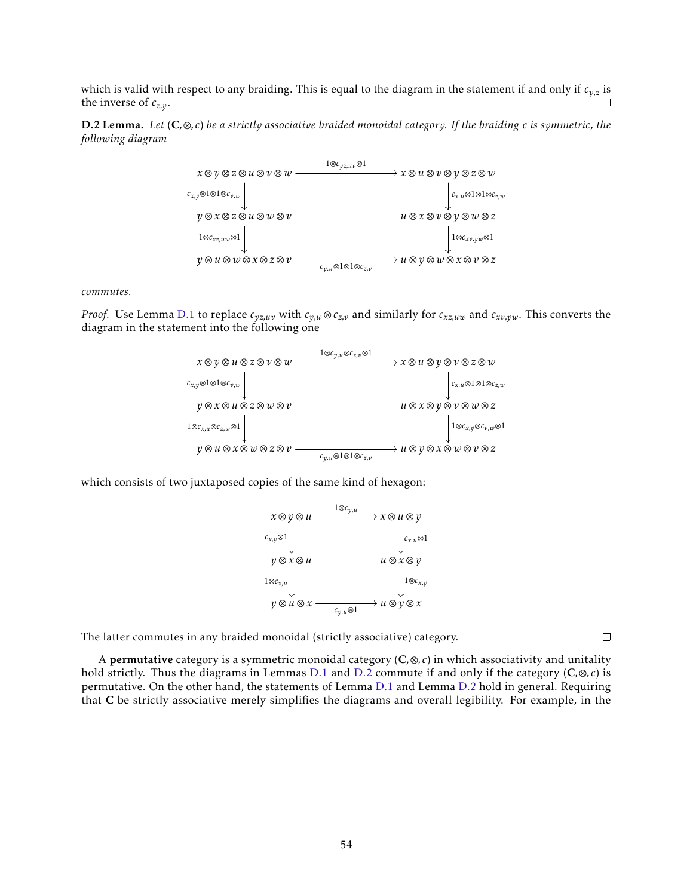which is valid with respect to any braiding. This is equal to the diagram in the statement if and only if $c_{y,z}$ is the inverse of $c_{z,y}$. □

**D.2 Lemma.** *Let $(\mathbf{C}, \otimes, c)$ be a strictly associative braided monoidal category. If the braiding $c$ is symmetric, the following diagram*

$$
\begin{array}{ccc}
x \otimes y \otimes z \otimes u \otimes v \otimes w & \xrightarrow{1 \otimes c_{yz,uv} \otimes 1} & x \otimes u \otimes v \otimes y \otimes z \otimes w \\
\downarrow {\scriptstyle c_{x,y} \otimes 1 \otimes 1 \otimes c_{v,w}} & & \downarrow {\scriptstyle c_{x,u} \otimes 1 \otimes 1 \otimes c_{z,w}} \\
y \otimes x \otimes z \otimes u \otimes w \otimes v & & u \otimes x \otimes v \otimes y \otimes w \otimes z \\
\downarrow {\scriptstyle 1 \otimes c_{xz,uw} \otimes 1} & & \downarrow {\scriptstyle 1 \otimes c_{xv,yw} \otimes 1} \\
y \otimes u \otimes w \otimes x \otimes z \otimes v & \xrightarrow[c_{y,u} \otimes 1 \otimes 1 \otimes c_{z,v}]{} & u \otimes y \otimes w \otimes x \otimes v \otimes z
\end{array}
$$

*commutes.*

*Proof.* Use Lemma D.1 to replace $c_{yz,uv}$ with $c_{y,u} \otimes c_{z,v}$ and similarly for $c_{xz,uw}$ and $c_{xv,yw}$. This converts the diagram in the statement into the following one

$$
\begin{array}{ccc}
x \otimes y \otimes u \otimes z \otimes v \otimes w & \xrightarrow{1 \otimes c_{y,u} \otimes c_{z,v} \otimes 1} & x \otimes u \otimes y \otimes v \otimes z \otimes w \\
\downarrow {\scriptstyle c_{x,y} \otimes 1 \otimes 1 \otimes c_{v,w}} & & \downarrow {\scriptstyle c_{x,u} \otimes 1 \otimes 1 \otimes c_{z,w}} \\
y \otimes x \otimes u \otimes z \otimes w \otimes v & & u \otimes x \otimes y \otimes v \otimes w \otimes z \\
\downarrow {\scriptstyle 1 \otimes c_{x,u} \otimes c_{z,w} \otimes 1} & & \downarrow {\scriptstyle 1 \otimes c_{x,y} \otimes c_{v,w} \otimes 1} \\
y \otimes u \otimes x \otimes w \otimes z \otimes v & \xrightarrow[c_{y,u} \otimes 1 \otimes 1 \otimes c_{z,v}]{} & u \otimes y \otimes x \otimes w \otimes v \otimes z
\end{array}
$$

which consists of two juxtaposed copies of the same kind of hexagon:

$$
\begin{array}{ccc}
x \otimes y \otimes u & \xrightarrow{1 \otimes c_{y,u}} & x \otimes u \otimes y \\
\downarrow {\scriptstyle c_{x,y} \otimes 1} & & \downarrow {\scriptstyle c_{x,u} \otimes 1} \\
y \otimes x \otimes u & & u \otimes x \otimes y \\
\downarrow {\scriptstyle 1 \otimes c_{x,u}} & & \downarrow {\scriptstyle 1 \otimes c_{x,y}} \\
y \otimes u \otimes x & \xrightarrow[c_{y,u} \otimes 1]{} & u \otimes y \otimes x
\end{array}
$$

The latter commutes in any braided monoidal (strictly associative) category. □

A **permutative** category is a symmetric monoidal category $(\mathbf{C}, \otimes, c)$ in which associativity and unitality hold strictly. Thus the diagrams in Lemmas D.1 and D.2 commute if and only if the category $(\mathbf{C}, \otimes, c)$ is permutative. On the other hand, the statements of Lemma D.1 and Lemma D.2 hold in general. Requiring that $\mathbf{C}$ be strictly associative merely simplifies the diagrams and overall legibility. For example, in the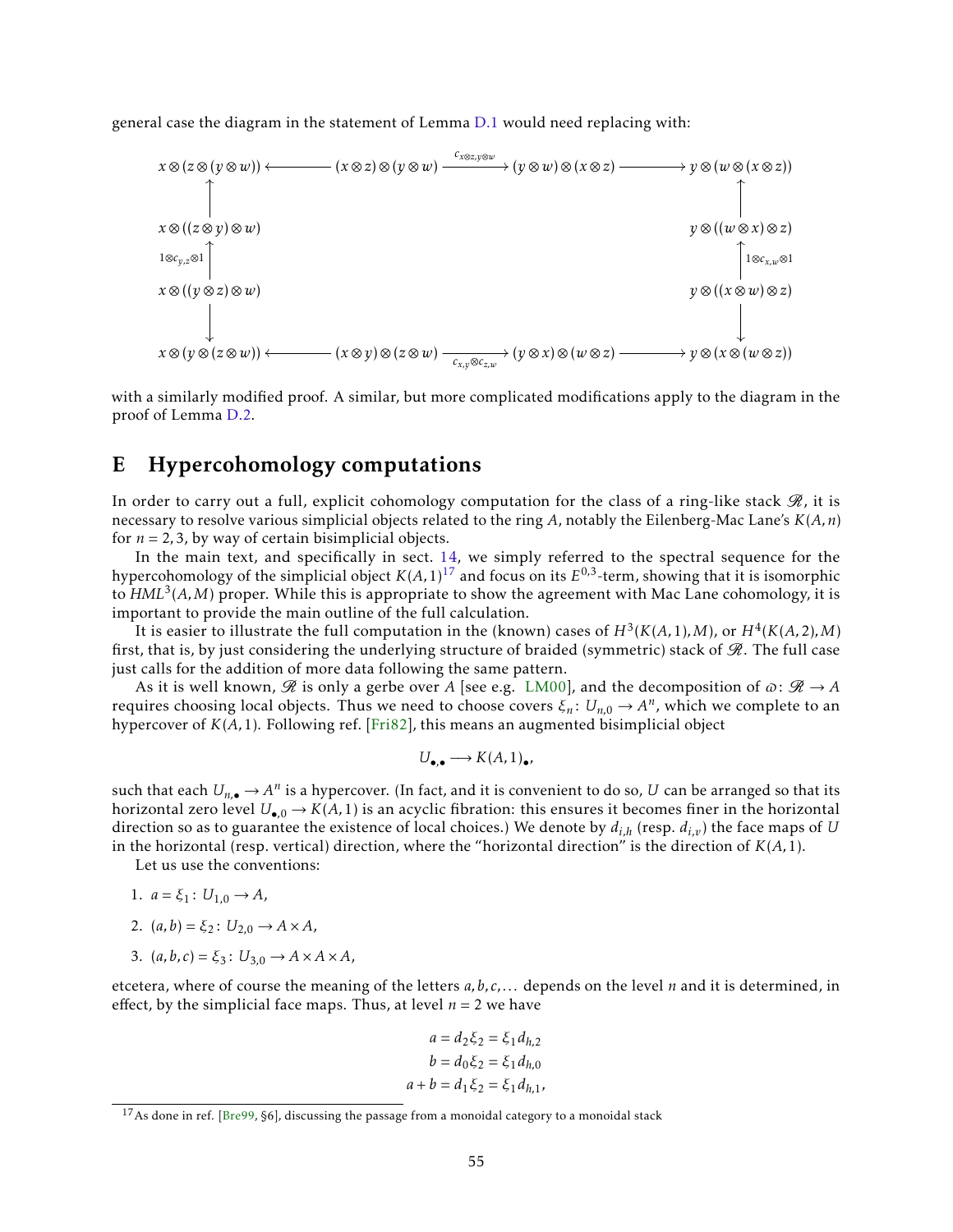general case the diagram in the statement of Lemma D.1 would need replacing with:

$$
\begin{array}{ccccccc}
x\otimes(z\otimes(y\otimes w)) & \longleftarrow & (x\otimes z)\otimes(y\otimes w) & \xrightarrow{c_{x\otimes z,y\otimes w}} & (y\otimes w)\otimes(x\otimes z) & \longrightarrow & y\otimes(w\otimes(x\otimes z)) \\
\uparrow & & & & & & \uparrow \\
x\otimes((z\otimes y)\otimes w) & & & & & & y\otimes((w\otimes x)\otimes z) \\
\uparrow {\scriptstyle 1\otimes c_{y,z}\otimes 1} & & & & & & \uparrow {\scriptstyle 1\otimes c_{x,w}\otimes 1} \\
x\otimes((y\otimes z)\otimes w) & & & & & & y\otimes((x\otimes w)\otimes z) \\
\downarrow & & & & & & \downarrow \\
x\otimes(y\otimes(z\otimes w)) & \longleftarrow & (x\otimes y)\otimes(z\otimes w) & \xrightarrow[c_{x,y}\otimes c_{z,w}]{} & (y\otimes x)\otimes(w\otimes z) & \longrightarrow & y\otimes(x\otimes(w\otimes z))
\end{array}
$$

with a similarly modified proof. A similar, but more complicated modifications apply to the diagram in the proof of Lemma D.2.

# E Hypercohomology computations

In order to carry out a full, explicit cohomology computation for the class of a ring-like stack $\mathscr{R}$, it is necessary to resolve various simplicial objects related to the ring $A$, notably the Eilenberg-Mac Lane's $K(A,n)$ for $n = 2,3$, by way of certain bisimplicial objects.

In the main text, and specifically in sect. 14, we simply referred to the spectral sequence for the hypercohomology of the simplicial object $K(A,1)$[17] and focus on its $E^{0,3}$-term, showing that it is isomorphic to $HML^3(A,M)$ proper. While this is appropriate to show the agreement with Mac Lane cohomology, it is important to provide the main outline of the full calculation.

It is easier to illustrate the full computation in the (known) cases of $H^3(K(A,1),M)$, or $H^4(K(A,2),M)$ first, that is, by just considering the underlying structure of braided (symmetric) stack of $\mathscr{R}$. The full case just calls for the addition of more data following the same pattern.

As it is well known, $\mathscr{R}$ is only a gerbe over $A$ [see e.g. LM00], and the decomposition of $\varpi\colon \mathscr{R}\to A$ requires choosing local objects. Thus we need to choose covers $\xi_n\colon U_{n,0}\to A^n$, which we complete to an hypercover of $K(A,1)$. Following ref. [Fri82], this means an augmented bisimplicial object

$$
U_{\bullet,\bullet}\longrightarrow K(A,1)_\bullet,
$$

such that each $U_{n,\bullet}\to A^n$ is a hypercover. (In fact, and it is convenient to do so, $U$ can be arranged so that its horizontal zero level $U_{\bullet,0}\to K(A,1)$ is an acyclic fibration: this ensures it becomes finer in the horizontal direction so as to guarantee the existence of local choices.) We denote by $d_{i,h}$ (resp. $d_{i,v}$) the face maps of $U$ in the horizontal (resp. vertical) direction, where the "horizontal direction" is the direction of $K(A,1)$.

Let us use the conventions:

1. $a = \xi_1\colon U_{1,0}\to A$,
2. $(a,b) = \xi_2\colon U_{2,0}\to A\times A$,
3. $(a,b,c) = \xi_3\colon U_{3,0}\to A\times A\times A$,

etcetera, where of course the meaning of the letters $a,b,c,\dots$ depends on the level $n$ and it is determined, in effect, by the simplicial face maps. Thus, at level $n=2$ we have

$$
\begin{aligned}
a &= d_2\xi_2 = \xi_1 d_{h,2}\\
b &= d_0\xi_2 = \xi_1 d_{h,0}\\
a+b &= d_1\xi_2 = \xi_1 d_{h,1},
\end{aligned}
$$

[17] As done in ref. [Bre99, §6], discussing the passage from a monoidal category to a monoidal stack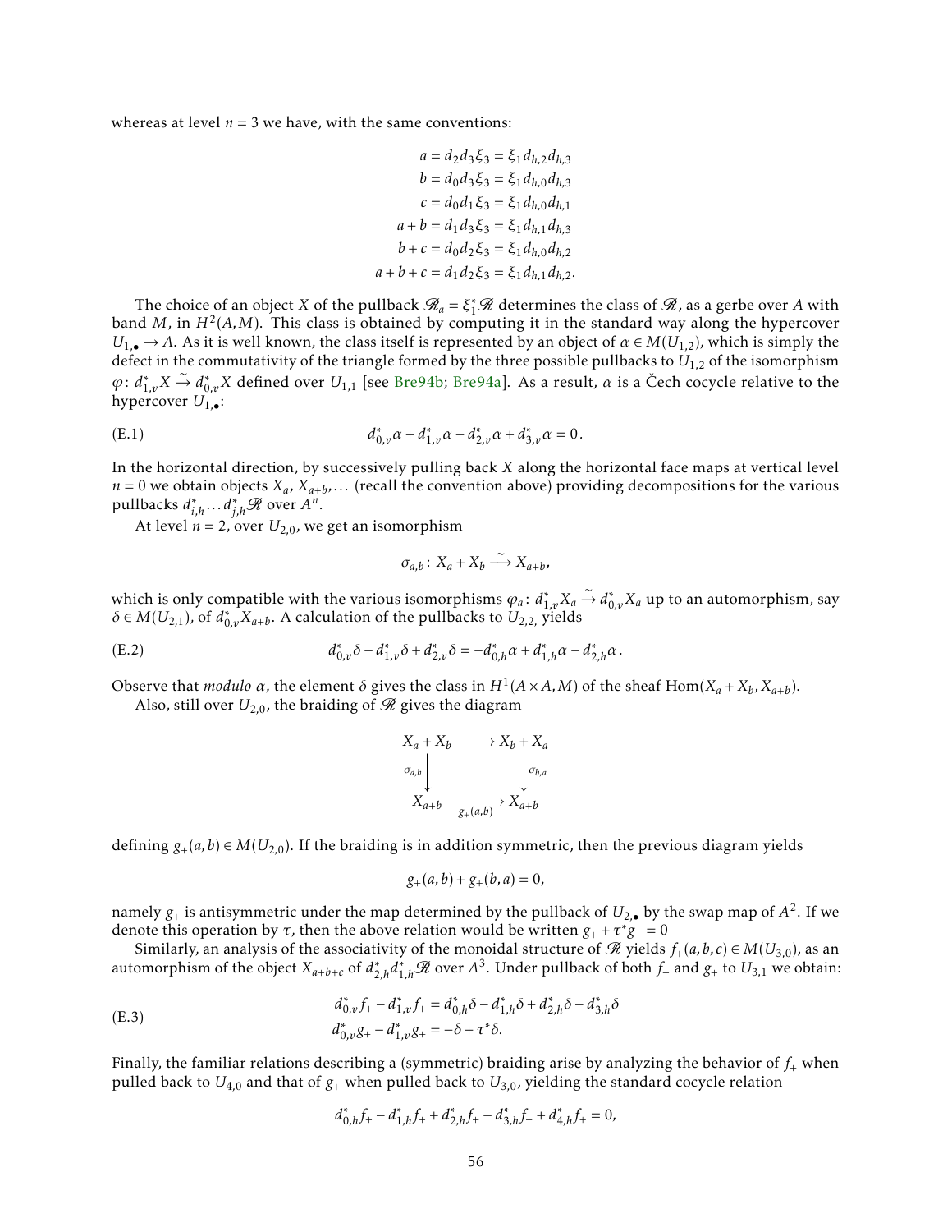whereas at level $n = 3$ we have, with the same conventions:

$$
\begin{aligned}
a &= d_2 d_3 \xi_3 = \xi_1 d_{h,2} d_{h,3} \\
b &= d_0 d_3 \xi_3 = \xi_1 d_{h,0} d_{h,3} \\
c &= d_0 d_1 \xi_3 = \xi_1 d_{h,0} d_{h,1} \\
a + b &= d_1 d_3 \xi_3 = \xi_1 d_{h,1} d_{h,3} \\
b + c &= d_0 d_2 \xi_3 = \xi_1 d_{h,0} d_{h,2} \\
a + b + c &= d_1 d_2 \xi_3 = \xi_1 d_{h,1} d_{h,2}.
\end{aligned}
$$

The choice of an object $X$ of the pullback $\mathscr{R}_a = \xi_1^* \mathscr{R}$ determines the class of $\mathscr{R}$, as a gerbe over $A$ with band $M$, in $H^2(A, M)$. This class is obtained by computing it in the standard way along the hypercover $U_{1,\bullet} \to A$. As it is well known, the class itself is represented by an object of $\alpha \in M(U_{1,2})$, which is simply the defect in the commutativity of the triangle formed by the three possible pullbacks to $U_{1,2}$ of the isomorphism $\varphi \colon d_{1,v}^* X \xrightarrow{\sim} d_{0,v}^* X$ defined over $U_{1,1}$ [see Bre94b; Bre94a]. As a result, $\alpha$ is a Čech cocycle relative to the hypercover $U_{1,\bullet}$:

$$
d_{0,v}^* \alpha + d_{1,v}^* \alpha - d_{2,v}^* \alpha + d_{3,v}^* \alpha = 0 . \tag{E.1}
$$

In the horizontal direction, by successively pulling back $X$ along the horizontal face maps at vertical level $n = 0$ we obtain objects $X_a$, $X_{a+b}, \dots$ (recall the convention above) providing decompositions for the various pullbacks $d_{i,h}^* \dots d_{j,h}^* \mathscr{R}$ over $A^n$.

At level $n = 2$, over $U_{2,0}$, we get an isomorphism

$$
\sigma_{a,b} \colon X_a + X_b \xrightarrow{\sim} X_{a+b},
$$

which is only compatible with the various isomorphisms $\varphi_a \colon d_{1,v}^* X_a \xrightarrow{\sim} d_{0,v}^* X_a$ up to an automorphism, say $\delta \in M(U_{2,1})$, of $d_{0,v}^* X_{a+b}$. A calculation of the pullbacks to $U_{2,2,}$ yields

$$
d_{0,v}^* \delta - d_{1,v}^* \delta + d_{2,v}^* \delta = -d_{0,h}^* \alpha + d_{1,h}^* \alpha - d_{2,h}^* \alpha . \tag{E.2}
$$

Observe that *modulo* $\alpha$, the element $\delta$ gives the class in $H^1(A \times A, M)$ of the sheaf $\mathrm{Hom}(X_a + X_b, X_{a+b})$.

Also, still over $U_{2,0}$, the braiding of $\mathscr{R}$ gives the diagram

$$
\begin{array}{ccc}
X_a + X_b & \longrightarrow & X_b + X_a \\
{\scriptstyle \sigma_{a,b}} \downarrow & & \downarrow {\scriptstyle \sigma_{b,a}} \\
X_{a+b} & \xrightarrow[g_+(a,b)]{} & X_{a+b}
\end{array}
$$

defining $g_+(a,b) \in M(U_{2,0})$. If the braiding is in addition symmetric, then the previous diagram yields

$$
g_+(a,b) + g_+(b,a) = 0,
$$

namely $g_+$ is antisymmetric under the map determined by the pullback of $U_{2,\bullet}$ by the swap map of $A^2$. If we denote this operation by $\tau$, then the above relation would be written $g_+ + \tau^* g_+ = 0$

Similarly, an analysis of the associativity of the monoidal structure of $\mathscr{R}$ yields $f_+(a,b,c) \in M(U_{3,0})$, as an automorphism of the object $X_{a+b+c}$ of $d_{2,h}^* d_{1,h}^* \mathscr{R}$ over $A^3$. Under pullback of both $f_+$ and $g_+$ to $U_{3,1}$ we obtain:

$$
\begin{aligned}
d_{0,v}^* f_+ - d_{1,v}^* f_+ &= d_{0,h}^* \delta - d_{1,h}^* \delta + d_{2,h}^* \delta - d_{3,h}^* \delta \\
d_{0,v}^* g_+ - d_{1,v}^* g_+ &= -\delta + \tau^* \delta .
\end{aligned} \tag{E.3}
$$

Finally, the familiar relations describing a (symmetric) braiding arise by analyzing the behavior of $f_+$ when pulled back to $U_{4,0}$ and that of $g_+$ when pulled back to $U_{3,0}$, yielding the standard cocycle relation

$$
d_{0,h}^* f_+ - d_{1,h}^* f_+ + d_{2,h}^* f_+ - d_{3,h}^* f_+ + d_{4,h}^* f_+ = 0,
$$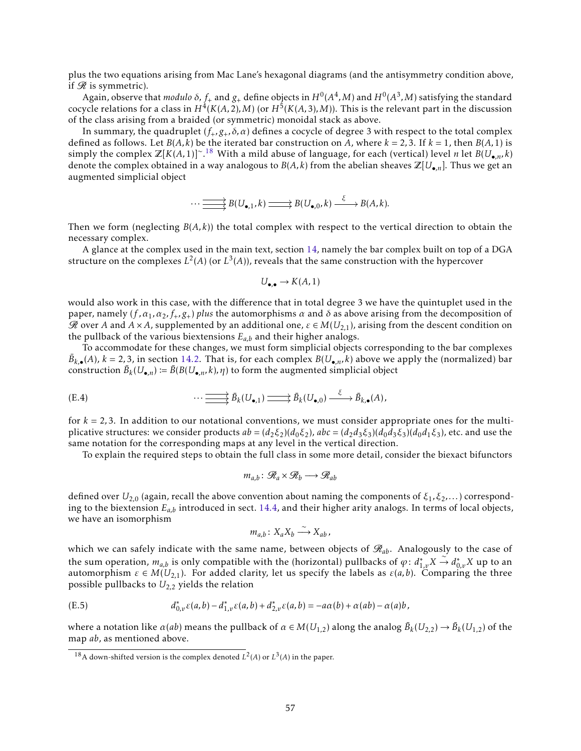plus the two equations arising from Mac Lane's hexagonal diagrams (and the antisymmetry condition above, if $\mathscr{R}$ is symmetric).

Again, observe that *modulo* $\delta$, $f_+$ and $g_+$ define objects in $H^0(A^4, M)$ and $H^0(A^3, M)$ satisfying the standard cocycle relations for a class in $H^4(K(A,2), M)$ (or $H^5(K(A,3), M)$). This is the relevant part in the discussion of the class arising from a braided (or symmetric) monoidal stack as above.

In summary, the quadruplet $(f_+, g_+, \delta, \alpha)$ defines a cocycle of degree 3 with respect to the total complex defined as follows. Let $B(A,k)$ be the iterated bar construction on $A$, where $k = 2, 3$. If $k = 1$, then $B(A,1)$ is simply the complex $\mathbb{Z}[K(A,1)]^{\sim}$.[18] With a mild abuse of language, for each (vertical) level $n$ let $B(U_{\bullet,n}, k)$ denote the complex obtained in a way analogous to $B(A,k)$ from the abelian sheaves $\mathbb{Z}[U_{\bullet,n}]$. Thus we get an augmented simplicial object

$$\cdots \rightrightarrows B(U_{\bullet,1}, k) \rightrightarrows B(U_{\bullet,0}, k) \xrightarrow{\ \xi\ } B(A,k).$$

Then we form (neglecting $B(A,k)$) the total complex with respect to the vertical direction to obtain the necessary complex.

A glance at the complex used in the main text, section 14, namely the bar complex built on top of a DGA structure on the complexes $L^2(A)$ (or $L^3(A)$), reveals that the same construction with the hypercover

$$U_{\bullet,\bullet} \to K(A,1)$$

would also work in this case, with the difference that in total degree 3 we have the quintuplet used in the paper, namely $(f, \alpha_1, \alpha_2, f_+, g_+)$ *plus* the automorphisms $\alpha$ and $\delta$ as above arising from the decomposition of $\mathscr{R}$ over $A$ and $A \times A$, supplemented by an additional one, $\varepsilon \in M(U_{2,1})$, arising from the descent condition on the pullback of the various biextensions $E_{a,b}$ and their higher analogs.

To accommodate for these changes, we must form simplicial objects corresponding to the bar complexes $\bar{B}_{k,\bullet}(A)$, $k = 2, 3$, in section 14.2. That is, for each complex $B(U_{\bullet,n}, k)$ above we apply the (normalized) bar construction $\bar{B}_k(U_{\bullet,n}) := \bar{B}(B(U_{\bullet,n}, k), \eta)$ to form the augmented simplicial object

$$\cdots \rightrightarrows \bar{B}_k(U_{\bullet,1}) \rightrightarrows \bar{B}_k(U_{\bullet,0}) \xrightarrow{\ \xi\ } \bar{B}_{k,\bullet}(A), \tag{E.4}$$

for $k = 2, 3$. In addition to our notational conventions, we must consider appropriate ones for the multiplicative structures: we consider products $ab = (d_2\xi_2)(d_0\xi_2)$, $abc = (d_2d_3\xi_3)(d_0d_3\xi_3)(d_0d_1\xi_3)$, etc. and use the same notation for the corresponding maps at any level in the vertical direction.

To explain the required steps to obtain the full class in some more detail, consider the biexact bifunctors

$$m_{a,b} \colon \mathscr{R}_a \times \mathscr{R}_b \longrightarrow \mathscr{R}_{ab}$$

defined over $U_{2,0}$ (again, recall the above convention about naming the components of $\xi_1, \xi_2, \dots$) corresponding to the biextension $E_{a,b}$ introduced in sect. 14.4, and their higher arity analogs. In terms of local objects, we have an isomorphism

$$m_{a,b} \colon X_a X_b \xrightarrow{\ \sim\ } X_{ab},$$

which we can safely indicate with the same name, between objects of $\mathscr{R}_{ab}$. Analogously to the case of the sum operation, $m_{a,b}$ is only compatible with the (horizontal) pullbacks of $\varphi \colon d_{1,v}^* X \xrightarrow{\sim} d_{0,v}^* X$ up to an automorphism $\varepsilon \in M(U_{2,1})$. For added clarity, let us specify the labels as $\varepsilon(a,b)$. Comparing the three possible pullbacks to $U_{2,2}$ yields the relation

$$d_{0,v}^*\varepsilon(a,b) - d_{1,v}^*\varepsilon(a,b) + d_{2,v}^*\varepsilon(a,b) = -a\alpha(b) + \alpha(ab) - \alpha(a)b, \tag{E.5}$$

where a notation like $\alpha(ab)$ means the pullback of $\alpha \in M(U_{1,2})$ along the analog $\bar{B}_k(U_{2,2}) \to \bar{B}_k(U_{1,2})$ of the map $ab$, as mentioned above.

[18] A down-shifted version is the complex denoted $L^2(A)$ or $L^3(A)$ in the paper.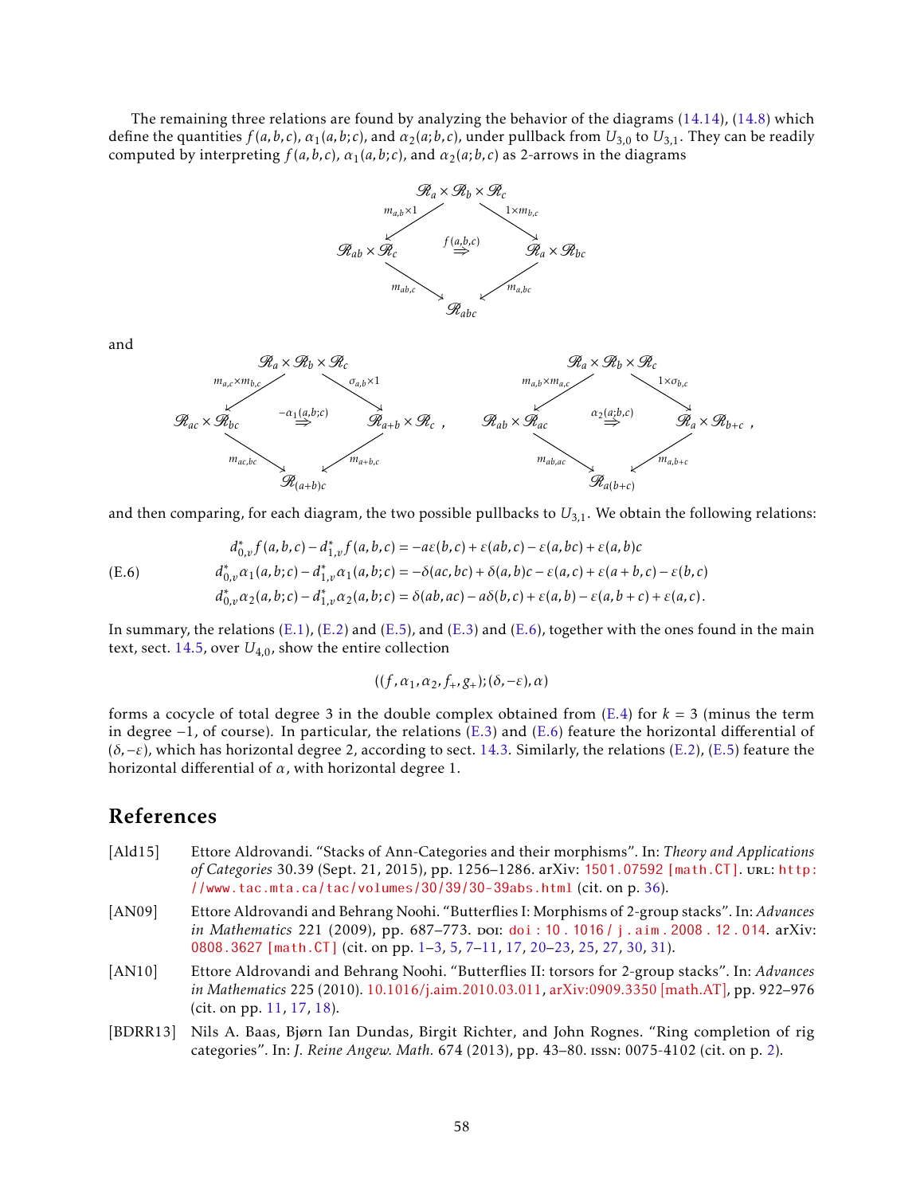The remaining three relations are found by analyzing the behavior of the diagrams (14.14), (14.8) which define the quantities $f(a,b,c)$, $\alpha_1(a,b;c)$, and $\alpha_2(a;b,c)$, under pullback from $U_{3,0}$ to $U_{3,1}$. They can be readily computed by interpreting $f(a,b,c)$, $\alpha_1(a,b;c)$, and $\alpha_2(a;b,c)$ as 2-arrows in the diagrams

$$
\begin{array}{ccccc}
 & & \mathscr{R}_a \times \mathscr{R}_b \times \mathscr{R}_c & & \\
 & \swarrow^{m_{a,b}\times 1} & & \searrow^{1\times m_{b,c}} & \\
\mathscr{R}_{ab}\times\mathscr{R}_c & & \overset{f(a,b,c)}{\Rightarrow} & & \mathscr{R}_a\times\mathscr{R}_{bc} \\
 & \searrow_{m_{ab,c}} & & \swarrow_{m_{a,bc}} & \\
 & & \mathscr{R}_{abc} & &
\end{array}
$$

and

$$
\begin{array}{ccccc}
 & & \mathscr{R}_a \times \mathscr{R}_b \times \mathscr{R}_c & & \\
 & \swarrow^{m_{a,c}\times m_{b,c}} & & \searrow^{\sigma_{a,b}\times 1} & \\
\mathscr{R}_{ac}\times\mathscr{R}_{bc} & & \overset{-\alpha_1(a,b;c)}{\Rightarrow} & & \mathscr{R}_{a+b}\times\mathscr{R}_c \\
 & \searrow_{m_{ac,bc}} & & \swarrow_{m_{a+b,c}} & \\
 & & \mathscr{R}_{(a+b)c} & &
\end{array}
\quad,\quad
\begin{array}{ccccc}
 & & \mathscr{R}_a \times \mathscr{R}_b \times \mathscr{R}_c & & \\
 & \swarrow^{m_{a,b}\times m_{a,c}} & & \searrow^{1\times \sigma_{b,c}} & \\
\mathscr{R}_{ab}\times\mathscr{R}_{ac} & & \overset{\alpha_2(a;b,c)}{\Rightarrow} & & \mathscr{R}_{a}\times\mathscr{R}_{b+c} \\
 & \searrow_{m_{ab,ac}} & & \swarrow_{m_{a,b+c}} & \\
 & & \mathscr{R}_{a(b+c)} & &
\end{array}
\quad,
$$

and then comparing, for each diagram, the two possible pullbacks to $U_{3,1}$. We obtain the following relations:

$$
\begin{aligned}
d_{0,v}^* f(a,b,c) - d_{1,v}^* f(a,b,c) &= -a\varepsilon(b,c) + \varepsilon(ab,c) - \varepsilon(a,bc) + \varepsilon(a,b)c \\
d_{0,v}^* \alpha_1(a,b;c) - d_{1,v}^* \alpha_1(a,b;c) &= -\delta(ac,bc) + \delta(a,b)c - \varepsilon(a,c) + \varepsilon(a+b,c) - \varepsilon(b,c) \\
d_{0,v}^* \alpha_2(a;b,c) - d_{1,v}^* \alpha_2(a;b,c) &= \delta(ab,ac) - a\delta(b,c) + \varepsilon(a,b) - \varepsilon(a,b+c) + \varepsilon(a,c).
\end{aligned}
\tag{E.6}
$$

In summary, the relations (E.1), (E.2) and (E.5), and (E.3) and (E.6), together with the ones found in the main text, sect. 14.5, over $U_{4,0}$, show the entire collection

$$
((f,\alpha_1,\alpha_2,f_+,g_+);(\delta,-\varepsilon),\alpha)
$$

forms a cocycle of total degree 3 in the double complex obtained from (E.4) for $k=3$ (minus the term in degree $-1$, of course). In particular, the relations (E.3) and (E.6) feature the horizontal differential of $(\delta,-\varepsilon)$, which has horizontal degree 2, according to sect. 14.3. Similarly, the relations (E.2), (E.5) feature the horizontal differential of $\alpha$, with horizontal degree 1.

# References

[Ald15] Ettore Aldrovandi. “Stacks of Ann-Categories and their morphisms”. In: *Theory and Applications of Categories* 30.39 (Sept. 21, 2015), pp. 1256–1286. arXiv: 1501.07592 [math.CT]. URL: http://www.tac.mta.ca/tac/volumes/30/39/30-39abs.html (cit. on p. 36).

[AN09] Ettore Aldrovandi and Behrang Noohi. “Butterflies I: Morphisms of 2-group stacks”. In: *Advances in Mathematics* 221 (2009), pp. 687–773. DOI: doi:10.1016/j.aim.2008.12.014. arXiv: 0808.3627 [math.CT] (cit. on pp. 1–3, 5, 7–11, 17, 20–23, 25, 27, 30, 31).

[AN10] Ettore Aldrovandi and Behrang Noohi. “Butterflies II: torsors for 2-group stacks”. In: *Advances in Mathematics* 225 (2010). 10.1016/j.aim.2010.03.011, arXiv:0909.3350 [math.AT], pp. 922–976 (cit. on pp. 11, 17, 18).

[BDRR13] Nils A. Baas, Bjørn Ian Dundas, Birgit Richter, and John Rognes. “Ring completion of rig categories”. In: *J. Reine Angew. Math.* 674 (2013), pp. 43–80. ISSN: 0075-4102 (cit. on p. 2).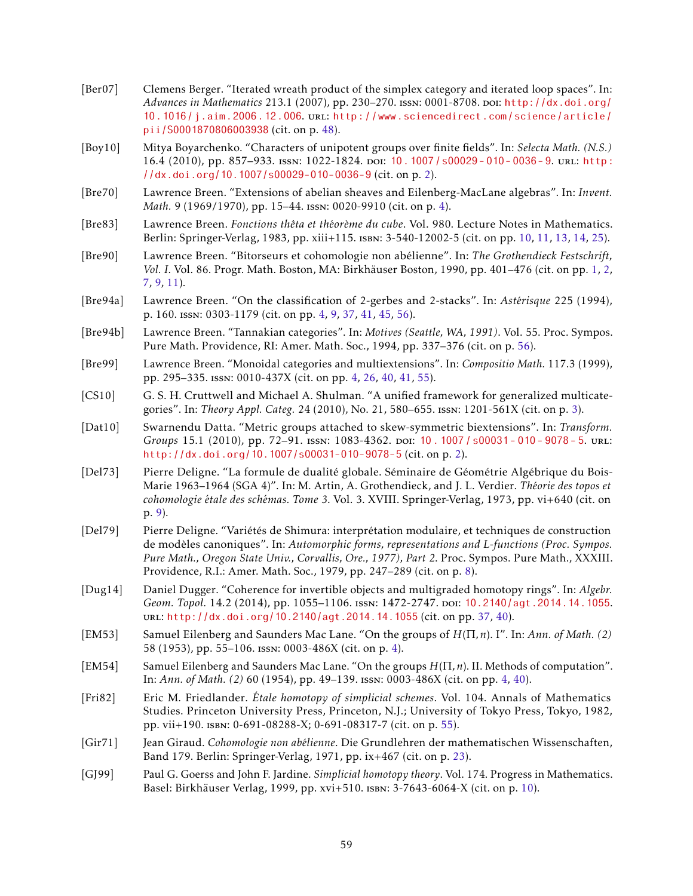[Ber07] Clemens Berger. “Iterated wreath product of the simplex category and iterated loop spaces”. In: *Advances in Mathematics* 213.1 (2007), pp. 230–270. issn: 0001-8708. doi: http://dx.doi.org/10.1016/j.aim.2006.12.006. url: http://www.sciencedirect.com/science/article/pii/S0001870806003938 (cit. on p. 48).

[Boy10] Mitya Boyarchenko. “Characters of unipotent groups over finite fields”. In: *Selecta Math. (N.S.)* 16.4 (2010), pp. 857–933. issn: 1022-1824. doi: 10.1007/s00029-010-0036-9. url: http://dx.doi.org/10.1007/s00029-010-0036-9 (cit. on p. 2).

[Bre70] Lawrence Breen. “Extensions of abelian sheaves and Eilenberg-MacLane algebras”. In: *Invent. Math.* 9 (1969/1970), pp. 15–44. issn: 0020-9910 (cit. on p. 4).

[Bre83] Lawrence Breen. *Fonctions thêta et théorème du cube*. Vol. 980. Lecture Notes in Mathematics. Berlin: Springer-Verlag, 1983, pp. xiii+115. isbn: 3-540-12002-5 (cit. on pp. 10, 11, 13, 14, 25).

[Bre90] Lawrence Breen. “Bitorseurs et cohomologie non abélienne”. In: *The Grothendieck Festschrift, Vol. I*. Vol. 86. Progr. Math. Boston, MA: Birkhäuser Boston, 1990, pp. 401–476 (cit. on pp. 1, 2, 7, 9, 11).

[Bre94a] Lawrence Breen. “On the classification of 2-gerbes and 2-stacks”. In: *Astérisque* 225 (1994), p. 160. issn: 0303-1179 (cit. on pp. 4, 9, 37, 41, 45, 56).

[Bre94b] Lawrence Breen. “Tannakian categories”. In: *Motives (Seattle, WA, 1991)*. Vol. 55. Proc. Sympos. Pure Math. Providence, RI: Amer. Math. Soc., 1994, pp. 337–376 (cit. on p. 56).

[Bre99] Lawrence Breen. “Monoidal categories and multiextensions”. In: *Compositio Math.* 117.3 (1999), pp. 295–335. issn: 0010-437X (cit. on pp. 4, 26, 40, 41, 55).

[CS10] G. S. H. Cruttwell and Michael A. Shulman. “A unified framework for generalized multicategories”. In: *Theory Appl. Categ.* 24 (2010), No. 21, 580–655. issn: 1201-561X (cit. on p. 3).

[Dat10] Swarnendu Datta. “Metric groups attached to skew-symmetric biextensions”. In: *Transform. Groups* 15.1 (2010), pp. 72–91. issn: 1083-4362. doi: 10.1007/s00031-010-9078-5. url: http://dx.doi.org/10.1007/s00031-010-9078-5 (cit. on p. 2).

[Del73] Pierre Deligne. “La formule de dualité globale. Séminaire de Géométrie Algébrique du Bois-Marie 1963–1964 (SGA 4)”. In: M. Artin, A. Grothendieck, and J. L. Verdier. *Théorie des topos et cohomologie étale des schémas. Tome 3*. Vol. 3. XVIII. Springer-Verlag, 1973, pp. vi+640 (cit. on p. 9).

[Del79] Pierre Deligne. “Variétés de Shimura: interprétation modulaire, et techniques de construction de modèles canoniques”. In: *Automorphic forms, representations and L-functions (Proc. Sympos. Pure Math., Oregon State Univ., Corvallis, Ore., 1977), Part 2*. Proc. Sympos. Pure Math., XXXIII. Providence, R.I.: Amer. Math. Soc., 1979, pp. 247–289 (cit. on p. 8).

[Dug14] Daniel Dugger. “Coherence for invertible objects and multigraded homotopy rings”. In: *Algebr. Geom. Topol.* 14.2 (2014), pp. 1055–1106. issn: 1472-2747. doi: 10.2140/agt.2014.14.1055. url: http://dx.doi.org/10.2140/agt.2014.14.1055 (cit. on pp. 37, 40).

[EM53] Samuel Eilenberg and Saunders Mac Lane. “On the groups of $H(\Pi, n)$. I”. In: *Ann. of Math. (2)* 58 (1953), pp. 55–106. issn: 0003-486X (cit. on p. 4).

[EM54] Samuel Eilenberg and Saunders Mac Lane. “On the groups $H(\Pi, n)$. II. Methods of computation”. In: *Ann. of Math. (2)* 60 (1954), pp. 49–139. issn: 0003-486X (cit. on pp. 4, 40).

[Fri82] Eric M. Friedlander. *Étale homotopy of simplicial schemes*. Vol. 104. Annals of Mathematics Studies. Princeton University Press, Princeton, N.J.; University of Tokyo Press, Tokyo, 1982, pp. vii+190. isbn: 0-691-08288-X; 0-691-08317-7 (cit. on p. 55).

[Gir71] Jean Giraud. *Cohomologie non abélienne*. Die Grundlehren der mathematischen Wissenschaften, Band 179. Berlin: Springer-Verlag, 1971, pp. ix+467 (cit. on p. 23).

[GJ99] Paul G. Goerss and John F. Jardine. *Simplicial homotopy theory*. Vol. 174. Progress in Mathematics. Basel: Birkhäuser Verlag, 1999, pp. xvi+510. isbn: 3-7643-6064-X (cit. on p. 10).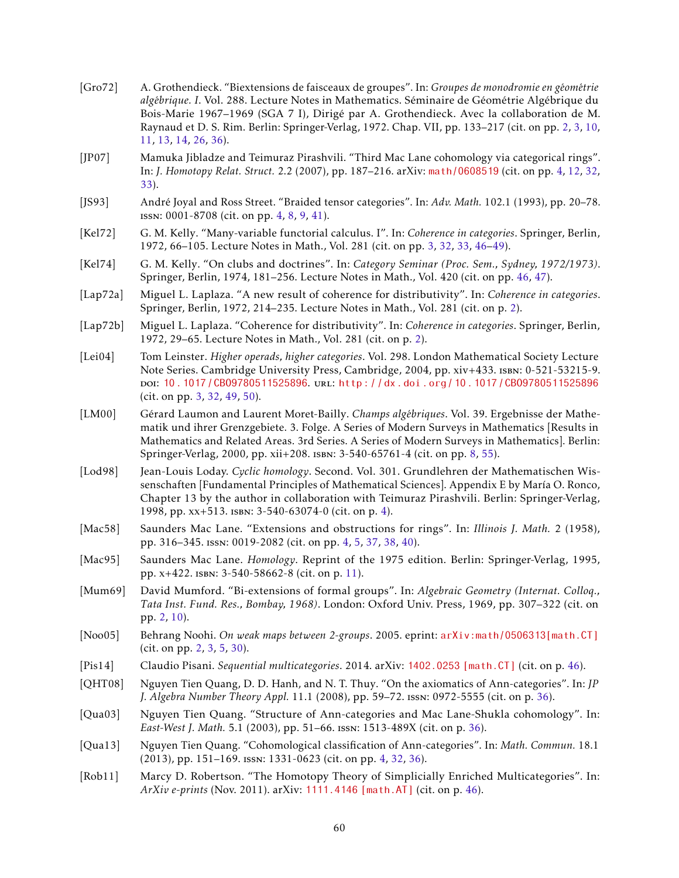[Gro72] A. Grothendieck. "Biextensions de faisceaux de groupes". In: *Groupes de monodromie en géométrie algébrique. I*. Vol. 288. Lecture Notes in Mathematics. Séminaire de Géométrie Algébrique du Bois-Marie 1967–1969 (SGA 7 I), Dirigé par A. Grothendieck. Avec la collaboration de M. Raynaud et D. S. Rim. Berlin: Springer-Verlag, 1972. Chap. VII, pp. 133–217 (cit. on pp. 2, 3, 10, 11, 13, 14, 26, 36).

[JP07] Mamuka Jibladze and Teimuraz Pirashvili. "Third Mac Lane cohomology via categorical rings". In: *J. Homotopy Relat. Struct.* 2.2 (2007), pp. 187–216. arXiv: math/0608519 (cit. on pp. 4, 12, 32, 33).

[JS93] André Joyal and Ross Street. "Braided tensor categories". In: *Adv. Math.* 102.1 (1993), pp. 20–78. ISSN: 0001-8708 (cit. on pp. 4, 8, 9, 41).

[Kel72] G. M. Kelly. "Many-variable functorial calculus. I". In: *Coherence in categories*. Springer, Berlin, 1972, 66–105. Lecture Notes in Math., Vol. 281 (cit. on pp. 3, 32, 33, 46–49).

[Kel74] G. M. Kelly. "On clubs and doctrines". In: *Category Seminar (Proc. Sem., Sydney, 1972/1973)*. Springer, Berlin, 1974, 181–256. Lecture Notes in Math., Vol. 420 (cit. on pp. 46, 47).

[Lap72a] Miguel L. Laplaza. "A new result of coherence for distributivity". In: *Coherence in categories*. Springer, Berlin, 1972, 214–235. Lecture Notes in Math., Vol. 281 (cit. on p. 2).

[Lap72b] Miguel L. Laplaza. "Coherence for distributivity". In: *Coherence in categories*. Springer, Berlin, 1972, 29–65. Lecture Notes in Math., Vol. 281 (cit. on p. 2).

[Lei04] Tom Leinster. *Higher operads, higher categories*. Vol. 298. London Mathematical Society Lecture Note Series. Cambridge University Press, Cambridge, 2004, pp. xiv+433. ISBN: 0-521-53215-9. DOI: 10.1017/CBO9780511525896. URL: http://dx.doi.org/10.1017/CBO9780511525896 (cit. on pp. 3, 32, 49, 50).

[LM00] Gérard Laumon and Laurent Moret-Bailly. *Champs algébriques*. Vol. 39. Ergebnisse der Mathematik und ihrer Grenzgebiete. 3. Folge. A Series of Modern Surveys in Mathematics [Results in Mathematics and Related Areas. 3rd Series. A Series of Modern Surveys in Mathematics]. Berlin: Springer-Verlag, 2000, pp. xii+208. ISBN: 3-540-65761-4 (cit. on pp. 8, 55).

[Lod98] Jean-Louis Loday. *Cyclic homology*. Second. Vol. 301. Grundlehren der Mathematischen Wissenschaften [Fundamental Principles of Mathematical Sciences]. Appendix E by María O. Ronco, Chapter 13 by the author in collaboration with Teimuraz Pirashvili. Berlin: Springer-Verlag, 1998, pp. xx+513. ISBN: 3-540-63074-0 (cit. on p. 4).

[Mac58] Saunders Mac Lane. "Extensions and obstructions for rings". In: *Illinois J. Math.* 2 (1958), pp. 316–345. ISSN: 0019-2082 (cit. on pp. 4, 5, 37, 38, 40).

[Mac95] Saunders Mac Lane. *Homology*. Reprint of the 1975 edition. Berlin: Springer-Verlag, 1995, pp. x+422. ISBN: 3-540-58662-8 (cit. on p. 11).

[Mum69] David Mumford. "Bi-extensions of formal groups". In: *Algebraic Geometry (Internat. Colloq., Tata Inst. Fund. Res., Bombay, 1968)*. London: Oxford Univ. Press, 1969, pp. 307–322 (cit. on pp. 2, 10).

[Noo05] Behrang Noohi. *On weak maps between 2-groups*. 2005. eprint: arXiv:math/0506313[math.CT] (cit. on pp. 2, 3, 5, 30).

[Pis14] Claudio Pisani. *Sequential multicategories*. 2014. arXiv: 1402.0253 [math.CT] (cit. on p. 46).

[QHT08] Nguyen Tien Quang, D. D. Hanh, and N. T. Thuy. "On the axiomatics of Ann-categories". In: *JP J. Algebra Number Theory Appl.* 11.1 (2008), pp. 59–72. ISSN: 0972-5555 (cit. on p. 36).

[Qua03] Nguyen Tien Quang. "Structure of Ann-categories and Mac Lane-Shukla cohomology". In: *East-West J. Math.* 5.1 (2003), pp. 51–66. ISSN: 1513-489X (cit. on p. 36).

[Qua13] Nguyen Tien Quang. "Cohomological classification of Ann-categories". In: *Math. Commun.* 18.1 (2013), pp. 151–169. ISSN: 1331-0623 (cit. on pp. 4, 32, 36).

[Rob11] Marcy D. Robertson. "The Homotopy Theory of Simplicially Enriched Multicategories". In: *ArXiv e-prints* (Nov. 2011). arXiv: 1111.4146 [math.AT] (cit. on p. 46).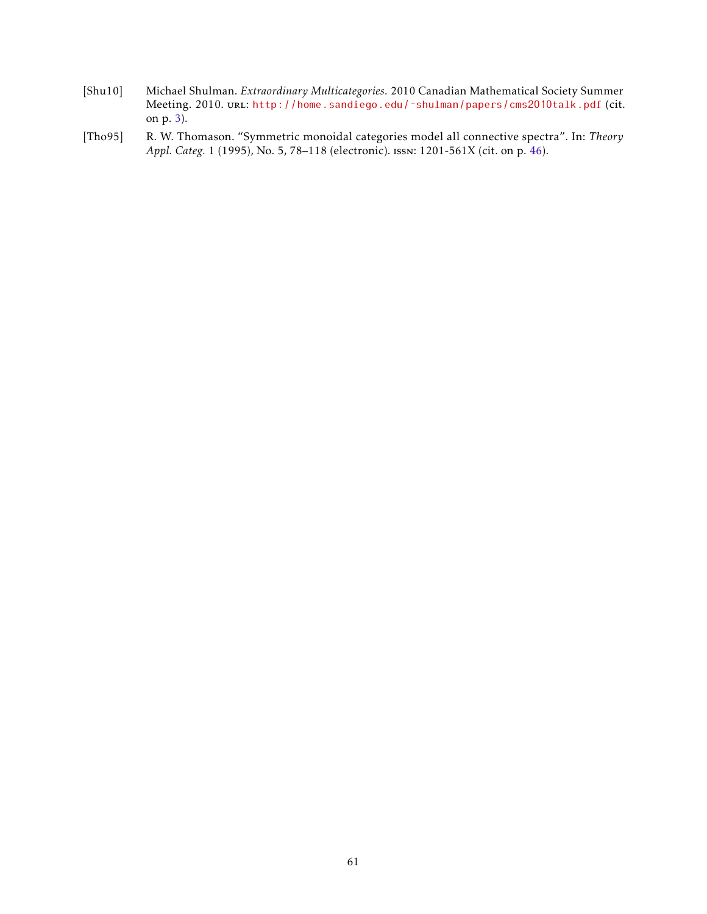[Shu10] Michael Shulman. *Extraordinary Multicategories*. 2010 Canadian Mathematical Society Summer Meeting. 2010. URL: http://home.sandiego.edu/~shulman/papers/cms2010talk.pdf (cit. on p. 3).

[Tho95] R. W. Thomason. "Symmetric monoidal categories model all connective spectra". In: *Theory Appl. Categ.* 1 (1995), No. 5, 78–118 (electronic). ISSN: 1201-561X (cit. on p. 46).